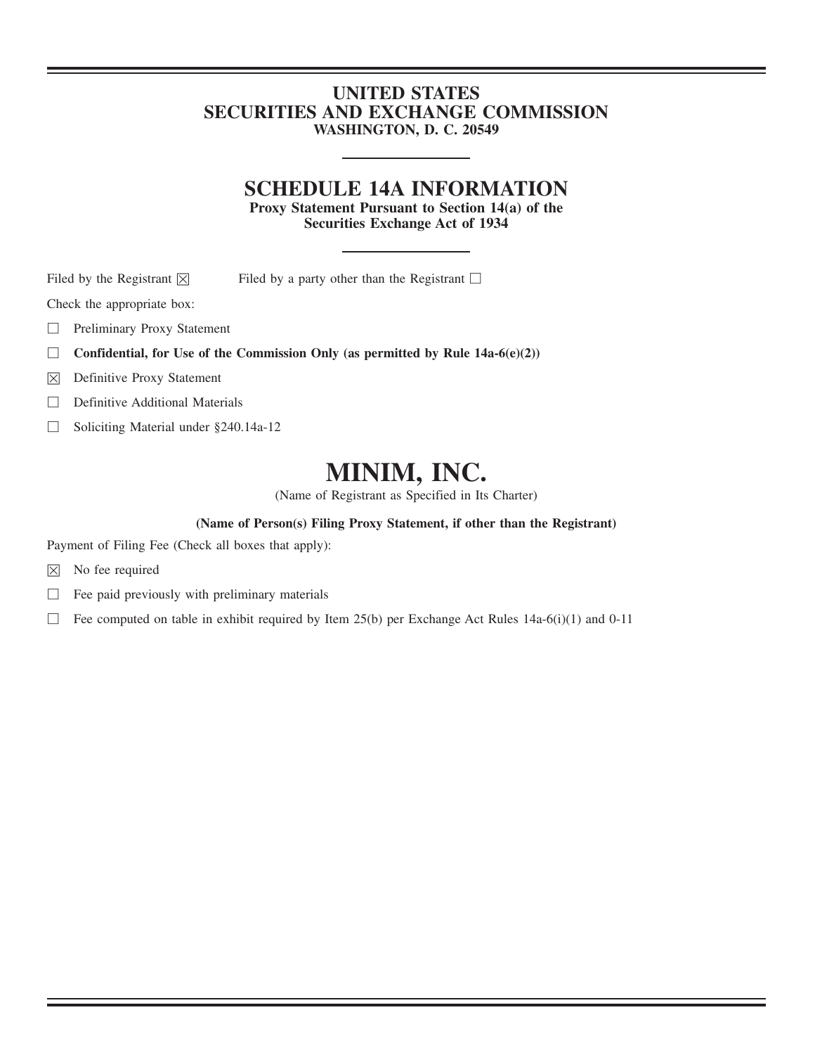# UNITED STATES
# SECURITIES AND EXCHANGE COMMISSION
**WASHINGTON, D. C. 20549**

## SCHEDULE 14A INFORMATION
**Proxy Statement Pursuant to Section 14(a) of the Securities Exchange Act of 1934**

Filed by the Registrant ☒ Filed by a party other than the Registrant ☐

Check the appropriate box:

☐ Preliminary Proxy Statement

☐ **Confidential, for Use of the Commission Only (as permitted by Rule 14a-6(e)(2))**

☒ Definitive Proxy Statement

☐ Definitive Additional Materials

☐ Soliciting Material under §240.14a-12

# MINIM, INC.
(Name of Registrant as Specified in Its Charter)

**(Name of Person(s) Filing Proxy Statement, if other than the Registrant)**

Payment of Filing Fee (Check all boxes that apply):

☒ No fee required

☐ Fee paid previously with preliminary materials

☐ Fee computed on table in exhibit required by Item 25(b) per Exchange Act Rules 14a-6(i)(1) and 0-11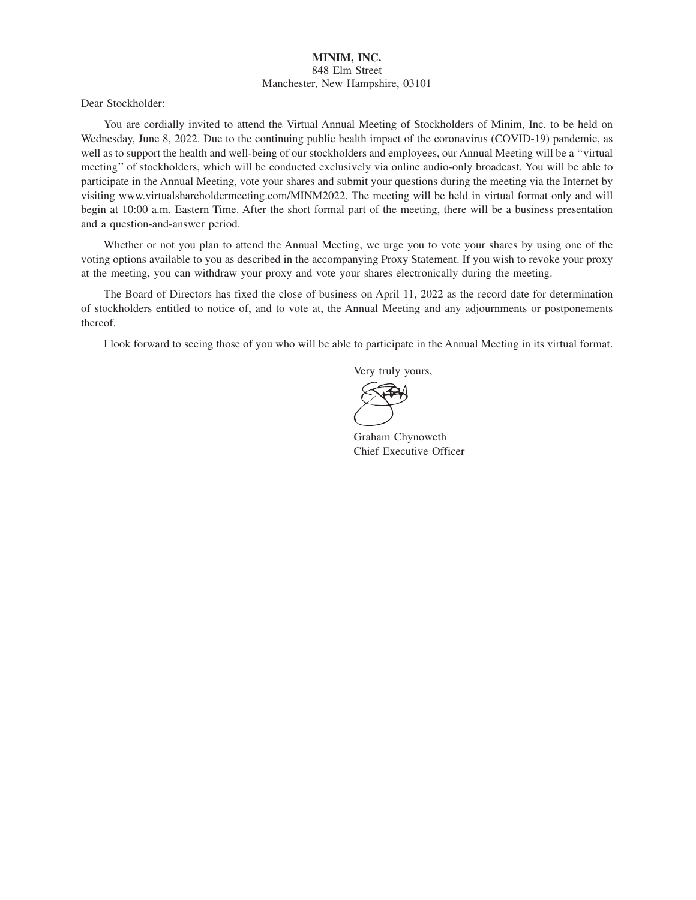**MINIM, INC.**
848 Elm Street
Manchester, New Hampshire, 03101

Dear Stockholder:

You are cordially invited to attend the Virtual Annual Meeting of Stockholders of Minim, Inc. to be held on Wednesday, June 8, 2022. Due to the continuing public health impact of the coronavirus (COVID-19) pandemic, as well as to support the health and well-being of our stockholders and employees, our Annual Meeting will be a ''virtual meeting'' of stockholders, which will be conducted exclusively via online audio-only broadcast. You will be able to participate in the Annual Meeting, vote your shares and submit your questions during the meeting via the Internet by visiting www.virtualshareholdermeeting.com/MINM2022. The meeting will be held in virtual format only and will begin at 10:00 a.m. Eastern Time. After the short formal part of the meeting, there will be a business presentation and a question-and-answer period.

Whether or not you plan to attend the Annual Meeting, we urge you to vote your shares by using one of the voting options available to you as described in the accompanying Proxy Statement. If you wish to revoke your proxy at the meeting, you can withdraw your proxy and vote your shares electronically during the meeting.

The Board of Directors has fixed the close of business on April 11, 2022 as the record date for determination of stockholders entitled to notice of, and to vote at, the Annual Meeting and any adjournments or postponements thereof.

I look forward to seeing those of you who will be able to participate in the Annual Meeting in its virtual format.

Very truly yours,

Graham Chynoweth
Chief Executive Officer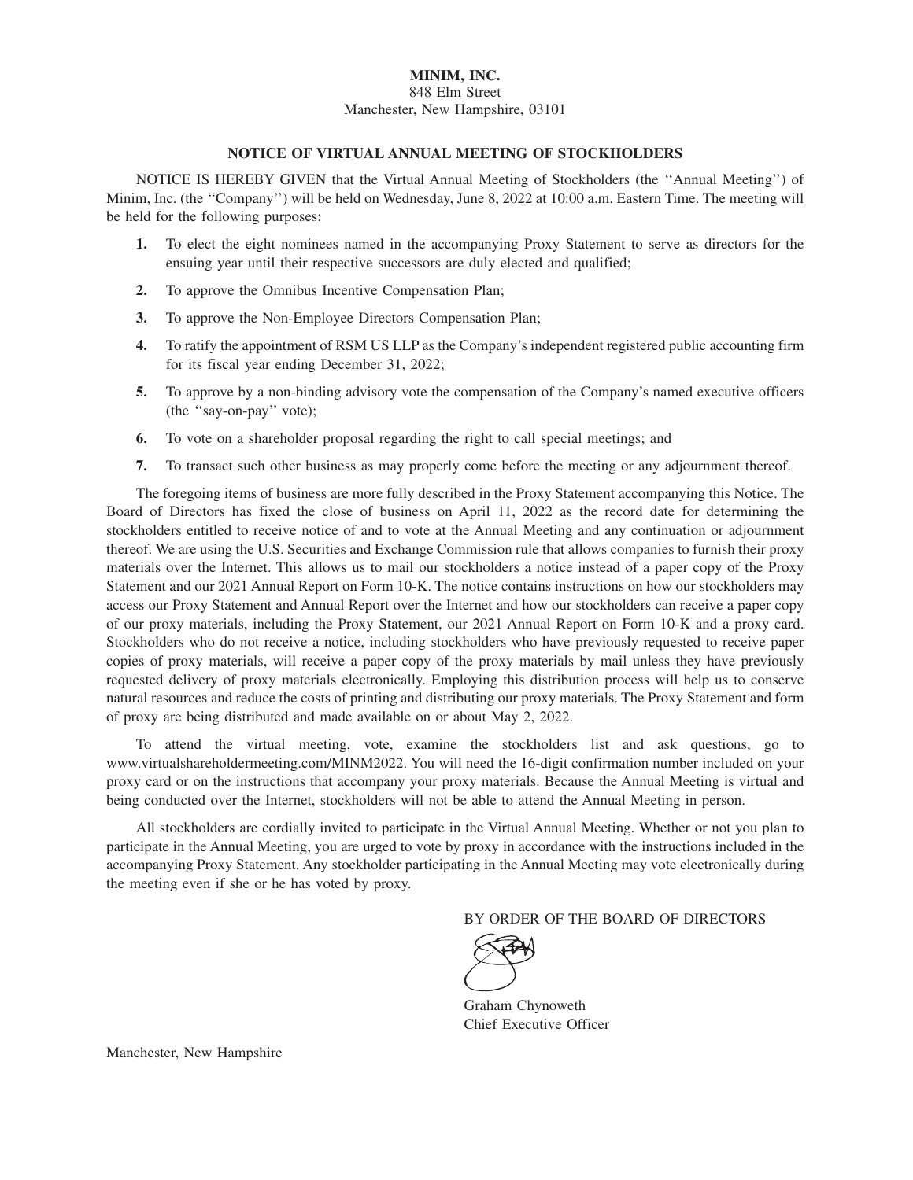**MINIM, INC.**
848 Elm Street
Manchester, New Hampshire, 03101

**NOTICE OF VIRTUAL ANNUAL MEETING OF STOCKHOLDERS**

NOTICE IS HEREBY GIVEN that the Virtual Annual Meeting of Stockholders (the ''Annual Meeting'') of Minim, Inc. (the ''Company'') will be held on Wednesday, June 8, 2022 at 10:00 a.m. Eastern Time. The meeting will be held for the following purposes:

1. To elect the eight nominees named in the accompanying Proxy Statement to serve as directors for the ensuing year until their respective successors are duly elected and qualified;
2. To approve the Omnibus Incentive Compensation Plan;
3. To approve the Non-Employee Directors Compensation Plan;
4. To ratify the appointment of RSM US LLP as the Company's independent registered public accounting firm for its fiscal year ending December 31, 2022;
5. To approve by a non-binding advisory vote the compensation of the Company's named executive officers (the ''say-on-pay'' vote);
6. To vote on a shareholder proposal regarding the right to call special meetings; and
7. To transact such other business as may properly come before the meeting or any adjournment thereof.

The foregoing items of business are more fully described in the Proxy Statement accompanying this Notice. The Board of Directors has fixed the close of business on April 11, 2022 as the record date for determining the stockholders entitled to receive notice of and to vote at the Annual Meeting and any continuation or adjournment thereof. We are using the U.S. Securities and Exchange Commission rule that allows companies to furnish their proxy materials over the Internet. This allows us to mail our stockholders a notice instead of a paper copy of the Proxy Statement and our 2021 Annual Report on Form 10-K. The notice contains instructions on how our stockholders may access our Proxy Statement and Annual Report over the Internet and how our stockholders can receive a paper copy of our proxy materials, including the Proxy Statement, our 2021 Annual Report on Form 10-K and a proxy card. Stockholders who do not receive a notice, including stockholders who have previously requested to receive paper copies of proxy materials, will receive a paper copy of the proxy materials by mail unless they have previously requested delivery of proxy materials electronically. Employing this distribution process will help us to conserve natural resources and reduce the costs of printing and distributing our proxy materials. The Proxy Statement and form of proxy are being distributed and made available on or about May 2, 2022.

To attend the virtual meeting, vote, examine the stockholders list and ask questions, go to www.virtualshareholdermeeting.com/MINM2022. You will need the 16-digit confirmation number included on your proxy card or on the instructions that accompany your proxy materials. Because the Annual Meeting is virtual and being conducted over the Internet, stockholders will not be able to attend the Annual Meeting in person.

All stockholders are cordially invited to participate in the Virtual Annual Meeting. Whether or not you plan to participate in the Annual Meeting, you are urged to vote by proxy in accordance with the instructions included in the accompanying Proxy Statement. Any stockholder participating in the Annual Meeting may vote electronically during the meeting even if she or he has voted by proxy.

BY ORDER OF THE BOARD OF DIRECTORS

Graham Chynoweth
Chief Executive Officer

Manchester, New Hampshire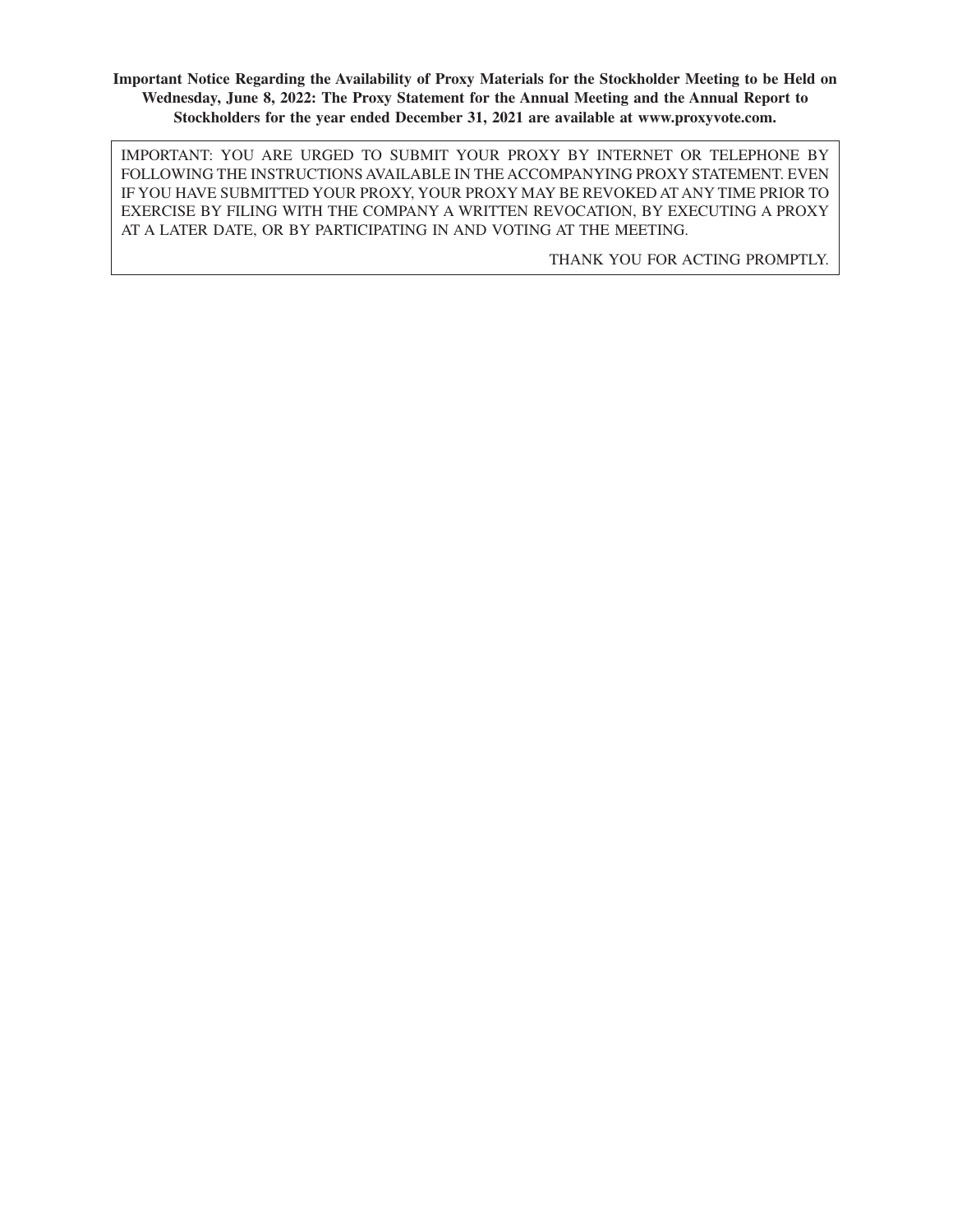**Important Notice Regarding the Availability of Proxy Materials for the Stockholder Meeting to be Held on Wednesday, June 8, 2022: The Proxy Statement for the Annual Meeting and the Annual Report to Stockholders for the year ended December 31, 2021 are available at www.proxyvote.com.**

IMPORTANT: YOU ARE URGED TO SUBMIT YOUR PROXY BY INTERNET OR TELEPHONE BY FOLLOWING THE INSTRUCTIONS AVAILABLE IN THE ACCOMPANYING PROXY STATEMENT. EVEN IF YOU HAVE SUBMITTED YOUR PROXY, YOUR PROXY MAY BE REVOKED AT ANY TIME PRIOR TO EXERCISE BY FILING WITH THE COMPANY A WRITTEN REVOCATION, BY EXECUTING A PROXY AT A LATER DATE, OR BY PARTICIPATING IN AND VOTING AT THE MEETING.

THANK YOU FOR ACTING PROMPTLY.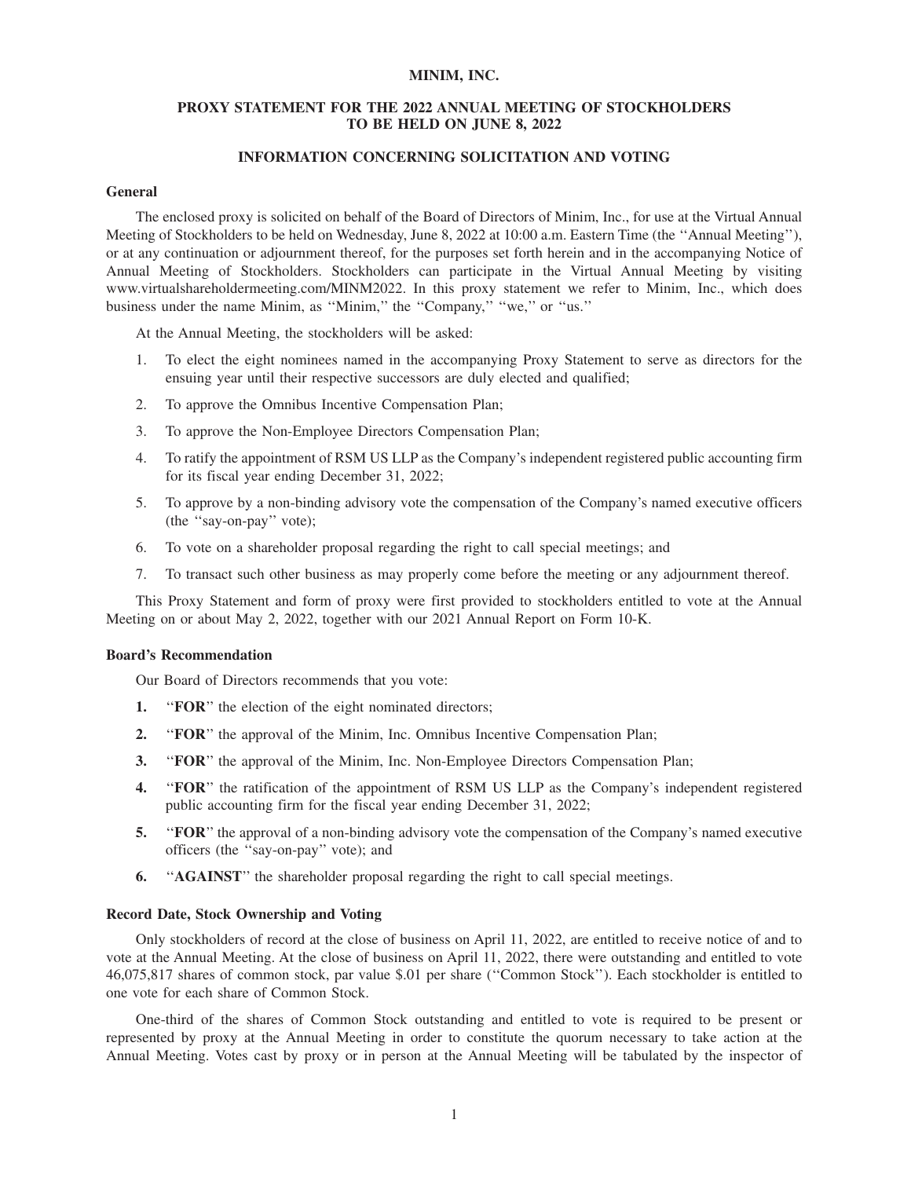**MINIM, INC.**

**PROXY STATEMENT FOR THE 2022 ANNUAL MEETING OF STOCKHOLDERS TO BE HELD ON JUNE 8, 2022**

**INFORMATION CONCERNING SOLICITATION AND VOTING**

### General

The enclosed proxy is solicited on behalf of the Board of Directors of Minim, Inc., for use at the Virtual Annual Meeting of Stockholders to be held on Wednesday, June 8, 2022 at 10:00 a.m. Eastern Time (the ''Annual Meeting''), or at any continuation or adjournment thereof, for the purposes set forth herein and in the accompanying Notice of Annual Meeting of Stockholders. Stockholders can participate in the Virtual Annual Meeting by visiting www.virtualshareholdermeeting.com/MINM2022. In this proxy statement we refer to Minim, Inc., which does business under the name Minim, as ''Minim,'' the ''Company,'' ''we,'' or ''us.''

At the Annual Meeting, the stockholders will be asked:

1. To elect the eight nominees named in the accompanying Proxy Statement to serve as directors for the ensuing year until their respective successors are duly elected and qualified;
2. To approve the Omnibus Incentive Compensation Plan;
3. To approve the Non-Employee Directors Compensation Plan;
4. To ratify the appointment of RSM US LLP as the Company's independent registered public accounting firm for its fiscal year ending December 31, 2022;
5. To approve by a non-binding advisory vote the compensation of the Company's named executive officers (the ''say-on-pay'' vote);
6. To vote on a shareholder proposal regarding the right to call special meetings; and
7. To transact such other business as may properly come before the meeting or any adjournment thereof.

This Proxy Statement and form of proxy were first provided to stockholders entitled to vote at the Annual Meeting on or about May 2, 2022, together with our 2021 Annual Report on Form 10-K.

### Board's Recommendation

Our Board of Directors recommends that you vote:

1. ''**FOR**'' the election of the eight nominated directors;
2. ''**FOR**'' the approval of the Minim, Inc. Omnibus Incentive Compensation Plan;
3. ''**FOR**'' the approval of the Minim, Inc. Non-Employee Directors Compensation Plan;
4. ''**FOR**'' the ratification of the appointment of RSM US LLP as the Company's independent registered public accounting firm for the fiscal year ending December 31, 2022;
5. ''**FOR**'' the approval of a non-binding advisory vote the compensation of the Company's named executive officers (the ''say-on-pay'' vote); and
6. ''**AGAINST**'' the shareholder proposal regarding the right to call special meetings.

### Record Date, Stock Ownership and Voting

Only stockholders of record at the close of business on April 11, 2022, are entitled to receive notice of and to vote at the Annual Meeting. At the close of business on April 11, 2022, there were outstanding and entitled to vote 46,075,817 shares of common stock, par value $.01 per share (''Common Stock''). Each stockholder is entitled to one vote for each share of Common Stock.

One-third of the shares of Common Stock outstanding and entitled to vote is required to be present or represented by proxy at the Annual Meeting in order to constitute the quorum necessary to take action at the Annual Meeting. Votes cast by proxy or in person at the Annual Meeting will be tabulated by the inspector of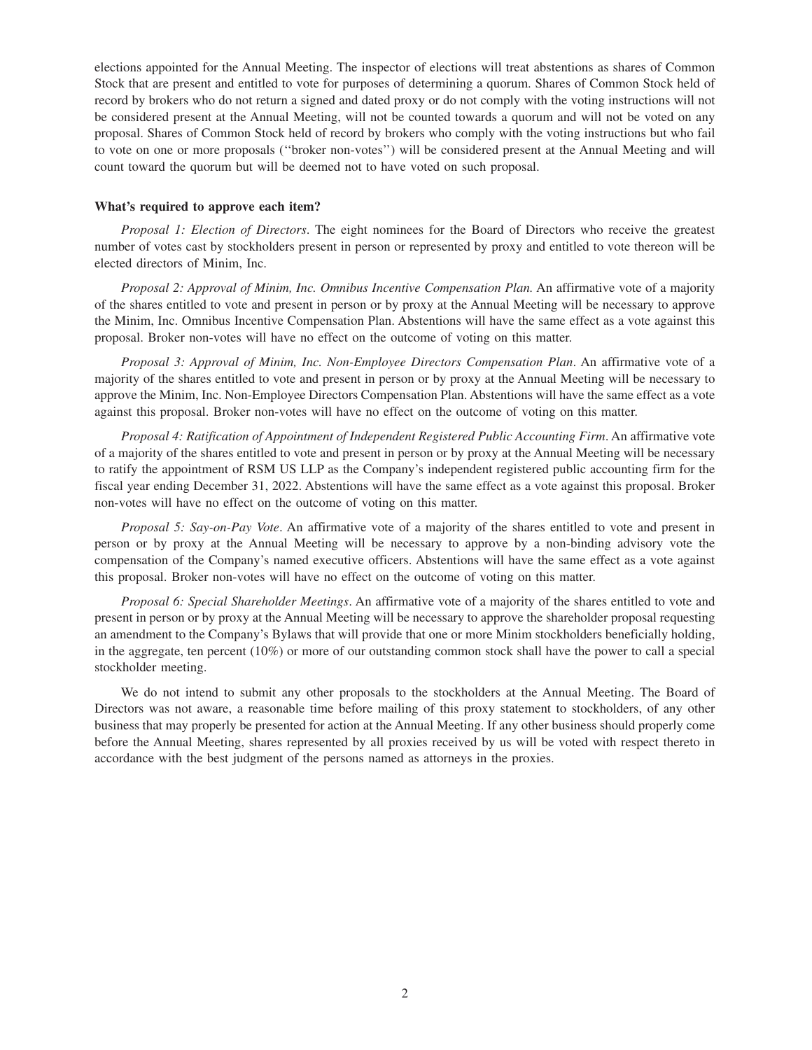elections appointed for the Annual Meeting. The inspector of elections will treat abstentions as shares of Common Stock that are present and entitled to vote for purposes of determining a quorum. Shares of Common Stock held of record by brokers who do not return a signed and dated proxy or do not comply with the voting instructions will not be considered present at the Annual Meeting, will not be counted towards a quorum and will not be voted on any proposal. Shares of Common Stock held of record by brokers who comply with the voting instructions but who fail to vote on one or more proposals (''broker non-votes'') will be considered present at the Annual Meeting and will count toward the quorum but will be deemed not to have voted on such proposal.

**What's required to approve each item?**

*Proposal 1: Election of Directors*. The eight nominees for the Board of Directors who receive the greatest number of votes cast by stockholders present in person or represented by proxy and entitled to vote thereon will be elected directors of Minim, Inc.

*Proposal 2: Approval of Minim, Inc. Omnibus Incentive Compensation Plan.* An affirmative vote of a majority of the shares entitled to vote and present in person or by proxy at the Annual Meeting will be necessary to approve the Minim, Inc. Omnibus Incentive Compensation Plan. Abstentions will have the same effect as a vote against this proposal. Broker non-votes will have no effect on the outcome of voting on this matter.

*Proposal 3: Approval of Minim, Inc. Non-Employee Directors Compensation Plan*. An affirmative vote of a majority of the shares entitled to vote and present in person or by proxy at the Annual Meeting will be necessary to approve the Minim, Inc. Non-Employee Directors Compensation Plan. Abstentions will have the same effect as a vote against this proposal. Broker non-votes will have no effect on the outcome of voting on this matter.

*Proposal 4: Ratification of Appointment of Independent Registered Public Accounting Firm*. An affirmative vote of a majority of the shares entitled to vote and present in person or by proxy at the Annual Meeting will be necessary to ratify the appointment of RSM US LLP as the Company's independent registered public accounting firm for the fiscal year ending December 31, 2022. Abstentions will have the same effect as a vote against this proposal. Broker non-votes will have no effect on the outcome of voting on this matter.

*Proposal 5: Say-on-Pay Vote*. An affirmative vote of a majority of the shares entitled to vote and present in person or by proxy at the Annual Meeting will be necessary to approve by a non-binding advisory vote the compensation of the Company's named executive officers. Abstentions will have the same effect as a vote against this proposal. Broker non-votes will have no effect on the outcome of voting on this matter.

*Proposal 6: Special Shareholder Meetings*. An affirmative vote of a majority of the shares entitled to vote and present in person or by proxy at the Annual Meeting will be necessary to approve the shareholder proposal requesting an amendment to the Company's Bylaws that will provide that one or more Minim stockholders beneficially holding, in the aggregate, ten percent (10%) or more of our outstanding common stock shall have the power to call a special stockholder meeting.

We do not intend to submit any other proposals to the stockholders at the Annual Meeting. The Board of Directors was not aware, a reasonable time before mailing of this proxy statement to stockholders, of any other business that may properly be presented for action at the Annual Meeting. If any other business should properly come before the Annual Meeting, shares represented by all proxies received by us will be voted with respect thereto in accordance with the best judgment of the persons named as attorneys in the proxies.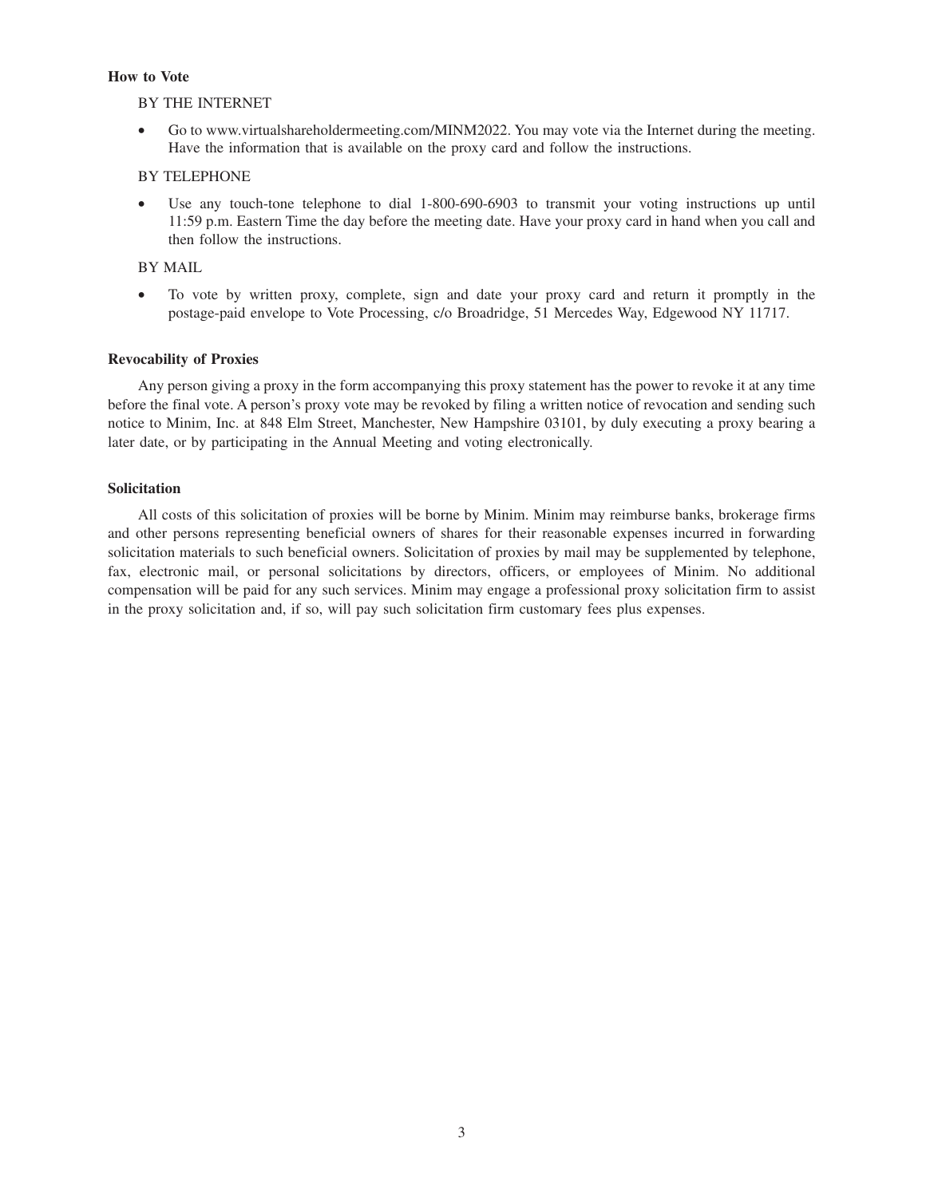**How to Vote**

BY THE INTERNET

- Go to www.virtualshareholdermeeting.com/MINM2022. You may vote via the Internet during the meeting. Have the information that is available on the proxy card and follow the instructions.

BY TELEPHONE

- Use any touch-tone telephone to dial 1-800-690-6903 to transmit your voting instructions up until 11:59 p.m. Eastern Time the day before the meeting date. Have your proxy card in hand when you call and then follow the instructions.

BY MAIL

- To vote by written proxy, complete, sign and date your proxy card and return it promptly in the postage-paid envelope to Vote Processing, c/o Broadridge, 51 Mercedes Way, Edgewood NY 11717.

**Revocability of Proxies**

Any person giving a proxy in the form accompanying this proxy statement has the power to revoke it at any time before the final vote. A person's proxy vote may be revoked by filing a written notice of revocation and sending such notice to Minim, Inc. at 848 Elm Street, Manchester, New Hampshire 03101, by duly executing a proxy bearing a later date, or by participating in the Annual Meeting and voting electronically.

**Solicitation**

All costs of this solicitation of proxies will be borne by Minim. Minim may reimburse banks, brokerage firms and other persons representing beneficial owners of shares for their reasonable expenses incurred in forwarding solicitation materials to such beneficial owners. Solicitation of proxies by mail may be supplemented by telephone, fax, electronic mail, or personal solicitations by directors, officers, or employees of Minim. No additional compensation will be paid for any such services. Minim may engage a professional proxy solicitation firm to assist in the proxy solicitation and, if so, will pay such solicitation firm customary fees plus expenses.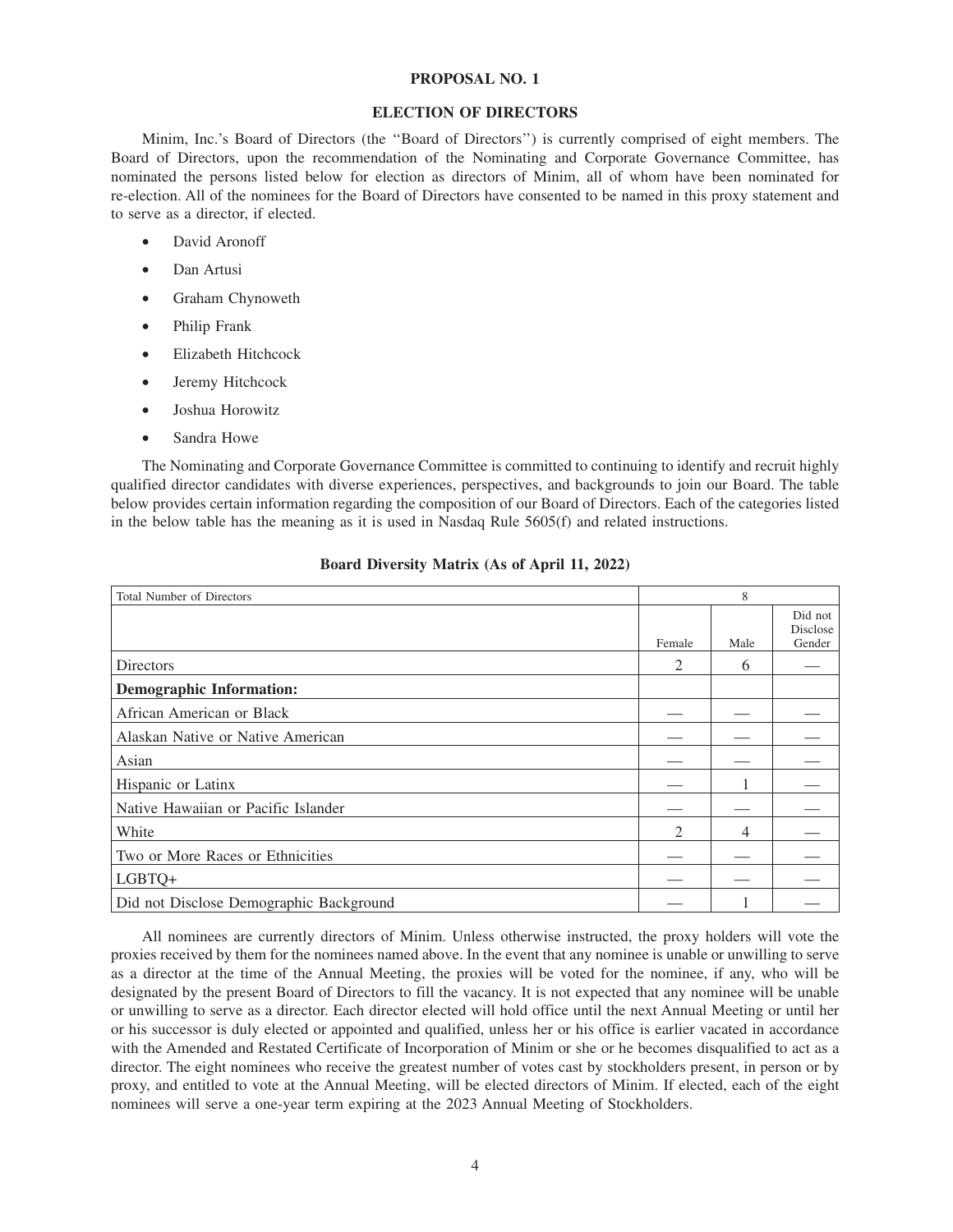# PROPOSAL NO. 1

## ELECTION OF DIRECTORS

Minim, Inc.'s Board of Directors (the ''Board of Directors'') is currently comprised of eight members. The Board of Directors, upon the recommendation of the Nominating and Corporate Governance Committee, has nominated the persons listed below for election as directors of Minim, all of whom have been nominated for re-election. All of the nominees for the Board of Directors have consented to be named in this proxy statement and to serve as a director, if elected.

- David Aronoff
- Dan Artusi
- Graham Chynoweth
- Philip Frank
- Elizabeth Hitchcock
- Jeremy Hitchcock
- Joshua Horowitz
- Sandra Howe

The Nominating and Corporate Governance Committee is committed to continuing to identify and recruit highly qualified director candidates with diverse experiences, perspectives, and backgrounds to join our Board. The table below provides certain information regarding the composition of our Board of Directors. Each of the categories listed in the below table has the meaning as it is used in Nasdaq Rule 5605(f) and related instructions.

**Board Diversity Matrix (As of April 11, 2022)**

| Total Number of Directors | 8 | | |
|---|---|---|---|
| | Female | Male | Did not Disclose Gender |
| Directors | 2 | 6 | — |
| **Demographic Information:** | | | |
| African American or Black | — | — | — |
| Alaskan Native or Native American | — | — | — |
| Asian | — | — | — |
| Hispanic or Latinx | — | 1 | — |
| Native Hawaiian or Pacific Islander | — | — | — |
| White | 2 | 4 | — |
| Two or More Races or Ethnicities | — | — | — |
| LGBTQ+ | — | — | — |
| Did not Disclose Demographic Background | — | 1 | — |

All nominees are currently directors of Minim. Unless otherwise instructed, the proxy holders will vote the proxies received by them for the nominees named above. In the event that any nominee is unable or unwilling to serve as a director at the time of the Annual Meeting, the proxies will be voted for the nominee, if any, who will be designated by the present Board of Directors to fill the vacancy. It is not expected that any nominee will be unable or unwilling to serve as a director. Each director elected will hold office until the next Annual Meeting or until her or his successor is duly elected or appointed and qualified, unless her or his office is earlier vacated in accordance with the Amended and Restated Certificate of Incorporation of Minim or she or he becomes disqualified to act as a director. The eight nominees who receive the greatest number of votes cast by stockholders present, in person or by proxy, and entitled to vote at the Annual Meeting, will be elected directors of Minim. If elected, each of the eight nominees will serve a one-year term expiring at the 2023 Annual Meeting of Stockholders.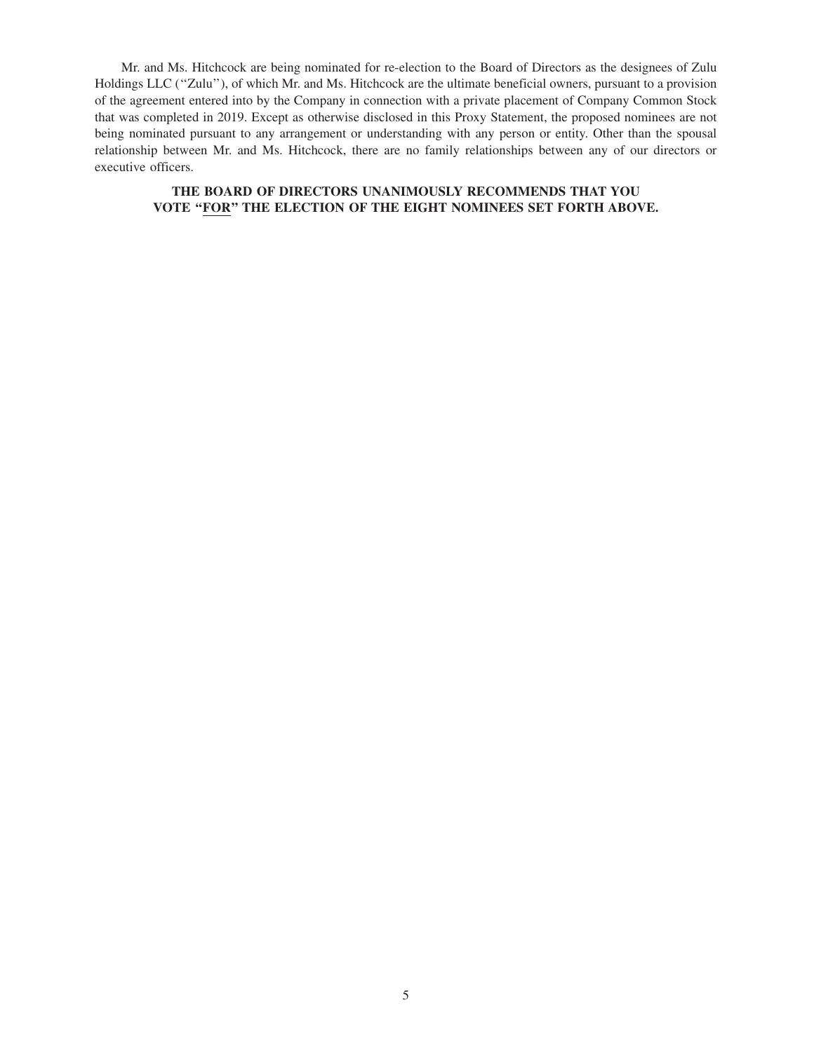Mr. and Ms. Hitchcock are being nominated for re-election to the Board of Directors as the designees of Zulu Holdings LLC ("Zulu"), of which Mr. and Ms. Hitchcock are the ultimate beneficial owners, pursuant to a provision of the agreement entered into by the Company in connection with a private placement of Company Common Stock that was completed in 2019. Except as otherwise disclosed in this Proxy Statement, the proposed nominees are not being nominated pursuant to any arrangement or understanding with any person or entity. Other than the spousal relationship between Mr. and Ms. Hitchcock, there are no family relationships between any of our directors or executive officers.

**THE BOARD OF DIRECTORS UNANIMOUSLY RECOMMENDS THAT YOU VOTE "FOR" THE ELECTION OF THE EIGHT NOMINEES SET FORTH ABOVE.**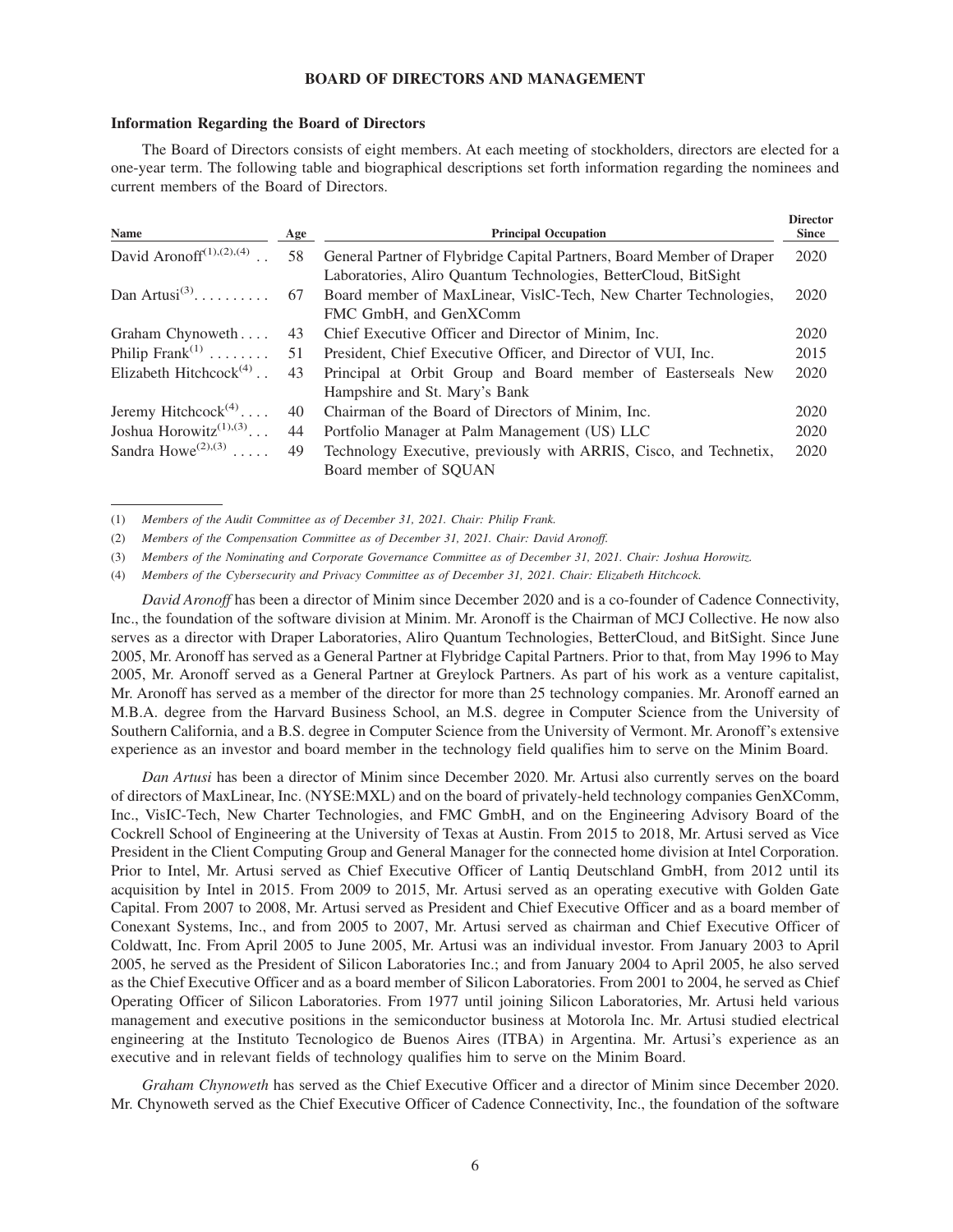## BOARD OF DIRECTORS AND MANAGEMENT

### Information Regarding the Board of Directors

The Board of Directors consists of eight members. At each meeting of stockholders, directors are elected for a one-year term. The following table and biographical descriptions set forth information regarding the nominees and current members of the Board of Directors.

| Name | Age | Principal Occupation | Director Since |
|---|---|---|---|
| David Aronoff[(1),(2),(4)] | 58 | General Partner of Flybridge Capital Partners, Board Member of Draper Laboratories, Aliro Quantum Technologies, BetterCloud, BitSight | 2020 |
| Dan Artusi[(3)] | 67 | Board member of MaxLinear, VislC-Tech, New Charter Technologies, FMC GmbH, and GenXComm | 2020 |
| Graham Chynoweth | 43 | Chief Executive Officer and Director of Minim, Inc. | 2020 |
| Philip Frank[(1)] | 51 | President, Chief Executive Officer, and Director of VUI, Inc. | 2015 |
| Elizabeth Hitchcock[(4)] | 43 | Principal at Orbit Group and Board member of Easterseals New Hampshire and St. Mary's Bank | 2020 |
| Jeremy Hitchcock[(4)] | 40 | Chairman of the Board of Directors of Minim, Inc. | 2020 |
| Joshua Horowitz[(1),(3)] | 44 | Portfolio Manager at Palm Management (US) LLC | 2020 |
| Sandra Howe[(2),(3)] | 49 | Technology Executive, previously with ARRIS, Cisco, and Technetix, Board member of SQUAN | 2020 |

(1) *Members of the Audit Committee as of December 31, 2021. Chair: Philip Frank.*

(2) *Members of the Compensation Committee as of December 31, 2021. Chair: David Aronoff.*

(3) *Members of the Nominating and Corporate Governance Committee as of December 31, 2021. Chair: Joshua Horowitz.*

(4) *Members of the Cybersecurity and Privacy Committee as of December 31, 2021. Chair: Elizabeth Hitchcock.*

*David Aronoff* has been a director of Minim since December 2020 and is a co-founder of Cadence Connectivity, Inc., the foundation of the software division at Minim. Mr. Aronoff is the Chairman of MCJ Collective. He now also serves as a director with Draper Laboratories, Aliro Quantum Technologies, BetterCloud, and BitSight. Since June 2005, Mr. Aronoff has served as a General Partner at Flybridge Capital Partners. Prior to that, from May 1996 to May 2005, Mr. Aronoff served as a General Partner at Greylock Partners. As part of his work as a venture capitalist, Mr. Aronoff has served as a member of the director for more than 25 technology companies. Mr. Aronoff earned an M.B.A. degree from the Harvard Business School, an M.S. degree in Computer Science from the University of Southern California, and a B.S. degree in Computer Science from the University of Vermont. Mr. Aronoff's extensive experience as an investor and board member in the technology field qualifies him to serve on the Minim Board.

*Dan Artusi* has been a director of Minim since December 2020. Mr. Artusi also currently serves on the board of directors of MaxLinear, Inc. (NYSE:MXL) and on the board of privately-held technology companies GenXComm, Inc., VisIC-Tech, New Charter Technologies, and FMC GmbH, and on the Engineering Advisory Board of the Cockrell School of Engineering at the University of Texas at Austin. From 2015 to 2018, Mr. Artusi served as Vice President in the Client Computing Group and General Manager for the connected home division at Intel Corporation. Prior to Intel, Mr. Artusi served as Chief Executive Officer of Lantiq Deutschland GmbH, from 2012 until its acquisition by Intel in 2015. From 2009 to 2015, Mr. Artusi served as an operating executive with Golden Gate Capital. From 2007 to 2008, Mr. Artusi served as President and Chief Executive Officer and as a board member of Conexant Systems, Inc., and from 2005 to 2007, Mr. Artusi served as chairman and Chief Executive Officer of Coldwatt, Inc. From April 2005 to June 2005, Mr. Artusi was an individual investor. From January 2003 to April 2005, he served as the President of Silicon Laboratories Inc.; and from January 2004 to April 2005, he also served as the Chief Executive Officer and as a board member of Silicon Laboratories. From 2001 to 2004, he served as Chief Operating Officer of Silicon Laboratories. From 1977 until joining Silicon Laboratories, Mr. Artusi held various management and executive positions in the semiconductor business at Motorola Inc. Mr. Artusi studied electrical engineering at the Instituto Tecnologico de Buenos Aires (ITBA) in Argentina. Mr. Artusi's experience as an executive and in relevant fields of technology qualifies him to serve on the Minim Board.

*Graham Chynoweth* has served as the Chief Executive Officer and a director of Minim since December 2020. Mr. Chynoweth served as the Chief Executive Officer of Cadence Connectivity, Inc., the foundation of the software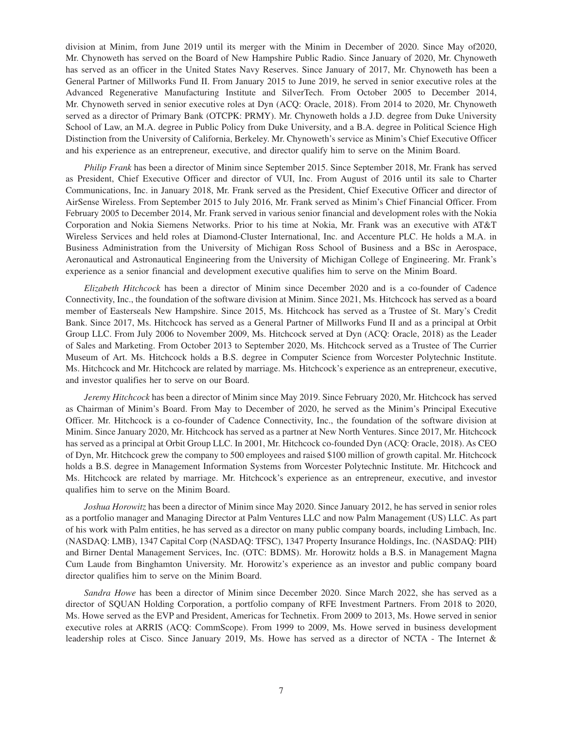division at Minim, from June 2019 until its merger with the Minim in December of 2020. Since May of2020, Mr. Chynoweth has served on the Board of New Hampshire Public Radio. Since January of 2020, Mr. Chynoweth has served as an officer in the United States Navy Reserves. Since January of 2017, Mr. Chynoweth has been a General Partner of Millworks Fund II. From January 2015 to June 2019, he served in senior executive roles at the Advanced Regenerative Manufacturing Institute and SilverTech. From October 2005 to December 2014, Mr. Chynoweth served in senior executive roles at Dyn (ACQ: Oracle, 2018). From 2014 to 2020, Mr. Chynoweth served as a director of Primary Bank (OTCPK: PRMY). Mr. Chynoweth holds a J.D. degree from Duke University School of Law, an M.A. degree in Public Policy from Duke University, and a B.A. degree in Political Science High Distinction from the University of California, Berkeley. Mr. Chynoweth's service as Minim's Chief Executive Officer and his experience as an entrepreneur, executive, and director qualify him to serve on the Minim Board.

*Philip Frank* has been a director of Minim since September 2015. Since September 2018, Mr. Frank has served as President, Chief Executive Officer and director of VUI, Inc. From August of 2016 until its sale to Charter Communications, Inc. in January 2018, Mr. Frank served as the President, Chief Executive Officer and director of AirSense Wireless. From September 2015 to July 2016, Mr. Frank served as Minim's Chief Financial Officer. From February 2005 to December 2014, Mr. Frank served in various senior financial and development roles with the Nokia Corporation and Nokia Siemens Networks. Prior to his time at Nokia, Mr. Frank was an executive with AT&T Wireless Services and held roles at Diamond-Cluster International, Inc. and Accenture PLC. He holds a M.A. in Business Administration from the University of Michigan Ross School of Business and a BSc in Aerospace, Aeronautical and Astronautical Engineering from the University of Michigan College of Engineering. Mr. Frank's experience as a senior financial and development executive qualifies him to serve on the Minim Board.

*Elizabeth Hitchcock* has been a director of Minim since December 2020 and is a co-founder of Cadence Connectivity, Inc., the foundation of the software division at Minim. Since 2021, Ms. Hitchcock has served as a board member of Easterseals New Hampshire. Since 2015, Ms. Hitchcock has served as a Trustee of St. Mary's Credit Bank. Since 2017, Ms. Hitchcock has served as a General Partner of Millworks Fund II and as a principal at Orbit Group LLC. From July 2006 to November 2009, Ms. Hitchcock served at Dyn (ACQ: Oracle, 2018) as the Leader of Sales and Marketing. From October 2013 to September 2020, Ms. Hitchcock served as a Trustee of The Currier Museum of Art. Ms. Hitchcock holds a B.S. degree in Computer Science from Worcester Polytechnic Institute. Ms. Hitchcock and Mr. Hitchcock are related by marriage. Ms. Hitchcock's experience as an entrepreneur, executive, and investor qualifies her to serve on our Board.

*Jeremy Hitchcock* has been a director of Minim since May 2019. Since February 2020, Mr. Hitchcock has served as Chairman of Minim's Board. From May to December of 2020, he served as the Minim's Principal Executive Officer. Mr. Hitchcock is a co-founder of Cadence Connectivity, Inc., the foundation of the software division at Minim. Since January 2020, Mr. Hitchcock has served as a partner at New North Ventures. Since 2017, Mr. Hitchcock has served as a principal at Orbit Group LLC. In 2001, Mr. Hitchcock co-founded Dyn (ACQ: Oracle, 2018). As CEO of Dyn, Mr. Hitchcock grew the company to 500 employees and raised $100 million of growth capital. Mr. Hitchcock holds a B.S. degree in Management Information Systems from Worcester Polytechnic Institute. Mr. Hitchcock and Ms. Hitchcock are related by marriage. Mr. Hitchcock's experience as an entrepreneur, executive, and investor qualifies him to serve on the Minim Board.

*Joshua Horowitz* has been a director of Minim since May 2020. Since January 2012, he has served in senior roles as a portfolio manager and Managing Director at Palm Ventures LLC and now Palm Management (US) LLC. As part of his work with Palm entities, he has served as a director on many public company boards, including Limbach, Inc. (NASDAQ: LMB), 1347 Capital Corp (NASDAQ: TFSC), 1347 Property Insurance Holdings, Inc. (NASDAQ: PIH) and Birner Dental Management Services, Inc. (OTC: BDMS). Mr. Horowitz holds a B.S. in Management Magna Cum Laude from Binghamton University. Mr. Horowitz's experience as an investor and public company board director qualifies him to serve on the Minim Board.

*Sandra Howe* has been a director of Minim since December 2020. Since March 2022, she has served as a director of SQUAN Holding Corporation, a portfolio company of RFE Investment Partners. From 2018 to 2020, Ms. Howe served as the EVP and President, Americas for Technetix. From 2009 to 2013, Ms. Howe served in senior executive roles at ARRIS (ACQ: CommScope). From 1999 to 2009, Ms. Howe served in business development leadership roles at Cisco. Since January 2019, Ms. Howe has served as a director of NCTA - The Internet &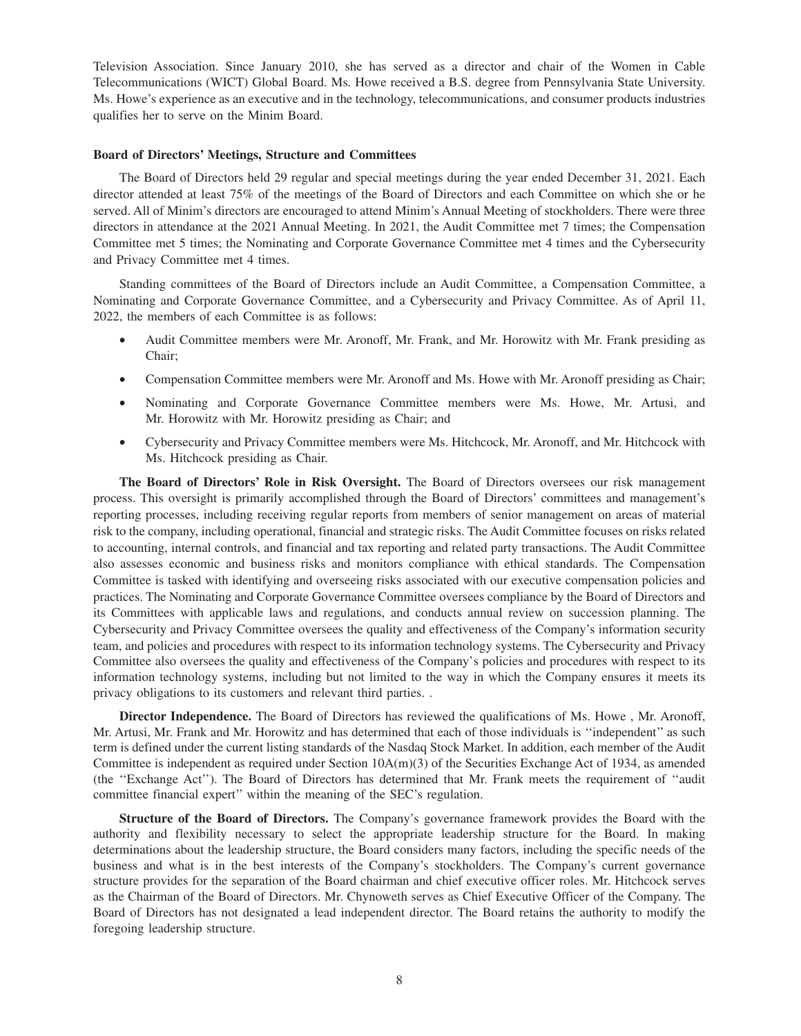Television Association. Since January 2010, she has served as a director and chair of the Women in Cable Telecommunications (WICT) Global Board. Ms. Howe received a B.S. degree from Pennsylvania State University. Ms. Howe's experience as an executive and in the technology, telecommunications, and consumer products industries qualifies her to serve on the Minim Board.

**Board of Directors' Meetings, Structure and Committees**

The Board of Directors held 29 regular and special meetings during the year ended December 31, 2021. Each director attended at least 75% of the meetings of the Board of Directors and each Committee on which she or he served. All of Minim's directors are encouraged to attend Minim's Annual Meeting of stockholders. There were three directors in attendance at the 2021 Annual Meeting. In 2021, the Audit Committee met 7 times; the Compensation Committee met 5 times; the Nominating and Corporate Governance Committee met 4 times and the Cybersecurity and Privacy Committee met 4 times.

Standing committees of the Board of Directors include an Audit Committee, a Compensation Committee, a Nominating and Corporate Governance Committee, and a Cybersecurity and Privacy Committee. As of April 11, 2022, the members of each Committee is as follows:

- Audit Committee members were Mr. Aronoff, Mr. Frank, and Mr. Horowitz with Mr. Frank presiding as Chair;
- Compensation Committee members were Mr. Aronoff and Ms. Howe with Mr. Aronoff presiding as Chair;
- Nominating and Corporate Governance Committee members were Ms. Howe, Mr. Artusi, and Mr. Horowitz with Mr. Horowitz presiding as Chair; and
- Cybersecurity and Privacy Committee members were Ms. Hitchcock, Mr. Aronoff, and Mr. Hitchcock with Ms. Hitchcock presiding as Chair.

**The Board of Directors' Role in Risk Oversight.** The Board of Directors oversees our risk management process. This oversight is primarily accomplished through the Board of Directors' committees and management's reporting processes, including receiving regular reports from members of senior management on areas of material risk to the company, including operational, financial and strategic risks. The Audit Committee focuses on risks related to accounting, internal controls, and financial and tax reporting and related party transactions. The Audit Committee also assesses economic and business risks and monitors compliance with ethical standards. The Compensation Committee is tasked with identifying and overseeing risks associated with our executive compensation policies and practices. The Nominating and Corporate Governance Committee oversees compliance by the Board of Directors and its Committees with applicable laws and regulations, and conducts annual review on succession planning. The Cybersecurity and Privacy Committee oversees the quality and effectiveness of the Company's information security team, and policies and procedures with respect to its information technology systems. The Cybersecurity and Privacy Committee also oversees the quality and effectiveness of the Company's policies and procedures with respect to its information technology systems, including but not limited to the way in which the Company ensures it meets its privacy obligations to its customers and relevant third parties. .

**Director Independence.** The Board of Directors has reviewed the qualifications of Ms. Howe , Mr. Aronoff, Mr. Artusi, Mr. Frank and Mr. Horowitz and has determined that each of those individuals is ''independent'' as such term is defined under the current listing standards of the Nasdaq Stock Market. In addition, each member of the Audit Committee is independent as required under Section 10A(m)(3) of the Securities Exchange Act of 1934, as amended (the ''Exchange Act''). The Board of Directors has determined that Mr. Frank meets the requirement of ''audit committee financial expert'' within the meaning of the SEC's regulation.

**Structure of the Board of Directors.** The Company's governance framework provides the Board with the authority and flexibility necessary to select the appropriate leadership structure for the Board. In making determinations about the leadership structure, the Board considers many factors, including the specific needs of the business and what is in the best interests of the Company's stockholders. The Company's current governance structure provides for the separation of the Board chairman and chief executive officer roles. Mr. Hitchcock serves as the Chairman of the Board of Directors. Mr. Chynoweth serves as Chief Executive Officer of the Company. The Board of Directors has not designated a lead independent director. The Board retains the authority to modify the foregoing leadership structure.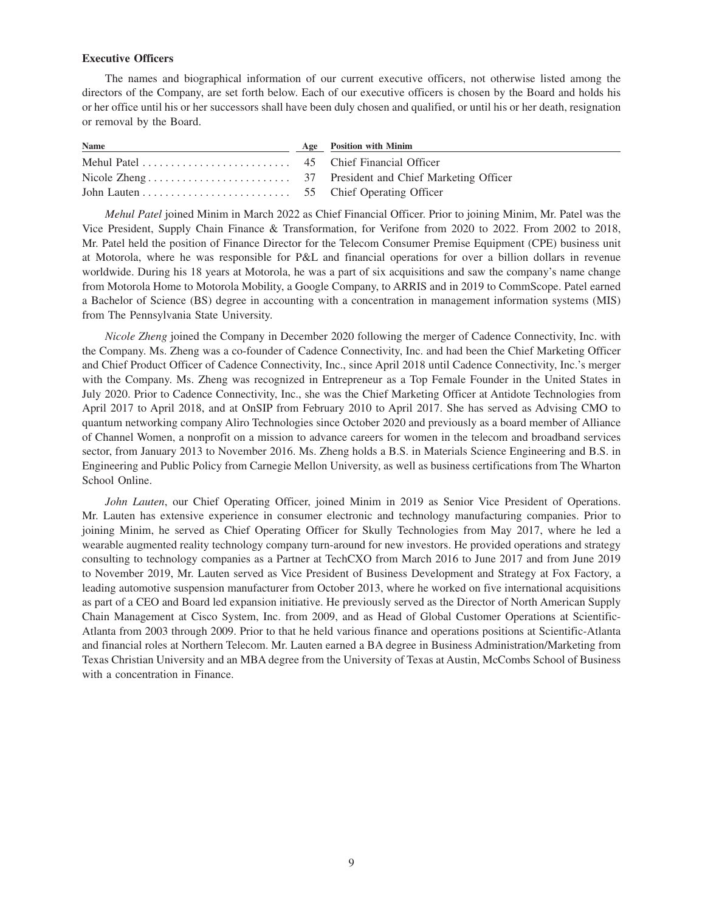**Executive Officers**

The names and biographical information of our current executive officers, not otherwise listed among the directors of the Company, are set forth below. Each of our executive officers is chosen by the Board and holds his or her office until his or her successors shall have been duly chosen and qualified, or until his or her death, resignation or removal by the Board.

| Name | Age | Position with Minim |
| --- | --- | --- |
| Mehul Patel | 45 | Chief Financial Officer |
| Nicole Zheng | 37 | President and Chief Marketing Officer |
| John Lauten | 55 | Chief Operating Officer |

*Mehul Patel* joined Minim in March 2022 as Chief Financial Officer. Prior to joining Minim, Mr. Patel was the Vice President, Supply Chain Finance & Transformation, for Verifone from 2020 to 2022. From 2002 to 2018, Mr. Patel held the position of Finance Director for the Telecom Consumer Premise Equipment (CPE) business unit at Motorola, where he was responsible for P&L and financial operations for over a billion dollars in revenue worldwide. During his 18 years at Motorola, he was a part of six acquisitions and saw the company's name change from Motorola Home to Motorola Mobility, a Google Company, to ARRIS and in 2019 to CommScope. Patel earned a Bachelor of Science (BS) degree in accounting with a concentration in management information systems (MIS) from The Pennsylvania State University.

*Nicole Zheng* joined the Company in December 2020 following the merger of Cadence Connectivity, Inc. with the Company. Ms. Zheng was a co-founder of Cadence Connectivity, Inc. and had been the Chief Marketing Officer and Chief Product Officer of Cadence Connectivity, Inc., since April 2018 until Cadence Connectivity, Inc.'s merger with the Company. Ms. Zheng was recognized in Entrepreneur as a Top Female Founder in the United States in July 2020. Prior to Cadence Connectivity, Inc., she was the Chief Marketing Officer at Antidote Technologies from April 2017 to April 2018, and at OnSIP from February 2010 to April 2017. She has served as Advising CMO to quantum networking company Aliro Technologies since October 2020 and previously as a board member of Alliance of Channel Women, a nonprofit on a mission to advance careers for women in the telecom and broadband services sector, from January 2013 to November 2016. Ms. Zheng holds a B.S. in Materials Science Engineering and B.S. in Engineering and Public Policy from Carnegie Mellon University, as well as business certifications from The Wharton School Online.

*John Lauten*, our Chief Operating Officer, joined Minim in 2019 as Senior Vice President of Operations. Mr. Lauten has extensive experience in consumer electronic and technology manufacturing companies. Prior to joining Minim, he served as Chief Operating Officer for Skully Technologies from May 2017, where he led a wearable augmented reality technology company turn-around for new investors. He provided operations and strategy consulting to technology companies as a Partner at TechCXO from March 2016 to June 2017 and from June 2019 to November 2019, Mr. Lauten served as Vice President of Business Development and Strategy at Fox Factory, a leading automotive suspension manufacturer from October 2013, where he worked on five international acquisitions as part of a CEO and Board led expansion initiative. He previously served as the Director of North American Supply Chain Management at Cisco System, Inc. from 2009, and as Head of Global Customer Operations at Scientific-Atlanta from 2003 through 2009. Prior to that he held various finance and operations positions at Scientific-Atlanta and financial roles at Northern Telecom. Mr. Lauten earned a BA degree in Business Administration/Marketing from Texas Christian University and an MBA degree from the University of Texas at Austin, McCombs School of Business with a concentration in Finance.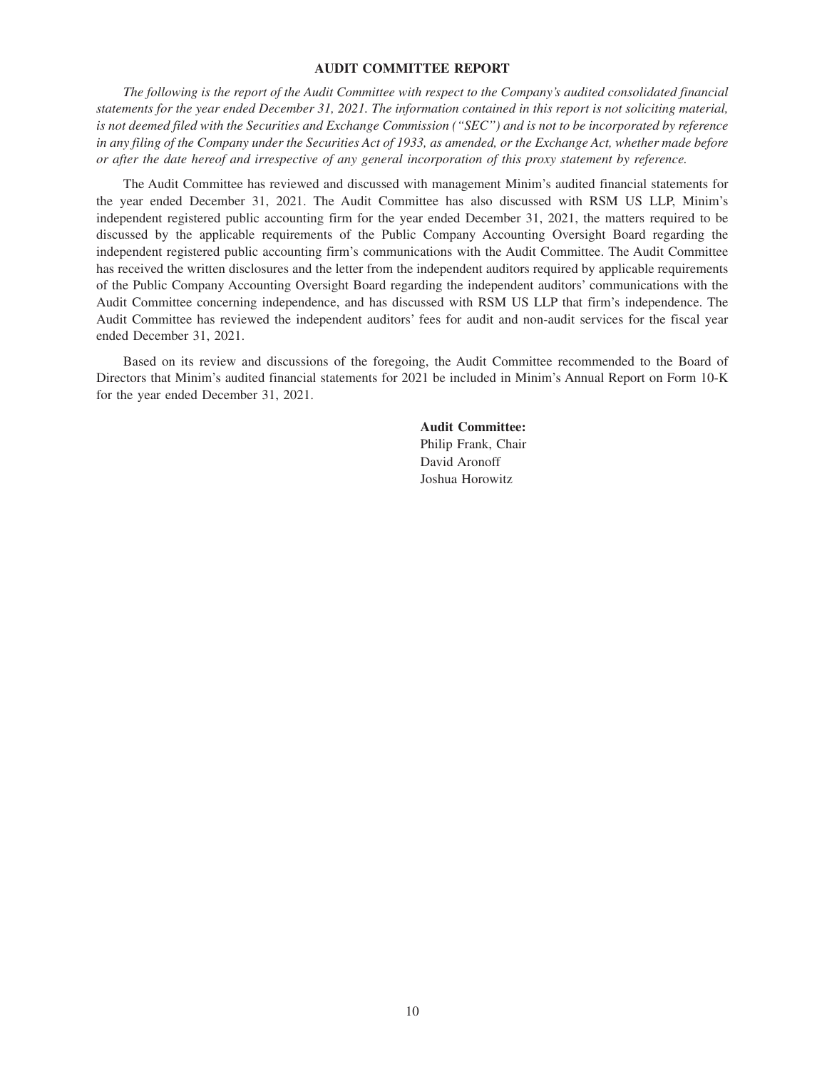## AUDIT COMMITTEE REPORT

*The following is the report of the Audit Committee with respect to the Company's audited consolidated financial statements for the year ended December 31, 2021. The information contained in this report is not soliciting material, is not deemed filed with the Securities and Exchange Commission ("SEC") and is not to be incorporated by reference in any filing of the Company under the Securities Act of 1933, as amended, or the Exchange Act, whether made before or after the date hereof and irrespective of any general incorporation of this proxy statement by reference.*

The Audit Committee has reviewed and discussed with management Minim's audited financial statements for the year ended December 31, 2021. The Audit Committee has also discussed with RSM US LLP, Minim's independent registered public accounting firm for the year ended December 31, 2021, the matters required to be discussed by the applicable requirements of the Public Company Accounting Oversight Board regarding the independent registered public accounting firm's communications with the Audit Committee. The Audit Committee has received the written disclosures and the letter from the independent auditors required by applicable requirements of the Public Company Accounting Oversight Board regarding the independent auditors' communications with the Audit Committee concerning independence, and has discussed with RSM US LLP that firm's independence. The Audit Committee has reviewed the independent auditors' fees for audit and non-audit services for the fiscal year ended December 31, 2021.

Based on its review and discussions of the foregoing, the Audit Committee recommended to the Board of Directors that Minim's audited financial statements for 2021 be included in Minim's Annual Report on Form 10-K for the year ended December 31, 2021.

**Audit Committee:**
Philip Frank, Chair
David Aronoff
Joshua Horowitz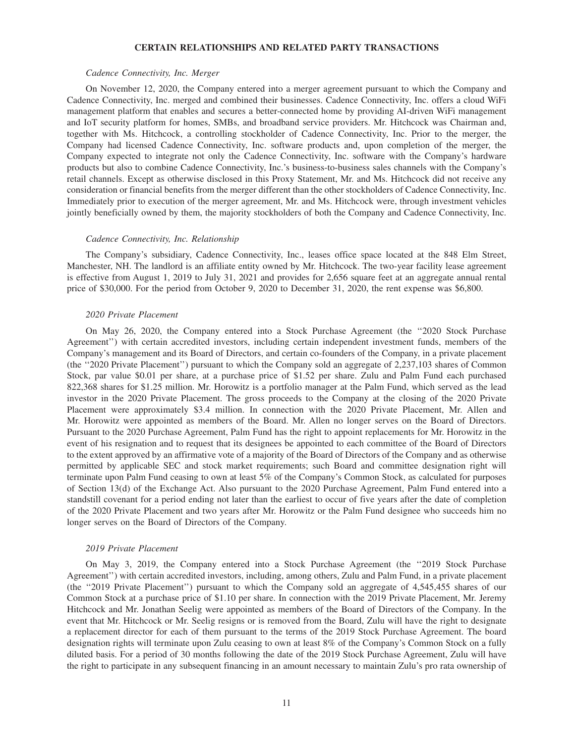## CERTAIN RELATIONSHIPS AND RELATED PARTY TRANSACTIONS

*Cadence Connectivity, Inc. Merger*

On November 12, 2020, the Company entered into a merger agreement pursuant to which the Company and Cadence Connectivity, Inc. merged and combined their businesses. Cadence Connectivity, Inc. offers a cloud WiFi management platform that enables and secures a better-connected home by providing AI-driven WiFi management and IoT security platform for homes, SMBs, and broadband service providers. Mr. Hitchcock was Chairman and, together with Ms. Hitchcock, a controlling stockholder of Cadence Connectivity, Inc. Prior to the merger, the Company had licensed Cadence Connectivity, Inc. software products and, upon completion of the merger, the Company expected to integrate not only the Cadence Connectivity, Inc. software with the Company's hardware products but also to combine Cadence Connectivity, Inc.'s business-to-business sales channels with the Company's retail channels. Except as otherwise disclosed in this Proxy Statement, Mr. and Ms. Hitchcock did not receive any consideration or financial benefits from the merger different than the other stockholders of Cadence Connectivity, Inc. Immediately prior to execution of the merger agreement, Mr. and Ms. Hitchcock were, through investment vehicles jointly beneficially owned by them, the majority stockholders of both the Company and Cadence Connectivity, Inc.

*Cadence Connectivity, Inc. Relationship*

The Company's subsidiary, Cadence Connectivity, Inc., leases office space located at the 848 Elm Street, Manchester, NH. The landlord is an affiliate entity owned by Mr. Hitchcock. The two-year facility lease agreement is effective from August 1, 2019 to July 31, 2021 and provides for 2,656 square feet at an aggregate annual rental price of $30,000. For the period from October 9, 2020 to December 31, 2020, the rent expense was $6,800.

*2020 Private Placement*

On May 26, 2020, the Company entered into a Stock Purchase Agreement (the ''2020 Stock Purchase Agreement'') with certain accredited investors, including certain independent investment funds, members of the Company's management and its Board of Directors, and certain co-founders of the Company, in a private placement (the ''2020 Private Placement'') pursuant to which the Company sold an aggregate of 2,237,103 shares of Common Stock, par value $0.01 per share, at a purchase price of $1.52 per share. Zulu and Palm Fund each purchased 822,368 shares for $1.25 million. Mr. Horowitz is a portfolio manager at the Palm Fund, which served as the lead investor in the 2020 Private Placement. The gross proceeds to the Company at the closing of the 2020 Private Placement were approximately $3.4 million. In connection with the 2020 Private Placement, Mr. Allen and Mr. Horowitz were appointed as members of the Board. Mr. Allen no longer serves on the Board of Directors. Pursuant to the 2020 Purchase Agreement, Palm Fund has the right to appoint replacements for Mr. Horowitz in the event of his resignation and to request that its designees be appointed to each committee of the Board of Directors to the extent approved by an affirmative vote of a majority of the Board of Directors of the Company and as otherwise permitted by applicable SEC and stock market requirements; such Board and committee designation right will terminate upon Palm Fund ceasing to own at least 5% of the Company's Common Stock, as calculated for purposes of Section 13(d) of the Exchange Act. Also pursuant to the 2020 Purchase Agreement, Palm Fund entered into a standstill covenant for a period ending not later than the earliest to occur of five years after the date of completion of the 2020 Private Placement and two years after Mr. Horowitz or the Palm Fund designee who succeeds him no longer serves on the Board of Directors of the Company.

*2019 Private Placement*

On May 3, 2019, the Company entered into a Stock Purchase Agreement (the ''2019 Stock Purchase Agreement'') with certain accredited investors, including, among others, Zulu and Palm Fund, in a private placement (the ''2019 Private Placement'') pursuant to which the Company sold an aggregate of 4,545,455 shares of our Common Stock at a purchase price of $1.10 per share. In connection with the 2019 Private Placement, Mr. Jeremy Hitchcock and Mr. Jonathan Seelig were appointed as members of the Board of Directors of the Company. In the event that Mr. Hitchcock or Mr. Seelig resigns or is removed from the Board, Zulu will have the right to designate a replacement director for each of them pursuant to the terms of the 2019 Stock Purchase Agreement. The board designation rights will terminate upon Zulu ceasing to own at least 8% of the Company's Common Stock on a fully diluted basis. For a period of 30 months following the date of the 2019 Stock Purchase Agreement, Zulu will have the right to participate in any subsequent financing in an amount necessary to maintain Zulu's pro rata ownership of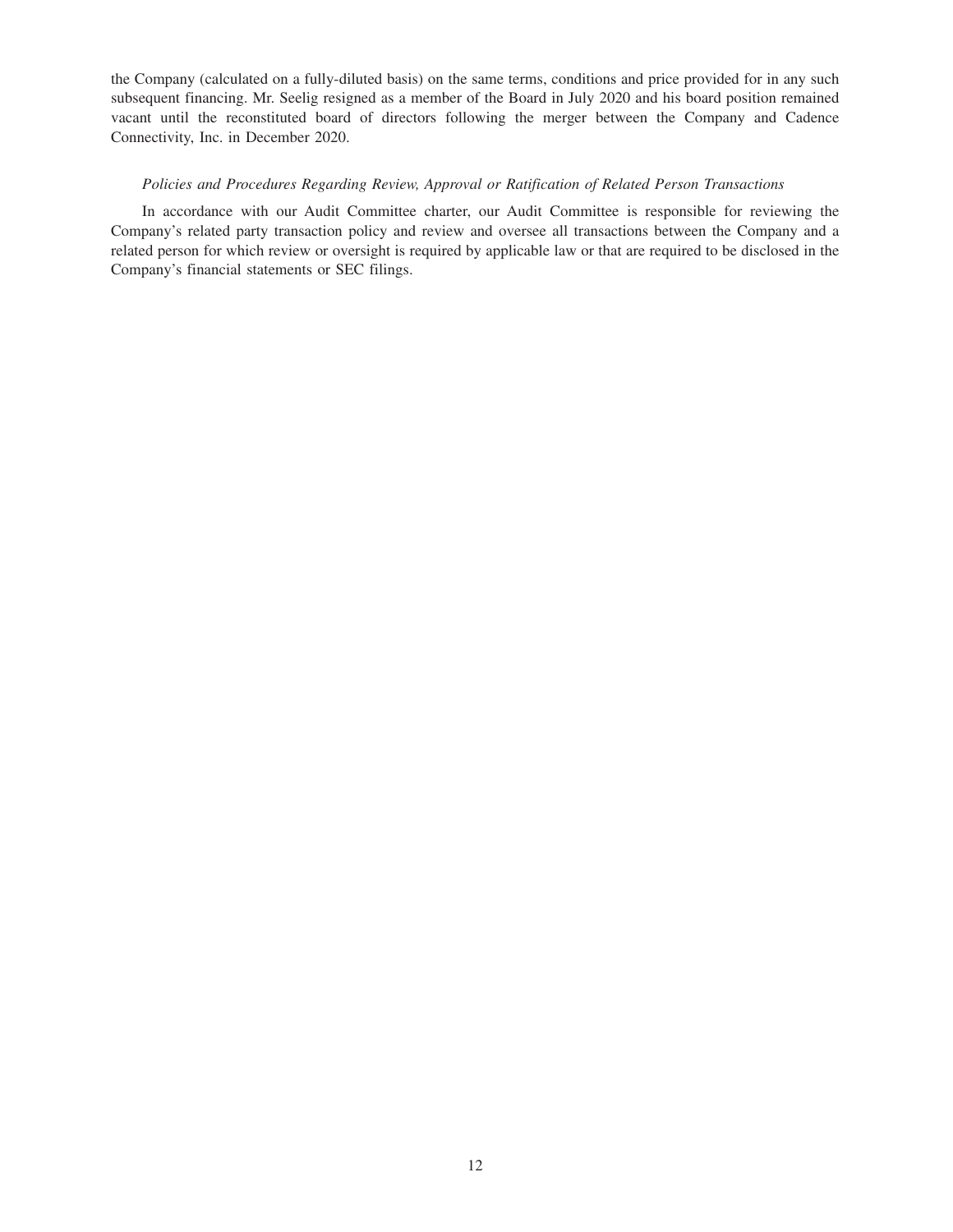the Company (calculated on a fully-diluted basis) on the same terms, conditions and price provided for in any such subsequent financing. Mr. Seelig resigned as a member of the Board in July 2020 and his board position remained vacant until the reconstituted board of directors following the merger between the Company and Cadence Connectivity, Inc. in December 2020.

*Policies and Procedures Regarding Review, Approval or Ratification of Related Person Transactions*

In accordance with our Audit Committee charter, our Audit Committee is responsible for reviewing the Company's related party transaction policy and review and oversee all transactions between the Company and a related person for which review or oversight is required by applicable law or that are required to be disclosed in the Company's financial statements or SEC filings.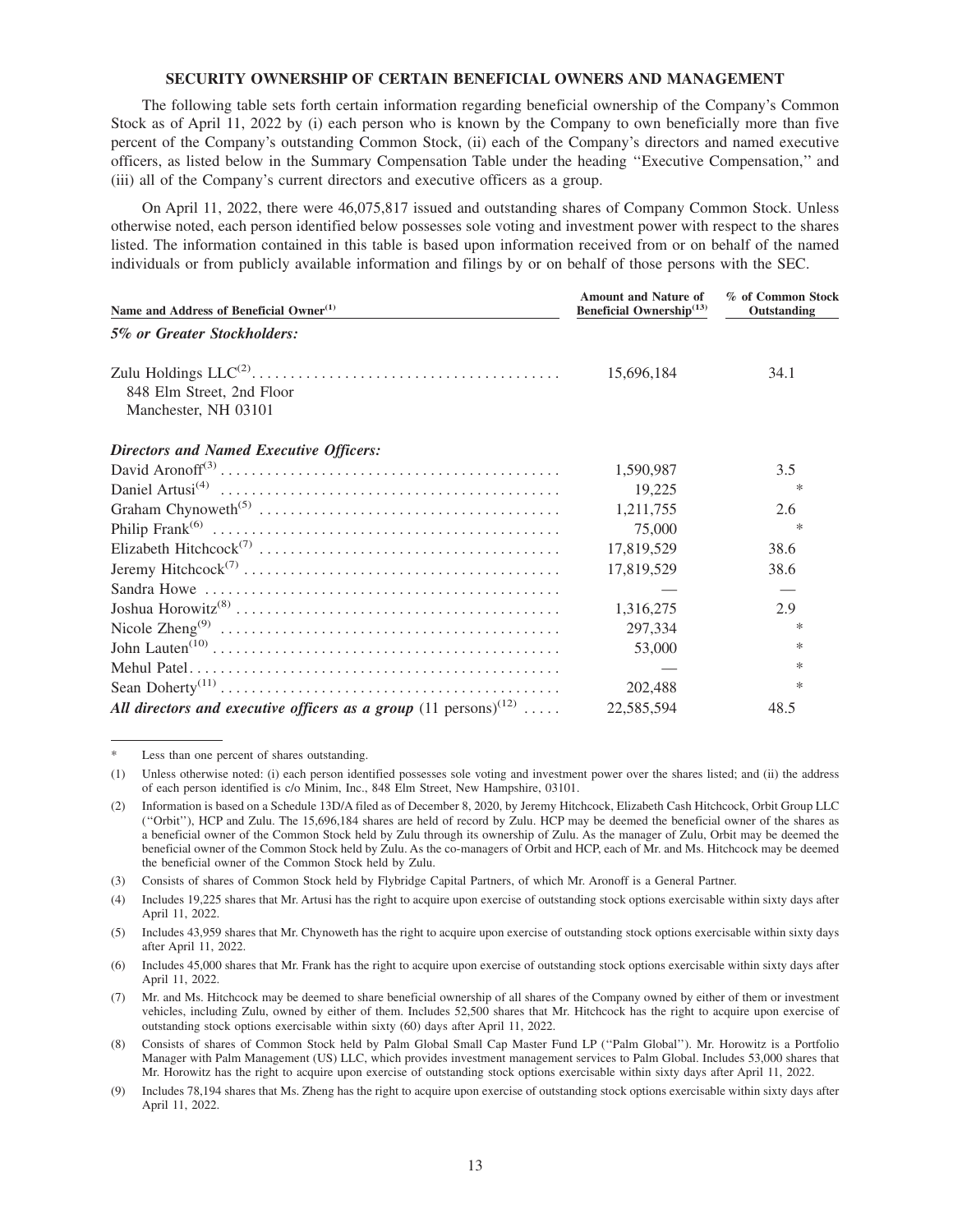### SECURITY OWNERSHIP OF CERTAIN BENEFICIAL OWNERS AND MANAGEMENT

The following table sets forth certain information regarding beneficial ownership of the Company's Common Stock as of April 11, 2022 by (i) each person who is known by the Company to own beneficially more than five percent of the Company's outstanding Common Stock, (ii) each of the Company's directors and named executive officers, as listed below in the Summary Compensation Table under the heading ''Executive Compensation,'' and (iii) all of the Company's current directors and executive officers as a group.

On April 11, 2022, there were 46,075,817 issued and outstanding shares of Company Common Stock. Unless otherwise noted, each person identified below possesses sole voting and investment power with respect to the shares listed. The information contained in this table is based upon information received from or on behalf of the named individuals or from publicly available information and filings by or on behalf of those persons with the SEC.

| Name and Address of Beneficial Owner[(1)] | Amount and Nature of Beneficial Ownership[(13)] | % of Common Stock Outstanding |
|---|---|---|
| ***5% or Greater Stockholders:*** | | |
| Zulu Holdings LLC[(2)]<br>848 Elm Street, 2nd Floor<br>Manchester, NH 03101 | 15,696,184 | 34.1 |
| ***Directors and Named Executive Officers:*** | | |
| David Aronoff[(3)] | 1,590,987 | 3.5 |
| Daniel Artusi[(4)] | 19,225 | * |
| Graham Chynoweth[(5)] | 1,211,755 | 2.6 |
| Philip Frank[(6)] | 75,000 | * |
| Elizabeth Hitchcock[(7)] | 17,819,529 | 38.6 |
| Jeremy Hitchcock[(7)] | 17,819,529 | 38.6 |
| Sandra Howe | — | — |
| Joshua Horowitz[(8)] | 1,316,275 | 2.9 |
| Nicole Zheng[(9)] | 297,334 | * |
| John Lauten[(10)] | 53,000 | * |
| Mehul Patel | — | * |
| Sean Doherty[(11)] | 202,488 | * |
| ***All directors and executive officers as a group*** (11 persons)[(12)] | 22,585,594 | 48.5 |

\* Less than one percent of shares outstanding.

(1) Unless otherwise noted: (i) each person identified possesses sole voting and investment power over the shares listed; and (ii) the address of each person identified is c/o Minim, Inc., 848 Elm Street, New Hampshire, 03101.

(2) Information is based on a Schedule 13D/A filed as of December 8, 2020, by Jeremy Hitchcock, Elizabeth Cash Hitchcock, Orbit Group LLC (''Orbit''), HCP and Zulu. The 15,696,184 shares are held of record by Zulu. HCP may be deemed the beneficial owner of the shares as a beneficial owner of the Common Stock held by Zulu through its ownership of Zulu. As the manager of Zulu, Orbit may be deemed the beneficial owner of the Common Stock held by Zulu. As the co-managers of Orbit and HCP, each of Mr. and Ms. Hitchcock may be deemed the beneficial owner of the Common Stock held by Zulu.

(3) Consists of shares of Common Stock held by Flybridge Capital Partners, of which Mr. Aronoff is a General Partner.

(4) Includes 19,225 shares that Mr. Artusi has the right to acquire upon exercise of outstanding stock options exercisable within sixty days after April 11, 2022.

(5) Includes 43,959 shares that Mr. Chynoweth has the right to acquire upon exercise of outstanding stock options exercisable within sixty days after April 11, 2022.

(6) Includes 45,000 shares that Mr. Frank has the right to acquire upon exercise of outstanding stock options exercisable within sixty days after April 11, 2022.

(7) Mr. and Ms. Hitchcock may be deemed to share beneficial ownership of all shares of the Company owned by either of them or investment vehicles, including Zulu, owned by either of them. Includes 52,500 shares that Mr. Hitchcock has the right to acquire upon exercise of outstanding stock options exercisable within sixty (60) days after April 11, 2022.

(8) Consists of shares of Common Stock held by Palm Global Small Cap Master Fund LP (''Palm Global''). Mr. Horowitz is a Portfolio Manager with Palm Management (US) LLC, which provides investment management services to Palm Global. Includes 53,000 shares that Mr. Horowitz has the right to acquire upon exercise of outstanding stock options exercisable within sixty days after April 11, 2022.

(9) Includes 78,194 shares that Ms. Zheng has the right to acquire upon exercise of outstanding stock options exercisable within sixty days after April 11, 2022.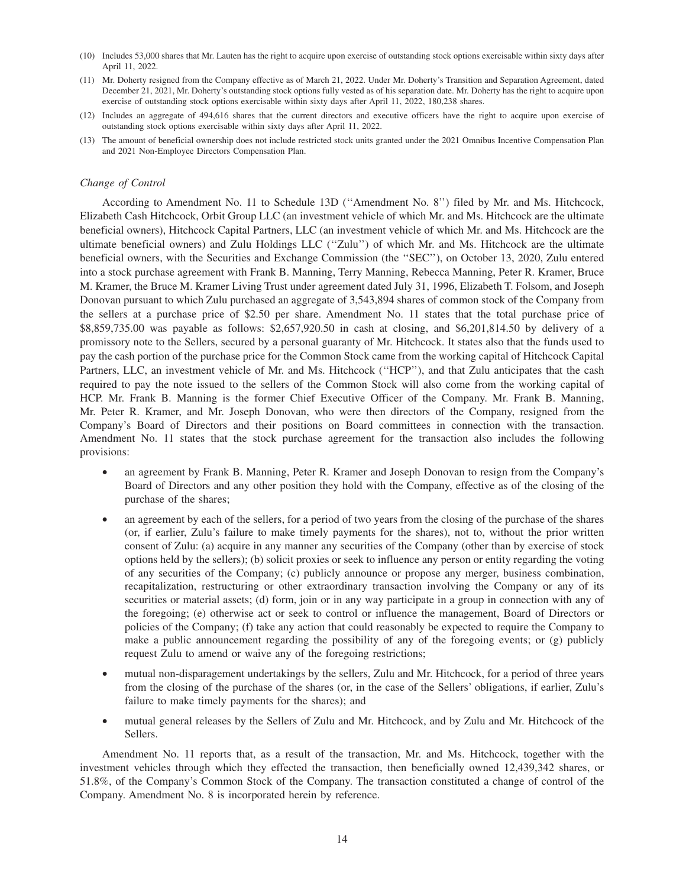(10) Includes 53,000 shares that Mr. Lauten has the right to acquire upon exercise of outstanding stock options exercisable within sixty days after April 11, 2022.

(11) Mr. Doherty resigned from the Company effective as of March 21, 2022. Under Mr. Doherty's Transition and Separation Agreement, dated December 21, 2021, Mr. Doherty's outstanding stock options fully vested as of his separation date. Mr. Doherty has the right to acquire upon exercise of outstanding stock options exercisable within sixty days after April 11, 2022, 180,238 shares.

(12) Includes an aggregate of 494,616 shares that the current directors and executive officers have the right to acquire upon exercise of outstanding stock options exercisable within sixty days after April 11, 2022.

(13) The amount of beneficial ownership does not include restricted stock units granted under the 2021 Omnibus Incentive Compensation Plan and 2021 Non-Employee Directors Compensation Plan.

*Change of Control*

According to Amendment No. 11 to Schedule 13D (''Amendment No. 8'') filed by Mr. and Ms. Hitchcock, Elizabeth Cash Hitchcock, Orbit Group LLC (an investment vehicle of which Mr. and Ms. Hitchcock are the ultimate beneficial owners), Hitchcock Capital Partners, LLC (an investment vehicle of which Mr. and Ms. Hitchcock are the ultimate beneficial owners) and Zulu Holdings LLC (''Zulu'') of which Mr. and Ms. Hitchcock are the ultimate beneficial owners, with the Securities and Exchange Commission (the ''SEC''), on October 13, 2020, Zulu entered into a stock purchase agreement with Frank B. Manning, Terry Manning, Rebecca Manning, Peter R. Kramer, Bruce M. Kramer, the Bruce M. Kramer Living Trust under agreement dated July 31, 1996, Elizabeth T. Folsom, and Joseph Donovan pursuant to which Zulu purchased an aggregate of 3,543,894 shares of common stock of the Company from the sellers at a purchase price of $2.50 per share. Amendment No. 11 states that the total purchase price of $8,859,735.00 was payable as follows: $2,657,920.50 in cash at closing, and $6,201,814.50 by delivery of a promissory note to the Sellers, secured by a personal guaranty of Mr. Hitchcock. It states also that the funds used to pay the cash portion of the purchase price for the Common Stock came from the working capital of Hitchcock Capital Partners, LLC, an investment vehicle of Mr. and Ms. Hitchcock (''HCP''), and that Zulu anticipates that the cash required to pay the note issued to the sellers of the Common Stock will also come from the working capital of HCP. Mr. Frank B. Manning is the former Chief Executive Officer of the Company. Mr. Frank B. Manning, Mr. Peter R. Kramer, and Mr. Joseph Donovan, who were then directors of the Company, resigned from the Company's Board of Directors and their positions on Board committees in connection with the transaction. Amendment No. 11 states that the stock purchase agreement for the transaction also includes the following provisions:

- an agreement by Frank B. Manning, Peter R. Kramer and Joseph Donovan to resign from the Company's Board of Directors and any other position they hold with the Company, effective as of the closing of the purchase of the shares;
- an agreement by each of the sellers, for a period of two years from the closing of the purchase of the shares (or, if earlier, Zulu's failure to make timely payments for the shares), not to, without the prior written consent of Zulu: (a) acquire in any manner any securities of the Company (other than by exercise of stock options held by the sellers); (b) solicit proxies or seek to influence any person or entity regarding the voting of any securities of the Company; (c) publicly announce or propose any merger, business combination, recapitalization, restructuring or other extraordinary transaction involving the Company or any of its securities or material assets; (d) form, join or in any way participate in a group in connection with any of the foregoing; (e) otherwise act or seek to control or influence the management, Board of Directors or policies of the Company; (f) take any action that could reasonably be expected to require the Company to make a public announcement regarding the possibility of any of the foregoing events; or (g) publicly request Zulu to amend or waive any of the foregoing restrictions;
- mutual non-disparagement undertakings by the sellers, Zulu and Mr. Hitchcock, for a period of three years from the closing of the purchase of the shares (or, in the case of the Sellers' obligations, if earlier, Zulu's failure to make timely payments for the shares); and
- mutual general releases by the Sellers of Zulu and Mr. Hitchcock, and by Zulu and Mr. Hitchcock of the Sellers.

Amendment No. 11 reports that, as a result of the transaction, Mr. and Ms. Hitchcock, together with the investment vehicles through which they effected the transaction, then beneficially owned 12,439,342 shares, or 51.8%, of the Company's Common Stock of the Company. The transaction constituted a change of control of the Company. Amendment No. 8 is incorporated herein by reference.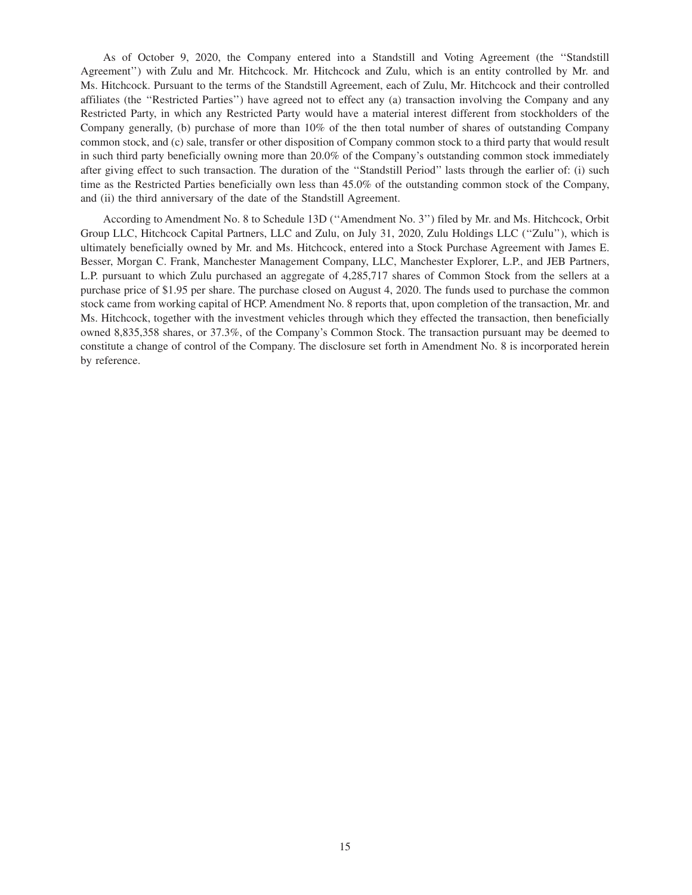As of October 9, 2020, the Company entered into a Standstill and Voting Agreement (the ''Standstill Agreement'') with Zulu and Mr. Hitchcock. Mr. Hitchcock and Zulu, which is an entity controlled by Mr. and Ms. Hitchcock. Pursuant to the terms of the Standstill Agreement, each of Zulu, Mr. Hitchcock and their controlled affiliates (the ''Restricted Parties'') have agreed not to effect any (a) transaction involving the Company and any Restricted Party, in which any Restricted Party would have a material interest different from stockholders of the Company generally, (b) purchase of more than 10% of the then total number of shares of outstanding Company common stock, and (c) sale, transfer or other disposition of Company common stock to a third party that would result in such third party beneficially owning more than 20.0% of the Company's outstanding common stock immediately after giving effect to such transaction. The duration of the ''Standstill Period'' lasts through the earlier of: (i) such time as the Restricted Parties beneficially own less than 45.0% of the outstanding common stock of the Company, and (ii) the third anniversary of the date of the Standstill Agreement.

According to Amendment No. 8 to Schedule 13D (''Amendment No. 3'') filed by Mr. and Ms. Hitchcock, Orbit Group LLC, Hitchcock Capital Partners, LLC and Zulu, on July 31, 2020, Zulu Holdings LLC (''Zulu''), which is ultimately beneficially owned by Mr. and Ms. Hitchcock, entered into a Stock Purchase Agreement with James E. Besser, Morgan C. Frank, Manchester Management Company, LLC, Manchester Explorer, L.P., and JEB Partners, L.P. pursuant to which Zulu purchased an aggregate of 4,285,717 shares of Common Stock from the sellers at a purchase price of $1.95 per share. The purchase closed on August 4, 2020. The funds used to purchase the common stock came from working capital of HCP. Amendment No. 8 reports that, upon completion of the transaction, Mr. and Ms. Hitchcock, together with the investment vehicles through which they effected the transaction, then beneficially owned 8,835,358 shares, or 37.3%, of the Company's Common Stock. The transaction pursuant may be deemed to constitute a change of control of the Company. The disclosure set forth in Amendment No. 8 is incorporated herein by reference.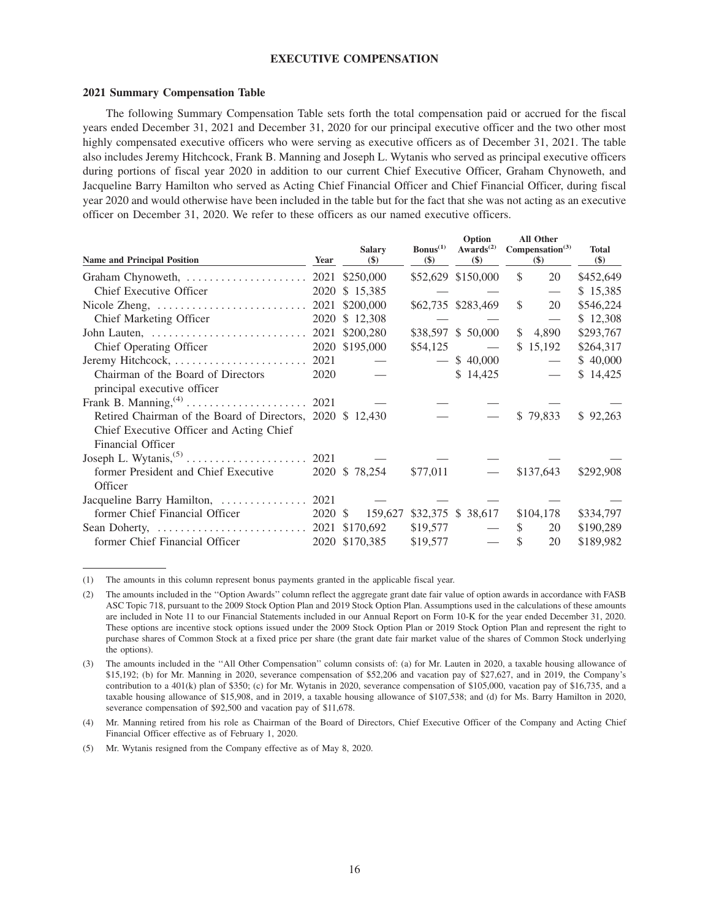**EXECUTIVE COMPENSATION**

**2021 Summary Compensation Table**

The following Summary Compensation Table sets forth the total compensation paid or accrued for the fiscal years ended December 31, 2021 and December 31, 2020 for our principal executive officer and the two other most highly compensated executive officers who were serving as executive officers as of December 31, 2021. The table also includes Jeremy Hitchcock, Frank B. Manning and Joseph L. Wytanis who served as principal executive officers during portions of fiscal year 2020 in addition to our current Chief Executive Officer, Graham Chynoweth, and Jacqueline Barry Hamilton who served as Acting Chief Financial Officer and Chief Financial Officer, during fiscal year 2020 and would otherwise have been included in the table but for the fact that she was not acting as an executive officer on December 31, 2020. We refer to these officers as our named executive officers.

| Name and Principal Position | Year | Salary ($) | Bonus[(1)] ($) | Option Awards[(2)] ($) | All Other Compensation[(3)] ($) | Total ($) |
|---|---|---|---|---|---|---|
| Graham Chynoweth, | 2021 | $250,000 | $52,629 | $150,000 | $ 20 | $452,649 |
| Chief Executive Officer | 2020 | $ 15,385 | — | — | — | $ 15,385 |
| Nicole Zheng, | 2021 | $200,000 | $62,735 | $283,469 | $ 20 | $546,224 |
| Chief Marketing Officer | 2020 | $ 12,308 | — | — | — | $ 12,308 |
| John Lauten, | 2021 | $200,280 | $38,597 | $ 50,000 | $ 4,890 | $293,767 |
| Chief Operating Officer | 2020 | $195,000 | $54,125 | — | $ 15,192 | $264,317 |
| Jeremy Hitchcock, | 2021 | — | — | $ 40,000 | — | $ 40,000 |
| Chairman of the Board of Directors principal executive officer | 2020 | — | | $ 14,425 | — | $ 14,425 |
| Frank B. Manning,[(4)] | 2021 | — | — | — | — | — |
| Retired Chairman of the Board of Directors, Chief Executive Officer and Acting Chief Financial Officer | 2020 | $ 12,430 | — | — | $ 79,833 | $ 92,263 |
| Joseph L. Wytanis,[(5)] | 2021 | — | — | — | — | — |
| former President and Chief Executive Officer | 2020 | $ 78,254 | $77,011 | — | $137,643 | $292,908 |
| Jacqueline Barry Hamilton, | 2021 | — | — | — | — | — |
| former Chief Financial Officer | 2020 | $ 159,627 | $32,375 | $ 38,617 | $104,178 | $334,797 |
| Sean Doherty, | 2021 | $170,692 | $19,577 | — | $ 20 | $190,289 |
| former Chief Financial Officer | 2020 | $170,385 | $19,577 | — | $ 20 | $189,982 |

(1) The amounts in this column represent bonus payments granted in the applicable fiscal year.

(2) The amounts included in the "Option Awards" column reflect the aggregate grant date fair value of option awards in accordance with FASB ASC Topic 718, pursuant to the 2009 Stock Option Plan and 2019 Stock Option Plan. Assumptions used in the calculations of these amounts are included in Note 11 to our Financial Statements included in our Annual Report on Form 10-K for the year ended December 31, 2020. These options are incentive stock options issued under the 2009 Stock Option Plan or 2019 Stock Option Plan and represent the right to purchase shares of Common Stock at a fixed price per share (the grant date fair market value of the shares of Common Stock underlying the options).

(3) The amounts included in the "All Other Compensation" column consists of: (a) for Mr. Lauten in 2020, a taxable housing allowance of $15,192; (b) for Mr. Manning in 2020, severance compensation of $52,206 and vacation pay of $27,627, and in 2019, the Company's contribution to a 401(k) plan of $350; (c) for Mr. Wytanis in 2020, severance compensation of $105,000, vacation pay of $16,735, and a taxable housing allowance of $15,908, and in 2019, a taxable housing allowance of $107,538; and (d) for Ms. Barry Hamilton in 2020, severance compensation of $92,500 and vacation pay of $11,678.

(4) Mr. Manning retired from his role as Chairman of the Board of Directors, Chief Executive Officer of the Company and Acting Chief Financial Officer effective as of February 1, 2020.

(5) Mr. Wytanis resigned from the Company effective as of May 8, 2020.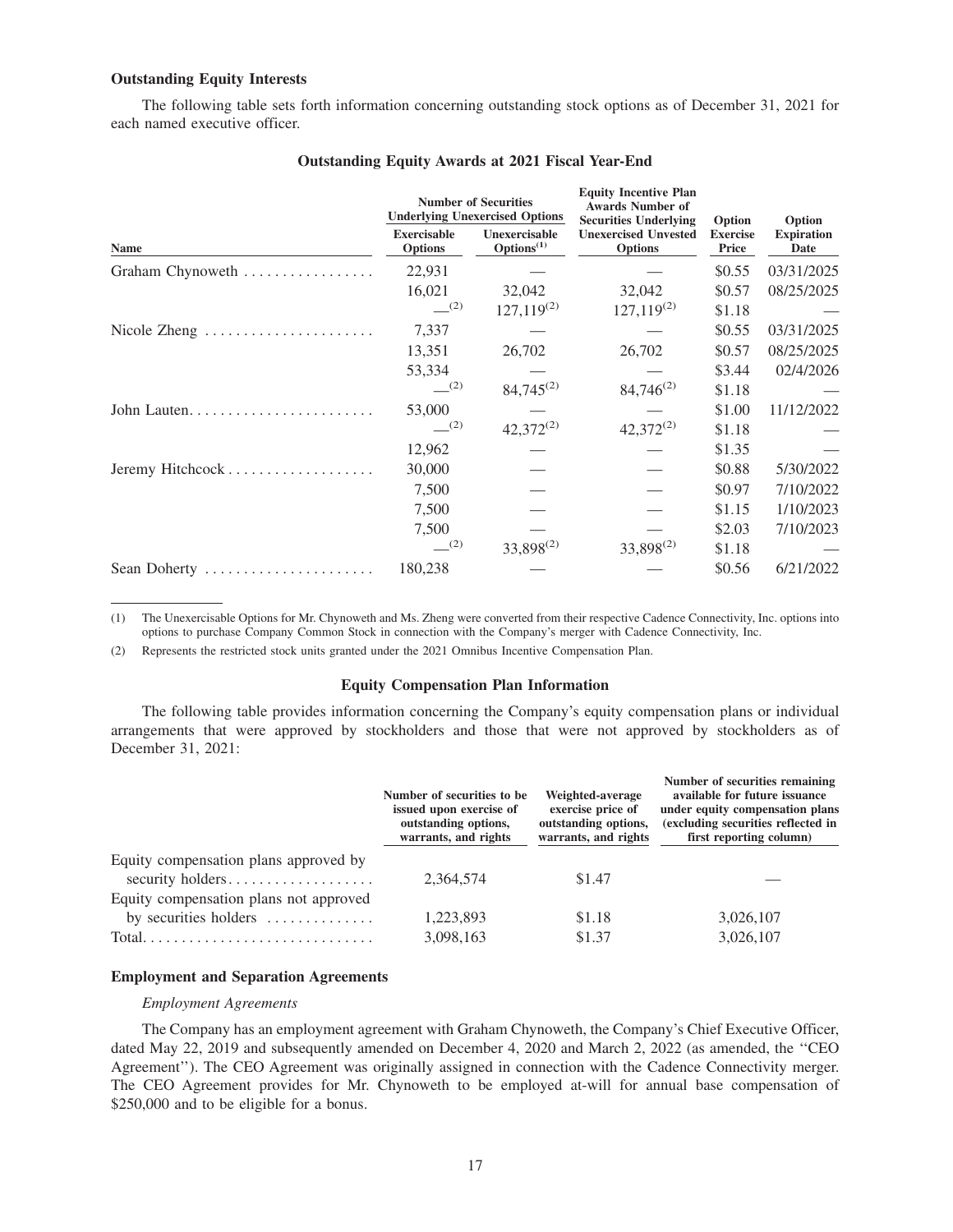**Outstanding Equity Interests**

The following table sets forth information concerning outstanding stock options as of December 31, 2021 for each named executive officer.

**Outstanding Equity Awards at 2021 Fiscal Year-End**

| Name | Number of Securities Underlying Unexercised Options | | Equity Incentive Plan Awards Number of Securities Underlying Unexercised Unvested Options | Option Exercise Price | Option Expiration Date |
|---|---|---|---|---|---|
| | Exercisable Options | Unexercisable Options[(1)] | | | |
| Graham Chynoweth | 22,931 | — | — | \$0.55 | 03/31/2025 |
| | 16,021 | 32,042 | 32,042 | \$0.57 | 08/25/2025 |
| | —[(2)] | 127,119[(2)] | 127,119[(2)] | \$1.18 | — |
| Nicole Zheng | 7,337 | — | — | \$0.55 | 03/31/2025 |
| | 13,351 | 26,702 | 26,702 | \$0.57 | 08/25/2025 |
| | 53,334 | — | — | \$3.44 | 02/4/2026 |
| | —[(2)] | 84,745[(2)] | 84,746[(2)] | \$1.18 | — |
| John Lauten | 53,000 | — | — | \$1.00 | 11/12/2022 |
| | —[(2)] | 42,372[(2)] | 42,372[(2)] | \$1.18 | — |
| | 12,962 | — | — | \$1.35 | — |
| Jeremy Hitchcock | 30,000 | — | — | \$0.88 | 5/30/2022 |
| | 7,500 | — | — | \$0.97 | 7/10/2022 |
| | 7,500 | — | — | \$1.15 | 1/10/2023 |
| | 7,500 | — | — | \$2.03 | 7/10/2023 |
| | —[(2)] | 33,898[(2)] | 33,898[(2)] | \$1.18 | — |
| Sean Doherty | 180,238 | — | — | \$0.56 | 6/21/2022 |

(1) The Unexercisable Options for Mr. Chynoweth and Ms. Zheng were converted from their respective Cadence Connectivity, Inc. options into options to purchase Company Common Stock in connection with the Company's merger with Cadence Connectivity, Inc.

(2) Represents the restricted stock units granted under the 2021 Omnibus Incentive Compensation Plan.

## Equity Compensation Plan Information

The following table provides information concerning the Company's equity compensation plans or individual arrangements that were approved by stockholders and those that were not approved by stockholders as of December 31, 2021:

| | Number of securities to be issued upon exercise of outstanding options, warrants, and rights | Weighted-average exercise price of outstanding options, warrants, and rights | Number of securities remaining available for future issuance under equity compensation plans (excluding securities reflected in first reporting column) |
|---|---|---|---|
| Equity compensation plans approved by security holders | 2,364,574 | \$1.47 | — |
| Equity compensation plans not approved by securities holders | 1,223,893 | \$1.18 | 3,026,107 |
| Total | 3,098,163 | \$1.37 | 3,026,107 |

**Employment and Separation Agreements**

*Employment Agreements*

The Company has an employment agreement with Graham Chynoweth, the Company's Chief Executive Officer, dated May 22, 2019 and subsequently amended on December 4, 2020 and March 2, 2022 (as amended, the "CEO Agreement"). The CEO Agreement was originally assigned in connection with the Cadence Connectivity merger. The CEO Agreement provides for Mr. Chynoweth to be employed at-will for annual base compensation of \$250,000 and to be eligible for a bonus.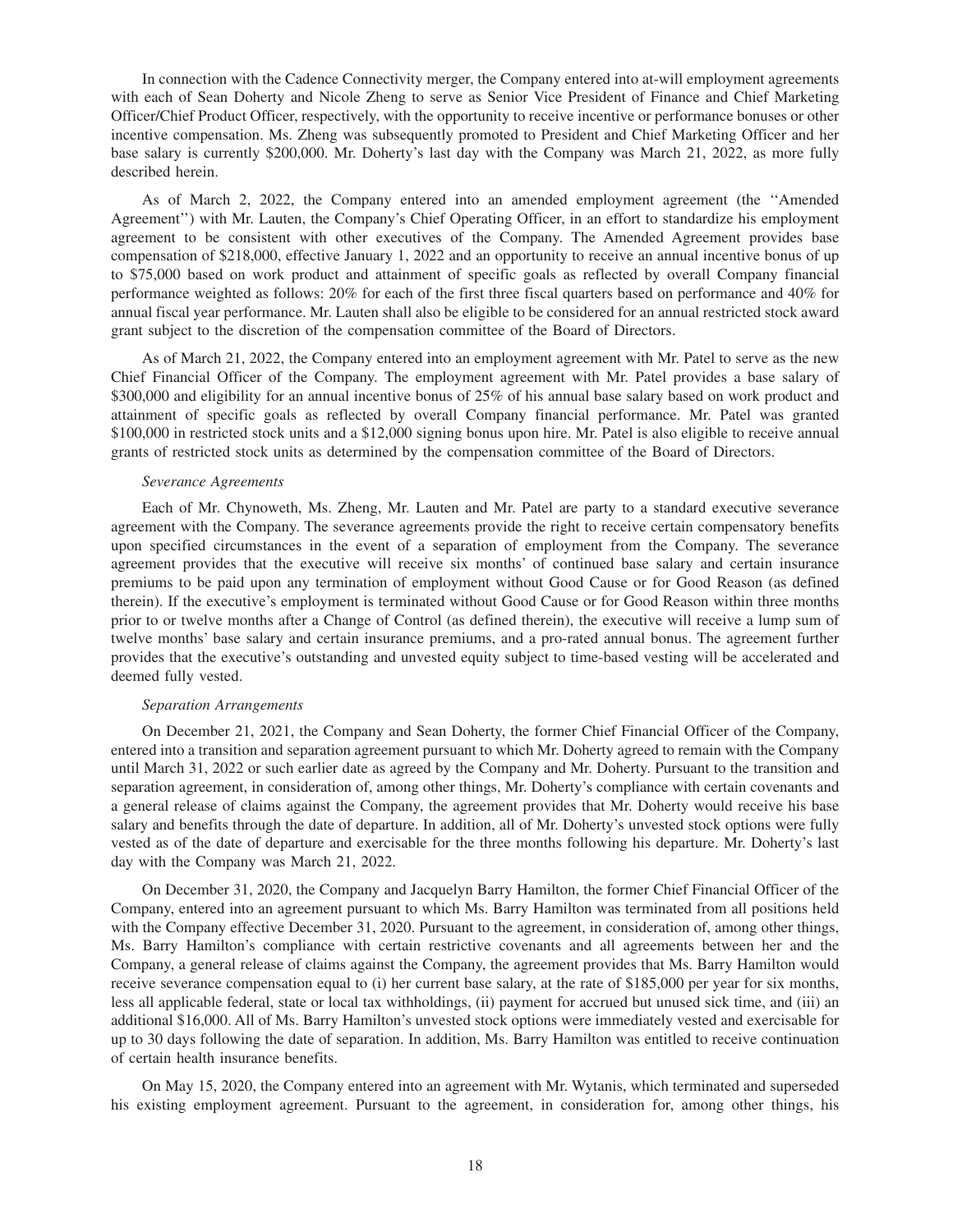In connection with the Cadence Connectivity merger, the Company entered into at-will employment agreements with each of Sean Doherty and Nicole Zheng to serve as Senior Vice President of Finance and Chief Marketing Officer/Chief Product Officer, respectively, with the opportunity to receive incentive or performance bonuses or other incentive compensation. Ms. Zheng was subsequently promoted to President and Chief Marketing Officer and her base salary is currently $200,000. Mr. Doherty's last day with the Company was March 21, 2022, as more fully described herein.

As of March 2, 2022, the Company entered into an amended employment agreement (the ''Amended Agreement'') with Mr. Lauten, the Company's Chief Operating Officer, in an effort to standardize his employment agreement to be consistent with other executives of the Company. The Amended Agreement provides base compensation of $218,000, effective January 1, 2022 and an opportunity to receive an annual incentive bonus of up to $75,000 based on work product and attainment of specific goals as reflected by overall Company financial performance weighted as follows: 20% for each of the first three fiscal quarters based on performance and 40% for annual fiscal year performance. Mr. Lauten shall also be eligible to be considered for an annual restricted stock award grant subject to the discretion of the compensation committee of the Board of Directors.

As of March 21, 2022, the Company entered into an employment agreement with Mr. Patel to serve as the new Chief Financial Officer of the Company. The employment agreement with Mr. Patel provides a base salary of $300,000 and eligibility for an annual incentive bonus of 25% of his annual base salary based on work product and attainment of specific goals as reflected by overall Company financial performance. Mr. Patel was granted $100,000 in restricted stock units and a $12,000 signing bonus upon hire. Mr. Patel is also eligible to receive annual grants of restricted stock units as determined by the compensation committee of the Board of Directors.

*Severance Agreements*

Each of Mr. Chynoweth, Ms. Zheng, Mr. Lauten and Mr. Patel are party to a standard executive severance agreement with the Company. The severance agreements provide the right to receive certain compensatory benefits upon specified circumstances in the event of a separation of employment from the Company. The severance agreement provides that the executive will receive six months' of continued base salary and certain insurance premiums to be paid upon any termination of employment without Good Cause or for Good Reason (as defined therein). If the executive's employment is terminated without Good Cause or for Good Reason within three months prior to or twelve months after a Change of Control (as defined therein), the executive will receive a lump sum of twelve months' base salary and certain insurance premiums, and a pro-rated annual bonus. The agreement further provides that the executive's outstanding and unvested equity subject to time-based vesting will be accelerated and deemed fully vested.

*Separation Arrangements*

On December 21, 2021, the Company and Sean Doherty, the former Chief Financial Officer of the Company, entered into a transition and separation agreement pursuant to which Mr. Doherty agreed to remain with the Company until March 31, 2022 or such earlier date as agreed by the Company and Mr. Doherty. Pursuant to the transition and separation agreement, in consideration of, among other things, Mr. Doherty's compliance with certain covenants and a general release of claims against the Company, the agreement provides that Mr. Doherty would receive his base salary and benefits through the date of departure. In addition, all of Mr. Doherty's unvested stock options were fully vested as of the date of departure and exercisable for the three months following his departure. Mr. Doherty's last day with the Company was March 21, 2022.

On December 31, 2020, the Company and Jacquelyn Barry Hamilton, the former Chief Financial Officer of the Company, entered into an agreement pursuant to which Ms. Barry Hamilton was terminated from all positions held with the Company effective December 31, 2020. Pursuant to the agreement, in consideration of, among other things, Ms. Barry Hamilton's compliance with certain restrictive covenants and all agreements between her and the Company, a general release of claims against the Company, the agreement provides that Ms. Barry Hamilton would receive severance compensation equal to (i) her current base salary, at the rate of $185,000 per year for six months, less all applicable federal, state or local tax withholdings, (ii) payment for accrued but unused sick time, and (iii) an additional $16,000. All of Ms. Barry Hamilton's unvested stock options were immediately vested and exercisable for up to 30 days following the date of separation. In addition, Ms. Barry Hamilton was entitled to receive continuation of certain health insurance benefits.

On May 15, 2020, the Company entered into an agreement with Mr. Wytanis, which terminated and superseded his existing employment agreement. Pursuant to the agreement, in consideration for, among other things, his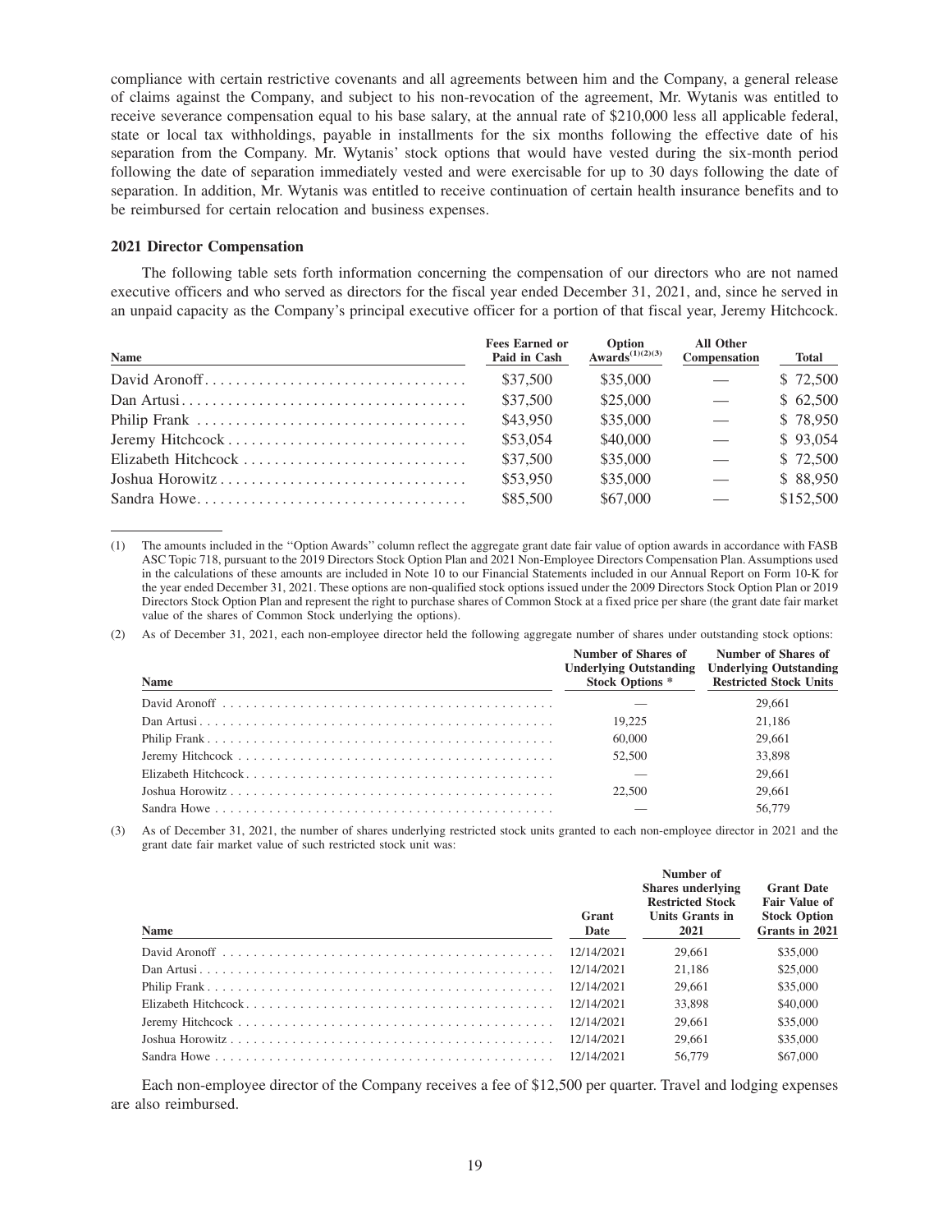compliance with certain restrictive covenants and all agreements between him and the Company, a general release of claims against the Company, and subject to his non-revocation of the agreement, Mr. Wytanis was entitled to receive severance compensation equal to his base salary, at the annual rate of $210,000 less all applicable federal, state or local tax withholdings, payable in installments for the six months following the effective date of his separation from the Company. Mr. Wytanis' stock options that would have vested during the six-month period following the date of separation immediately vested and were exercisable for up to 30 days following the date of separation. In addition, Mr. Wytanis was entitled to receive continuation of certain health insurance benefits and to be reimbursed for certain relocation and business expenses.

### 2021 Director Compensation

The following table sets forth information concerning the compensation of our directors who are not named executive officers and who served as directors for the fiscal year ended December 31, 2021, and, since he served in an unpaid capacity as the Company's principal executive officer for a portion of that fiscal year, Jeremy Hitchcock.

| Name | Fees Earned or Paid in Cash | Option Awards[(1)(2)(3)] | All Other Compensation | Total |
|---|---|---|---|---|
| David Aronoff | $37,500 | $35,000 | — | $ 72,500 |
| Dan Artusi | $37,500 | $25,000 | — | $ 62,500 |
| Philip Frank | $43,950 | $35,000 | — | $ 78,950 |
| Jeremy Hitchcock | $53,054 | $40,000 | — | $ 93,054 |
| Elizabeth Hitchcock | $37,500 | $35,000 | — | $ 72,500 |
| Joshua Horowitz | $53,950 | $35,000 | — | $ 88,950 |
| Sandra Howe | $85,500 | $67,000 | — | $152,500 |

(1) The amounts included in the ''Option Awards'' column reflect the aggregate grant date fair value of option awards in accordance with FASB ASC Topic 718, pursuant to the 2019 Directors Stock Option Plan and 2021 Non-Employee Directors Compensation Plan. Assumptions used in the calculations of these amounts are included in Note 10 to our Financial Statements included in our Annual Report on Form 10-K for the year ended December 31, 2021. These options are non-qualified stock options issued under the 2009 Directors Stock Option Plan or 2019 Directors Stock Option Plan and represent the right to purchase shares of Common Stock at a fixed price per share (the grant date fair market value of the shares of Common Stock underlying the options).

(2) As of December 31, 2021, each non-employee director held the following aggregate number of shares under outstanding stock options:

| Name | Number of Shares of Underlying Outstanding Stock Options * | Number of Shares of Underlying Outstanding Restricted Stock Units |
|---|---|---|
| David Aronoff | — | 29,661 |
| Dan Artusi | 19,225 | 21,186 |
| Philip Frank | 60,000 | 29,661 |
| Jeremy Hitchcock | 52,500 | 33,898 |
| Elizabeth Hitchcock | — | 29,661 |
| Joshua Horowitz | 22,500 | 29,661 |
| Sandra Howe | — | 56,779 |

(3) As of December 31, 2021, the number of shares underlying restricted stock units granted to each non-employee director in 2021 and the grant date fair market value of such restricted stock unit was:

| Name | Grant Date | Number of Shares underlying Restricted Stock Units Grants in 2021 | Grant Date Fair Value of Stock Option Grants in 2021 |
|---|---|---|---|
| David Aronoff | 12/14/2021 | 29,661 | $35,000 |
| Dan Artusi | 12/14/2021 | 21,186 | $25,000 |
| Philip Frank | 12/14/2021 | 29,661 | $35,000 |
| Elizabeth Hitchcock | 12/14/2021 | 33,898 | $40,000 |
| Jeremy Hitchcock | 12/14/2021 | 29,661 | $35,000 |
| Joshua Horowitz | 12/14/2021 | 29,661 | $35,000 |
| Sandra Howe | 12/14/2021 | 56,779 | $67,000 |

Each non-employee director of the Company receives a fee of $12,500 per quarter. Travel and lodging expenses are also reimbursed.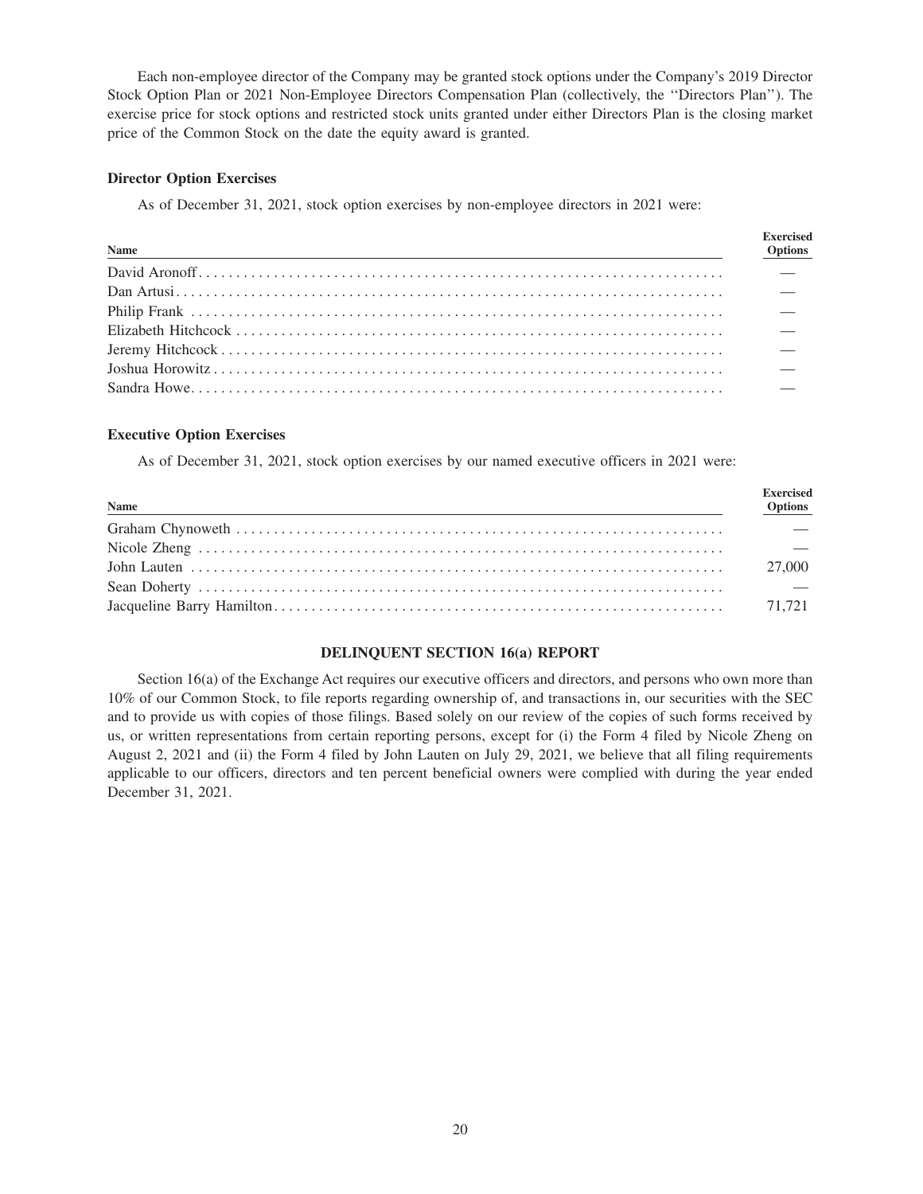Each non-employee director of the Company may be granted stock options under the Company's 2019 Director Stock Option Plan or 2021 Non-Employee Directors Compensation Plan (collectively, the ''Directors Plan''). The exercise price for stock options and restricted stock units granted under either Directors Plan is the closing market price of the Common Stock on the date the equity award is granted.

**Director Option Exercises**

As of December 31, 2021, stock option exercises by non-employee directors in 2021 were:

| Name | Exercised Options |
|---|---|
| David Aronoff | — |
| Dan Artusi | — |
| Philip Frank | — |
| Elizabeth Hitchcock | — |
| Jeremy Hitchcock | — |
| Joshua Horowitz | — |
| Sandra Howe | — |

**Executive Option Exercises**

As of December 31, 2021, stock option exercises by our named executive officers in 2021 were:

| Name | Exercised Options |
|---|---|
| Graham Chynoweth | — |
| Nicole Zheng | — |
| John Lauten | 27,000 |
| Sean Doherty | — |
| Jacqueline Barry Hamilton | 71,721 |

**DELINQUENT SECTION 16(a) REPORT**

Section 16(a) of the Exchange Act requires our executive officers and directors, and persons who own more than 10% of our Common Stock, to file reports regarding ownership of, and transactions in, our securities with the SEC and to provide us with copies of those filings. Based solely on our review of the copies of such forms received by us, or written representations from certain reporting persons, except for (i) the Form 4 filed by Nicole Zheng on August 2, 2021 and (ii) the Form 4 filed by John Lauten on July 29, 2021, we believe that all filing requirements applicable to our officers, directors and ten percent beneficial owners were complied with during the year ended December 31, 2021.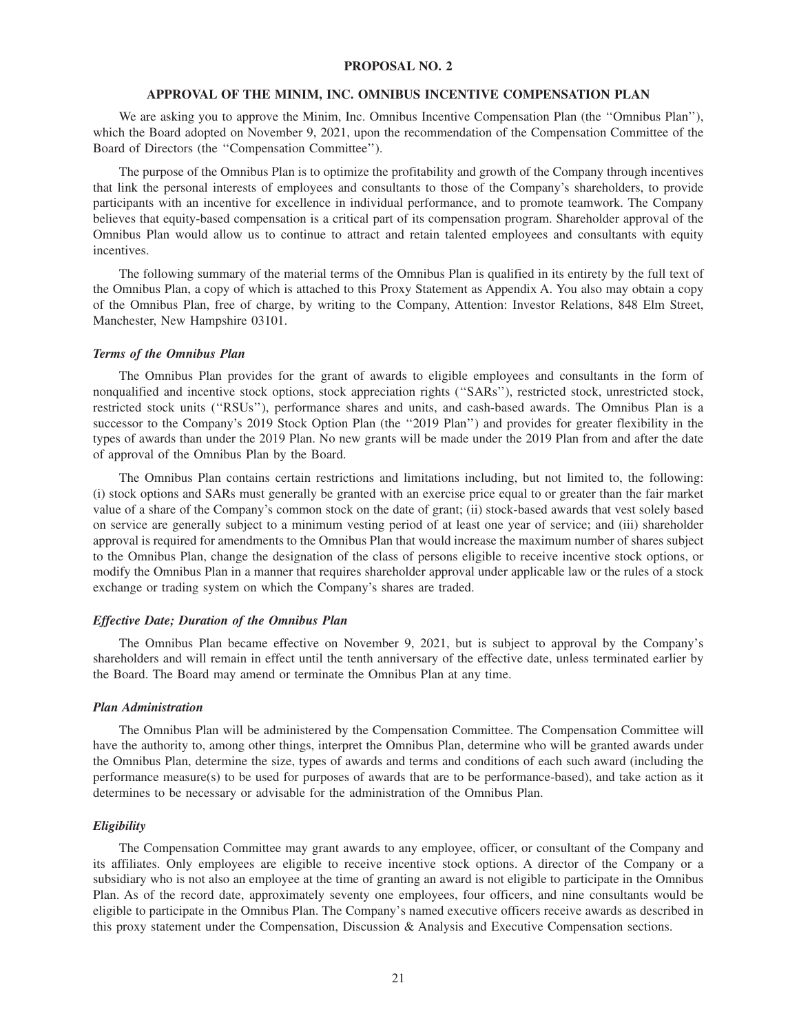## PROPOSAL NO. 2

### APPROVAL OF THE MINIM, INC. OMNIBUS INCENTIVE COMPENSATION PLAN

We are asking you to approve the Minim, Inc. Omnibus Incentive Compensation Plan (the ''Omnibus Plan''), which the Board adopted on November 9, 2021, upon the recommendation of the Compensation Committee of the Board of Directors (the ''Compensation Committee'').

The purpose of the Omnibus Plan is to optimize the profitability and growth of the Company through incentives that link the personal interests of employees and consultants to those of the Company's shareholders, to provide participants with an incentive for excellence in individual performance, and to promote teamwork. The Company believes that equity-based compensation is a critical part of its compensation program. Shareholder approval of the Omnibus Plan would allow us to continue to attract and retain talented employees and consultants with equity incentives.

The following summary of the material terms of the Omnibus Plan is qualified in its entirety by the full text of the Omnibus Plan, a copy of which is attached to this Proxy Statement as Appendix A. You also may obtain a copy of the Omnibus Plan, free of charge, by writing to the Company, Attention: Investor Relations, 848 Elm Street, Manchester, New Hampshire 03101.

#### *Terms of the Omnibus Plan*

The Omnibus Plan provides for the grant of awards to eligible employees and consultants in the form of nonqualified and incentive stock options, stock appreciation rights (''SARs''), restricted stock, unrestricted stock, restricted stock units (''RSUs''), performance shares and units, and cash-based awards. The Omnibus Plan is a successor to the Company's 2019 Stock Option Plan (the ''2019 Plan'') and provides for greater flexibility in the types of awards than under the 2019 Plan. No new grants will be made under the 2019 Plan from and after the date of approval of the Omnibus Plan by the Board.

The Omnibus Plan contains certain restrictions and limitations including, but not limited to, the following: (i) stock options and SARs must generally be granted with an exercise price equal to or greater than the fair market value of a share of the Company's common stock on the date of grant; (ii) stock-based awards that vest solely based on service are generally subject to a minimum vesting period of at least one year of service; and (iii) shareholder approval is required for amendments to the Omnibus Plan that would increase the maximum number of shares subject to the Omnibus Plan, change the designation of the class of persons eligible to receive incentive stock options, or modify the Omnibus Plan in a manner that requires shareholder approval under applicable law or the rules of a stock exchange or trading system on which the Company's shares are traded.

#### *Effective Date; Duration of the Omnibus Plan*

The Omnibus Plan became effective on November 9, 2021, but is subject to approval by the Company's shareholders and will remain in effect until the tenth anniversary of the effective date, unless terminated earlier by the Board. The Board may amend or terminate the Omnibus Plan at any time.

#### *Plan Administration*

The Omnibus Plan will be administered by the Compensation Committee. The Compensation Committee will have the authority to, among other things, interpret the Omnibus Plan, determine who will be granted awards under the Omnibus Plan, determine the size, types of awards and terms and conditions of each such award (including the performance measure(s) to be used for purposes of awards that are to be performance-based), and take action as it determines to be necessary or advisable for the administration of the Omnibus Plan.

#### *Eligibility*

The Compensation Committee may grant awards to any employee, officer, or consultant of the Company and its affiliates. Only employees are eligible to receive incentive stock options. A director of the Company or a subsidiary who is not also an employee at the time of granting an award is not eligible to participate in the Omnibus Plan. As of the record date, approximately seventy one employees, four officers, and nine consultants would be eligible to participate in the Omnibus Plan. The Company's named executive officers receive awards as described in this proxy statement under the Compensation, Discussion & Analysis and Executive Compensation sections.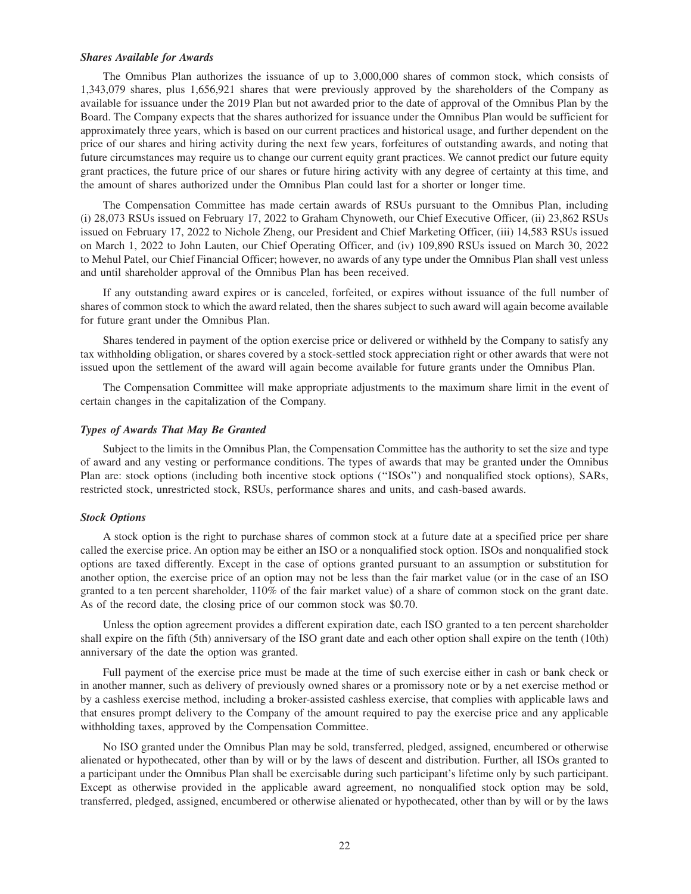### *Shares Available for Awards*

The Omnibus Plan authorizes the issuance of up to 3,000,000 shares of common stock, which consists of 1,343,079 shares, plus 1,656,921 shares that were previously approved by the shareholders of the Company as available for issuance under the 2019 Plan but not awarded prior to the date of approval of the Omnibus Plan by the Board. The Company expects that the shares authorized for issuance under the Omnibus Plan would be sufficient for approximately three years, which is based on our current practices and historical usage, and further dependent on the price of our shares and hiring activity during the next few years, forfeitures of outstanding awards, and noting that future circumstances may require us to change our current equity grant practices. We cannot predict our future equity grant practices, the future price of our shares or future hiring activity with any degree of certainty at this time, and the amount of shares authorized under the Omnibus Plan could last for a shorter or longer time.

The Compensation Committee has made certain awards of RSUs pursuant to the Omnibus Plan, including (i) 28,073 RSUs issued on February 17, 2022 to Graham Chynoweth, our Chief Executive Officer, (ii) 23,862 RSUs issued on February 17, 2022 to Nichole Zheng, our President and Chief Marketing Officer, (iii) 14,583 RSUs issued on March 1, 2022 to John Lauten, our Chief Operating Officer, and (iv) 109,890 RSUs issued on March 30, 2022 to Mehul Patel, our Chief Financial Officer; however, no awards of any type under the Omnibus Plan shall vest unless and until shareholder approval of the Omnibus Plan has been received.

If any outstanding award expires or is canceled, forfeited, or expires without issuance of the full number of shares of common stock to which the award related, then the shares subject to such award will again become available for future grant under the Omnibus Plan.

Shares tendered in payment of the option exercise price or delivered or withheld by the Company to satisfy any tax withholding obligation, or shares covered by a stock-settled stock appreciation right or other awards that were not issued upon the settlement of the award will again become available for future grants under the Omnibus Plan.

The Compensation Committee will make appropriate adjustments to the maximum share limit in the event of certain changes in the capitalization of the Company.

### *Types of Awards That May Be Granted*

Subject to the limits in the Omnibus Plan, the Compensation Committee has the authority to set the size and type of award and any vesting or performance conditions. The types of awards that may be granted under the Omnibus Plan are: stock options (including both incentive stock options (''ISOs'') and nonqualified stock options), SARs, restricted stock, unrestricted stock, RSUs, performance shares and units, and cash-based awards.

### *Stock Options*

A stock option is the right to purchase shares of common stock at a future date at a specified price per share called the exercise price. An option may be either an ISO or a nonqualified stock option. ISOs and nonqualified stock options are taxed differently. Except in the case of options granted pursuant to an assumption or substitution for another option, the exercise price of an option may not be less than the fair market value (or in the case of an ISO granted to a ten percent shareholder, 110% of the fair market value) of a share of common stock on the grant date. As of the record date, the closing price of our common stock was $0.70.

Unless the option agreement provides a different expiration date, each ISO granted to a ten percent shareholder shall expire on the fifth (5th) anniversary of the ISO grant date and each other option shall expire on the tenth (10th) anniversary of the date the option was granted.

Full payment of the exercise price must be made at the time of such exercise either in cash or bank check or in another manner, such as delivery of previously owned shares or a promissory note or by a net exercise method or by a cashless exercise method, including a broker-assisted cashless exercise, that complies with applicable laws and that ensures prompt delivery to the Company of the amount required to pay the exercise price and any applicable withholding taxes, approved by the Compensation Committee.

No ISO granted under the Omnibus Plan may be sold, transferred, pledged, assigned, encumbered or otherwise alienated or hypothecated, other than by will or by the laws of descent and distribution. Further, all ISOs granted to a participant under the Omnibus Plan shall be exercisable during such participant's lifetime only by such participant. Except as otherwise provided in the applicable award agreement, no nonqualified stock option may be sold, transferred, pledged, assigned, encumbered or otherwise alienated or hypothecated, other than by will or by the laws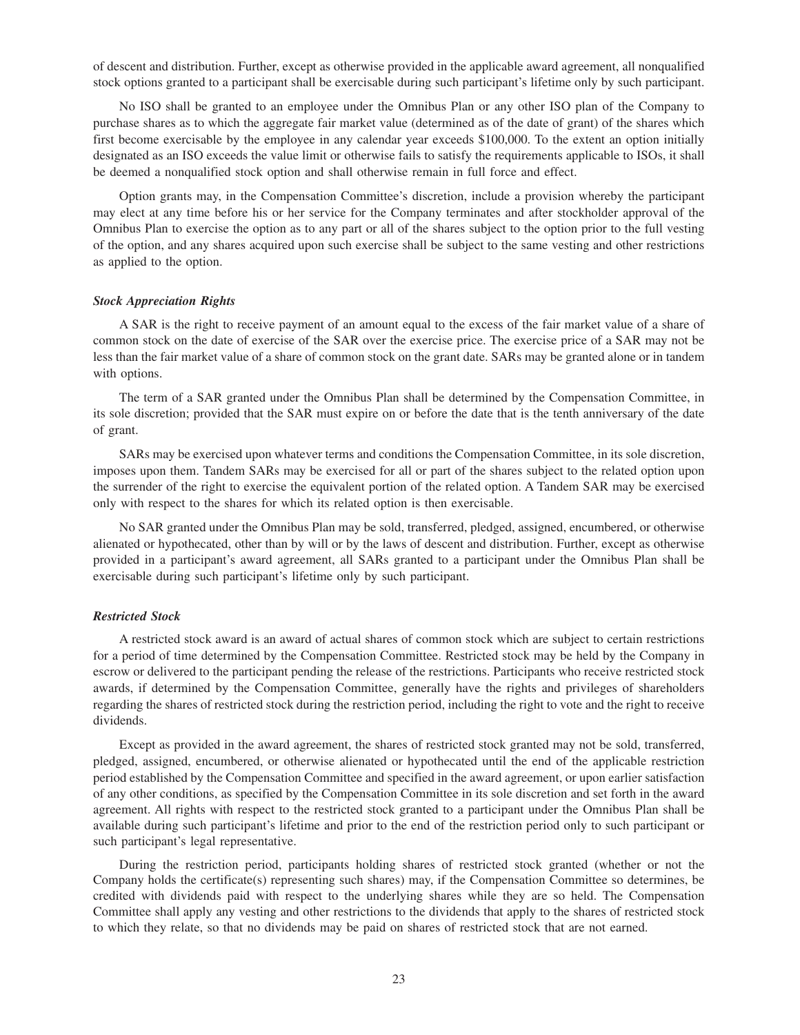of descent and distribution. Further, except as otherwise provided in the applicable award agreement, all nonqualified stock options granted to a participant shall be exercisable during such participant's lifetime only by such participant.

No ISO shall be granted to an employee under the Omnibus Plan or any other ISO plan of the Company to purchase shares as to which the aggregate fair market value (determined as of the date of grant) of the shares which first become exercisable by the employee in any calendar year exceeds $100,000. To the extent an option initially designated as an ISO exceeds the value limit or otherwise fails to satisfy the requirements applicable to ISOs, it shall be deemed a nonqualified stock option and shall otherwise remain in full force and effect.

Option grants may, in the Compensation Committee's discretion, include a provision whereby the participant may elect at any time before his or her service for the Company terminates and after stockholder approval of the Omnibus Plan to exercise the option as to any part or all of the shares subject to the option prior to the full vesting of the option, and any shares acquired upon such exercise shall be subject to the same vesting and other restrictions as applied to the option.

***Stock Appreciation Rights***

A SAR is the right to receive payment of an amount equal to the excess of the fair market value of a share of common stock on the date of exercise of the SAR over the exercise price. The exercise price of a SAR may not be less than the fair market value of a share of common stock on the grant date. SARs may be granted alone or in tandem with options.

The term of a SAR granted under the Omnibus Plan shall be determined by the Compensation Committee, in its sole discretion; provided that the SAR must expire on or before the date that is the tenth anniversary of the date of grant.

SARs may be exercised upon whatever terms and conditions the Compensation Committee, in its sole discretion, imposes upon them. Tandem SARs may be exercised for all or part of the shares subject to the related option upon the surrender of the right to exercise the equivalent portion of the related option. A Tandem SAR may be exercised only with respect to the shares for which its related option is then exercisable.

No SAR granted under the Omnibus Plan may be sold, transferred, pledged, assigned, encumbered, or otherwise alienated or hypothecated, other than by will or by the laws of descent and distribution. Further, except as otherwise provided in a participant's award agreement, all SARs granted to a participant under the Omnibus Plan shall be exercisable during such participant's lifetime only by such participant.

***Restricted Stock***

A restricted stock award is an award of actual shares of common stock which are subject to certain restrictions for a period of time determined by the Compensation Committee. Restricted stock may be held by the Company in escrow or delivered to the participant pending the release of the restrictions. Participants who receive restricted stock awards, if determined by the Compensation Committee, generally have the rights and privileges of shareholders regarding the shares of restricted stock during the restriction period, including the right to vote and the right to receive dividends.

Except as provided in the award agreement, the shares of restricted stock granted may not be sold, transferred, pledged, assigned, encumbered, or otherwise alienated or hypothecated until the end of the applicable restriction period established by the Compensation Committee and specified in the award agreement, or upon earlier satisfaction of any other conditions, as specified by the Compensation Committee in its sole discretion and set forth in the award agreement. All rights with respect to the restricted stock granted to a participant under the Omnibus Plan shall be available during such participant's lifetime and prior to the end of the restriction period only to such participant or such participant's legal representative.

During the restriction period, participants holding shares of restricted stock granted (whether or not the Company holds the certificate(s) representing such shares) may, if the Compensation Committee so determines, be credited with dividends paid with respect to the underlying shares while they are so held. The Compensation Committee shall apply any vesting and other restrictions to the dividends that apply to the shares of restricted stock to which they relate, so that no dividends may be paid on shares of restricted stock that are not earned.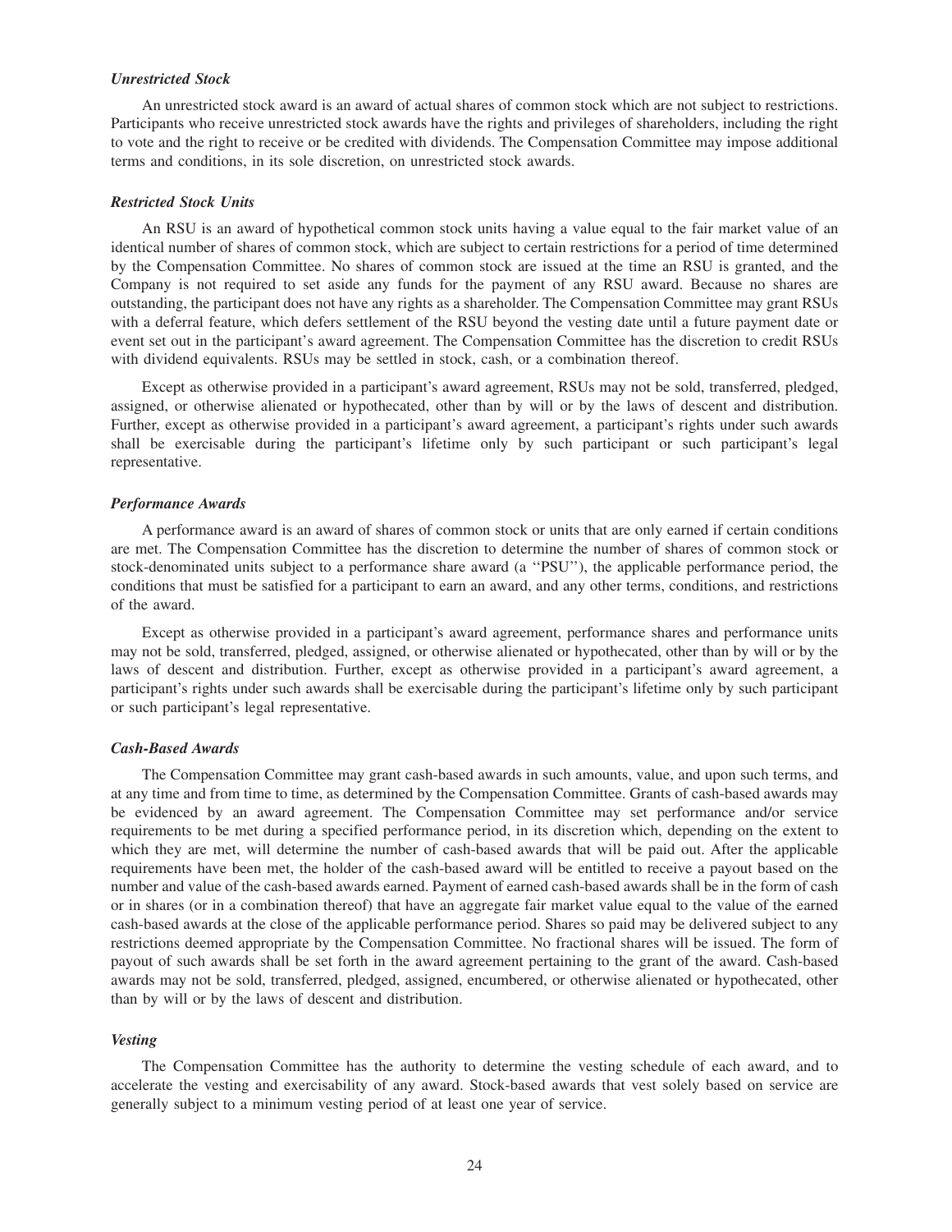### *Unrestricted Stock*

An unrestricted stock award is an award of actual shares of common stock which are not subject to restrictions. Participants who receive unrestricted stock awards have the rights and privileges of shareholders, including the right to vote and the right to receive or be credited with dividends. The Compensation Committee may impose additional terms and conditions, in its sole discretion, on unrestricted stock awards.

### *Restricted Stock Units*

An RSU is an award of hypothetical common stock units having a value equal to the fair market value of an identical number of shares of common stock, which are subject to certain restrictions for a period of time determined by the Compensation Committee. No shares of common stock are issued at the time an RSU is granted, and the Company is not required to set aside any funds for the payment of any RSU award. Because no shares are outstanding, the participant does not have any rights as a shareholder. The Compensation Committee may grant RSUs with a deferral feature, which defers settlement of the RSU beyond the vesting date until a future payment date or event set out in the participant's award agreement. The Compensation Committee has the discretion to credit RSUs with dividend equivalents. RSUs may be settled in stock, cash, or a combination thereof.

Except as otherwise provided in a participant's award agreement, RSUs may not be sold, transferred, pledged, assigned, or otherwise alienated or hypothecated, other than by will or by the laws of descent and distribution. Further, except as otherwise provided in a participant's award agreement, a participant's rights under such awards shall be exercisable during the participant's lifetime only by such participant or such participant's legal representative.

### *Performance Awards*

A performance award is an award of shares of common stock or units that are only earned if certain conditions are met. The Compensation Committee has the discretion to determine the number of shares of common stock or stock-denominated units subject to a performance share award (a ''PSU''), the applicable performance period, the conditions that must be satisfied for a participant to earn an award, and any other terms, conditions, and restrictions of the award.

Except as otherwise provided in a participant's award agreement, performance shares and performance units may not be sold, transferred, pledged, assigned, or otherwise alienated or hypothecated, other than by will or by the laws of descent and distribution. Further, except as otherwise provided in a participant's award agreement, a participant's rights under such awards shall be exercisable during the participant's lifetime only by such participant or such participant's legal representative.

### *Cash-Based Awards*

The Compensation Committee may grant cash-based awards in such amounts, value, and upon such terms, and at any time and from time to time, as determined by the Compensation Committee. Grants of cash-based awards may be evidenced by an award agreement. The Compensation Committee may set performance and/or service requirements to be met during a specified performance period, in its discretion which, depending on the extent to which they are met, will determine the number of cash-based awards that will be paid out. After the applicable requirements have been met, the holder of the cash-based award will be entitled to receive a payout based on the number and value of the cash-based awards earned. Payment of earned cash-based awards shall be in the form of cash or in shares (or in a combination thereof) that have an aggregate fair market value equal to the value of the earned cash-based awards at the close of the applicable performance period. Shares so paid may be delivered subject to any restrictions deemed appropriate by the Compensation Committee. No fractional shares will be issued. The form of payout of such awards shall be set forth in the award agreement pertaining to the grant of the award. Cash-based awards may not be sold, transferred, pledged, assigned, encumbered, or otherwise alienated or hypothecated, other than by will or by the laws of descent and distribution.

### *Vesting*

The Compensation Committee has the authority to determine the vesting schedule of each award, and to accelerate the vesting and exercisability of any award. Stock-based awards that vest solely based on service are generally subject to a minimum vesting period of at least one year of service.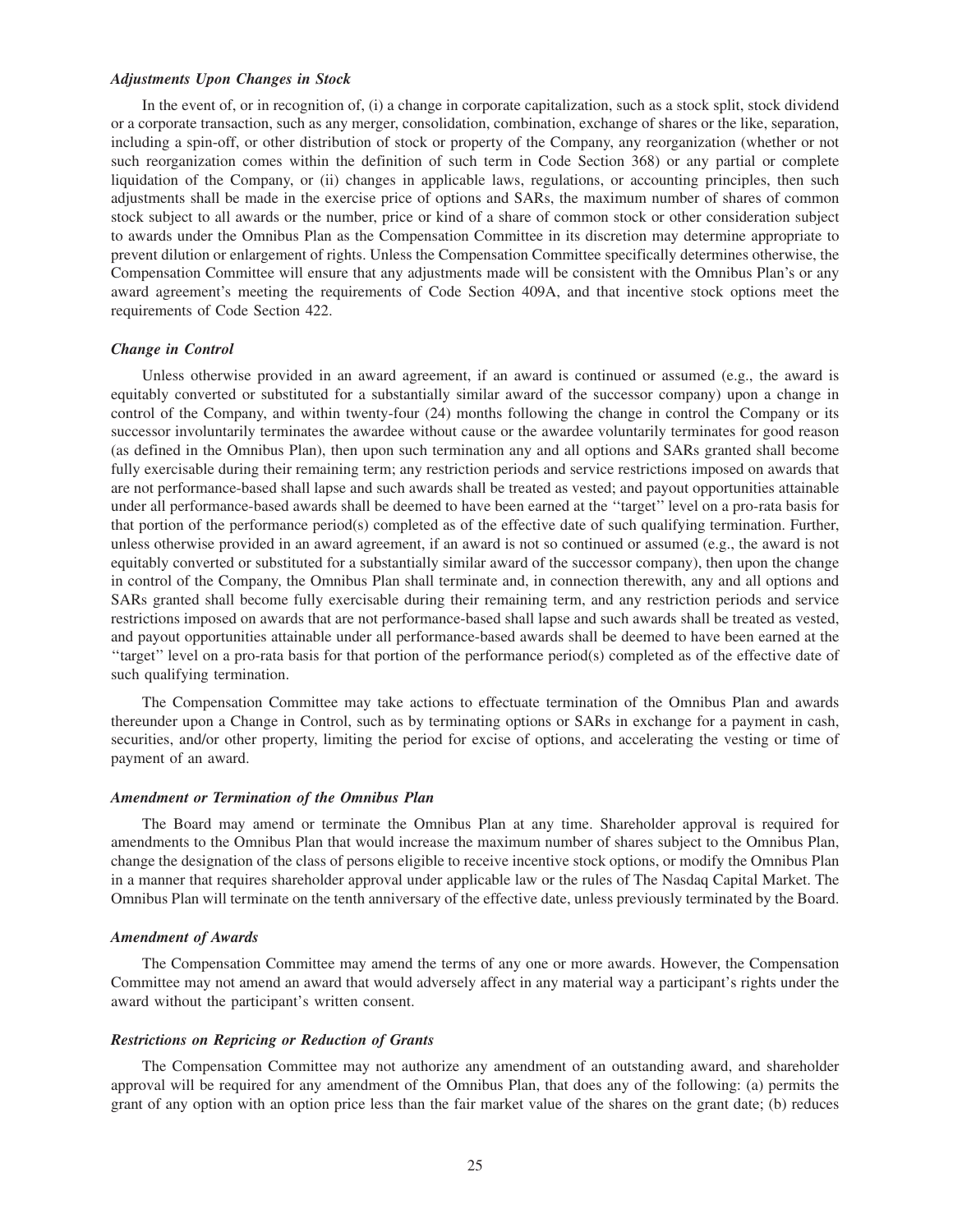### *Adjustments Upon Changes in Stock*

In the event of, or in recognition of, (i) a change in corporate capitalization, such as a stock split, stock dividend or a corporate transaction, such as any merger, consolidation, combination, exchange of shares or the like, separation, including a spin-off, or other distribution of stock or property of the Company, any reorganization (whether or not such reorganization comes within the definition of such term in Code Section 368) or any partial or complete liquidation of the Company, or (ii) changes in applicable laws, regulations, or accounting principles, then such adjustments shall be made in the exercise price of options and SARs, the maximum number of shares of common stock subject to all awards or the number, price or kind of a share of common stock or other consideration subject to awards under the Omnibus Plan as the Compensation Committee in its discretion may determine appropriate to prevent dilution or enlargement of rights. Unless the Compensation Committee specifically determines otherwise, the Compensation Committee will ensure that any adjustments made will be consistent with the Omnibus Plan's or any award agreement's meeting the requirements of Code Section 409A, and that incentive stock options meet the requirements of Code Section 422.

### *Change in Control*

Unless otherwise provided in an award agreement, if an award is continued or assumed (e.g., the award is equitably converted or substituted for a substantially similar award of the successor company) upon a change in control of the Company, and within twenty-four (24) months following the change in control the Company or its successor involuntarily terminates the awardee without cause or the awardee voluntarily terminates for good reason (as defined in the Omnibus Plan), then upon such termination any and all options and SARs granted shall become fully exercisable during their remaining term; any restriction periods and service restrictions imposed on awards that are not performance-based shall lapse and such awards shall be treated as vested; and payout opportunities attainable under all performance-based awards shall be deemed to have been earned at the ''target'' level on a pro-rata basis for that portion of the performance period(s) completed as of the effective date of such qualifying termination. Further, unless otherwise provided in an award agreement, if an award is not so continued or assumed (e.g., the award is not equitably converted or substituted for a substantially similar award of the successor company), then upon the change in control of the Company, the Omnibus Plan shall terminate and, in connection therewith, any and all options and SARs granted shall become fully exercisable during their remaining term, and any restriction periods and service restrictions imposed on awards that are not performance-based shall lapse and such awards shall be treated as vested, and payout opportunities attainable under all performance-based awards shall be deemed to have been earned at the ''target'' level on a pro-rata basis for that portion of the performance period(s) completed as of the effective date of such qualifying termination.

The Compensation Committee may take actions to effectuate termination of the Omnibus Plan and awards thereunder upon a Change in Control, such as by terminating options or SARs in exchange for a payment in cash, securities, and/or other property, limiting the period for excise of options, and accelerating the vesting or time of payment of an award.

### *Amendment or Termination of the Omnibus Plan*

The Board may amend or terminate the Omnibus Plan at any time. Shareholder approval is required for amendments to the Omnibus Plan that would increase the maximum number of shares subject to the Omnibus Plan, change the designation of the class of persons eligible to receive incentive stock options, or modify the Omnibus Plan in a manner that requires shareholder approval under applicable law or the rules of The Nasdaq Capital Market. The Omnibus Plan will terminate on the tenth anniversary of the effective date, unless previously terminated by the Board.

### *Amendment of Awards*

The Compensation Committee may amend the terms of any one or more awards. However, the Compensation Committee may not amend an award that would adversely affect in any material way a participant's rights under the award without the participant's written consent.

### *Restrictions on Repricing or Reduction of Grants*

The Compensation Committee may not authorize any amendment of an outstanding award, and shareholder approval will be required for any amendment of the Omnibus Plan, that does any of the following: (a) permits the grant of any option with an option price less than the fair market value of the shares on the grant date; (b) reduces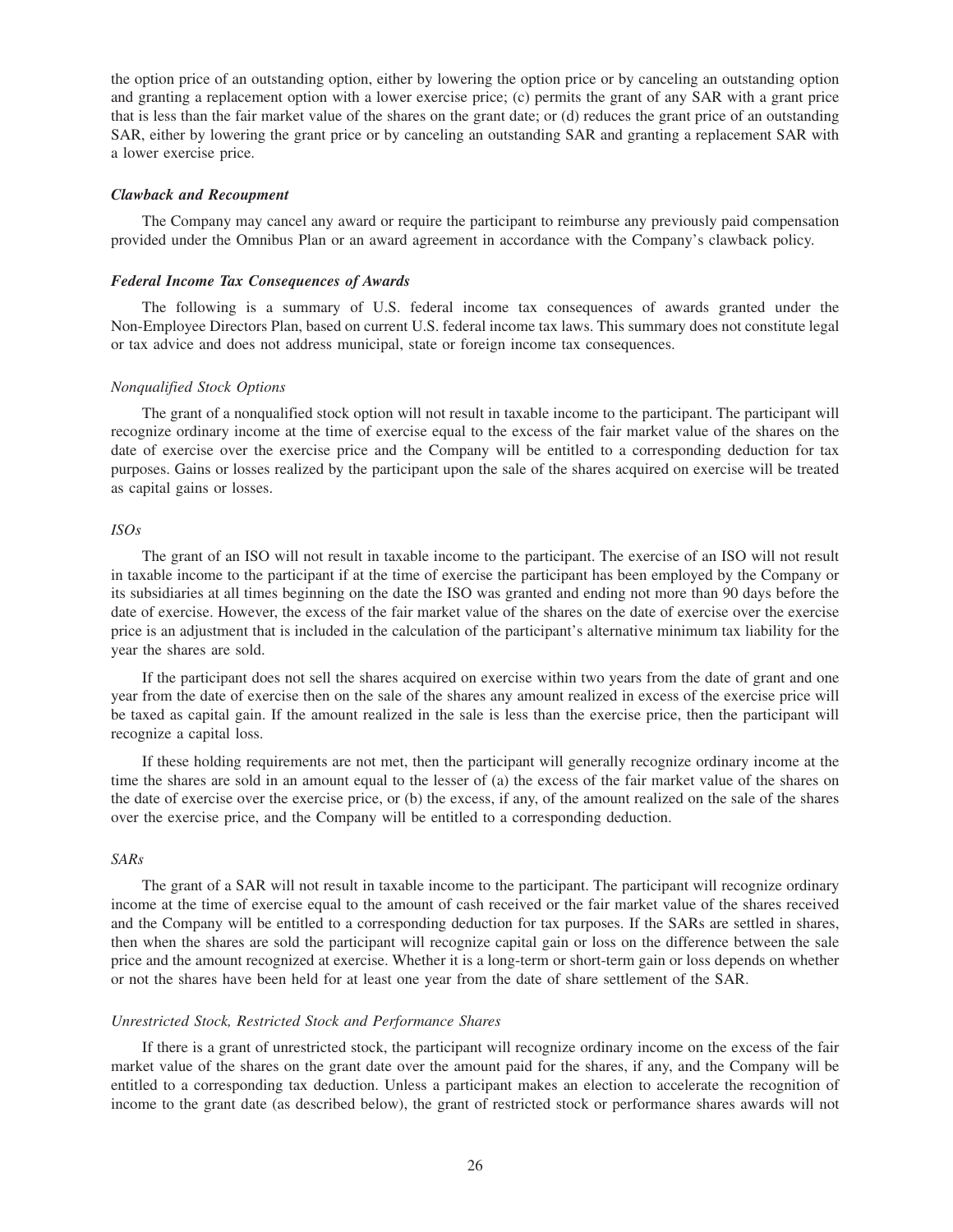the option price of an outstanding option, either by lowering the option price or by canceling an outstanding option and granting a replacement option with a lower exercise price; (c) permits the grant of any SAR with a grant price that is less than the fair market value of the shares on the grant date; or (d) reduces the grant price of an outstanding SAR, either by lowering the grant price or by canceling an outstanding SAR and granting a replacement SAR with a lower exercise price.

### *Clawback and Recoupment*

The Company may cancel any award or require the participant to reimburse any previously paid compensation provided under the Omnibus Plan or an award agreement in accordance with the Company's clawback policy.

### *Federal Income Tax Consequences of Awards*

The following is a summary of U.S. federal income tax consequences of awards granted under the Non-Employee Directors Plan, based on current U.S. federal income tax laws. This summary does not constitute legal or tax advice and does not address municipal, state or foreign income tax consequences.

#### *Nonqualified Stock Options*

The grant of a nonqualified stock option will not result in taxable income to the participant. The participant will recognize ordinary income at the time of exercise equal to the excess of the fair market value of the shares on the date of exercise over the exercise price and the Company will be entitled to a corresponding deduction for tax purposes. Gains or losses realized by the participant upon the sale of the shares acquired on exercise will be treated as capital gains or losses.

#### *ISOs*

The grant of an ISO will not result in taxable income to the participant. The exercise of an ISO will not result in taxable income to the participant if at the time of exercise the participant has been employed by the Company or its subsidiaries at all times beginning on the date the ISO was granted and ending not more than 90 days before the date of exercise. However, the excess of the fair market value of the shares on the date of exercise over the exercise price is an adjustment that is included in the calculation of the participant's alternative minimum tax liability for the year the shares are sold.

If the participant does not sell the shares acquired on exercise within two years from the date of grant and one year from the date of exercise then on the sale of the shares any amount realized in excess of the exercise price will be taxed as capital gain. If the amount realized in the sale is less than the exercise price, then the participant will recognize a capital loss.

If these holding requirements are not met, then the participant will generally recognize ordinary income at the time the shares are sold in an amount equal to the lesser of (a) the excess of the fair market value of the shares on the date of exercise over the exercise price, or (b) the excess, if any, of the amount realized on the sale of the shares over the exercise price, and the Company will be entitled to a corresponding deduction.

#### *SARs*

The grant of a SAR will not result in taxable income to the participant. The participant will recognize ordinary income at the time of exercise equal to the amount of cash received or the fair market value of the shares received and the Company will be entitled to a corresponding deduction for tax purposes. If the SARs are settled in shares, then when the shares are sold the participant will recognize capital gain or loss on the difference between the sale price and the amount recognized at exercise. Whether it is a long-term or short-term gain or loss depends on whether or not the shares have been held for at least one year from the date of share settlement of the SAR.

#### *Unrestricted Stock, Restricted Stock and Performance Shares*

If there is a grant of unrestricted stock, the participant will recognize ordinary income on the excess of the fair market value of the shares on the grant date over the amount paid for the shares, if any, and the Company will be entitled to a corresponding tax deduction. Unless a participant makes an election to accelerate the recognition of income to the grant date (as described below), the grant of restricted stock or performance shares awards will not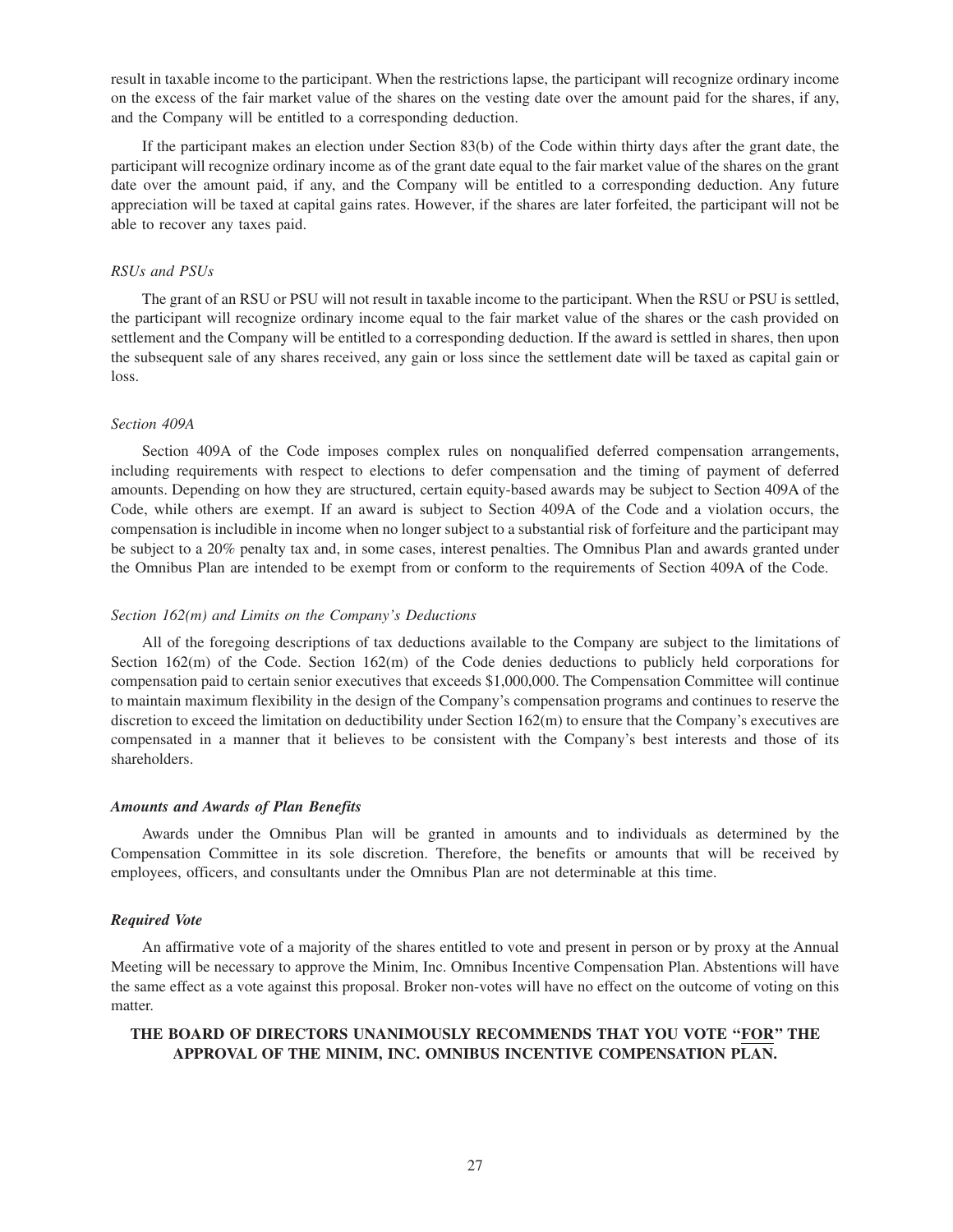result in taxable income to the participant. When the restrictions lapse, the participant will recognize ordinary income on the excess of the fair market value of the shares on the vesting date over the amount paid for the shares, if any, and the Company will be entitled to a corresponding deduction.

If the participant makes an election under Section 83(b) of the Code within thirty days after the grant date, the participant will recognize ordinary income as of the grant date equal to the fair market value of the shares on the grant date over the amount paid, if any, and the Company will be entitled to a corresponding deduction. Any future appreciation will be taxed at capital gains rates. However, if the shares are later forfeited, the participant will not be able to recover any taxes paid.

*RSUs and PSUs*

The grant of an RSU or PSU will not result in taxable income to the participant. When the RSU or PSU is settled, the participant will recognize ordinary income equal to the fair market value of the shares or the cash provided on settlement and the Company will be entitled to a corresponding deduction. If the award is settled in shares, then upon the subsequent sale of any shares received, any gain or loss since the settlement date will be taxed as capital gain or loss.

*Section 409A*

Section 409A of the Code imposes complex rules on nonqualified deferred compensation arrangements, including requirements with respect to elections to defer compensation and the timing of payment of deferred amounts. Depending on how they are structured, certain equity-based awards may be subject to Section 409A of the Code, while others are exempt. If an award is subject to Section 409A of the Code and a violation occurs, the compensation is includible in income when no longer subject to a substantial risk of forfeiture and the participant may be subject to a 20% penalty tax and, in some cases, interest penalties. The Omnibus Plan and awards granted under the Omnibus Plan are intended to be exempt from or conform to the requirements of Section 409A of the Code.

*Section 162(m) and Limits on the Company's Deductions*

All of the foregoing descriptions of tax deductions available to the Company are subject to the limitations of Section 162(m) of the Code. Section 162(m) of the Code denies deductions to publicly held corporations for compensation paid to certain senior executives that exceeds $1,000,000. The Compensation Committee will continue to maintain maximum flexibility in the design of the Company's compensation programs and continues to reserve the discretion to exceed the limitation on deductibility under Section 162(m) to ensure that the Company's executives are compensated in a manner that it believes to be consistent with the Company's best interests and those of its shareholders.

***Amounts and Awards of Plan Benefits***

Awards under the Omnibus Plan will be granted in amounts and to individuals as determined by the Compensation Committee in its sole discretion. Therefore, the benefits or amounts that will be received by employees, officers, and consultants under the Omnibus Plan are not determinable at this time.

***Required Vote***

An affirmative vote of a majority of the shares entitled to vote and present in person or by proxy at the Annual Meeting will be necessary to approve the Minim, Inc. Omnibus Incentive Compensation Plan. Abstentions will have the same effect as a vote against this proposal. Broker non-votes will have no effect on the outcome of voting on this matter.

**THE BOARD OF DIRECTORS UNANIMOUSLY RECOMMENDS THAT YOU VOTE "FOR" THE APPROVAL OF THE MINIM, INC. OMNIBUS INCENTIVE COMPENSATION PLAN.**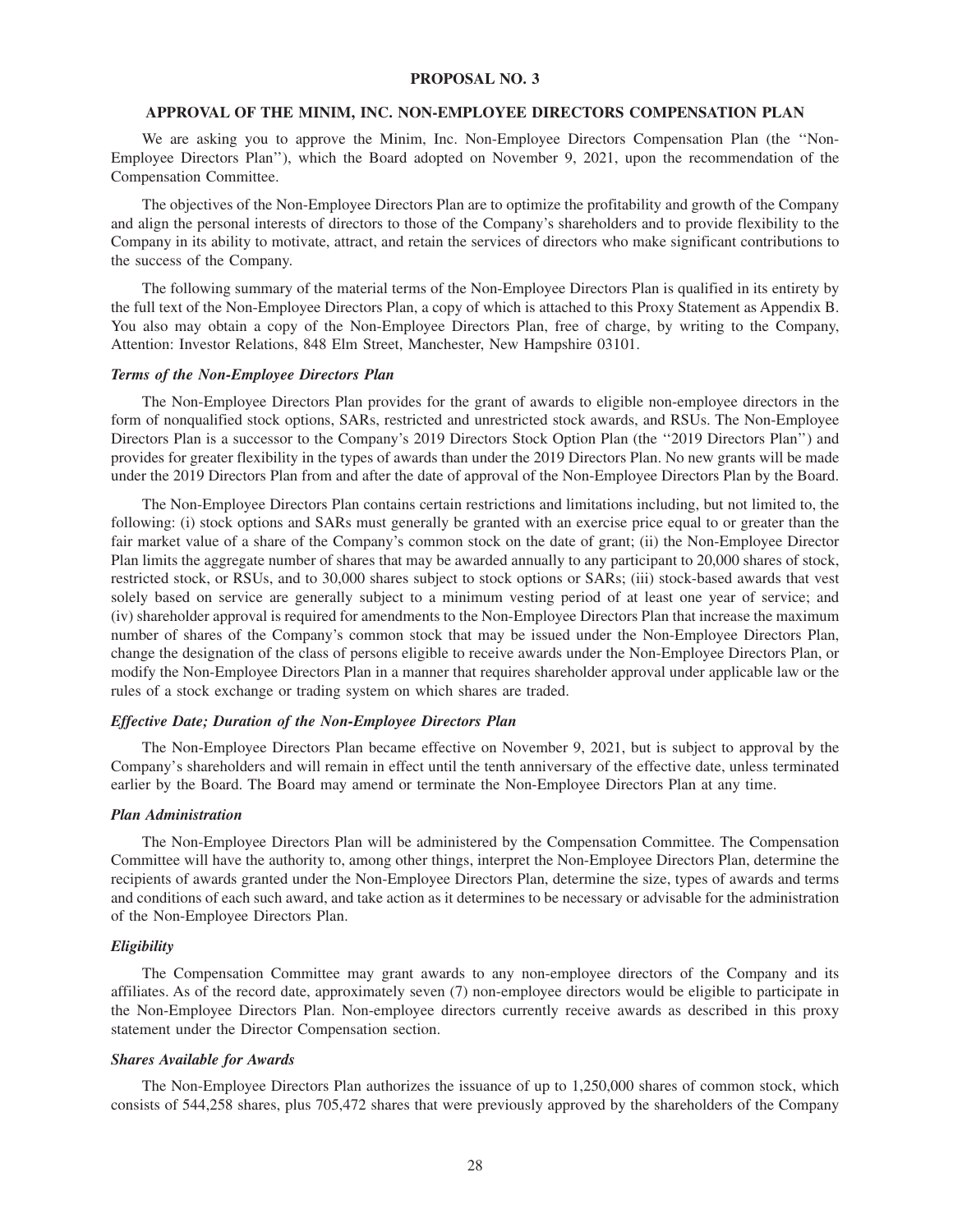## PROPOSAL NO. 3

### APPROVAL OF THE MINIM, INC. NON-EMPLOYEE DIRECTORS COMPENSATION PLAN

We are asking you to approve the Minim, Inc. Non-Employee Directors Compensation Plan (the ''Non-Employee Directors Plan''), which the Board adopted on November 9, 2021, upon the recommendation of the Compensation Committee.

The objectives of the Non-Employee Directors Plan are to optimize the profitability and growth of the Company and align the personal interests of directors to those of the Company's shareholders and to provide flexibility to the Company in its ability to motivate, attract, and retain the services of directors who make significant contributions to the success of the Company.

The following summary of the material terms of the Non-Employee Directors Plan is qualified in its entirety by the full text of the Non-Employee Directors Plan, a copy of which is attached to this Proxy Statement as Appendix B. You also may obtain a copy of the Non-Employee Directors Plan, free of charge, by writing to the Company, Attention: Investor Relations, 848 Elm Street, Manchester, New Hampshire 03101.

***Terms of the Non-Employee Directors Plan***

The Non-Employee Directors Plan provides for the grant of awards to eligible non-employee directors in the form of nonqualified stock options, SARs, restricted and unrestricted stock awards, and RSUs. The Non-Employee Directors Plan is a successor to the Company's 2019 Directors Stock Option Plan (the ''2019 Directors Plan'') and provides for greater flexibility in the types of awards than under the 2019 Directors Plan. No new grants will be made under the 2019 Directors Plan from and after the date of approval of the Non-Employee Directors Plan by the Board.

The Non-Employee Directors Plan contains certain restrictions and limitations including, but not limited to, the following: (i) stock options and SARs must generally be granted with an exercise price equal to or greater than the fair market value of a share of the Company's common stock on the date of grant; (ii) the Non-Employee Director Plan limits the aggregate number of shares that may be awarded annually to any participant to 20,000 shares of stock, restricted stock, or RSUs, and to 30,000 shares subject to stock options or SARs; (iii) stock-based awards that vest solely based on service are generally subject to a minimum vesting period of at least one year of service; and (iv) shareholder approval is required for amendments to the Non-Employee Directors Plan that increase the maximum number of shares of the Company's common stock that may be issued under the Non-Employee Directors Plan, change the designation of the class of persons eligible to receive awards under the Non-Employee Directors Plan, or modify the Non-Employee Directors Plan in a manner that requires shareholder approval under applicable law or the rules of a stock exchange or trading system on which shares are traded.

***Effective Date; Duration of the Non-Employee Directors Plan***

The Non-Employee Directors Plan became effective on November 9, 2021, but is subject to approval by the Company's shareholders and will remain in effect until the tenth anniversary of the effective date, unless terminated earlier by the Board. The Board may amend or terminate the Non-Employee Directors Plan at any time.

***Plan Administration***

The Non-Employee Directors Plan will be administered by the Compensation Committee. The Compensation Committee will have the authority to, among other things, interpret the Non-Employee Directors Plan, determine the recipients of awards granted under the Non-Employee Directors Plan, determine the size, types of awards and terms and conditions of each such award, and take action as it determines to be necessary or advisable for the administration of the Non-Employee Directors Plan.

***Eligibility***

The Compensation Committee may grant awards to any non-employee directors of the Company and its affiliates. As of the record date, approximately seven (7) non-employee directors would be eligible to participate in the Non-Employee Directors Plan. Non-employee directors currently receive awards as described in this proxy statement under the Director Compensation section.

***Shares Available for Awards***

The Non-Employee Directors Plan authorizes the issuance of up to 1,250,000 shares of common stock, which consists of 544,258 shares, plus 705,472 shares that were previously approved by the shareholders of the Company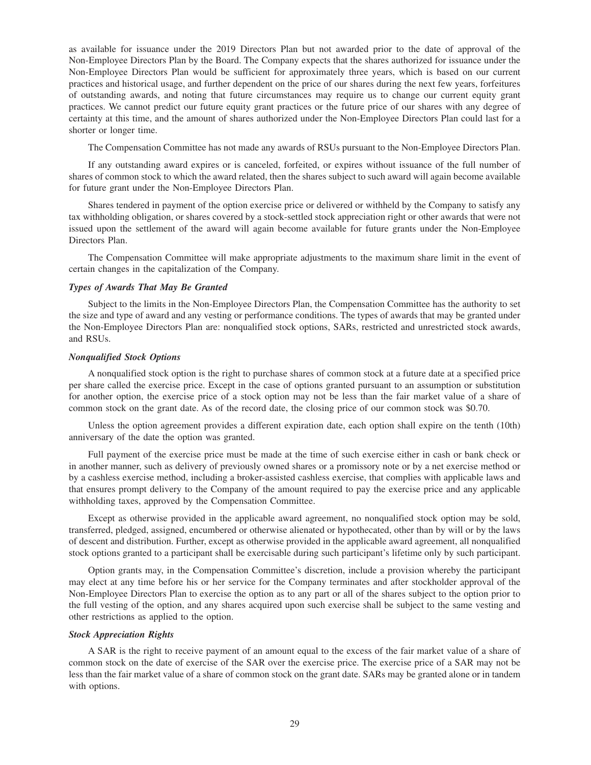as available for issuance under the 2019 Directors Plan but not awarded prior to the date of approval of the Non-Employee Directors Plan by the Board. The Company expects that the shares authorized for issuance under the Non-Employee Directors Plan would be sufficient for approximately three years, which is based on our current practices and historical usage, and further dependent on the price of our shares during the next few years, forfeitures of outstanding awards, and noting that future circumstances may require us to change our current equity grant practices. We cannot predict our future equity grant practices or the future price of our shares with any degree of certainty at this time, and the amount of shares authorized under the Non-Employee Directors Plan could last for a shorter or longer time.

The Compensation Committee has not made any awards of RSUs pursuant to the Non-Employee Directors Plan.

If any outstanding award expires or is canceled, forfeited, or expires without issuance of the full number of shares of common stock to which the award related, then the shares subject to such award will again become available for future grant under the Non-Employee Directors Plan.

Shares tendered in payment of the option exercise price or delivered or withheld by the Company to satisfy any tax withholding obligation, or shares covered by a stock-settled stock appreciation right or other awards that were not issued upon the settlement of the award will again become available for future grants under the Non-Employee Directors Plan.

The Compensation Committee will make appropriate adjustments to the maximum share limit in the event of certain changes in the capitalization of the Company.

***Types of Awards That May Be Granted***

Subject to the limits in the Non-Employee Directors Plan, the Compensation Committee has the authority to set the size and type of award and any vesting or performance conditions. The types of awards that may be granted under the Non-Employee Directors Plan are: nonqualified stock options, SARs, restricted and unrestricted stock awards, and RSUs.

***Nonqualified Stock Options***

A nonqualified stock option is the right to purchase shares of common stock at a future date at a specified price per share called the exercise price. Except in the case of options granted pursuant to an assumption or substitution for another option, the exercise price of a stock option may not be less than the fair market value of a share of common stock on the grant date. As of the record date, the closing price of our common stock was $0.70.

Unless the option agreement provides a different expiration date, each option shall expire on the tenth (10th) anniversary of the date the option was granted.

Full payment of the exercise price must be made at the time of such exercise either in cash or bank check or in another manner, such as delivery of previously owned shares or a promissory note or by a net exercise method or by a cashless exercise method, including a broker-assisted cashless exercise, that complies with applicable laws and that ensures prompt delivery to the Company of the amount required to pay the exercise price and any applicable withholding taxes, approved by the Compensation Committee.

Except as otherwise provided in the applicable award agreement, no nonqualified stock option may be sold, transferred, pledged, assigned, encumbered or otherwise alienated or hypothecated, other than by will or by the laws of descent and distribution. Further, except as otherwise provided in the applicable award agreement, all nonqualified stock options granted to a participant shall be exercisable during such participant's lifetime only by such participant.

Option grants may, in the Compensation Committee's discretion, include a provision whereby the participant may elect at any time before his or her service for the Company terminates and after stockholder approval of the Non-Employee Directors Plan to exercise the option as to any part or all of the shares subject to the option prior to the full vesting of the option, and any shares acquired upon such exercise shall be subject to the same vesting and other restrictions as applied to the option.

***Stock Appreciation Rights***

A SAR is the right to receive payment of an amount equal to the excess of the fair market value of a share of common stock on the date of exercise of the SAR over the exercise price. The exercise price of a SAR may not be less than the fair market value of a share of common stock on the grant date. SARs may be granted alone or in tandem with options.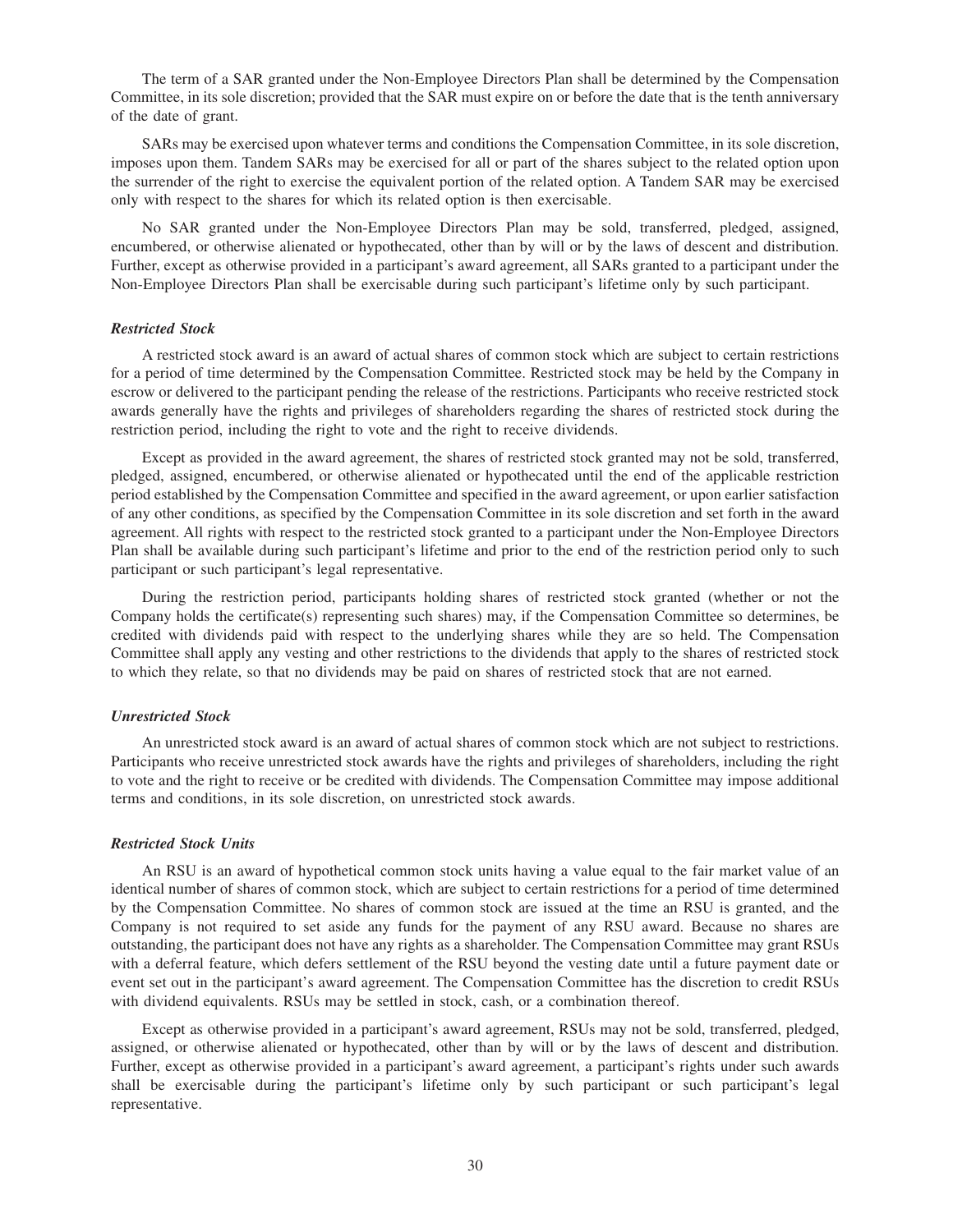The term of a SAR granted under the Non-Employee Directors Plan shall be determined by the Compensation Committee, in its sole discretion; provided that the SAR must expire on or before the date that is the tenth anniversary of the date of grant.

SARs may be exercised upon whatever terms and conditions the Compensation Committee, in its sole discretion, imposes upon them. Tandem SARs may be exercised for all or part of the shares subject to the related option upon the surrender of the right to exercise the equivalent portion of the related option. A Tandem SAR may be exercised only with respect to the shares for which its related option is then exercisable.

No SAR granted under the Non-Employee Directors Plan may be sold, transferred, pledged, assigned, encumbered, or otherwise alienated or hypothecated, other than by will or by the laws of descent and distribution. Further, except as otherwise provided in a participant's award agreement, all SARs granted to a participant under the Non-Employee Directors Plan shall be exercisable during such participant's lifetime only by such participant.

***Restricted Stock***

A restricted stock award is an award of actual shares of common stock which are subject to certain restrictions for a period of time determined by the Compensation Committee. Restricted stock may be held by the Company in escrow or delivered to the participant pending the release of the restrictions. Participants who receive restricted stock awards generally have the rights and privileges of shareholders regarding the shares of restricted stock during the restriction period, including the right to vote and the right to receive dividends.

Except as provided in the award agreement, the shares of restricted stock granted may not be sold, transferred, pledged, assigned, encumbered, or otherwise alienated or hypothecated until the end of the applicable restriction period established by the Compensation Committee and specified in the award agreement, or upon earlier satisfaction of any other conditions, as specified by the Compensation Committee in its sole discretion and set forth in the award agreement. All rights with respect to the restricted stock granted to a participant under the Non-Employee Directors Plan shall be available during such participant's lifetime and prior to the end of the restriction period only to such participant or such participant's legal representative.

During the restriction period, participants holding shares of restricted stock granted (whether or not the Company holds the certificate(s) representing such shares) may, if the Compensation Committee so determines, be credited with dividends paid with respect to the underlying shares while they are so held. The Compensation Committee shall apply any vesting and other restrictions to the dividends that apply to the shares of restricted stock to which they relate, so that no dividends may be paid on shares of restricted stock that are not earned.

***Unrestricted Stock***

An unrestricted stock award is an award of actual shares of common stock which are not subject to restrictions. Participants who receive unrestricted stock awards have the rights and privileges of shareholders, including the right to vote and the right to receive or be credited with dividends. The Compensation Committee may impose additional terms and conditions, in its sole discretion, on unrestricted stock awards.

***Restricted Stock Units***

An RSU is an award of hypothetical common stock units having a value equal to the fair market value of an identical number of shares of common stock, which are subject to certain restrictions for a period of time determined by the Compensation Committee. No shares of common stock are issued at the time an RSU is granted, and the Company is not required to set aside any funds for the payment of any RSU award. Because no shares are outstanding, the participant does not have any rights as a shareholder. The Compensation Committee may grant RSUs with a deferral feature, which defers settlement of the RSU beyond the vesting date until a future payment date or event set out in the participant's award agreement. The Compensation Committee has the discretion to credit RSUs with dividend equivalents. RSUs may be settled in stock, cash, or a combination thereof.

Except as otherwise provided in a participant's award agreement, RSUs may not be sold, transferred, pledged, assigned, or otherwise alienated or hypothecated, other than by will or by the laws of descent and distribution. Further, except as otherwise provided in a participant's award agreement, a participant's rights under such awards shall be exercisable during the participant's lifetime only by such participant or such participant's legal representative.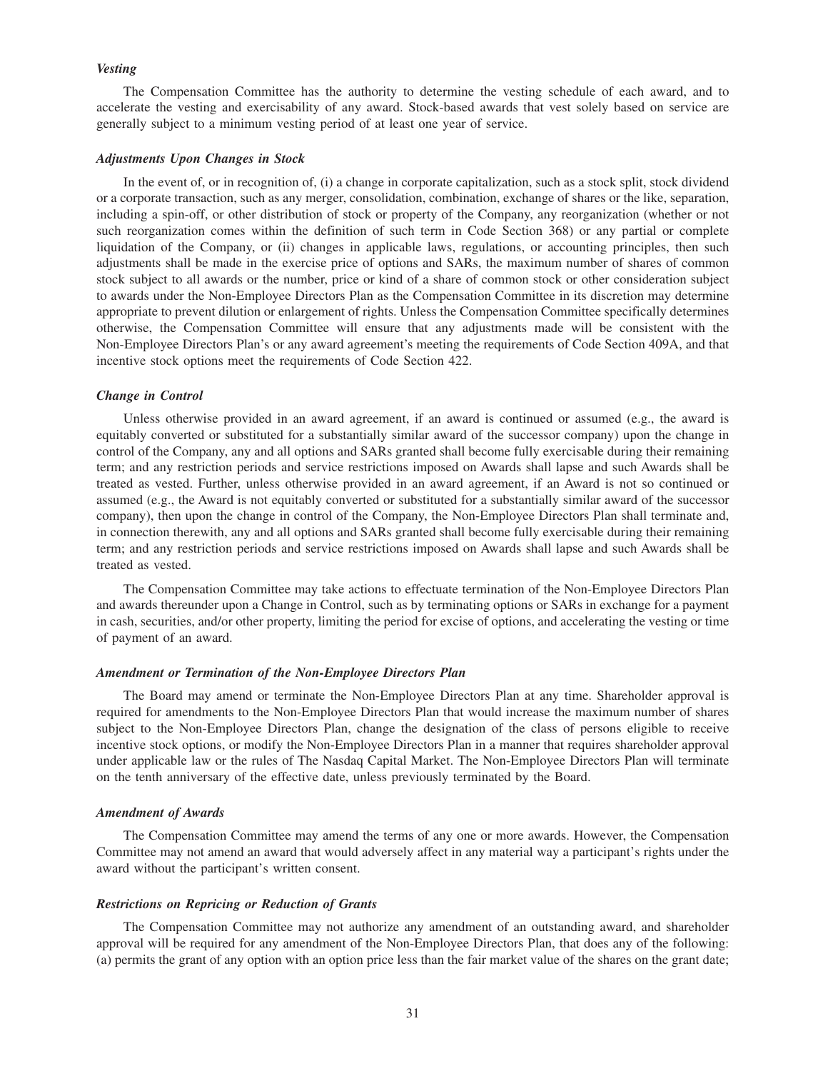### *Vesting*

The Compensation Committee has the authority to determine the vesting schedule of each award, and to accelerate the vesting and exercisability of any award. Stock-based awards that vest solely based on service are generally subject to a minimum vesting period of at least one year of service.

### *Adjustments Upon Changes in Stock*

In the event of, or in recognition of, (i) a change in corporate capitalization, such as a stock split, stock dividend or a corporate transaction, such as any merger, consolidation, combination, exchange of shares or the like, separation, including a spin-off, or other distribution of stock or property of the Company, any reorganization (whether or not such reorganization comes within the definition of such term in Code Section 368) or any partial or complete liquidation of the Company, or (ii) changes in applicable laws, regulations, or accounting principles, then such adjustments shall be made in the exercise price of options and SARs, the maximum number of shares of common stock subject to all awards or the number, price or kind of a share of common stock or other consideration subject to awards under the Non-Employee Directors Plan as the Compensation Committee in its discretion may determine appropriate to prevent dilution or enlargement of rights. Unless the Compensation Committee specifically determines otherwise, the Compensation Committee will ensure that any adjustments made will be consistent with the Non-Employee Directors Plan's or any award agreement's meeting the requirements of Code Section 409A, and that incentive stock options meet the requirements of Code Section 422.

### *Change in Control*

Unless otherwise provided in an award agreement, if an award is continued or assumed (e.g., the award is equitably converted or substituted for a substantially similar award of the successor company) upon the change in control of the Company, any and all options and SARs granted shall become fully exercisable during their remaining term; and any restriction periods and service restrictions imposed on Awards shall lapse and such Awards shall be treated as vested. Further, unless otherwise provided in an award agreement, if an Award is not so continued or assumed (e.g., the Award is not equitably converted or substituted for a substantially similar award of the successor company), then upon the change in control of the Company, the Non-Employee Directors Plan shall terminate and, in connection therewith, any and all options and SARs granted shall become fully exercisable during their remaining term; and any restriction periods and service restrictions imposed on Awards shall lapse and such Awards shall be treated as vested.

The Compensation Committee may take actions to effectuate termination of the Non-Employee Directors Plan and awards thereunder upon a Change in Control, such as by terminating options or SARs in exchange for a payment in cash, securities, and/or other property, limiting the period for excise of options, and accelerating the vesting or time of payment of an award.

### *Amendment or Termination of the Non-Employee Directors Plan*

The Board may amend or terminate the Non-Employee Directors Plan at any time. Shareholder approval is required for amendments to the Non-Employee Directors Plan that would increase the maximum number of shares subject to the Non-Employee Directors Plan, change the designation of the class of persons eligible to receive incentive stock options, or modify the Non-Employee Directors Plan in a manner that requires shareholder approval under applicable law or the rules of The Nasdaq Capital Market. The Non-Employee Directors Plan will terminate on the tenth anniversary of the effective date, unless previously terminated by the Board.

### *Amendment of Awards*

The Compensation Committee may amend the terms of any one or more awards. However, the Compensation Committee may not amend an award that would adversely affect in any material way a participant's rights under the award without the participant's written consent.

### *Restrictions on Repricing or Reduction of Grants*

The Compensation Committee may not authorize any amendment of an outstanding award, and shareholder approval will be required for any amendment of the Non-Employee Directors Plan, that does any of the following: (a) permits the grant of any option with an option price less than the fair market value of the shares on the grant date;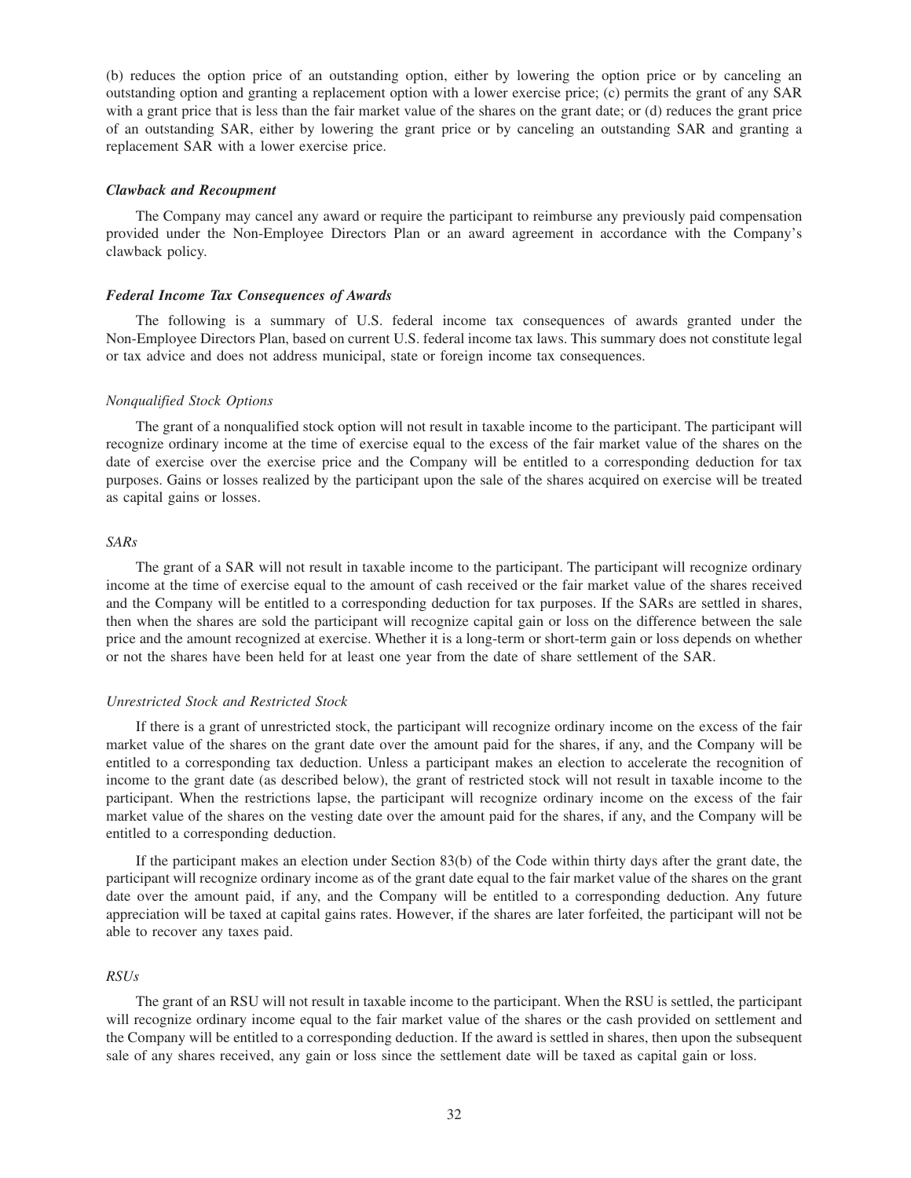(b) reduces the option price of an outstanding option, either by lowering the option price or by canceling an outstanding option and granting a replacement option with a lower exercise price; (c) permits the grant of any SAR with a grant price that is less than the fair market value of the shares on the grant date; or (d) reduces the grant price of an outstanding SAR, either by lowering the grant price or by canceling an outstanding SAR and granting a replacement SAR with a lower exercise price.

***Clawback and Recoupment***

The Company may cancel any award or require the participant to reimburse any previously paid compensation provided under the Non-Employee Directors Plan or an award agreement in accordance with the Company's clawback policy.

***Federal Income Tax Consequences of Awards***

The following is a summary of U.S. federal income tax consequences of awards granted under the Non-Employee Directors Plan, based on current U.S. federal income tax laws. This summary does not constitute legal or tax advice and does not address municipal, state or foreign income tax consequences.

*Nonqualified Stock Options*

The grant of a nonqualified stock option will not result in taxable income to the participant. The participant will recognize ordinary income at the time of exercise equal to the excess of the fair market value of the shares on the date of exercise over the exercise price and the Company will be entitled to a corresponding deduction for tax purposes. Gains or losses realized by the participant upon the sale of the shares acquired on exercise will be treated as capital gains or losses.

*SARs*

The grant of a SAR will not result in taxable income to the participant. The participant will recognize ordinary income at the time of exercise equal to the amount of cash received or the fair market value of the shares received and the Company will be entitled to a corresponding deduction for tax purposes. If the SARs are settled in shares, then when the shares are sold the participant will recognize capital gain or loss on the difference between the sale price and the amount recognized at exercise. Whether it is a long-term or short-term gain or loss depends on whether or not the shares have been held for at least one year from the date of share settlement of the SAR.

*Unrestricted Stock and Restricted Stock*

If there is a grant of unrestricted stock, the participant will recognize ordinary income on the excess of the fair market value of the shares on the grant date over the amount paid for the shares, if any, and the Company will be entitled to a corresponding tax deduction. Unless a participant makes an election to accelerate the recognition of income to the grant date (as described below), the grant of restricted stock will not result in taxable income to the participant. When the restrictions lapse, the participant will recognize ordinary income on the excess of the fair market value of the shares on the vesting date over the amount paid for the shares, if any, and the Company will be entitled to a corresponding deduction.

If the participant makes an election under Section 83(b) of the Code within thirty days after the grant date, the participant will recognize ordinary income as of the grant date equal to the fair market value of the shares on the grant date over the amount paid, if any, and the Company will be entitled to a corresponding deduction. Any future appreciation will be taxed at capital gains rates. However, if the shares are later forfeited, the participant will not be able to recover any taxes paid.

*RSUs*

The grant of an RSU will not result in taxable income to the participant. When the RSU is settled, the participant will recognize ordinary income equal to the fair market value of the shares or the cash provided on settlement and the Company will be entitled to a corresponding deduction. If the award is settled in shares, then upon the subsequent sale of any shares received, any gain or loss since the settlement date will be taxed as capital gain or loss.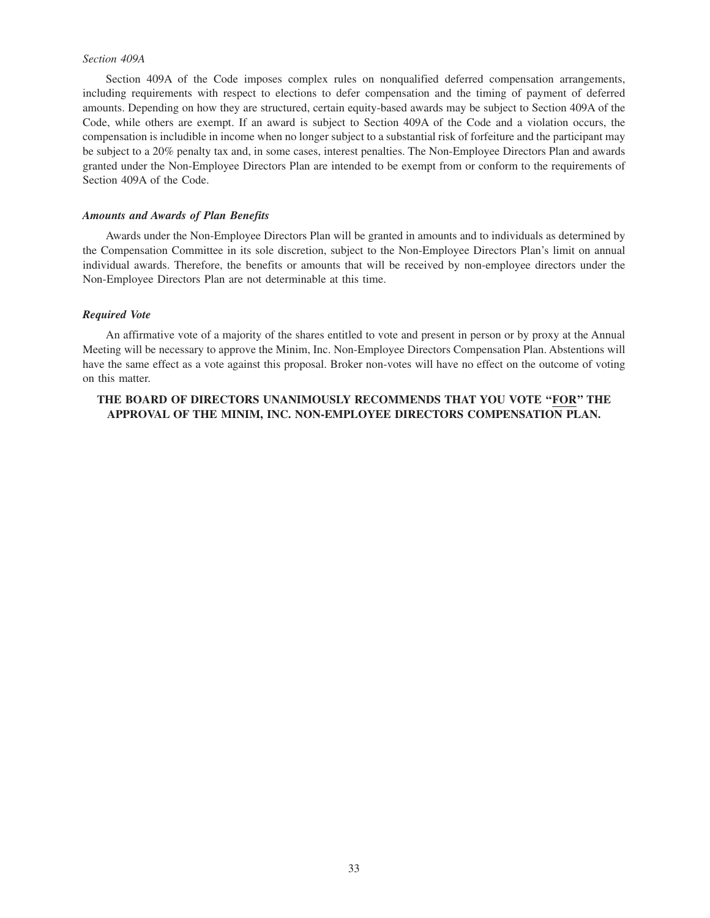*Section 409A*

Section 409A of the Code imposes complex rules on nonqualified deferred compensation arrangements, including requirements with respect to elections to defer compensation and the timing of payment of deferred amounts. Depending on how they are structured, certain equity-based awards may be subject to Section 409A of the Code, while others are exempt. If an award is subject to Section 409A of the Code and a violation occurs, the compensation is includible in income when no longer subject to a substantial risk of forfeiture and the participant may be subject to a 20% penalty tax and, in some cases, interest penalties. The Non-Employee Directors Plan and awards granted under the Non-Employee Directors Plan are intended to be exempt from or conform to the requirements of Section 409A of the Code.

***Amounts and Awards of Plan Benefits***

Awards under the Non-Employee Directors Plan will be granted in amounts and to individuals as determined by the Compensation Committee in its sole discretion, subject to the Non-Employee Directors Plan's limit on annual individual awards. Therefore, the benefits or amounts that will be received by non-employee directors under the Non-Employee Directors Plan are not determinable at this time.

***Required Vote***

An affirmative vote of a majority of the shares entitled to vote and present in person or by proxy at the Annual Meeting will be necessary to approve the Minim, Inc. Non-Employee Directors Compensation Plan. Abstentions will have the same effect as a vote against this proposal. Broker non-votes will have no effect on the outcome of voting on this matter.

**THE BOARD OF DIRECTORS UNANIMOUSLY RECOMMENDS THAT YOU VOTE "FOR" THE APPROVAL OF THE MINIM, INC. NON-EMPLOYEE DIRECTORS COMPENSATION PLAN.**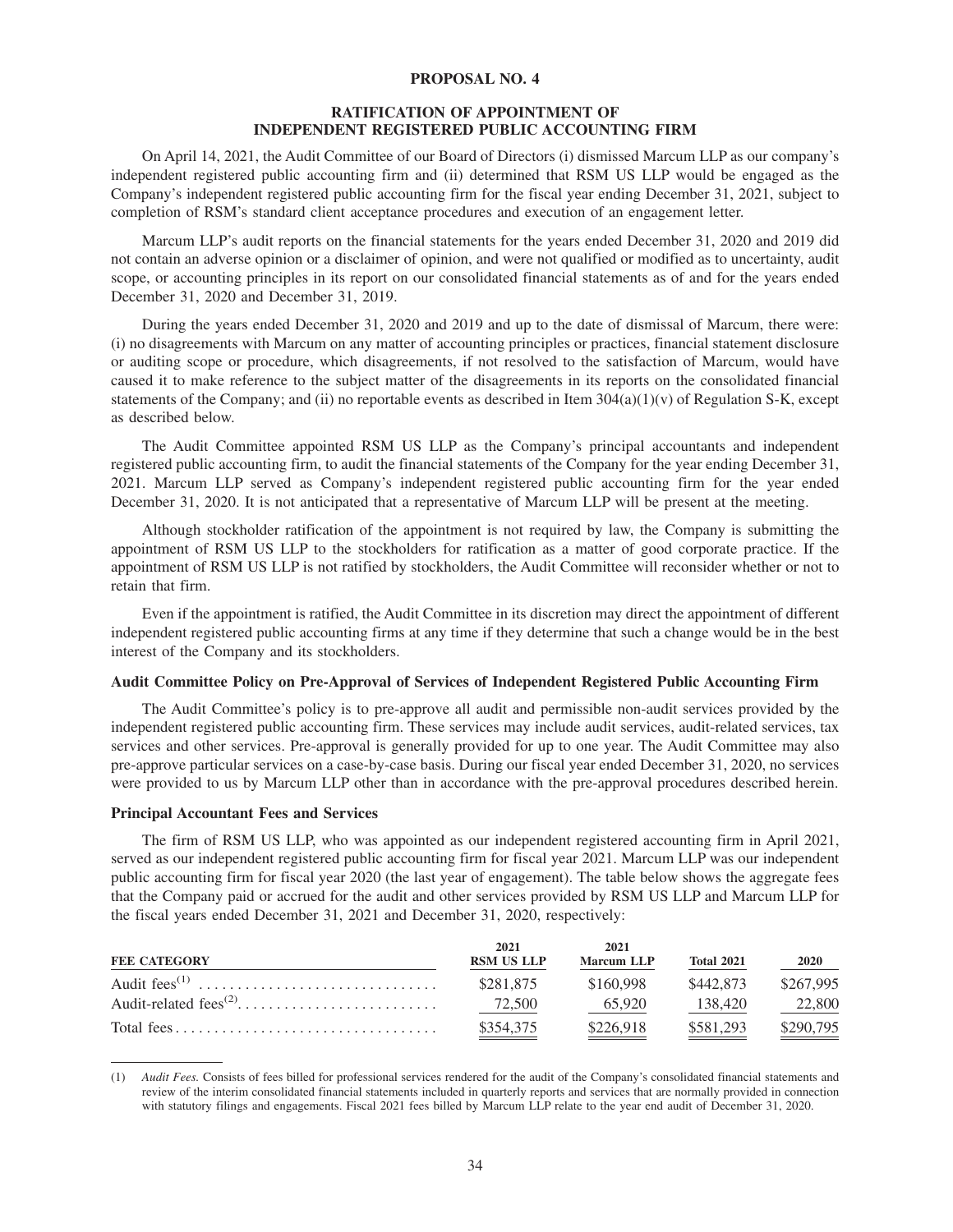## PROPOSAL NO. 4

### RATIFICATION OF APPOINTMENT OF INDEPENDENT REGISTERED PUBLIC ACCOUNTING FIRM

On April 14, 2021, the Audit Committee of our Board of Directors (i) dismissed Marcum LLP as our company's independent registered public accounting firm and (ii) determined that RSM US LLP would be engaged as the Company's independent registered public accounting firm for the fiscal year ending December 31, 2021, subject to completion of RSM's standard client acceptance procedures and execution of an engagement letter.

Marcum LLP's audit reports on the financial statements for the years ended December 31, 2020 and 2019 did not contain an adverse opinion or a disclaimer of opinion, and were not qualified or modified as to uncertainty, audit scope, or accounting principles in its report on our consolidated financial statements as of and for the years ended December 31, 2020 and December 31, 2019.

During the years ended December 31, 2020 and 2019 and up to the date of dismissal of Marcum, there were: (i) no disagreements with Marcum on any matter of accounting principles or practices, financial statement disclosure or auditing scope or procedure, which disagreements, if not resolved to the satisfaction of Marcum, would have caused it to make reference to the subject matter of the disagreements in its reports on the consolidated financial statements of the Company; and (ii) no reportable events as described in Item 304(a)(1)(v) of Regulation S-K, except as described below.

The Audit Committee appointed RSM US LLP as the Company's principal accountants and independent registered public accounting firm, to audit the financial statements of the Company for the year ending December 31, 2021. Marcum LLP served as Company's independent registered public accounting firm for the year ended December 31, 2020. It is not anticipated that a representative of Marcum LLP will be present at the meeting.

Although stockholder ratification of the appointment is not required by law, the Company is submitting the appointment of RSM US LLP to the stockholders for ratification as a matter of good corporate practice. If the appointment of RSM US LLP is not ratified by stockholders, the Audit Committee will reconsider whether or not to retain that firm.

Even if the appointment is ratified, the Audit Committee in its discretion may direct the appointment of different independent registered public accounting firms at any time if they determine that such a change would be in the best interest of the Company and its stockholders.

### Audit Committee Policy on Pre-Approval of Services of Independent Registered Public Accounting Firm

The Audit Committee's policy is to pre-approve all audit and permissible non-audit services provided by the independent registered public accounting firm. These services may include audit services, audit-related services, tax services and other services. Pre-approval is generally provided for up to one year. The Audit Committee may also pre-approve particular services on a case-by-case basis. During our fiscal year ended December 31, 2020, no services were provided to us by Marcum LLP other than in accordance with the pre-approval procedures described herein.

### Principal Accountant Fees and Services

The firm of RSM US LLP, who was appointed as our independent registered accounting firm in April 2021, served as our independent registered public accounting firm for fiscal year 2021. Marcum LLP was our independent public accounting firm for fiscal year 2020 (the last year of engagement). The table below shows the aggregate fees that the Company paid or accrued for the audit and other services provided by RSM US LLP and Marcum LLP for the fiscal years ended December 31, 2021 and December 31, 2020, respectively:

| FEE CATEGORY | 2021 RSM US LLP | 2021 Marcum LLP | Total 2021 | 2020 |
|---|---|---|---|---|
| Audit fees[1] | $281,875 | $160,998 | $442,873 | $267,995 |
| Audit-related fees[2] | 72,500 | 65,920 | 138,420 | 22,800 |
| Total fees | $354,375 | $226,918 | $581,293 | $290,795 |

(1) *Audit Fees.* Consists of fees billed for professional services rendered for the audit of the Company's consolidated financial statements and review of the interim consolidated financial statements included in quarterly reports and services that are normally provided in connection with statutory filings and engagements. Fiscal 2021 fees billed by Marcum LLP relate to the year end audit of December 31, 2020.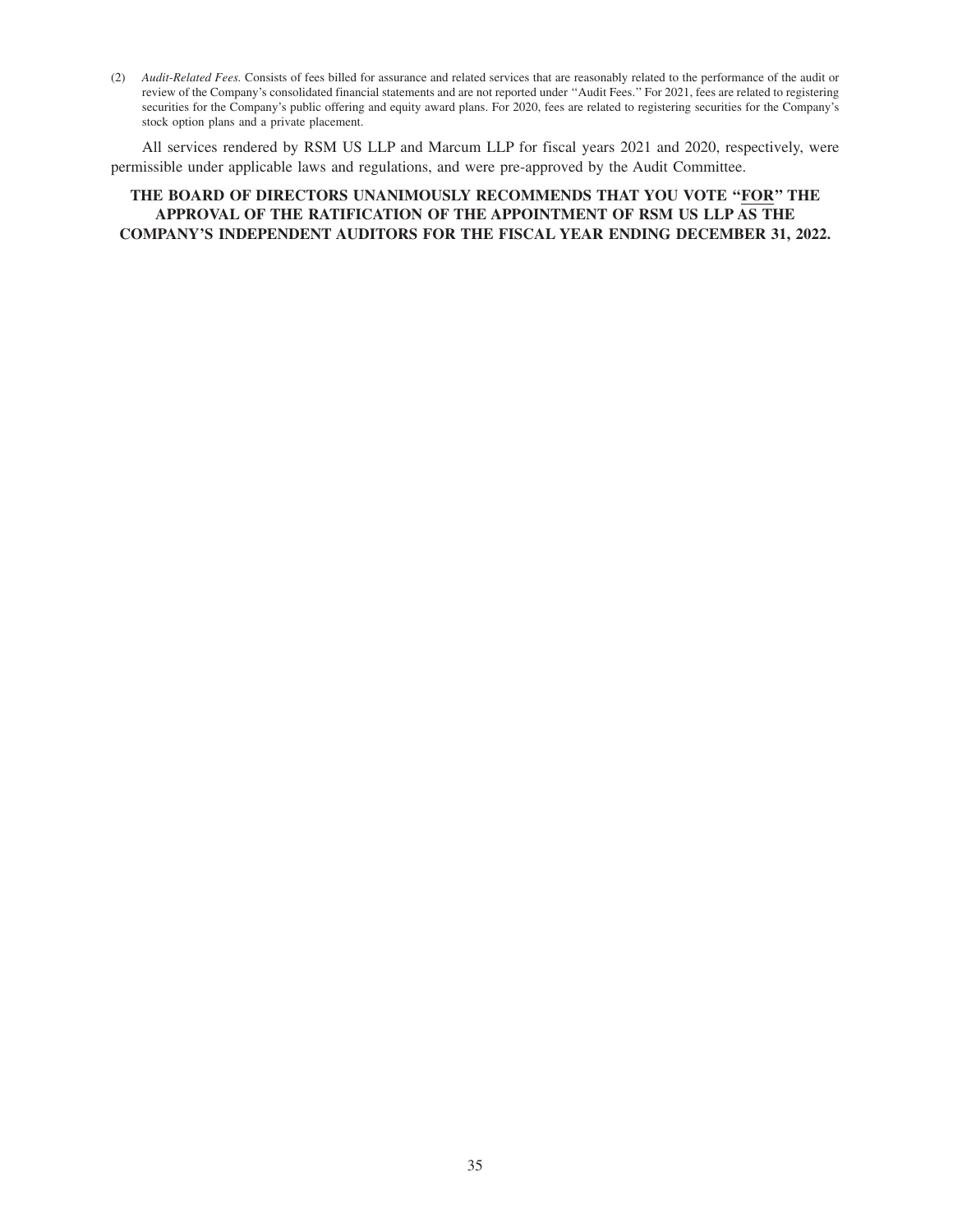(2) *Audit-Related Fees.* Consists of fees billed for assurance and related services that are reasonably related to the performance of the audit or review of the Company's consolidated financial statements and are not reported under "Audit Fees." For 2021, fees are related to registering securities for the Company's public offering and equity award plans. For 2020, fees are related to registering securities for the Company's stock option plans and a private placement.

All services rendered by RSM US LLP and Marcum LLP for fiscal years 2021 and 2020, respectively, were permissible under applicable laws and regulations, and were pre-approved by the Audit Committee.

**THE BOARD OF DIRECTORS UNANIMOUSLY RECOMMENDS THAT YOU VOTE "FOR" THE APPROVAL OF THE RATIFICATION OF THE APPOINTMENT OF RSM US LLP AS THE COMPANY'S INDEPENDENT AUDITORS FOR THE FISCAL YEAR ENDING DECEMBER 31, 2022.**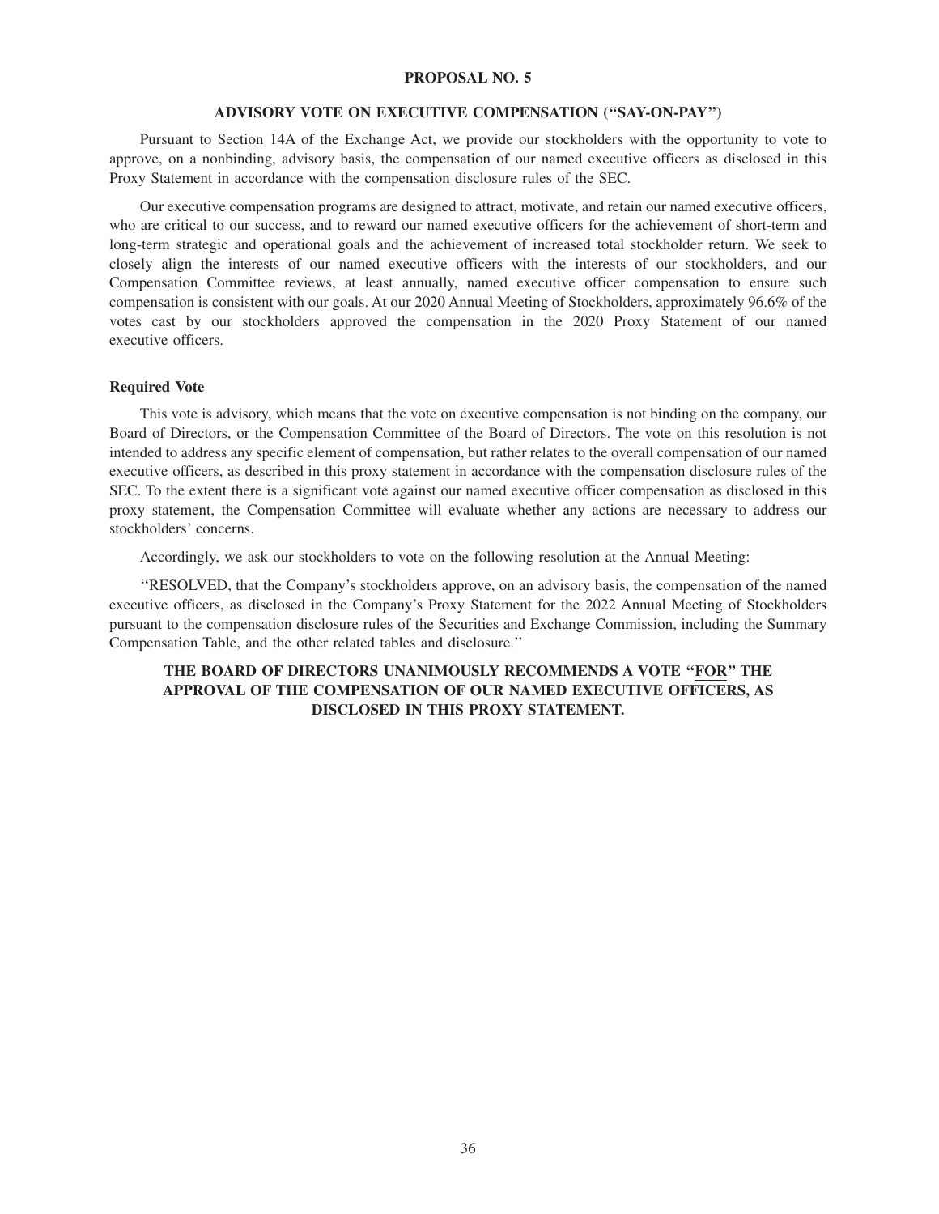## PROPOSAL NO. 5

### ADVISORY VOTE ON EXECUTIVE COMPENSATION ("SAY-ON-PAY")

Pursuant to Section 14A of the Exchange Act, we provide our stockholders with the opportunity to vote to approve, on a nonbinding, advisory basis, the compensation of our named executive officers as disclosed in this Proxy Statement in accordance with the compensation disclosure rules of the SEC.

Our executive compensation programs are designed to attract, motivate, and retain our named executive officers, who are critical to our success, and to reward our named executive officers for the achievement of short-term and long-term strategic and operational goals and the achievement of increased total stockholder return. We seek to closely align the interests of our named executive officers with the interests of our stockholders, and our Compensation Committee reviews, at least annually, named executive officer compensation to ensure such compensation is consistent with our goals. At our 2020 Annual Meeting of Stockholders, approximately 96.6% of the votes cast by our stockholders approved the compensation in the 2020 Proxy Statement of our named executive officers.

**Required Vote**

This vote is advisory, which means that the vote on executive compensation is not binding on the company, our Board of Directors, or the Compensation Committee of the Board of Directors. The vote on this resolution is not intended to address any specific element of compensation, but rather relates to the overall compensation of our named executive officers, as described in this proxy statement in accordance with the compensation disclosure rules of the SEC. To the extent there is a significant vote against our named executive officer compensation as disclosed in this proxy statement, the Compensation Committee will evaluate whether any actions are necessary to address our stockholders' concerns.

Accordingly, we ask our stockholders to vote on the following resolution at the Annual Meeting:

''RESOLVED, that the Company's stockholders approve, on an advisory basis, the compensation of the named executive officers, as disclosed in the Company's Proxy Statement for the 2022 Annual Meeting of Stockholders pursuant to the compensation disclosure rules of the Securities and Exchange Commission, including the Summary Compensation Table, and the other related tables and disclosure.''

**THE BOARD OF DIRECTORS UNANIMOUSLY RECOMMENDS A VOTE "FOR" THE APPROVAL OF THE COMPENSATION OF OUR NAMED EXECUTIVE OFFICERS, AS DISCLOSED IN THIS PROXY STATEMENT.**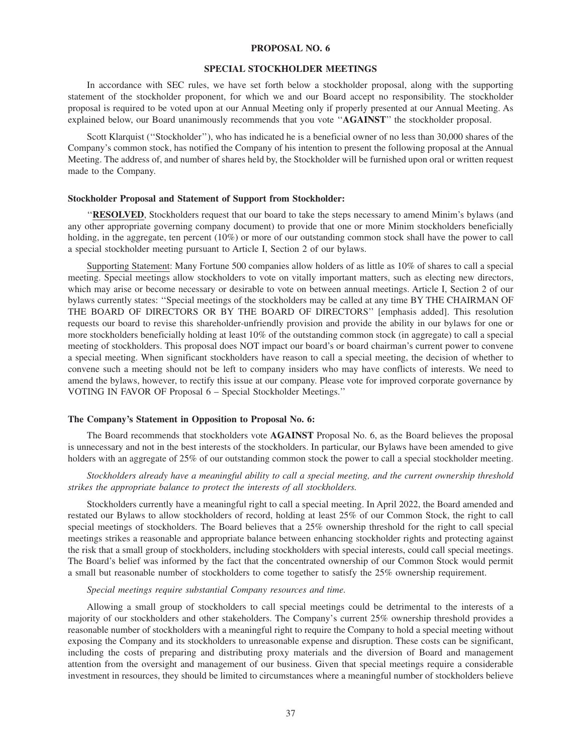## PROPOSAL NO. 6

## SPECIAL STOCKHOLDER MEETINGS

In accordance with SEC rules, we have set forth below a stockholder proposal, along with the supporting statement of the stockholder proponent, for which we and our Board accept no responsibility. The stockholder proposal is required to be voted upon at our Annual Meeting only if properly presented at our Annual Meeting. As explained below, our Board unanimously recommends that you vote ''**AGAINST**'' the stockholder proposal.

Scott Klarquist (''Stockholder''), who has indicated he is a beneficial owner of no less than 30,000 shares of the Company's common stock, has notified the Company of his intention to present the following proposal at the Annual Meeting. The address of, and number of shares held by, the Stockholder will be furnished upon oral or written request made to the Company.

**Stockholder Proposal and Statement of Support from Stockholder:**

''**RESOLVED**, Stockholders request that our board to take the steps necessary to amend Minim's bylaws (and any other appropriate governing company document) to provide that one or more Minim stockholders beneficially holding, in the aggregate, ten percent (10%) or more of our outstanding common stock shall have the power to call a special stockholder meeting pursuant to Article I, Section 2 of our bylaws.

Supporting Statement: Many Fortune 500 companies allow holders of as little as 10% of shares to call a special meeting. Special meetings allow stockholders to vote on vitally important matters, such as electing new directors, which may arise or become necessary or desirable to vote on between annual meetings. Article I, Section 2 of our bylaws currently states: ''Special meetings of the stockholders may be called at any time BY THE CHAIRMAN OF THE BOARD OF DIRECTORS OR BY THE BOARD OF DIRECTORS'' [emphasis added]. This resolution requests our board to revise this shareholder-unfriendly provision and provide the ability in our bylaws for one or more stockholders beneficially holding at least 10% of the outstanding common stock (in aggregate) to call a special meeting of stockholders. This proposal does NOT impact our board's or board chairman's current power to convene a special meeting. When significant stockholders have reason to call a special meeting, the decision of whether to convene such a meeting should not be left to company insiders who may have conflicts of interests. We need to amend the bylaws, however, to rectify this issue at our company. Please vote for improved corporate governance by VOTING IN FAVOR OF Proposal 6 – Special Stockholder Meetings.''

**The Company's Statement in Opposition to Proposal No. 6:**

The Board recommends that stockholders vote **AGAINST** Proposal No. 6, as the Board believes the proposal is unnecessary and not in the best interests of the stockholders. In particular, our Bylaws have been amended to give holders with an aggregate of 25% of our outstanding common stock the power to call a special stockholder meeting.

*Stockholders already have a meaningful ability to call a special meeting, and the current ownership threshold strikes the appropriate balance to protect the interests of all stockholders.*

Stockholders currently have a meaningful right to call a special meeting. In April 2022, the Board amended and restated our Bylaws to allow stockholders of record, holding at least 25% of our Common Stock, the right to call special meetings of stockholders. The Board believes that a 25% ownership threshold for the right to call special meetings strikes a reasonable and appropriate balance between enhancing stockholder rights and protecting against the risk that a small group of stockholders, including stockholders with special interests, could call special meetings. The Board's belief was informed by the fact that the concentrated ownership of our Common Stock would permit a small but reasonable number of stockholders to come together to satisfy the 25% ownership requirement.

*Special meetings require substantial Company resources and time.*

Allowing a small group of stockholders to call special meetings could be detrimental to the interests of a majority of our stockholders and other stakeholders. The Company's current 25% ownership threshold provides a reasonable number of stockholders with a meaningful right to require the Company to hold a special meeting without exposing the Company and its stockholders to unreasonable expense and disruption. These costs can be significant, including the costs of preparing and distributing proxy materials and the diversion of Board and management attention from the oversight and management of our business. Given that special meetings require a considerable investment in resources, they should be limited to circumstances where a meaningful number of stockholders believe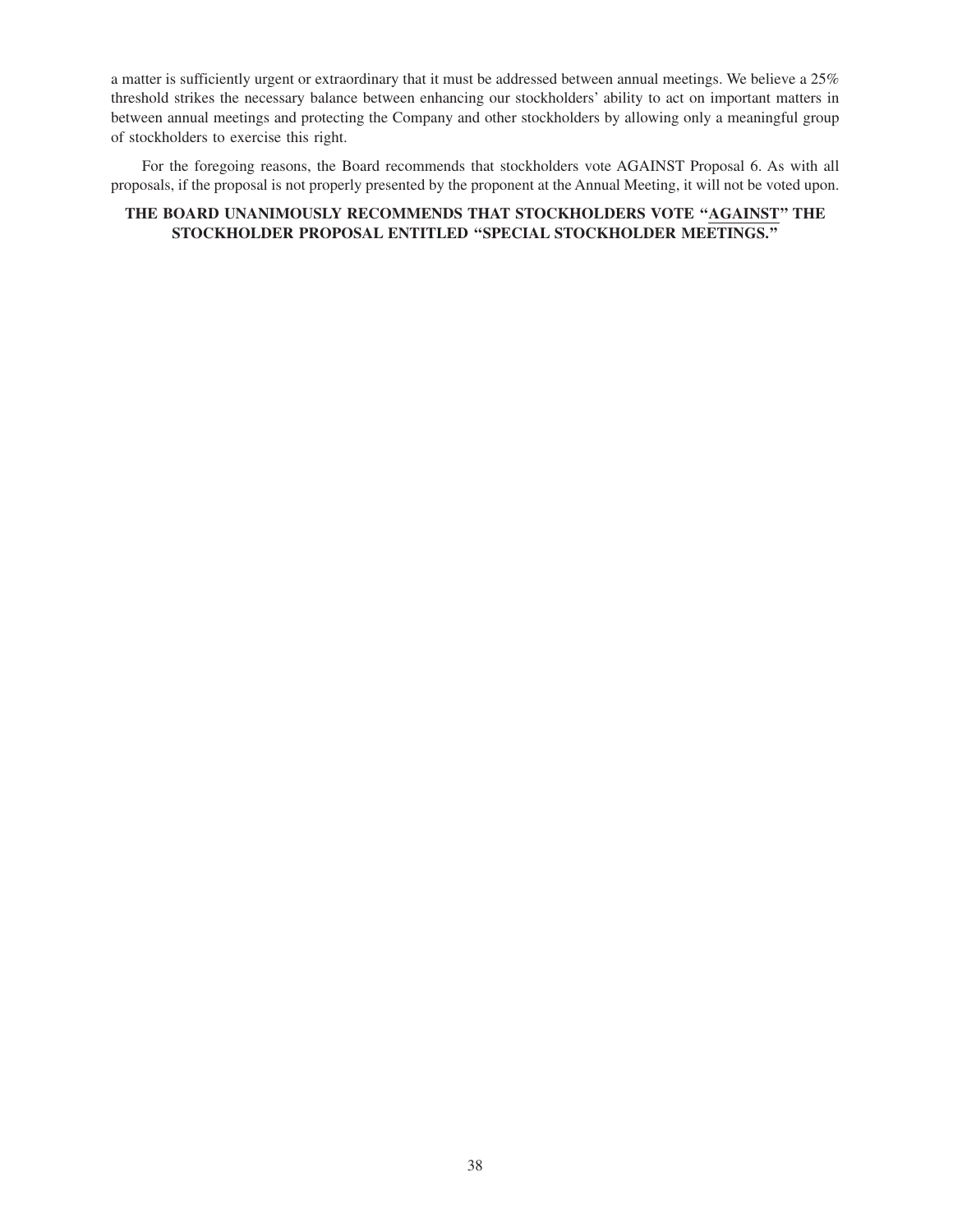a matter is sufficiently urgent or extraordinary that it must be addressed between annual meetings. We believe a 25% threshold strikes the necessary balance between enhancing our stockholders' ability to act on important matters in between annual meetings and protecting the Company and other stockholders by allowing only a meaningful group of stockholders to exercise this right.

For the foregoing reasons, the Board recommends that stockholders vote AGAINST Proposal 6. As with all proposals, if the proposal is not properly presented by the proponent at the Annual Meeting, it will not be voted upon.

**THE BOARD UNANIMOUSLY RECOMMENDS THAT STOCKHOLDERS VOTE "AGAINST" THE STOCKHOLDER PROPOSAL ENTITLED "SPECIAL STOCKHOLDER MEETINGS."**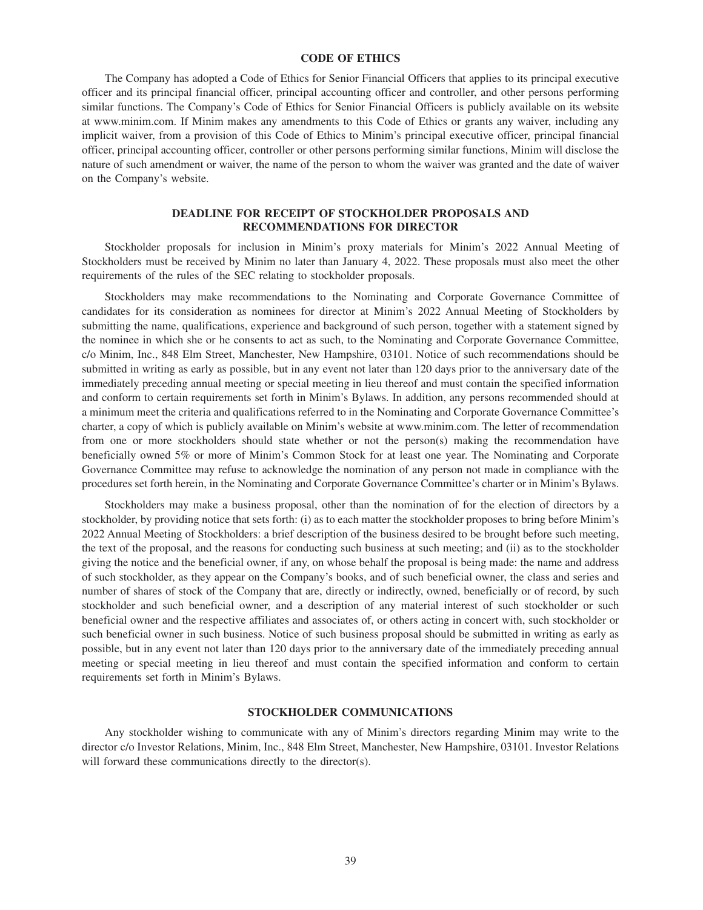## CODE OF ETHICS

The Company has adopted a Code of Ethics for Senior Financial Officers that applies to its principal executive officer and its principal financial officer, principal accounting officer and controller, and other persons performing similar functions. The Company's Code of Ethics for Senior Financial Officers is publicly available on its website at www.minim.com. If Minim makes any amendments to this Code of Ethics or grants any waiver, including any implicit waiver, from a provision of this Code of Ethics to Minim's principal executive officer, principal financial officer, principal accounting officer, controller or other persons performing similar functions, Minim will disclose the nature of such amendment or waiver, the name of the person to whom the waiver was granted and the date of waiver on the Company's website.

## DEADLINE FOR RECEIPT OF STOCKHOLDER PROPOSALS AND RECOMMENDATIONS FOR DIRECTOR

Stockholder proposals for inclusion in Minim's proxy materials for Minim's 2022 Annual Meeting of Stockholders must be received by Minim no later than January 4, 2022. These proposals must also meet the other requirements of the rules of the SEC relating to stockholder proposals.

Stockholders may make recommendations to the Nominating and Corporate Governance Committee of candidates for its consideration as nominees for director at Minim's 2022 Annual Meeting of Stockholders by submitting the name, qualifications, experience and background of such person, together with a statement signed by the nominee in which she or he consents to act as such, to the Nominating and Corporate Governance Committee, c/o Minim, Inc., 848 Elm Street, Manchester, New Hampshire, 03101. Notice of such recommendations should be submitted in writing as early as possible, but in any event not later than 120 days prior to the anniversary date of the immediately preceding annual meeting or special meeting in lieu thereof and must contain the specified information and conform to certain requirements set forth in Minim's Bylaws. In addition, any persons recommended should at a minimum meet the criteria and qualifications referred to in the Nominating and Corporate Governance Committee's charter, a copy of which is publicly available on Minim's website at www.minim.com. The letter of recommendation from one or more stockholders should state whether or not the person(s) making the recommendation have beneficially owned 5% or more of Minim's Common Stock for at least one year. The Nominating and Corporate Governance Committee may refuse to acknowledge the nomination of any person not made in compliance with the procedures set forth herein, in the Nominating and Corporate Governance Committee's charter or in Minim's Bylaws.

Stockholders may make a business proposal, other than the nomination of for the election of directors by a stockholder, by providing notice that sets forth: (i) as to each matter the stockholder proposes to bring before Minim's 2022 Annual Meeting of Stockholders: a brief description of the business desired to be brought before such meeting, the text of the proposal, and the reasons for conducting such business at such meeting; and (ii) as to the stockholder giving the notice and the beneficial owner, if any, on whose behalf the proposal is being made: the name and address of such stockholder, as they appear on the Company's books, and of such beneficial owner, the class and series and number of shares of stock of the Company that are, directly or indirectly, owned, beneficially or of record, by such stockholder and such beneficial owner, and a description of any material interest of such stockholder or such beneficial owner and the respective affiliates and associates of, or others acting in concert with, such stockholder or such beneficial owner in such business. Notice of such business proposal should be submitted in writing as early as possible, but in any event not later than 120 days prior to the anniversary date of the immediately preceding annual meeting or special meeting in lieu thereof and must contain the specified information and conform to certain requirements set forth in Minim's Bylaws.

## STOCKHOLDER COMMUNICATIONS

Any stockholder wishing to communicate with any of Minim's directors regarding Minim may write to the director c/o Investor Relations, Minim, Inc., 848 Elm Street, Manchester, New Hampshire, 03101. Investor Relations will forward these communications directly to the director(s).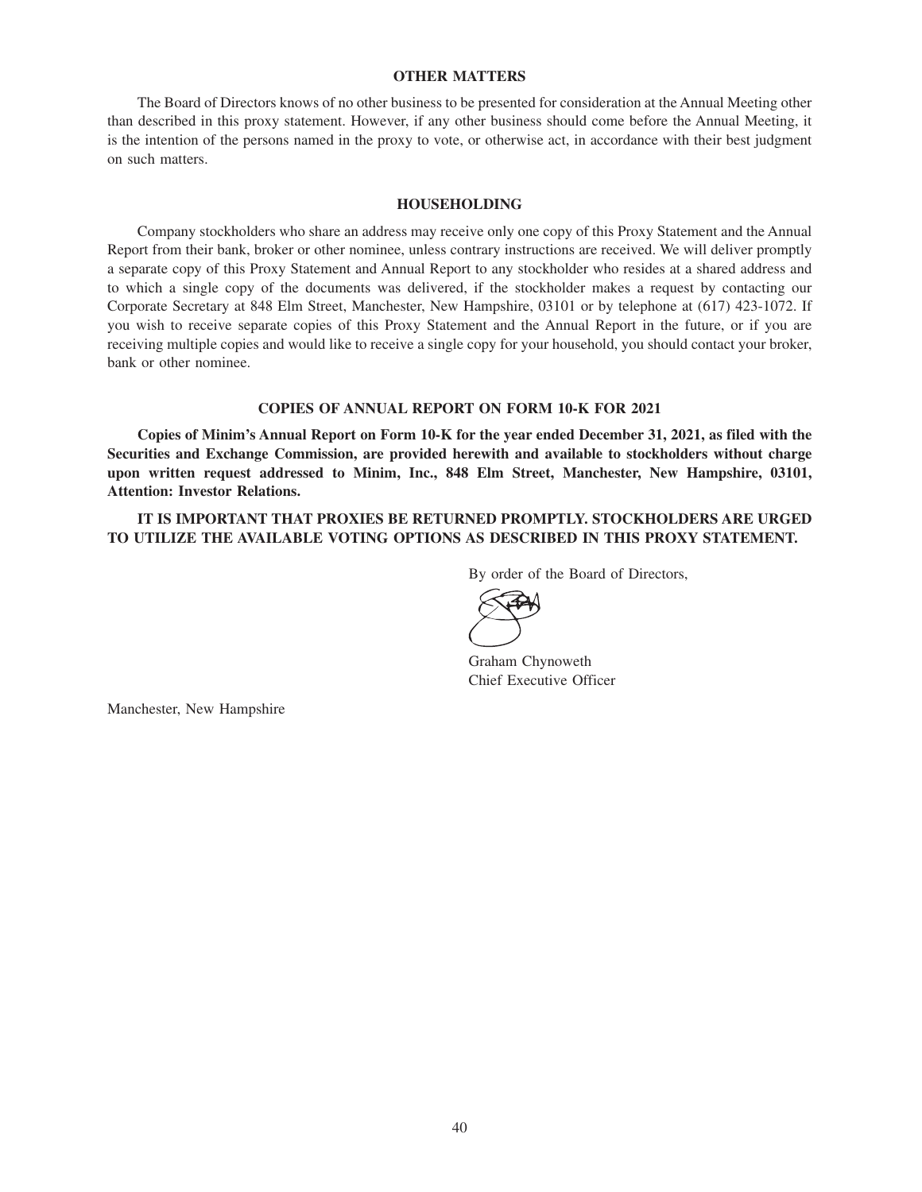## OTHER MATTERS

The Board of Directors knows of no other business to be presented for consideration at the Annual Meeting other than described in this proxy statement. However, if any other business should come before the Annual Meeting, it is the intention of the persons named in the proxy to vote, or otherwise act, in accordance with their best judgment on such matters.

## HOUSEHOLDING

Company stockholders who share an address may receive only one copy of this Proxy Statement and the Annual Report from their bank, broker or other nominee, unless contrary instructions are received. We will deliver promptly a separate copy of this Proxy Statement and Annual Report to any stockholder who resides at a shared address and to which a single copy of the documents was delivered, if the stockholder makes a request by contacting our Corporate Secretary at 848 Elm Street, Manchester, New Hampshire, 03101 or by telephone at (617) 423-1072. If you wish to receive separate copies of this Proxy Statement and the Annual Report in the future, or if you are receiving multiple copies and would like to receive a single copy for your household, you should contact your broker, bank or other nominee.

## COPIES OF ANNUAL REPORT ON FORM 10-K FOR 2021

**Copies of Minim's Annual Report on Form 10-K for the year ended December 31, 2021, as filed with the Securities and Exchange Commission, are provided herewith and available to stockholders without charge upon written request addressed to Minim, Inc., 848 Elm Street, Manchester, New Hampshire, 03101, Attention: Investor Relations.**

**IT IS IMPORTANT THAT PROXIES BE RETURNED PROMPTLY. STOCKHOLDERS ARE URGED TO UTILIZE THE AVAILABLE VOTING OPTIONS AS DESCRIBED IN THIS PROXY STATEMENT.**

By order of the Board of Directors,

Graham Chynoweth
Chief Executive Officer

Manchester, New Hampshire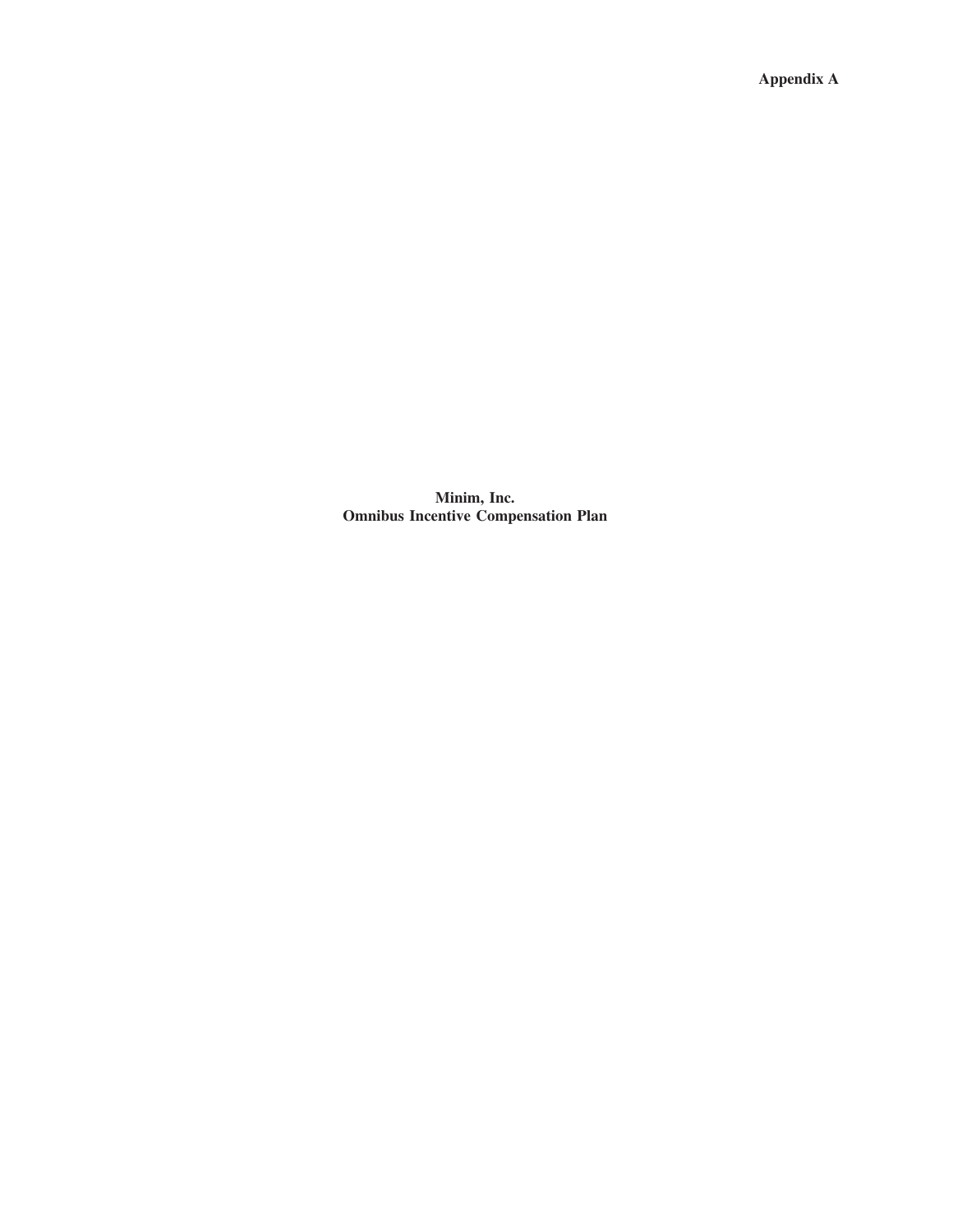**Appendix A**

# Minim, Inc.
# Omnibus Incentive Compensation Plan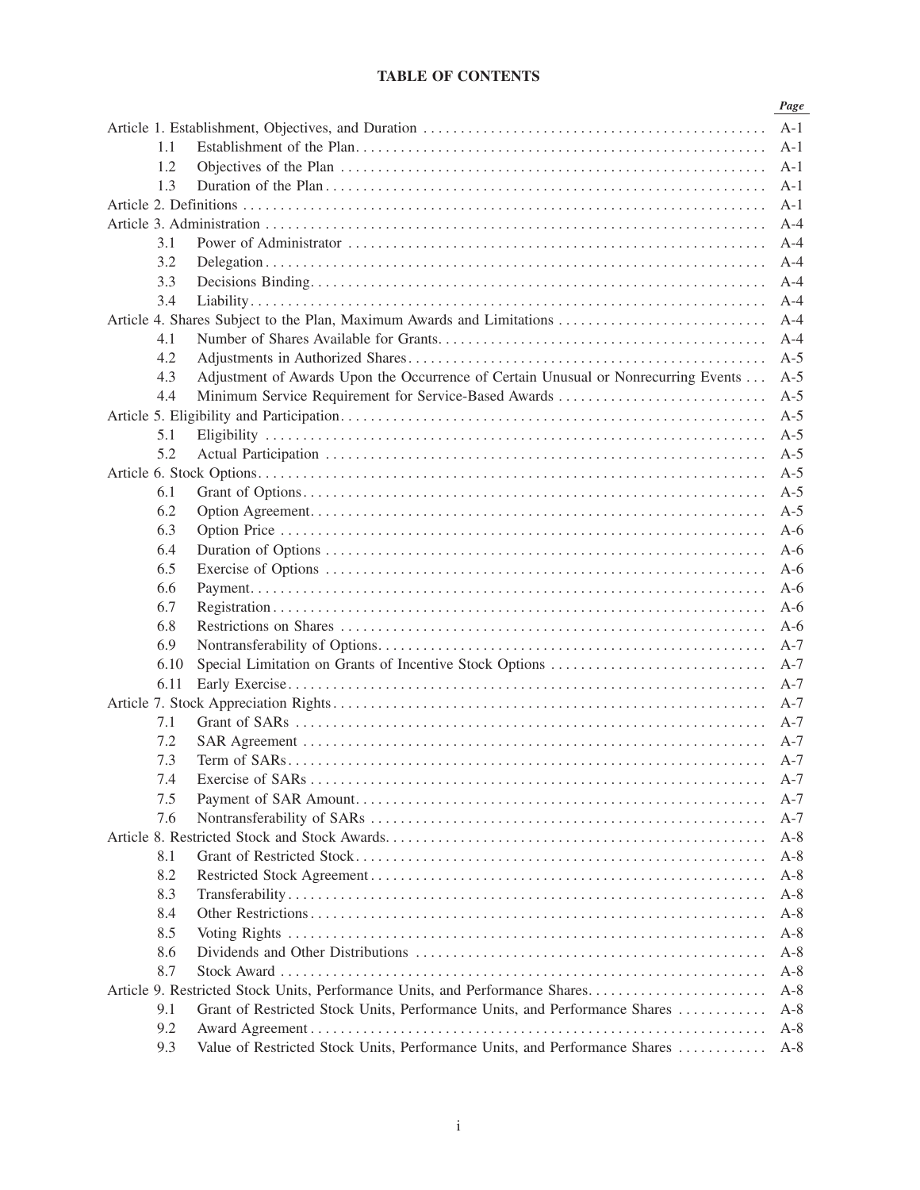## TABLE OF CONTENTS

| | | *Page* |
|---|---|---|
| Article 1. Establishment, Objectives, and Duration | | A-1 |
| 1.1 | Establishment of the Plan | A-1 |
| 1.2 | Objectives of the Plan | A-1 |
| 1.3 | Duration of the Plan | A-1 |
| Article 2. Definitions | | A-1 |
| Article 3. Administration | | A-4 |
| 3.1 | Power of Administrator | A-4 |
| 3.2 | Delegation | A-4 |
| 3.3 | Decisions Binding | A-4 |
| 3.4 | Liability | A-4 |
| Article 4. Shares Subject to the Plan, Maximum Awards and Limitations | | A-4 |
| 4.1 | Number of Shares Available for Grants | A-4 |
| 4.2 | Adjustments in Authorized Shares | A-5 |
| 4.3 | Adjustment of Awards Upon the Occurrence of Certain Unusual or Nonrecurring Events | A-5 |
| 4.4 | Minimum Service Requirement for Service-Based Awards | A-5 |
| Article 5. Eligibility and Participation | | A-5 |
| 5.1 | Eligibility | A-5 |
| 5.2 | Actual Participation | A-5 |
| Article 6. Stock Options | | A-5 |
| 6.1 | Grant of Options | A-5 |
| 6.2 | Option Agreement | A-5 |
| 6.3 | Option Price | A-6 |
| 6.4 | Duration of Options | A-6 |
| 6.5 | Exercise of Options | A-6 |
| 6.6 | Payment | A-6 |
| 6.7 | Registration | A-6 |
| 6.8 | Restrictions on Shares | A-6 |
| 6.9 | Nontransferability of Options | A-7 |
| 6.10 | Special Limitation on Grants of Incentive Stock Options | A-7 |
| 6.11 | Early Exercise | A-7 |
| Article 7. Stock Appreciation Rights | | A-7 |
| 7.1 | Grant of SARs | A-7 |
| 7.2 | SAR Agreement | A-7 |
| 7.3 | Term of SARs | A-7 |
| 7.4 | Exercise of SARs | A-7 |
| 7.5 | Payment of SAR Amount | A-7 |
| 7.6 | Nontransferability of SARs | A-7 |
| Article 8. Restricted Stock and Stock Awards | | A-8 |
| 8.1 | Grant of Restricted Stock | A-8 |
| 8.2 | Restricted Stock Agreement | A-8 |
| 8.3 | Transferability | A-8 |
| 8.4 | Other Restrictions | A-8 |
| 8.5 | Voting Rights | A-8 |
| 8.6 | Dividends and Other Distributions | A-8 |
| 8.7 | Stock Award | A-8 |
| Article 9. Restricted Stock Units, Performance Units, and Performance Shares | | A-8 |
| 9.1 | Grant of Restricted Stock Units, Performance Units, and Performance Shares | A-8 |
| 9.2 | Award Agreement | A-8 |
| 9.3 | Value of Restricted Stock Units, Performance Units, and Performance Shares | A-8 |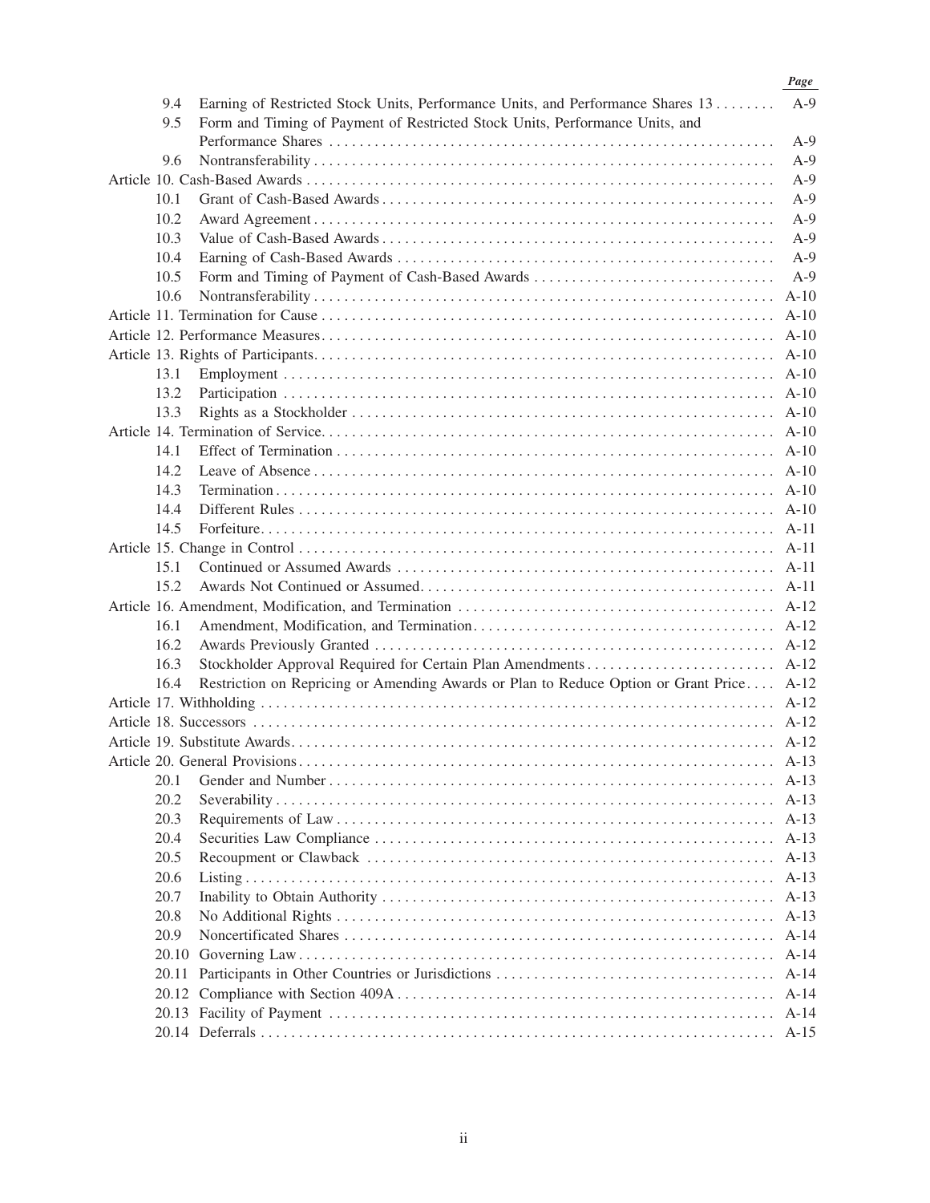| | | Page |
|---|---|---|
| 9.4 | Earning of Restricted Stock Units, Performance Units, and Performance Shares 13 | A-9 |
| 9.5 | Form and Timing of Payment of Restricted Stock Units, Performance Units, and Performance Shares | A-9 |
| 9.6 | Nontransferability | A-9 |
| Article 10. Cash-Based Awards | | A-9 |
| 10.1 | Grant of Cash-Based Awards | A-9 |
| 10.2 | Award Agreement | A-9 |
| 10.3 | Value of Cash-Based Awards | A-9 |
| 10.4 | Earning of Cash-Based Awards | A-9 |
| 10.5 | Form and Timing of Payment of Cash-Based Awards | A-9 |
| 10.6 | Nontransferability | A-10 |
| Article 11. Termination for Cause | | A-10 |
| Article 12. Performance Measures | | A-10 |
| Article 13. Rights of Participants | | A-10 |
| 13.1 | Employment | A-10 |
| 13.2 | Participation | A-10 |
| 13.3 | Rights as a Stockholder | A-10 |
| Article 14. Termination of Service | | A-10 |
| 14.1 | Effect of Termination | A-10 |
| 14.2 | Leave of Absence | A-10 |
| 14.3 | Termination | A-10 |
| 14.4 | Different Rules | A-10 |
| 14.5 | Forfeiture | A-11 |
| Article 15. Change in Control | | A-11 |
| 15.1 | Continued or Assumed Awards | A-11 |
| 15.2 | Awards Not Continued or Assumed | A-11 |
| Article 16. Amendment, Modification, and Termination | | A-12 |
| 16.1 | Amendment, Modification, and Termination | A-12 |
| 16.2 | Awards Previously Granted | A-12 |
| 16.3 | Stockholder Approval Required for Certain Plan Amendments | A-12 |
| 16.4 | Restriction on Repricing or Amending Awards or Plan to Reduce Option or Grant Price | A-12 |
| Article 17. Withholding | | A-12 |
| Article 18. Successors | | A-12 |
| Article 19. Substitute Awards | | A-12 |
| Article 20. General Provisions | | A-13 |
| 20.1 | Gender and Number | A-13 |
| 20.2 | Severability | A-13 |
| 20.3 | Requirements of Law | A-13 |
| 20.4 | Securities Law Compliance | A-13 |
| 20.5 | Recoupment or Clawback | A-13 |
| 20.6 | Listing | A-13 |
| 20.7 | Inability to Obtain Authority | A-13 |
| 20.8 | No Additional Rights | A-13 |
| 20.9 | Noncertificated Shares | A-14 |
| 20.10 | Governing Law | A-14 |
| 20.11 | Participants in Other Countries or Jurisdictions | A-14 |
| 20.12 | Compliance with Section 409A | A-14 |
| 20.13 | Facility of Payment | A-14 |
| 20.14 | Deferrals | A-15 |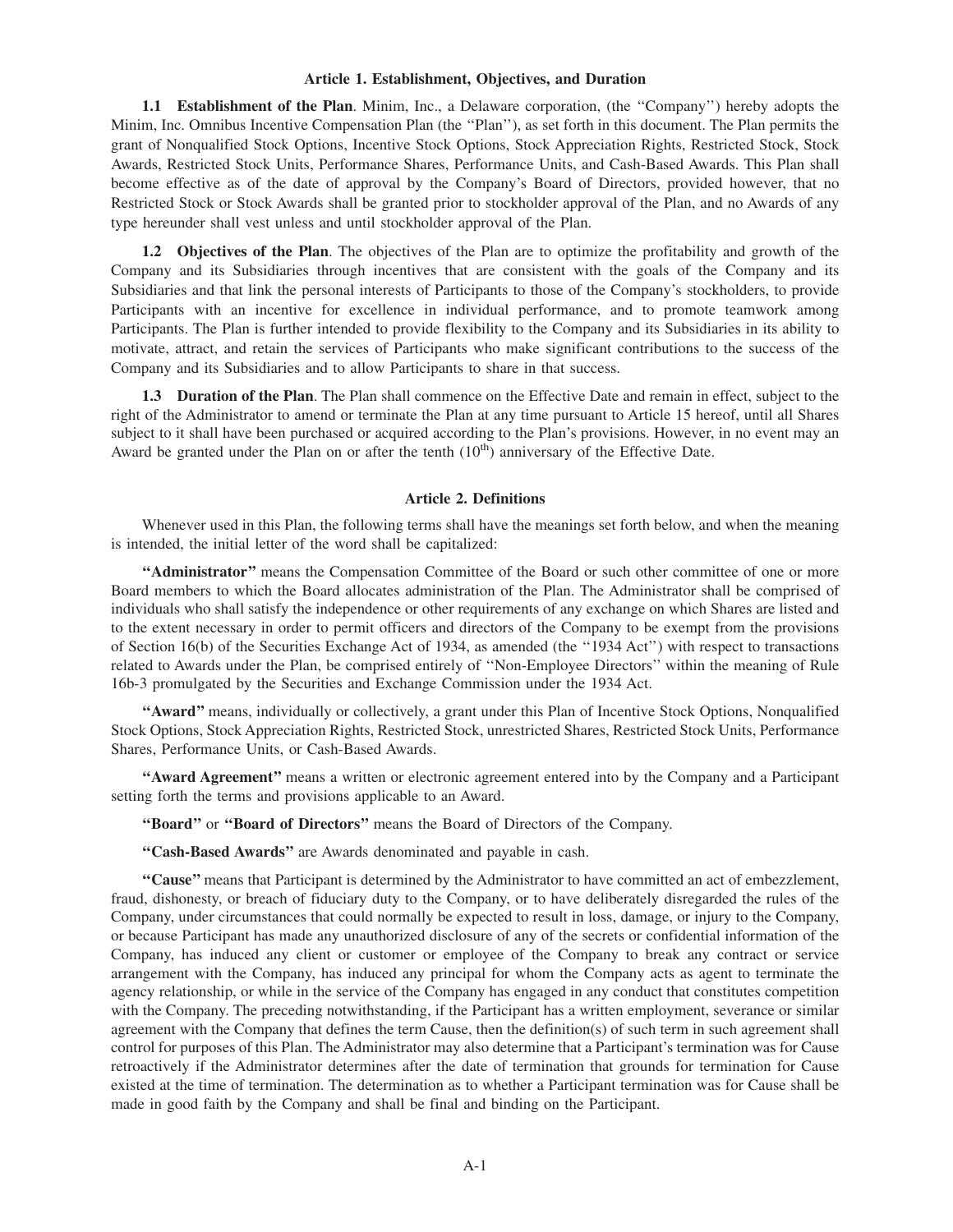### Article 1. Establishment, Objectives, and Duration

**1.1 Establishment of the Plan**. Minim, Inc., a Delaware corporation, (the ''Company'') hereby adopts the Minim, Inc. Omnibus Incentive Compensation Plan (the ''Plan''), as set forth in this document. The Plan permits the grant of Nonqualified Stock Options, Incentive Stock Options, Stock Appreciation Rights, Restricted Stock, Stock Awards, Restricted Stock Units, Performance Shares, Performance Units, and Cash-Based Awards. This Plan shall become effective as of the date of approval by the Company's Board of Directors, provided however, that no Restricted Stock or Stock Awards shall be granted prior to stockholder approval of the Plan, and no Awards of any type hereunder shall vest unless and until stockholder approval of the Plan.

**1.2 Objectives of the Plan**. The objectives of the Plan are to optimize the profitability and growth of the Company and its Subsidiaries through incentives that are consistent with the goals of the Company and its Subsidiaries and that link the personal interests of Participants to those of the Company's stockholders, to provide Participants with an incentive for excellence in individual performance, and to promote teamwork among Participants. The Plan is further intended to provide flexibility to the Company and its Subsidiaries in its ability to motivate, attract, and retain the services of Participants who make significant contributions to the success of the Company and its Subsidiaries and to allow Participants to share in that success.

**1.3 Duration of the Plan**. The Plan shall commence on the Effective Date and remain in effect, subject to the right of the Administrator to amend or terminate the Plan at any time pursuant to Article 15 hereof, until all Shares subject to it shall have been purchased or acquired according to the Plan's provisions. However, in no event may an Award be granted under the Plan on or after the tenth ($10^{th}$) anniversary of the Effective Date.

### Article 2. Definitions

Whenever used in this Plan, the following terms shall have the meanings set forth below, and when the meaning is intended, the initial letter of the word shall be capitalized:

**"Administrator"** means the Compensation Committee of the Board or such other committee of one or more Board members to which the Board allocates administration of the Plan. The Administrator shall be comprised of individuals who shall satisfy the independence or other requirements of any exchange on which Shares are listed and to the extent necessary in order to permit officers and directors of the Company to be exempt from the provisions of Section 16(b) of the Securities Exchange Act of 1934, as amended (the ''1934 Act'') with respect to transactions related to Awards under the Plan, be comprised entirely of ''Non-Employee Directors'' within the meaning of Rule 16b-3 promulgated by the Securities and Exchange Commission under the 1934 Act.

**"Award"** means, individually or collectively, a grant under this Plan of Incentive Stock Options, Nonqualified Stock Options, Stock Appreciation Rights, Restricted Stock, unrestricted Shares, Restricted Stock Units, Performance Shares, Performance Units, or Cash-Based Awards.

**"Award Agreement"** means a written or electronic agreement entered into by the Company and a Participant setting forth the terms and provisions applicable to an Award.

**"Board"** or **"Board of Directors"** means the Board of Directors of the Company.

**"Cash-Based Awards"** are Awards denominated and payable in cash.

**"Cause"** means that Participant is determined by the Administrator to have committed an act of embezzlement, fraud, dishonesty, or breach of fiduciary duty to the Company, or to have deliberately disregarded the rules of the Company, under circumstances that could normally be expected to result in loss, damage, or injury to the Company, or because Participant has made any unauthorized disclosure of any of the secrets or confidential information of the Company, has induced any client or customer or employee of the Company to break any contract or service arrangement with the Company, has induced any principal for whom the Company acts as agent to terminate the agency relationship, or while in the service of the Company has engaged in any conduct that constitutes competition with the Company. The preceding notwithstanding, if the Participant has a written employment, severance or similar agreement with the Company that defines the term Cause, then the definition(s) of such term in such agreement shall control for purposes of this Plan. The Administrator may also determine that a Participant's termination was for Cause retroactively if the Administrator determines after the date of termination that grounds for termination for Cause existed at the time of termination. The determination as to whether a Participant termination was for Cause shall be made in good faith by the Company and shall be final and binding on the Participant.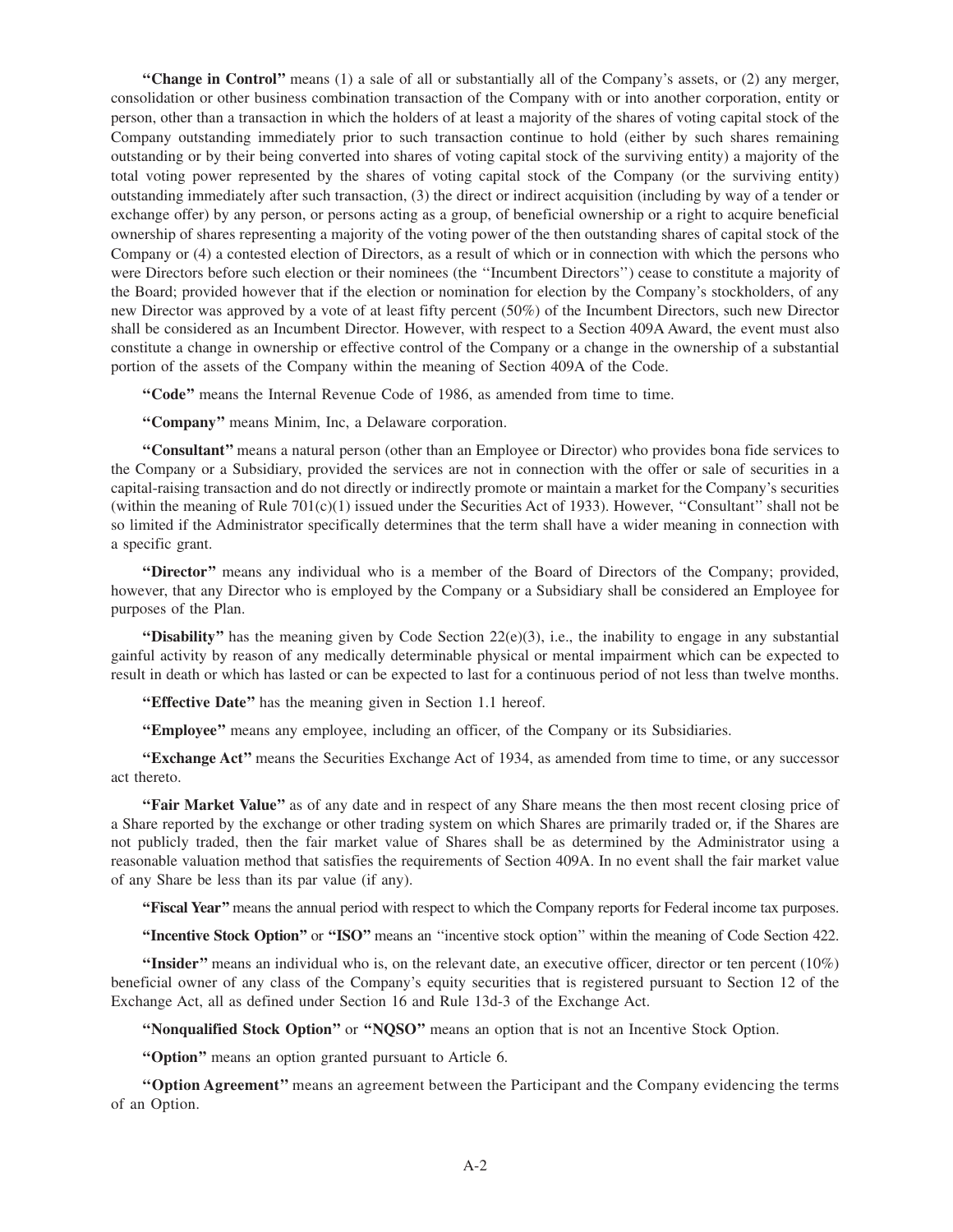**"Change in Control"** means (1) a sale of all or substantially all of the Company's assets, or (2) any merger, consolidation or other business combination transaction of the Company with or into another corporation, entity or person, other than a transaction in which the holders of at least a majority of the shares of voting capital stock of the Company outstanding immediately prior to such transaction continue to hold (either by such shares remaining outstanding or by their being converted into shares of voting capital stock of the surviving entity) a majority of the total voting power represented by the shares of voting capital stock of the Company (or the surviving entity) outstanding immediately after such transaction, (3) the direct or indirect acquisition (including by way of a tender or exchange offer) by any person, or persons acting as a group, of beneficial ownership or a right to acquire beneficial ownership of shares representing a majority of the voting power of the then outstanding shares of capital stock of the Company or (4) a contested election of Directors, as a result of which or in connection with which the persons who were Directors before such election or their nominees (the "Incumbent Directors") cease to constitute a majority of the Board; provided however that if the election or nomination for election by the Company's stockholders, of any new Director was approved by a vote of at least fifty percent (50%) of the Incumbent Directors, such new Director shall be considered as an Incumbent Director. However, with respect to a Section 409A Award, the event must also constitute a change in ownership or effective control of the Company or a change in the ownership of a substantial portion of the assets of the Company within the meaning of Section 409A of the Code.

**"Code"** means the Internal Revenue Code of 1986, as amended from time to time.

**"Company"** means Minim, Inc, a Delaware corporation.

**"Consultant"** means a natural person (other than an Employee or Director) who provides bona fide services to the Company or a Subsidiary, provided the services are not in connection with the offer or sale of securities in a capital-raising transaction and do not directly or indirectly promote or maintain a market for the Company's securities (within the meaning of Rule 701(c)(1) issued under the Securities Act of 1933). However, "Consultant" shall not be so limited if the Administrator specifically determines that the term shall have a wider meaning in connection with a specific grant.

**"Director"** means any individual who is a member of the Board of Directors of the Company; provided, however, that any Director who is employed by the Company or a Subsidiary shall be considered an Employee for purposes of the Plan.

**"Disability"** has the meaning given by Code Section 22(e)(3), i.e., the inability to engage in any substantial gainful activity by reason of any medically determinable physical or mental impairment which can be expected to result in death or which has lasted or can be expected to last for a continuous period of not less than twelve months.

**"Effective Date"** has the meaning given in Section 1.1 hereof.

**"Employee"** means any employee, including an officer, of the Company or its Subsidiaries.

**"Exchange Act"** means the Securities Exchange Act of 1934, as amended from time to time, or any successor act thereto.

**"Fair Market Value"** as of any date and in respect of any Share means the then most recent closing price of a Share reported by the exchange or other trading system on which Shares are primarily traded or, if the Shares are not publicly traded, then the fair market value of Shares shall be as determined by the Administrator using a reasonable valuation method that satisfies the requirements of Section 409A. In no event shall the fair market value of any Share be less than its par value (if any).

**"Fiscal Year"** means the annual period with respect to which the Company reports for Federal income tax purposes.

**"Incentive Stock Option"** or **"ISO"** means an "incentive stock option" within the meaning of Code Section 422.

**"Insider"** means an individual who is, on the relevant date, an executive officer, director or ten percent (10%) beneficial owner of any class of the Company's equity securities that is registered pursuant to Section 12 of the Exchange Act, all as defined under Section 16 and Rule 13d-3 of the Exchange Act.

**"Nonqualified Stock Option"** or **"NQSO"** means an option that is not an Incentive Stock Option.

**"Option"** means an option granted pursuant to Article 6.

**"Option Agreement"** means an agreement between the Participant and the Company evidencing the terms of an Option.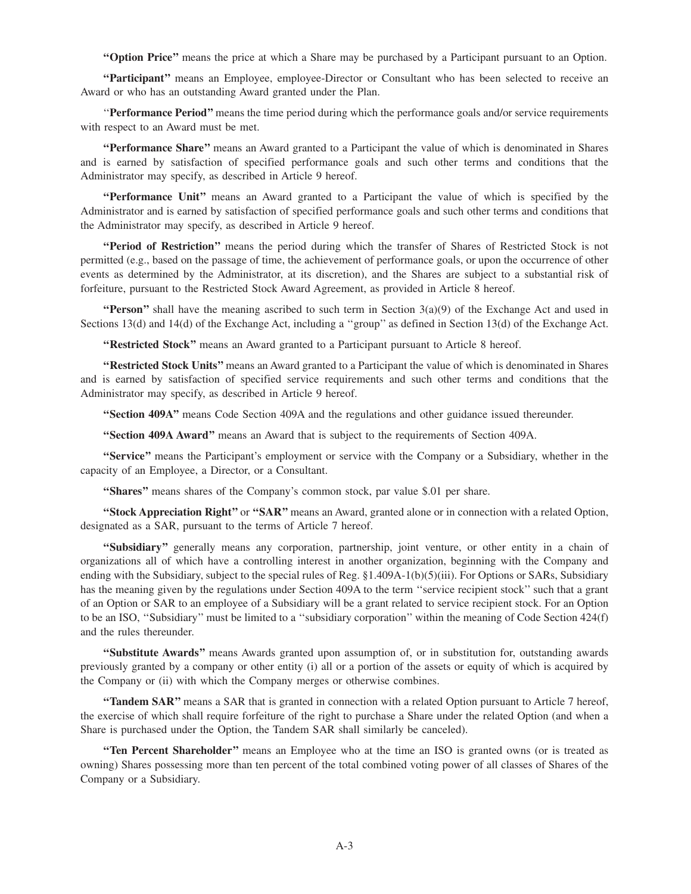**"Option Price"** means the price at which a Share may be purchased by a Participant pursuant to an Option.

**"Participant"** means an Employee, employee-Director or Consultant who has been selected to receive an Award or who has an outstanding Award granted under the Plan.

''**Performance Period"** means the time period during which the performance goals and/or service requirements with respect to an Award must be met.

**"Performance Share"** means an Award granted to a Participant the value of which is denominated in Shares and is earned by satisfaction of specified performance goals and such other terms and conditions that the Administrator may specify, as described in Article 9 hereof.

**"Performance Unit"** means an Award granted to a Participant the value of which is specified by the Administrator and is earned by satisfaction of specified performance goals and such other terms and conditions that the Administrator may specify, as described in Article 9 hereof.

**"Period of Restriction"** means the period during which the transfer of Shares of Restricted Stock is not permitted (e.g., based on the passage of time, the achievement of performance goals, or upon the occurrence of other events as determined by the Administrator, at its discretion), and the Shares are subject to a substantial risk of forfeiture, pursuant to the Restricted Stock Award Agreement, as provided in Article 8 hereof.

**"Person"** shall have the meaning ascribed to such term in Section 3(a)(9) of the Exchange Act and used in Sections 13(d) and 14(d) of the Exchange Act, including a ''group'' as defined in Section 13(d) of the Exchange Act.

**"Restricted Stock"** means an Award granted to a Participant pursuant to Article 8 hereof.

**"Restricted Stock Units"** means an Award granted to a Participant the value of which is denominated in Shares and is earned by satisfaction of specified service requirements and such other terms and conditions that the Administrator may specify, as described in Article 9 hereof.

**"Section 409A"** means Code Section 409A and the regulations and other guidance issued thereunder.

**"Section 409A Award"** means an Award that is subject to the requirements of Section 409A.

**"Service"** means the Participant's employment or service with the Company or a Subsidiary, whether in the capacity of an Employee, a Director, or a Consultant.

**"Shares"** means shares of the Company's common stock, par value $.01 per share.

**"Stock Appreciation Right"** or **"SAR"** means an Award, granted alone or in connection with a related Option, designated as a SAR, pursuant to the terms of Article 7 hereof.

**"Subsidiary"** generally means any corporation, partnership, joint venture, or other entity in a chain of organizations all of which have a controlling interest in another organization, beginning with the Company and ending with the Subsidiary, subject to the special rules of Reg. §1.409A-1(b)(5)(iii). For Options or SARs, Subsidiary has the meaning given by the regulations under Section 409A to the term ''service recipient stock'' such that a grant of an Option or SAR to an employee of a Subsidiary will be a grant related to service recipient stock. For an Option to be an ISO, ''Subsidiary'' must be limited to a ''subsidiary corporation'' within the meaning of Code Section 424(f) and the rules thereunder.

**"Substitute Awards"** means Awards granted upon assumption of, or in substitution for, outstanding awards previously granted by a company or other entity (i) all or a portion of the assets or equity of which is acquired by the Company or (ii) with which the Company merges or otherwise combines.

**"Tandem SAR"** means a SAR that is granted in connection with a related Option pursuant to Article 7 hereof, the exercise of which shall require forfeiture of the right to purchase a Share under the related Option (and when a Share is purchased under the Option, the Tandem SAR shall similarly be canceled).

**"Ten Percent Shareholder"** means an Employee who at the time an ISO is granted owns (or is treated as owning) Shares possessing more than ten percent of the total combined voting power of all classes of Shares of the Company or a Subsidiary.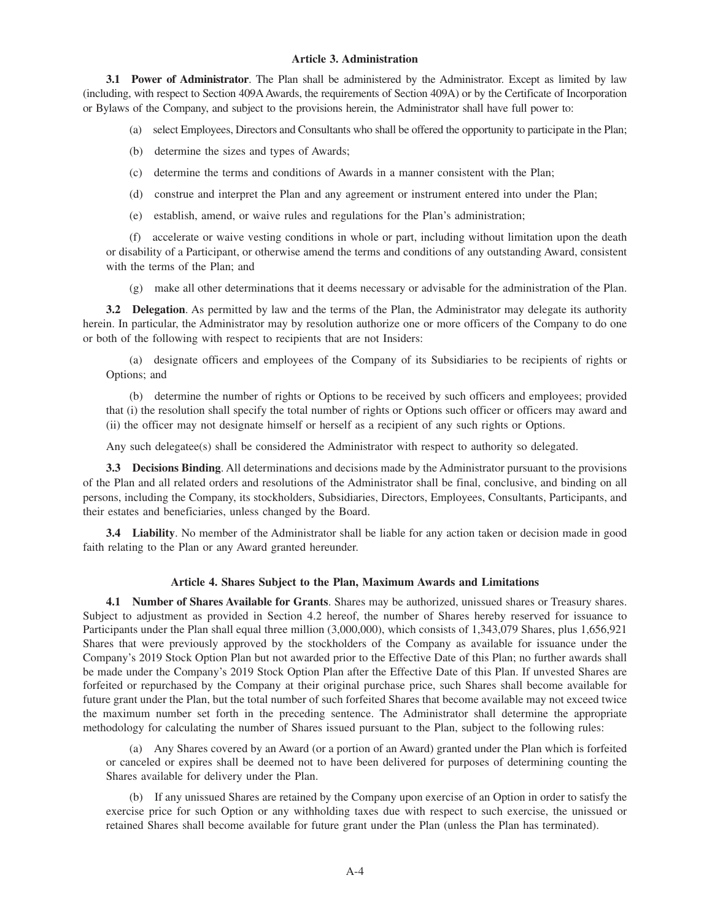## Article 3. Administration

**3.1 Power of Administrator**. The Plan shall be administered by the Administrator. Except as limited by law (including, with respect to Section 409A Awards, the requirements of Section 409A) or by the Certificate of Incorporation or Bylaws of the Company, and subject to the provisions herein, the Administrator shall have full power to:

(a) select Employees, Directors and Consultants who shall be offered the opportunity to participate in the Plan;

(b) determine the sizes and types of Awards;

(c) determine the terms and conditions of Awards in a manner consistent with the Plan;

(d) construe and interpret the Plan and any agreement or instrument entered into under the Plan;

(e) establish, amend, or waive rules and regulations for the Plan's administration;

(f) accelerate or waive vesting conditions in whole or part, including without limitation upon the death or disability of a Participant, or otherwise amend the terms and conditions of any outstanding Award, consistent with the terms of the Plan; and

(g) make all other determinations that it deems necessary or advisable for the administration of the Plan.

**3.2 Delegation**. As permitted by law and the terms of the Plan, the Administrator may delegate its authority herein. In particular, the Administrator may by resolution authorize one or more officers of the Company to do one or both of the following with respect to recipients that are not Insiders:

(a) designate officers and employees of the Company of its Subsidiaries to be recipients of rights or Options; and

(b) determine the number of rights or Options to be received by such officers and employees; provided that (i) the resolution shall specify the total number of rights or Options such officer or officers may award and (ii) the officer may not designate himself or herself as a recipient of any such rights or Options.

Any such delegatee(s) shall be considered the Administrator with respect to authority so delegated.

**3.3 Decisions Binding**. All determinations and decisions made by the Administrator pursuant to the provisions of the Plan and all related orders and resolutions of the Administrator shall be final, conclusive, and binding on all persons, including the Company, its stockholders, Subsidiaries, Directors, Employees, Consultants, Participants, and their estates and beneficiaries, unless changed by the Board.

**3.4 Liability**. No member of the Administrator shall be liable for any action taken or decision made in good faith relating to the Plan or any Award granted hereunder.

## Article 4. Shares Subject to the Plan, Maximum Awards and Limitations

**4.1 Number of Shares Available for Grants**. Shares may be authorized, unissued shares or Treasury shares. Subject to adjustment as provided in Section 4.2 hereof, the number of Shares hereby reserved for issuance to Participants under the Plan shall equal three million (3,000,000), which consists of 1,343,079 Shares, plus 1,656,921 Shares that were previously approved by the stockholders of the Company as available for issuance under the Company's 2019 Stock Option Plan but not awarded prior to the Effective Date of this Plan; no further awards shall be made under the Company's 2019 Stock Option Plan after the Effective Date of this Plan. If unvested Shares are forfeited or repurchased by the Company at their original purchase price, such Shares shall become available for future grant under the Plan, but the total number of such forfeited Shares that become available may not exceed twice the maximum number set forth in the preceding sentence. The Administrator shall determine the appropriate methodology for calculating the number of Shares issued pursuant to the Plan, subject to the following rules:

(a) Any Shares covered by an Award (or a portion of an Award) granted under the Plan which is forfeited or canceled or expires shall be deemed not to have been delivered for purposes of determining counting the Shares available for delivery under the Plan.

(b) If any unissued Shares are retained by the Company upon exercise of an Option in order to satisfy the exercise price for such Option or any withholding taxes due with respect to such exercise, the unissued or retained Shares shall become available for future grant under the Plan (unless the Plan has terminated).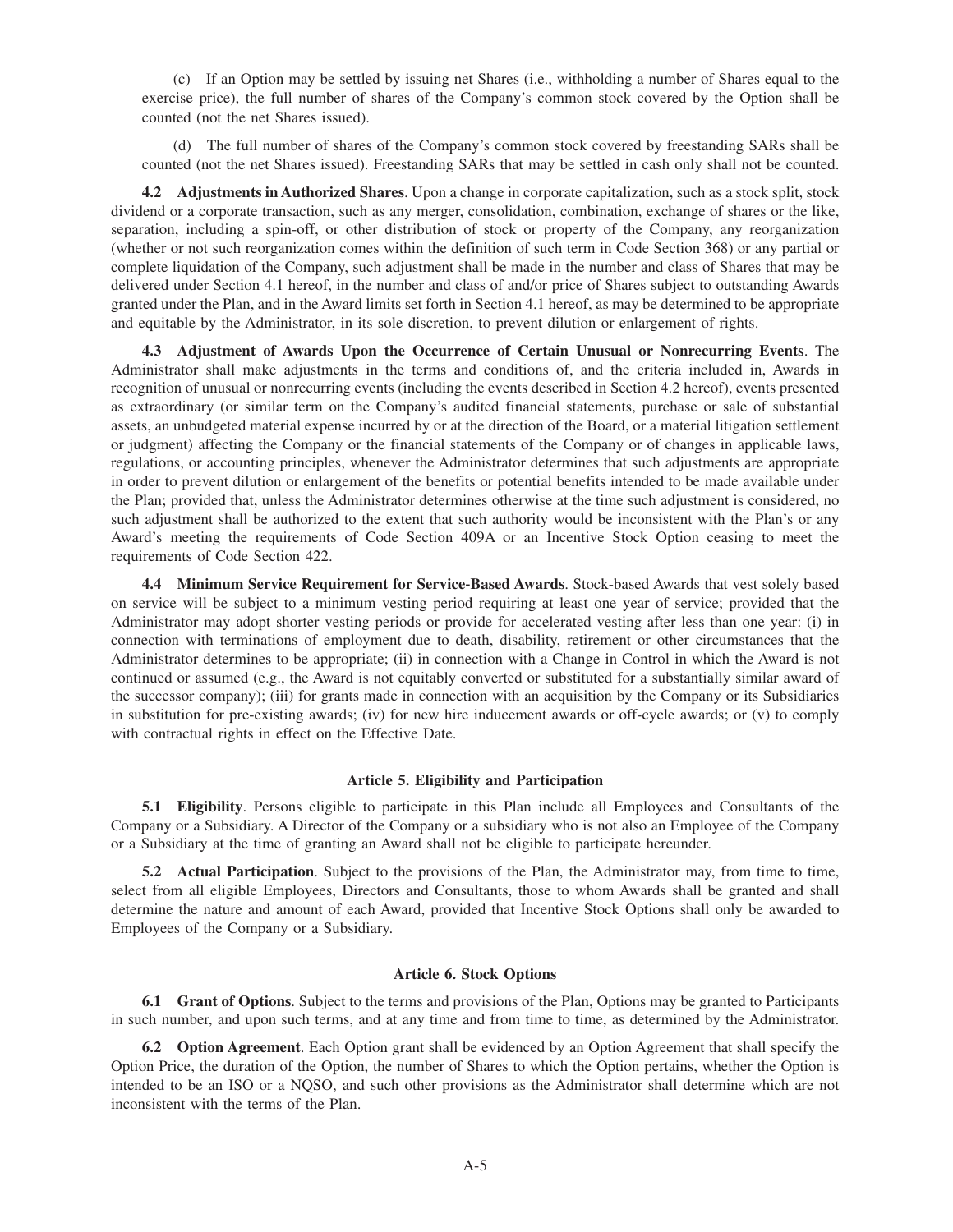(c) If an Option may be settled by issuing net Shares (i.e., withholding a number of Shares equal to the exercise price), the full number of shares of the Company's common stock covered by the Option shall be counted (not the net Shares issued).

(d) The full number of shares of the Company's common stock covered by freestanding SARs shall be counted (not the net Shares issued). Freestanding SARs that may be settled in cash only shall not be counted.

**4.2 Adjustments in Authorized Shares**. Upon a change in corporate capitalization, such as a stock split, stock dividend or a corporate transaction, such as any merger, consolidation, combination, exchange of shares or the like, separation, including a spin-off, or other distribution of stock or property of the Company, any reorganization (whether or not such reorganization comes within the definition of such term in Code Section 368) or any partial or complete liquidation of the Company, such adjustment shall be made in the number and class of Shares that may be delivered under Section 4.1 hereof, in the number and class of and/or price of Shares subject to outstanding Awards granted under the Plan, and in the Award limits set forth in Section 4.1 hereof, as may be determined to be appropriate and equitable by the Administrator, in its sole discretion, to prevent dilution or enlargement of rights.

**4.3 Adjustment of Awards Upon the Occurrence of Certain Unusual or Nonrecurring Events**. The Administrator shall make adjustments in the terms and conditions of, and the criteria included in, Awards in recognition of unusual or nonrecurring events (including the events described in Section 4.2 hereof), events presented as extraordinary (or similar term on the Company's audited financial statements, purchase or sale of substantial assets, an unbudgeted material expense incurred by or at the direction of the Board, or a material litigation settlement or judgment) affecting the Company or the financial statements of the Company or of changes in applicable laws, regulations, or accounting principles, whenever the Administrator determines that such adjustments are appropriate in order to prevent dilution or enlargement of the benefits or potential benefits intended to be made available under the Plan; provided that, unless the Administrator determines otherwise at the time such adjustment is considered, no such adjustment shall be authorized to the extent that such authority would be inconsistent with the Plan's or any Award's meeting the requirements of Code Section 409A or an Incentive Stock Option ceasing to meet the requirements of Code Section 422.

**4.4 Minimum Service Requirement for Service-Based Awards**. Stock-based Awards that vest solely based on service will be subject to a minimum vesting period requiring at least one year of service; provided that the Administrator may adopt shorter vesting periods or provide for accelerated vesting after less than one year: (i) in connection with terminations of employment due to death, disability, retirement or other circumstances that the Administrator determines to be appropriate; (ii) in connection with a Change in Control in which the Award is not continued or assumed (e.g., the Award is not equitably converted or substituted for a substantially similar award of the successor company); (iii) for grants made in connection with an acquisition by the Company or its Subsidiaries in substitution for pre-existing awards; (iv) for new hire inducement awards or off-cycle awards; or (v) to comply with contractual rights in effect on the Effective Date.

## Article 5. Eligibility and Participation

**5.1 Eligibility**. Persons eligible to participate in this Plan include all Employees and Consultants of the Company or a Subsidiary. A Director of the Company or a subsidiary who is not also an Employee of the Company or a Subsidiary at the time of granting an Award shall not be eligible to participate hereunder.

**5.2 Actual Participation**. Subject to the provisions of the Plan, the Administrator may, from time to time, select from all eligible Employees, Directors and Consultants, those to whom Awards shall be granted and shall determine the nature and amount of each Award, provided that Incentive Stock Options shall only be awarded to Employees of the Company or a Subsidiary.

## Article 6. Stock Options

**6.1 Grant of Options**. Subject to the terms and provisions of the Plan, Options may be granted to Participants in such number, and upon such terms, and at any time and from time to time, as determined by the Administrator.

**6.2 Option Agreement**. Each Option grant shall be evidenced by an Option Agreement that shall specify the Option Price, the duration of the Option, the number of Shares to which the Option pertains, whether the Option is intended to be an ISO or a NQSO, and such other provisions as the Administrator shall determine which are not inconsistent with the terms of the Plan.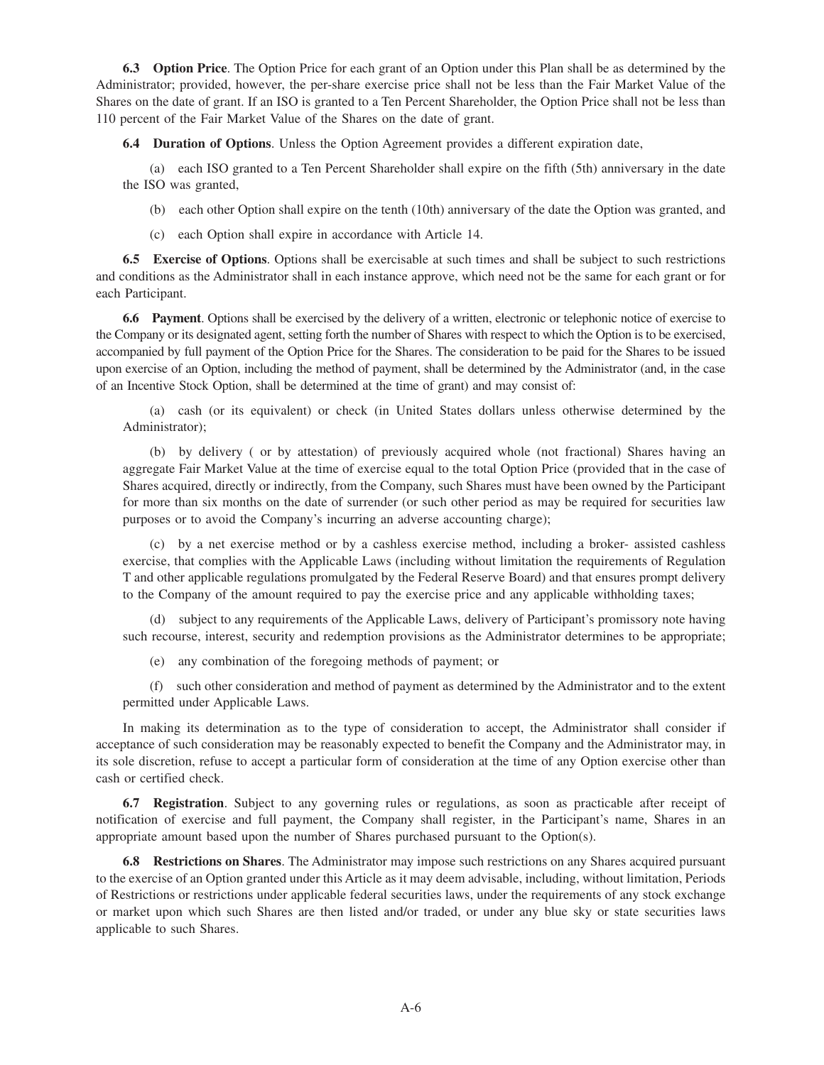**6.3 Option Price**. The Option Price for each grant of an Option under this Plan shall be as determined by the Administrator; provided, however, the per-share exercise price shall not be less than the Fair Market Value of the Shares on the date of grant. If an ISO is granted to a Ten Percent Shareholder, the Option Price shall not be less than 110 percent of the Fair Market Value of the Shares on the date of grant.

**6.4 Duration of Options**. Unless the Option Agreement provides a different expiration date,

(a) each ISO granted to a Ten Percent Shareholder shall expire on the fifth (5th) anniversary in the date the ISO was granted,

(b) each other Option shall expire on the tenth (10th) anniversary of the date the Option was granted, and

(c) each Option shall expire in accordance with Article 14.

**6.5 Exercise of Options**. Options shall be exercisable at such times and shall be subject to such restrictions and conditions as the Administrator shall in each instance approve, which need not be the same for each grant or for each Participant.

**6.6 Payment**. Options shall be exercised by the delivery of a written, electronic or telephonic notice of exercise to the Company or its designated agent, setting forth the number of Shares with respect to which the Option is to be exercised, accompanied by full payment of the Option Price for the Shares. The consideration to be paid for the Shares to be issued upon exercise of an Option, including the method of payment, shall be determined by the Administrator (and, in the case of an Incentive Stock Option, shall be determined at the time of grant) and may consist of:

(a) cash (or its equivalent) or check (in United States dollars unless otherwise determined by the Administrator);

(b) by delivery ( or by attestation) of previously acquired whole (not fractional) Shares having an aggregate Fair Market Value at the time of exercise equal to the total Option Price (provided that in the case of Shares acquired, directly or indirectly, from the Company, such Shares must have been owned by the Participant for more than six months on the date of surrender (or such other period as may be required for securities law purposes or to avoid the Company's incurring an adverse accounting charge);

(c) by a net exercise method or by a cashless exercise method, including a broker- assisted cashless exercise, that complies with the Applicable Laws (including without limitation the requirements of Regulation T and other applicable regulations promulgated by the Federal Reserve Board) and that ensures prompt delivery to the Company of the amount required to pay the exercise price and any applicable withholding taxes;

(d) subject to any requirements of the Applicable Laws, delivery of Participant's promissory note having such recourse, interest, security and redemption provisions as the Administrator determines to be appropriate;

(e) any combination of the foregoing methods of payment; or

(f) such other consideration and method of payment as determined by the Administrator and to the extent permitted under Applicable Laws.

In making its determination as to the type of consideration to accept, the Administrator shall consider if acceptance of such consideration may be reasonably expected to benefit the Company and the Administrator may, in its sole discretion, refuse to accept a particular form of consideration at the time of any Option exercise other than cash or certified check.

**6.7 Registration**. Subject to any governing rules or regulations, as soon as practicable after receipt of notification of exercise and full payment, the Company shall register, in the Participant's name, Shares in an appropriate amount based upon the number of Shares purchased pursuant to the Option(s).

**6.8 Restrictions on Shares**. The Administrator may impose such restrictions on any Shares acquired pursuant to the exercise of an Option granted under this Article as it may deem advisable, including, without limitation, Periods of Restrictions or restrictions under applicable federal securities laws, under the requirements of any stock exchange or market upon which such Shares are then listed and/or traded, or under any blue sky or state securities laws applicable to such Shares.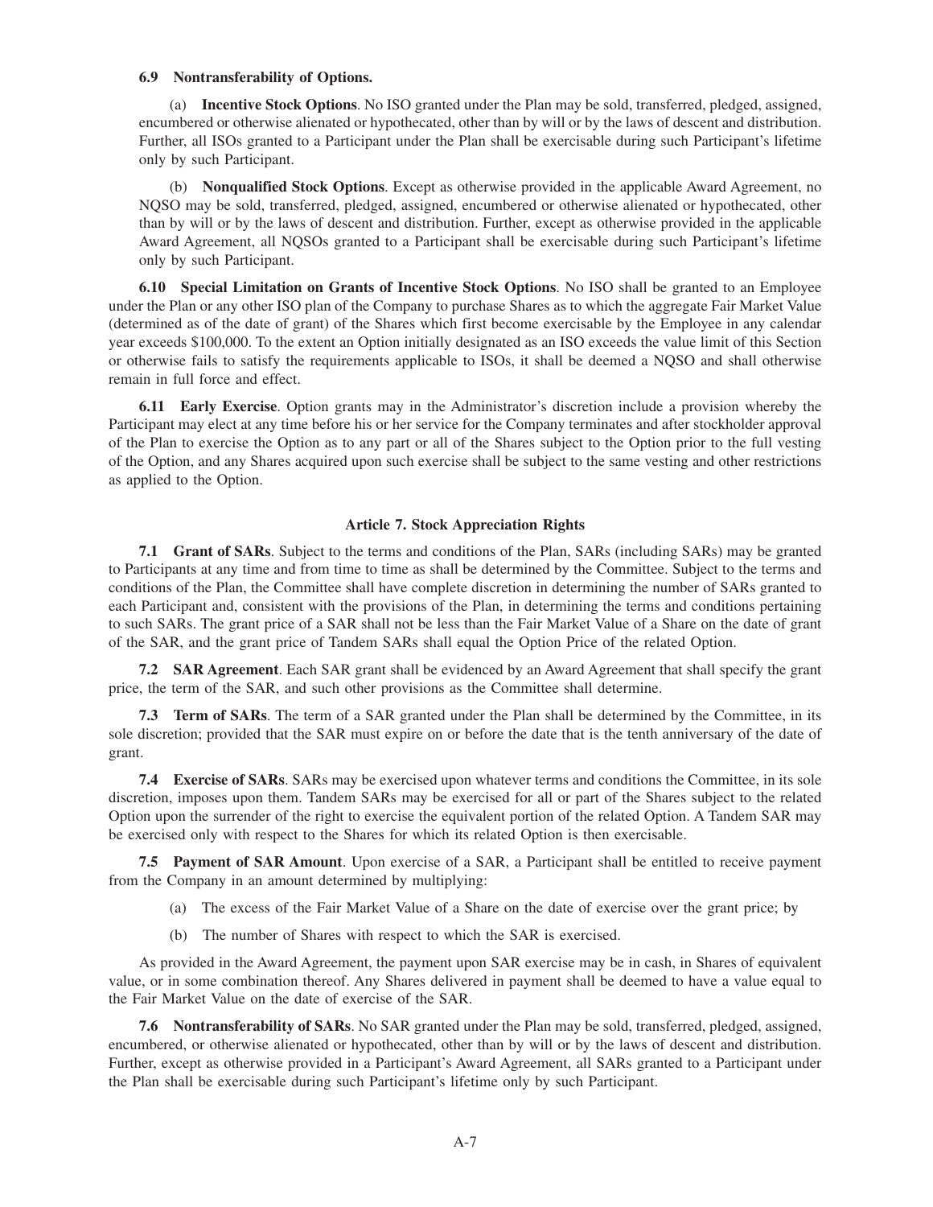**6.9 Nontransferability of Options.**

(a) **Incentive Stock Options**. No ISO granted under the Plan may be sold, transferred, pledged, assigned, encumbered or otherwise alienated or hypothecated, other than by will or by the laws of descent and distribution. Further, all ISOs granted to a Participant under the Plan shall be exercisable during such Participant's lifetime only by such Participant.

(b) **Nonqualified Stock Options**. Except as otherwise provided in the applicable Award Agreement, no NQSO may be sold, transferred, pledged, assigned, encumbered or otherwise alienated or hypothecated, other than by will or by the laws of descent and distribution. Further, except as otherwise provided in the applicable Award Agreement, all NQSOs granted to a Participant shall be exercisable during such Participant's lifetime only by such Participant.

**6.10 Special Limitation on Grants of Incentive Stock Options**. No ISO shall be granted to an Employee under the Plan or any other ISO plan of the Company to purchase Shares as to which the aggregate Fair Market Value (determined as of the date of grant) of the Shares which first become exercisable by the Employee in any calendar year exceeds $100,000. To the extent an Option initially designated as an ISO exceeds the value limit of this Section or otherwise fails to satisfy the requirements applicable to ISOs, it shall be deemed a NQSO and shall otherwise remain in full force and effect.

**6.11 Early Exercise**. Option grants may in the Administrator's discretion include a provision whereby the Participant may elect at any time before his or her service for the Company terminates and after stockholder approval of the Plan to exercise the Option as to any part or all of the Shares subject to the Option prior to the full vesting of the Option, and any Shares acquired upon such exercise shall be subject to the same vesting and other restrictions as applied to the Option.

## Article 7. Stock Appreciation Rights

**7.1 Grant of SARs**. Subject to the terms and conditions of the Plan, SARs (including SARs) may be granted to Participants at any time and from time to time as shall be determined by the Committee. Subject to the terms and conditions of the Plan, the Committee shall have complete discretion in determining the number of SARs granted to each Participant and, consistent with the provisions of the Plan, in determining the terms and conditions pertaining to such SARs. The grant price of a SAR shall not be less than the Fair Market Value of a Share on the date of grant of the SAR, and the grant price of Tandem SARs shall equal the Option Price of the related Option.

**7.2 SAR Agreement**. Each SAR grant shall be evidenced by an Award Agreement that shall specify the grant price, the term of the SAR, and such other provisions as the Committee shall determine.

**7.3 Term of SARs**. The term of a SAR granted under the Plan shall be determined by the Committee, in its sole discretion; provided that the SAR must expire on or before the date that is the tenth anniversary of the date of grant.

**7.4 Exercise of SARs**. SARs may be exercised upon whatever terms and conditions the Committee, in its sole discretion, imposes upon them. Tandem SARs may be exercised for all or part of the Shares subject to the related Option upon the surrender of the right to exercise the equivalent portion of the related Option. A Tandem SAR may be exercised only with respect to the Shares for which its related Option is then exercisable.

**7.5 Payment of SAR Amount**. Upon exercise of a SAR, a Participant shall be entitled to receive payment from the Company in an amount determined by multiplying:

(a) The excess of the Fair Market Value of a Share on the date of exercise over the grant price; by

(b) The number of Shares with respect to which the SAR is exercised.

As provided in the Award Agreement, the payment upon SAR exercise may be in cash, in Shares of equivalent value, or in some combination thereof. Any Shares delivered in payment shall be deemed to have a value equal to the Fair Market Value on the date of exercise of the SAR.

**7.6 Nontransferability of SARs**. No SAR granted under the Plan may be sold, transferred, pledged, assigned, encumbered, or otherwise alienated or hypothecated, other than by will or by the laws of descent and distribution. Further, except as otherwise provided in a Participant's Award Agreement, all SARs granted to a Participant under the Plan shall be exercisable during such Participant's lifetime only by such Participant.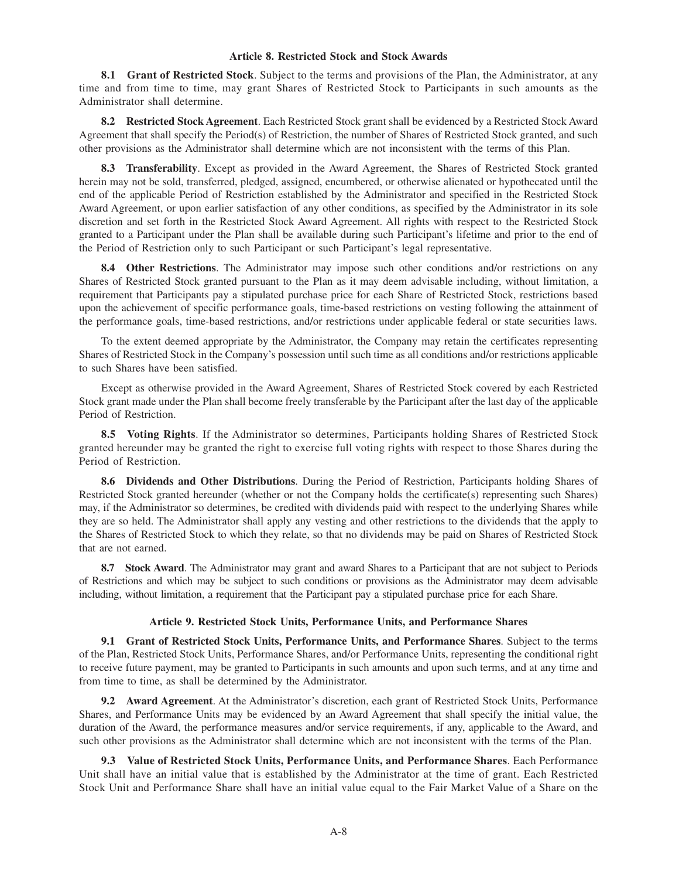## Article 8. Restricted Stock and Stock Awards

**8.1 Grant of Restricted Stock**. Subject to the terms and provisions of the Plan, the Administrator, at any time and from time to time, may grant Shares of Restricted Stock to Participants in such amounts as the Administrator shall determine.

**8.2 Restricted Stock Agreement**. Each Restricted Stock grant shall be evidenced by a Restricted Stock Award Agreement that shall specify the Period(s) of Restriction, the number of Shares of Restricted Stock granted, and such other provisions as the Administrator shall determine which are not inconsistent with the terms of this Plan.

**8.3 Transferability**. Except as provided in the Award Agreement, the Shares of Restricted Stock granted herein may not be sold, transferred, pledged, assigned, encumbered, or otherwise alienated or hypothecated until the end of the applicable Period of Restriction established by the Administrator and specified in the Restricted Stock Award Agreement, or upon earlier satisfaction of any other conditions, as specified by the Administrator in its sole discretion and set forth in the Restricted Stock Award Agreement. All rights with respect to the Restricted Stock granted to a Participant under the Plan shall be available during such Participant's lifetime and prior to the end of the Period of Restriction only to such Participant or such Participant's legal representative.

**8.4 Other Restrictions**. The Administrator may impose such other conditions and/or restrictions on any Shares of Restricted Stock granted pursuant to the Plan as it may deem advisable including, without limitation, a requirement that Participants pay a stipulated purchase price for each Share of Restricted Stock, restrictions based upon the achievement of specific performance goals, time-based restrictions on vesting following the attainment of the performance goals, time-based restrictions, and/or restrictions under applicable federal or state securities laws.

To the extent deemed appropriate by the Administrator, the Company may retain the certificates representing Shares of Restricted Stock in the Company's possession until such time as all conditions and/or restrictions applicable to such Shares have been satisfied.

Except as otherwise provided in the Award Agreement, Shares of Restricted Stock covered by each Restricted Stock grant made under the Plan shall become freely transferable by the Participant after the last day of the applicable Period of Restriction.

**8.5 Voting Rights**. If the Administrator so determines, Participants holding Shares of Restricted Stock granted hereunder may be granted the right to exercise full voting rights with respect to those Shares during the Period of Restriction.

**8.6 Dividends and Other Distributions**. During the Period of Restriction, Participants holding Shares of Restricted Stock granted hereunder (whether or not the Company holds the certificate(s) representing such Shares) may, if the Administrator so determines, be credited with dividends paid with respect to the underlying Shares while they are so held. The Administrator shall apply any vesting and other restrictions to the dividends that the apply to the Shares of Restricted Stock to which they relate, so that no dividends may be paid on Shares of Restricted Stock that are not earned.

**8.7 Stock Award**. The Administrator may grant and award Shares to a Participant that are not subject to Periods of Restrictions and which may be subject to such conditions or provisions as the Administrator may deem advisable including, without limitation, a requirement that the Participant pay a stipulated purchase price for each Share.

## Article 9. Restricted Stock Units, Performance Units, and Performance Shares

**9.1 Grant of Restricted Stock Units, Performance Units, and Performance Shares**. Subject to the terms of the Plan, Restricted Stock Units, Performance Shares, and/or Performance Units, representing the conditional right to receive future payment, may be granted to Participants in such amounts and upon such terms, and at any time and from time to time, as shall be determined by the Administrator.

**9.2 Award Agreement**. At the Administrator's discretion, each grant of Restricted Stock Units, Performance Shares, and Performance Units may be evidenced by an Award Agreement that shall specify the initial value, the duration of the Award, the performance measures and/or service requirements, if any, applicable to the Award, and such other provisions as the Administrator shall determine which are not inconsistent with the terms of the Plan.

**9.3 Value of Restricted Stock Units, Performance Units, and Performance Shares**. Each Performance Unit shall have an initial value that is established by the Administrator at the time of grant. Each Restricted Stock Unit and Performance Share shall have an initial value equal to the Fair Market Value of a Share on the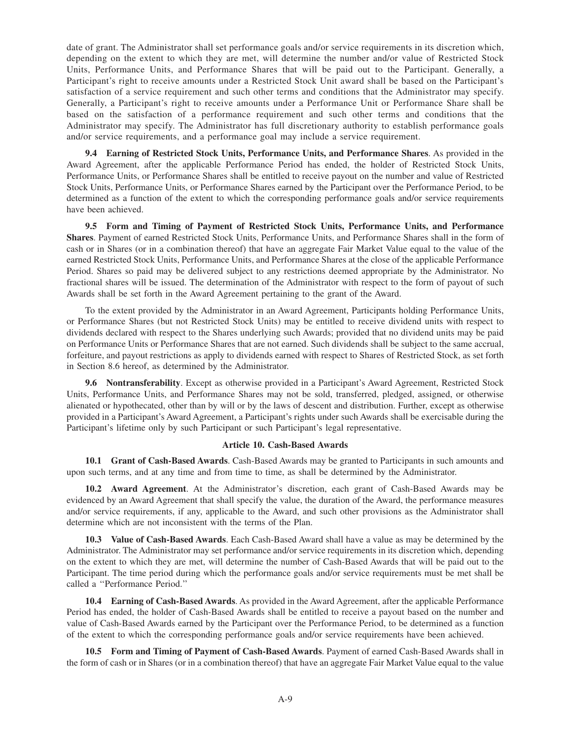date of grant. The Administrator shall set performance goals and/or service requirements in its discretion which, depending on the extent to which they are met, will determine the number and/or value of Restricted Stock Units, Performance Units, and Performance Shares that will be paid out to the Participant. Generally, a Participant's right to receive amounts under a Restricted Stock Unit award shall be based on the Participant's satisfaction of a service requirement and such other terms and conditions that the Administrator may specify. Generally, a Participant's right to receive amounts under a Performance Unit or Performance Share shall be based on the satisfaction of a performance requirement and such other terms and conditions that the Administrator may specify. The Administrator has full discretionary authority to establish performance goals and/or service requirements, and a performance goal may include a service requirement.

**9.4 Earning of Restricted Stock Units, Performance Units, and Performance Shares**. As provided in the Award Agreement, after the applicable Performance Period has ended, the holder of Restricted Stock Units, Performance Units, or Performance Shares shall be entitled to receive payout on the number and value of Restricted Stock Units, Performance Units, or Performance Shares earned by the Participant over the Performance Period, to be determined as a function of the extent to which the corresponding performance goals and/or service requirements have been achieved.

**9.5 Form and Timing of Payment of Restricted Stock Units, Performance Units, and Performance Shares**. Payment of earned Restricted Stock Units, Performance Units, and Performance Shares shall in the form of cash or in Shares (or in a combination thereof) that have an aggregate Fair Market Value equal to the value of the earned Restricted Stock Units, Performance Units, and Performance Shares at the close of the applicable Performance Period. Shares so paid may be delivered subject to any restrictions deemed appropriate by the Administrator. No fractional shares will be issued. The determination of the Administrator with respect to the form of payout of such Awards shall be set forth in the Award Agreement pertaining to the grant of the Award.

To the extent provided by the Administrator in an Award Agreement, Participants holding Performance Units, or Performance Shares (but not Restricted Stock Units) may be entitled to receive dividend units with respect to dividends declared with respect to the Shares underlying such Awards; provided that no dividend units may be paid on Performance Units or Performance Shares that are not earned. Such dividends shall be subject to the same accrual, forfeiture, and payout restrictions as apply to dividends earned with respect to Shares of Restricted Stock, as set forth in Section 8.6 hereof, as determined by the Administrator.

**9.6 Nontransferability**. Except as otherwise provided in a Participant's Award Agreement, Restricted Stock Units, Performance Units, and Performance Shares may not be sold, transferred, pledged, assigned, or otherwise alienated or hypothecated, other than by will or by the laws of descent and distribution. Further, except as otherwise provided in a Participant's Award Agreement, a Participant's rights under such Awards shall be exercisable during the Participant's lifetime only by such Participant or such Participant's legal representative.

## Article 10. Cash-Based Awards

**10.1 Grant of Cash-Based Awards**. Cash-Based Awards may be granted to Participants in such amounts and upon such terms, and at any time and from time to time, as shall be determined by the Administrator.

**10.2 Award Agreement**. At the Administrator's discretion, each grant of Cash-Based Awards may be evidenced by an Award Agreement that shall specify the value, the duration of the Award, the performance measures and/or service requirements, if any, applicable to the Award, and such other provisions as the Administrator shall determine which are not inconsistent with the terms of the Plan.

**10.3 Value of Cash-Based Awards**. Each Cash-Based Award shall have a value as may be determined by the Administrator. The Administrator may set performance and/or service requirements in its discretion which, depending on the extent to which they are met, will determine the number of Cash-Based Awards that will be paid out to the Participant. The time period during which the performance goals and/or service requirements must be met shall be called a "Performance Period."

**10.4 Earning of Cash-Based Awards**. As provided in the Award Agreement, after the applicable Performance Period has ended, the holder of Cash-Based Awards shall be entitled to receive a payout based on the number and value of Cash-Based Awards earned by the Participant over the Performance Period, to be determined as a function of the extent to which the corresponding performance goals and/or service requirements have been achieved.

**10.5 Form and Timing of Payment of Cash-Based Awards**. Payment of earned Cash-Based Awards shall in the form of cash or in Shares (or in a combination thereof) that have an aggregate Fair Market Value equal to the value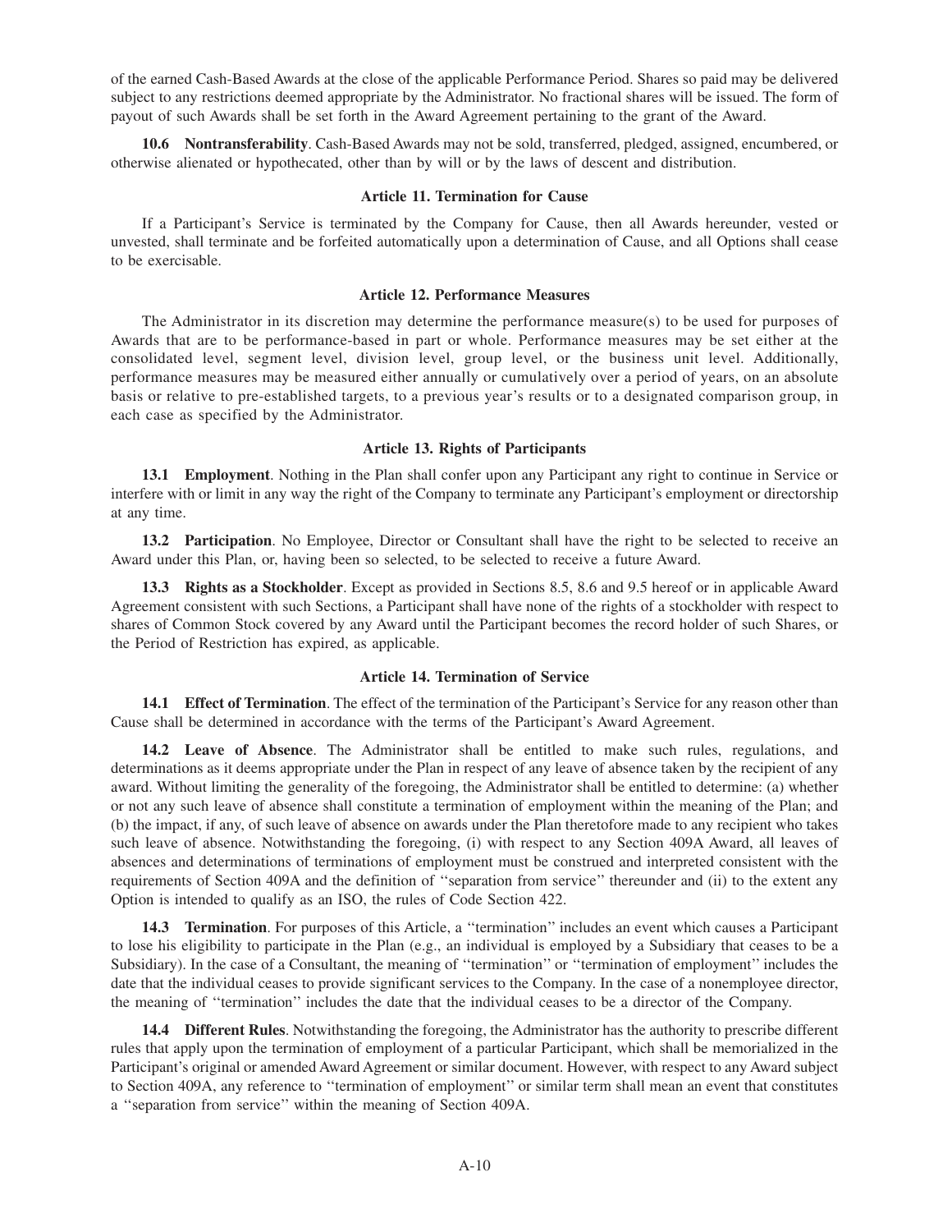of the earned Cash-Based Awards at the close of the applicable Performance Period. Shares so paid may be delivered subject to any restrictions deemed appropriate by the Administrator. No fractional shares will be issued. The form of payout of such Awards shall be set forth in the Award Agreement pertaining to the grant of the Award.

**10.6 Nontransferability**. Cash-Based Awards may not be sold, transferred, pledged, assigned, encumbered, or otherwise alienated or hypothecated, other than by will or by the laws of descent and distribution.

### Article 11. Termination for Cause

If a Participant's Service is terminated by the Company for Cause, then all Awards hereunder, vested or unvested, shall terminate and be forfeited automatically upon a determination of Cause, and all Options shall cease to be exercisable.

### Article 12. Performance Measures

The Administrator in its discretion may determine the performance measure(s) to be used for purposes of Awards that are to be performance-based in part or whole. Performance measures may be set either at the consolidated level, segment level, division level, group level, or the business unit level. Additionally, performance measures may be measured either annually or cumulatively over a period of years, on an absolute basis or relative to pre-established targets, to a previous year's results or to a designated comparison group, in each case as specified by the Administrator.

### Article 13. Rights of Participants

**13.1 Employment**. Nothing in the Plan shall confer upon any Participant any right to continue in Service or interfere with or limit in any way the right of the Company to terminate any Participant's employment or directorship at any time.

**13.2 Participation**. No Employee, Director or Consultant shall have the right to be selected to receive an Award under this Plan, or, having been so selected, to be selected to receive a future Award.

**13.3 Rights as a Stockholder**. Except as provided in Sections 8.5, 8.6 and 9.5 hereof or in applicable Award Agreement consistent with such Sections, a Participant shall have none of the rights of a stockholder with respect to shares of Common Stock covered by any Award until the Participant becomes the record holder of such Shares, or the Period of Restriction has expired, as applicable.

### Article 14. Termination of Service

**14.1 Effect of Termination**. The effect of the termination of the Participant's Service for any reason other than Cause shall be determined in accordance with the terms of the Participant's Award Agreement.

**14.2 Leave of Absence**. The Administrator shall be entitled to make such rules, regulations, and determinations as it deems appropriate under the Plan in respect of any leave of absence taken by the recipient of any award. Without limiting the generality of the foregoing, the Administrator shall be entitled to determine: (a) whether or not any such leave of absence shall constitute a termination of employment within the meaning of the Plan; and (b) the impact, if any, of such leave of absence on awards under the Plan theretofore made to any recipient who takes such leave of absence. Notwithstanding the foregoing, (i) with respect to any Section 409A Award, all leaves of absences and determinations of terminations of employment must be construed and interpreted consistent with the requirements of Section 409A and the definition of "separation from service" thereunder and (ii) to the extent any Option is intended to qualify as an ISO, the rules of Code Section 422.

**14.3 Termination**. For purposes of this Article, a "termination" includes an event which causes a Participant to lose his eligibility to participate in the Plan (e.g., an individual is employed by a Subsidiary that ceases to be a Subsidiary). In the case of a Consultant, the meaning of "termination" or "termination of employment" includes the date that the individual ceases to provide significant services to the Company. In the case of a nonemployee director, the meaning of "termination" includes the date that the individual ceases to be a director of the Company.

**14.4 Different Rules**. Notwithstanding the foregoing, the Administrator has the authority to prescribe different rules that apply upon the termination of employment of a particular Participant, which shall be memorialized in the Participant's original or amended Award Agreement or similar document. However, with respect to any Award subject to Section 409A, any reference to "termination of employment" or similar term shall mean an event that constitutes a "separation from service" within the meaning of Section 409A.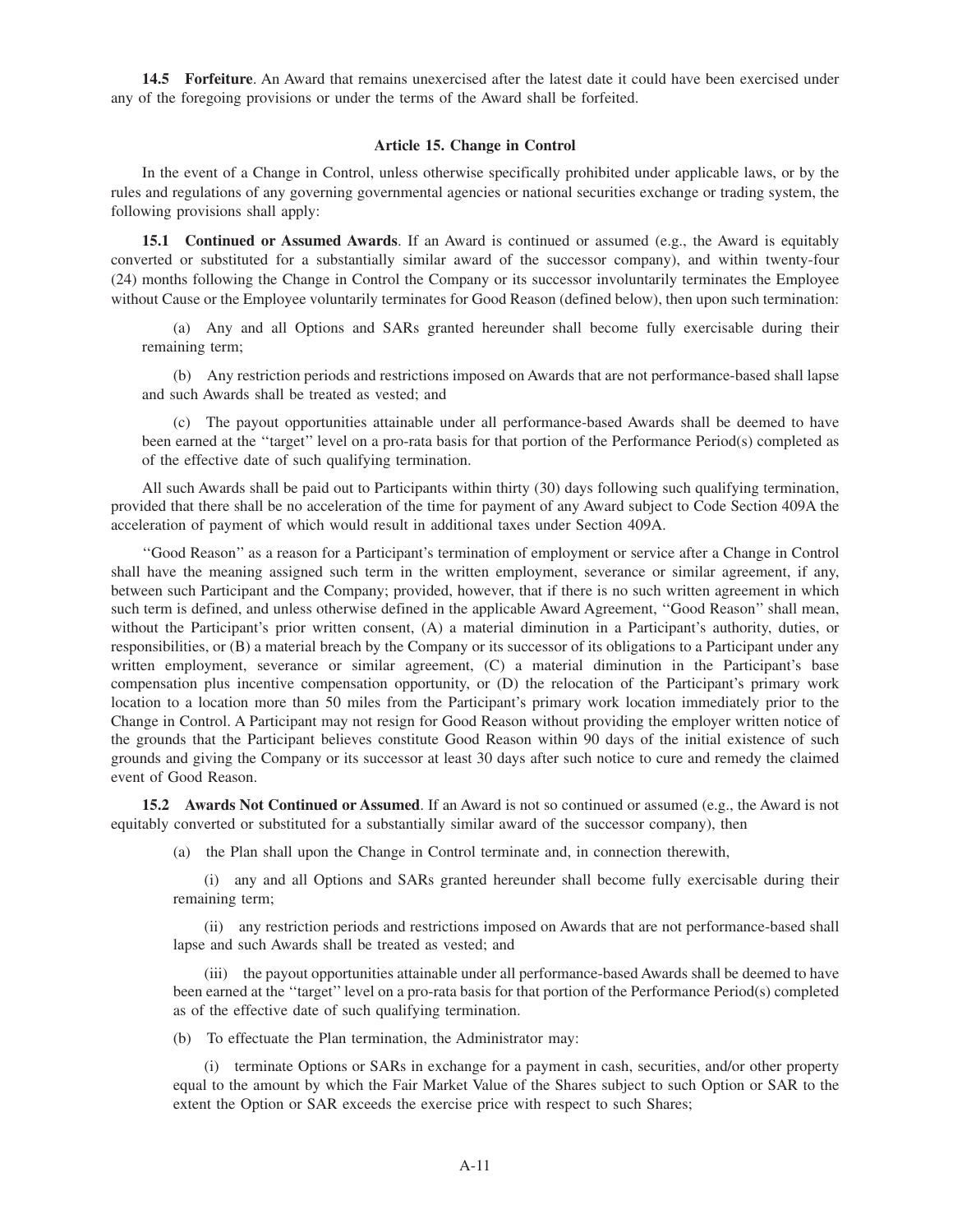**14.5 Forfeiture**. An Award that remains unexercised after the latest date it could have been exercised under any of the foregoing provisions or under the terms of the Award shall be forfeited.

### Article 15. Change in Control

In the event of a Change in Control, unless otherwise specifically prohibited under applicable laws, or by the rules and regulations of any governing governmental agencies or national securities exchange or trading system, the following provisions shall apply:

**15.1 Continued or Assumed Awards**. If an Award is continued or assumed (e.g., the Award is equitably converted or substituted for a substantially similar award of the successor company), and within twenty-four (24) months following the Change in Control the Company or its successor involuntarily terminates the Employee without Cause or the Employee voluntarily terminates for Good Reason (defined below), then upon such termination:

(a) Any and all Options and SARs granted hereunder shall become fully exercisable during their remaining term;

(b) Any restriction periods and restrictions imposed on Awards that are not performance-based shall lapse and such Awards shall be treated as vested; and

(c) The payout opportunities attainable under all performance-based Awards shall be deemed to have been earned at the ''target'' level on a pro-rata basis for that portion of the Performance Period(s) completed as of the effective date of such qualifying termination.

All such Awards shall be paid out to Participants within thirty (30) days following such qualifying termination, provided that there shall be no acceleration of the time for payment of any Award subject to Code Section 409A the acceleration of payment of which would result in additional taxes under Section 409A.

''Good Reason'' as a reason for a Participant's termination of employment or service after a Change in Control shall have the meaning assigned such term in the written employment, severance or similar agreement, if any, between such Participant and the Company; provided, however, that if there is no such written agreement in which such term is defined, and unless otherwise defined in the applicable Award Agreement, ''Good Reason'' shall mean, without the Participant's prior written consent, (A) a material diminution in a Participant's authority, duties, or responsibilities, or (B) a material breach by the Company or its successor of its obligations to a Participant under any written employment, severance or similar agreement, (C) a material diminution in the Participant's base compensation plus incentive compensation opportunity, or (D) the relocation of the Participant's primary work location to a location more than 50 miles from the Participant's primary work location immediately prior to the Change in Control. A Participant may not resign for Good Reason without providing the employer written notice of the grounds that the Participant believes constitute Good Reason within 90 days of the initial existence of such grounds and giving the Company or its successor at least 30 days after such notice to cure and remedy the claimed event of Good Reason.

**15.2 Awards Not Continued or Assumed**. If an Award is not so continued or assumed (e.g., the Award is not equitably converted or substituted for a substantially similar award of the successor company), then

(a) the Plan shall upon the Change in Control terminate and, in connection therewith,

(i) any and all Options and SARs granted hereunder shall become fully exercisable during their remaining term;

(ii) any restriction periods and restrictions imposed on Awards that are not performance-based shall lapse and such Awards shall be treated as vested; and

(iii) the payout opportunities attainable under all performance-based Awards shall be deemed to have been earned at the ''target'' level on a pro-rata basis for that portion of the Performance Period(s) completed as of the effective date of such qualifying termination.

(b) To effectuate the Plan termination, the Administrator may:

(i) terminate Options or SARs in exchange for a payment in cash, securities, and/or other property equal to the amount by which the Fair Market Value of the Shares subject to such Option or SAR to the extent the Option or SAR exceeds the exercise price with respect to such Shares;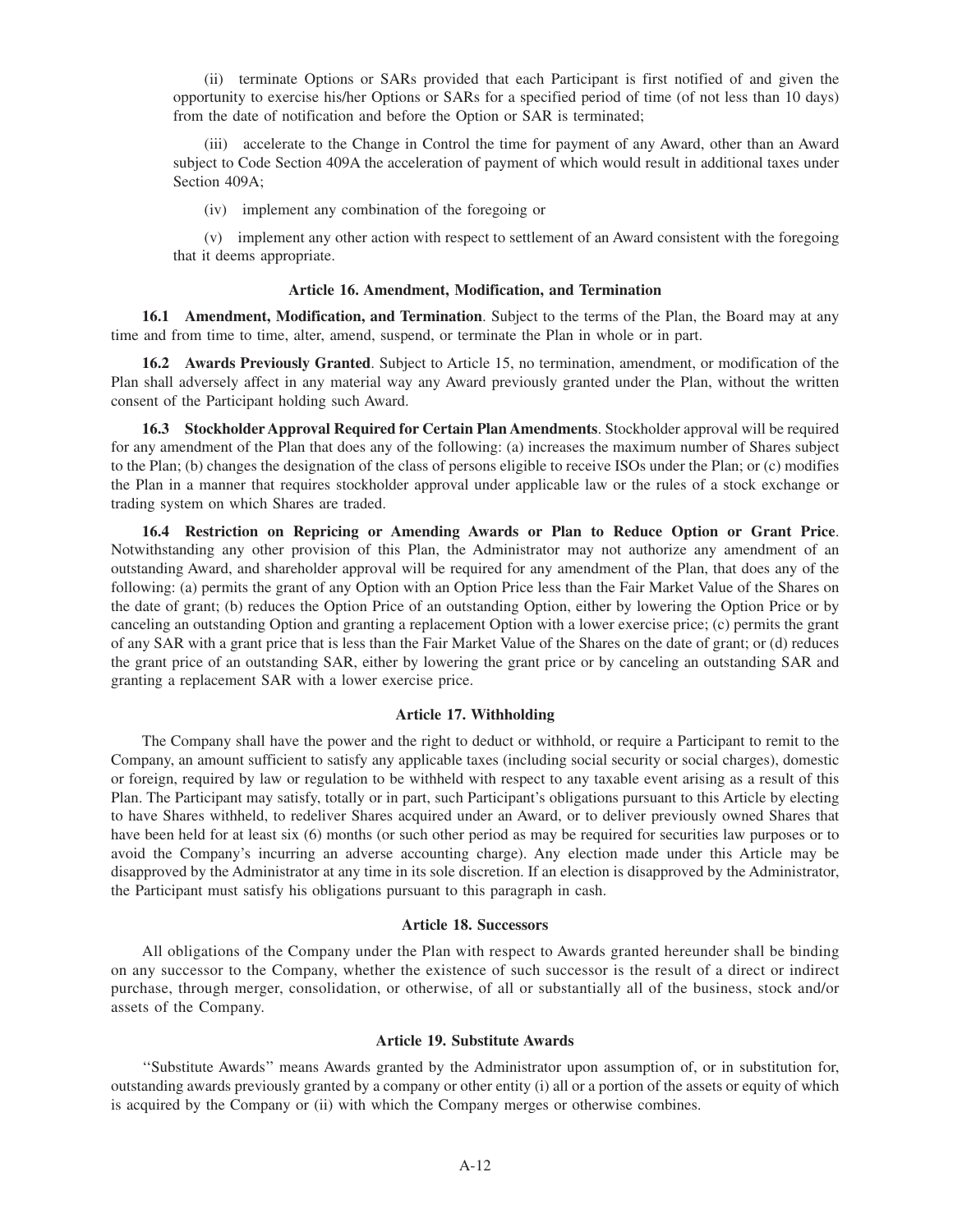(ii) terminate Options or SARs provided that each Participant is first notified of and given the opportunity to exercise his/her Options or SARs for a specified period of time (of not less than 10 days) from the date of notification and before the Option or SAR is terminated;

(iii) accelerate to the Change in Control the time for payment of any Award, other than an Award subject to Code Section 409A the acceleration of payment of which would result in additional taxes under Section 409A;

(iv) implement any combination of the foregoing or

(v) implement any other action with respect to settlement of an Award consistent with the foregoing that it deems appropriate.

### Article 16. Amendment, Modification, and Termination

**16.1 Amendment, Modification, and Termination**. Subject to the terms of the Plan, the Board may at any time and from time to time, alter, amend, suspend, or terminate the Plan in whole or in part.

**16.2 Awards Previously Granted**. Subject to Article 15, no termination, amendment, or modification of the Plan shall adversely affect in any material way any Award previously granted under the Plan, without the written consent of the Participant holding such Award.

**16.3 Stockholder Approval Required for Certain Plan Amendments**. Stockholder approval will be required for any amendment of the Plan that does any of the following: (a) increases the maximum number of Shares subject to the Plan; (b) changes the designation of the class of persons eligible to receive ISOs under the Plan; or (c) modifies the Plan in a manner that requires stockholder approval under applicable law or the rules of a stock exchange or trading system on which Shares are traded.

**16.4 Restriction on Repricing or Amending Awards or Plan to Reduce Option or Grant Price**. Notwithstanding any other provision of this Plan, the Administrator may not authorize any amendment of an outstanding Award, and shareholder approval will be required for any amendment of the Plan, that does any of the following: (a) permits the grant of any Option with an Option Price less than the Fair Market Value of the Shares on the date of grant; (b) reduces the Option Price of an outstanding Option, either by lowering the Option Price or by canceling an outstanding Option and granting a replacement Option with a lower exercise price; (c) permits the grant of any SAR with a grant price that is less than the Fair Market Value of the Shares on the date of grant; or (d) reduces the grant price of an outstanding SAR, either by lowering the grant price or by canceling an outstanding SAR and granting a replacement SAR with a lower exercise price.

### Article 17. Withholding

The Company shall have the power and the right to deduct or withhold, or require a Participant to remit to the Company, an amount sufficient to satisfy any applicable taxes (including social security or social charges), domestic or foreign, required by law or regulation to be withheld with respect to any taxable event arising as a result of this Plan. The Participant may satisfy, totally or in part, such Participant's obligations pursuant to this Article by electing to have Shares withheld, to redeliver Shares acquired under an Award, or to deliver previously owned Shares that have been held for at least six (6) months (or such other period as may be required for securities law purposes or to avoid the Company's incurring an adverse accounting charge). Any election made under this Article may be disapproved by the Administrator at any time in its sole discretion. If an election is disapproved by the Administrator, the Participant must satisfy his obligations pursuant to this paragraph in cash.

### Article 18. Successors

All obligations of the Company under the Plan with respect to Awards granted hereunder shall be binding on any successor to the Company, whether the existence of such successor is the result of a direct or indirect purchase, through merger, consolidation, or otherwise, of all or substantially all of the business, stock and/or assets of the Company.

### Article 19. Substitute Awards

''Substitute Awards'' means Awards granted by the Administrator upon assumption of, or in substitution for, outstanding awards previously granted by a company or other entity (i) all or a portion of the assets or equity of which is acquired by the Company or (ii) with which the Company merges or otherwise combines.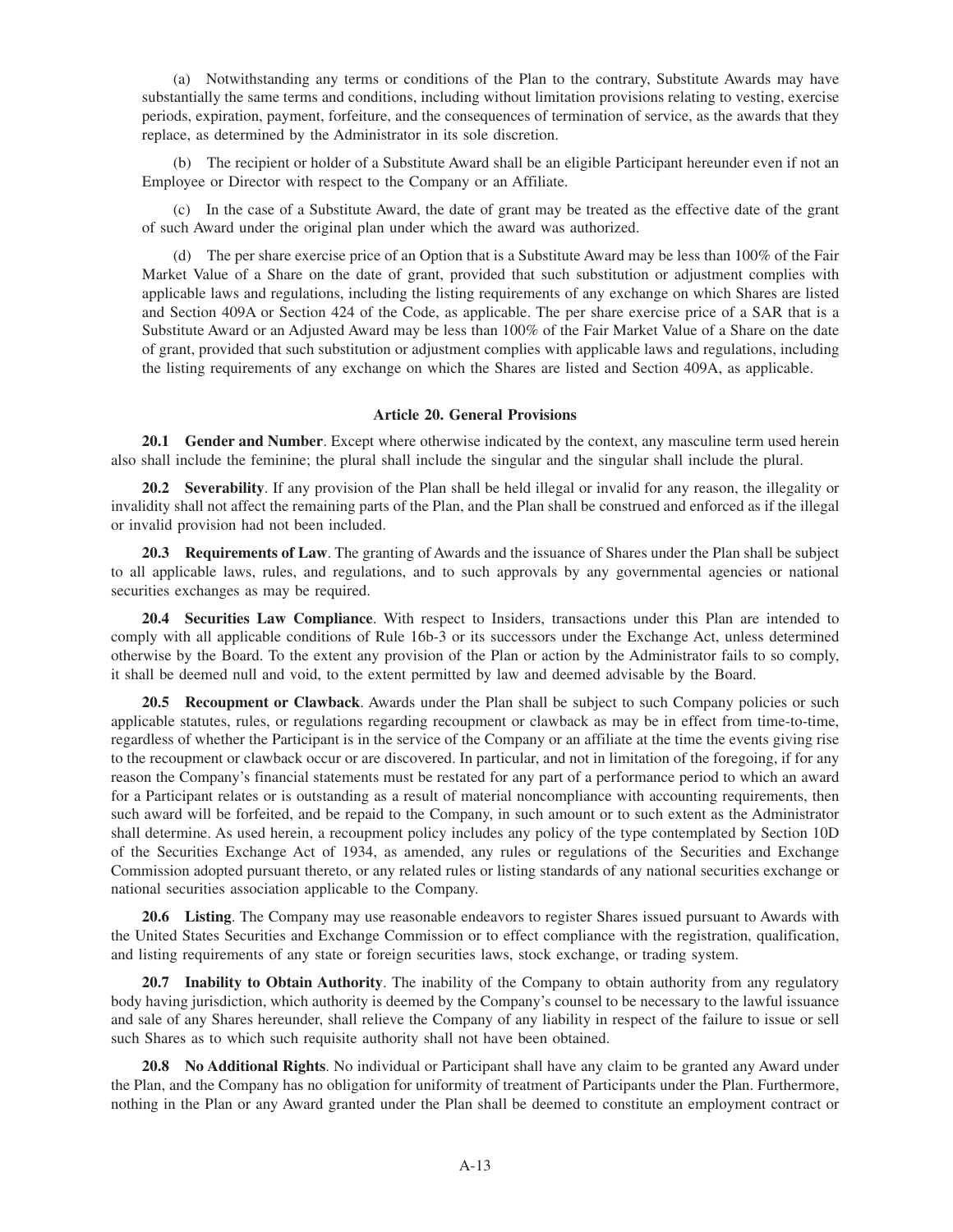(a) Notwithstanding any terms or conditions of the Plan to the contrary, Substitute Awards may have substantially the same terms and conditions, including without limitation provisions relating to vesting, exercise periods, expiration, payment, forfeiture, and the consequences of termination of service, as the awards that they replace, as determined by the Administrator in its sole discretion.

(b) The recipient or holder of a Substitute Award shall be an eligible Participant hereunder even if not an Employee or Director with respect to the Company or an Affiliate.

(c) In the case of a Substitute Award, the date of grant may be treated as the effective date of the grant of such Award under the original plan under which the award was authorized.

(d) The per share exercise price of an Option that is a Substitute Award may be less than 100% of the Fair Market Value of a Share on the date of grant, provided that such substitution or adjustment complies with applicable laws and regulations, including the listing requirements of any exchange on which Shares are listed and Section 409A or Section 424 of the Code, as applicable. The per share exercise price of a SAR that is a Substitute Award or an Adjusted Award may be less than 100% of the Fair Market Value of a Share on the date of grant, provided that such substitution or adjustment complies with applicable laws and regulations, including the listing requirements of any exchange on which the Shares are listed and Section 409A, as applicable.

### Article 20. General Provisions

**20.1 Gender and Number**. Except where otherwise indicated by the context, any masculine term used herein also shall include the feminine; the plural shall include the singular and the singular shall include the plural.

**20.2 Severability**. If any provision of the Plan shall be held illegal or invalid for any reason, the illegality or invalidity shall not affect the remaining parts of the Plan, and the Plan shall be construed and enforced as if the illegal or invalid provision had not been included.

**20.3 Requirements of Law**. The granting of Awards and the issuance of Shares under the Plan shall be subject to all applicable laws, rules, and regulations, and to such approvals by any governmental agencies or national securities exchanges as may be required.

**20.4 Securities Law Compliance**. With respect to Insiders, transactions under this Plan are intended to comply with all applicable conditions of Rule 16b-3 or its successors under the Exchange Act, unless determined otherwise by the Board. To the extent any provision of the Plan or action by the Administrator fails to so comply, it shall be deemed null and void, to the extent permitted by law and deemed advisable by the Board.

**20.5 Recoupment or Clawback**. Awards under the Plan shall be subject to such Company policies or such applicable statutes, rules, or regulations regarding recoupment or clawback as may be in effect from time-to-time, regardless of whether the Participant is in the service of the Company or an affiliate at the time the events giving rise to the recoupment or clawback occur or are discovered. In particular, and not in limitation of the foregoing, if for any reason the Company's financial statements must be restated for any part of a performance period to which an award for a Participant relates or is outstanding as a result of material noncompliance with accounting requirements, then such award will be forfeited, and be repaid to the Company, in such amount or to such extent as the Administrator shall determine. As used herein, a recoupment policy includes any policy of the type contemplated by Section 10D of the Securities Exchange Act of 1934, as amended, any rules or regulations of the Securities and Exchange Commission adopted pursuant thereto, or any related rules or listing standards of any national securities exchange or national securities association applicable to the Company.

**20.6 Listing**. The Company may use reasonable endeavors to register Shares issued pursuant to Awards with the United States Securities and Exchange Commission or to effect compliance with the registration, qualification, and listing requirements of any state or foreign securities laws, stock exchange, or trading system.

**20.7 Inability to Obtain Authority**. The inability of the Company to obtain authority from any regulatory body having jurisdiction, which authority is deemed by the Company's counsel to be necessary to the lawful issuance and sale of any Shares hereunder, shall relieve the Company of any liability in respect of the failure to issue or sell such Shares as to which such requisite authority shall not have been obtained.

**20.8 No Additional Rights**. No individual or Participant shall have any claim to be granted any Award under the Plan, and the Company has no obligation for uniformity of treatment of Participants under the Plan. Furthermore, nothing in the Plan or any Award granted under the Plan shall be deemed to constitute an employment contract or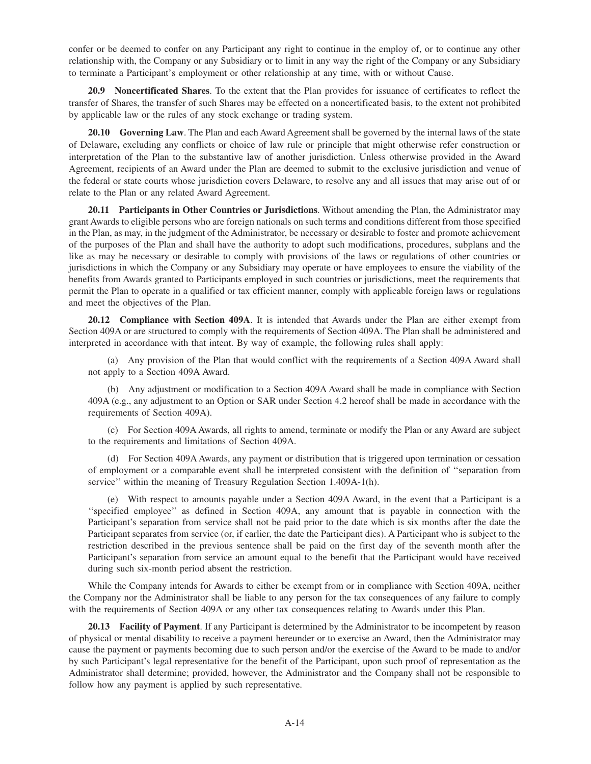confer or be deemed to confer on any Participant any right to continue in the employ of, or to continue any other relationship with, the Company or any Subsidiary or to limit in any way the right of the Company or any Subsidiary to terminate a Participant's employment or other relationship at any time, with or without Cause.

**20.9 Noncertificated Shares**. To the extent that the Plan provides for issuance of certificates to reflect the transfer of Shares, the transfer of such Shares may be effected on a noncertificated basis, to the extent not prohibited by applicable law or the rules of any stock exchange or trading system.

**20.10 Governing Law**. The Plan and each Award Agreement shall be governed by the internal laws of the state of Delaware**,** excluding any conflicts or choice of law rule or principle that might otherwise refer construction or interpretation of the Plan to the substantive law of another jurisdiction. Unless otherwise provided in the Award Agreement, recipients of an Award under the Plan are deemed to submit to the exclusive jurisdiction and venue of the federal or state courts whose jurisdiction covers Delaware, to resolve any and all issues that may arise out of or relate to the Plan or any related Award Agreement.

**20.11 Participants in Other Countries or Jurisdictions**. Without amending the Plan, the Administrator may grant Awards to eligible persons who are foreign nationals on such terms and conditions different from those specified in the Plan, as may, in the judgment of the Administrator, be necessary or desirable to foster and promote achievement of the purposes of the Plan and shall have the authority to adopt such modifications, procedures, subplans and the like as may be necessary or desirable to comply with provisions of the laws or regulations of other countries or jurisdictions in which the Company or any Subsidiary may operate or have employees to ensure the viability of the benefits from Awards granted to Participants employed in such countries or jurisdictions, meet the requirements that permit the Plan to operate in a qualified or tax efficient manner, comply with applicable foreign laws or regulations and meet the objectives of the Plan.

**20.12 Compliance with Section 409A**. It is intended that Awards under the Plan are either exempt from Section 409A or are structured to comply with the requirements of Section 409A. The Plan shall be administered and interpreted in accordance with that intent. By way of example, the following rules shall apply:

(a) Any provision of the Plan that would conflict with the requirements of a Section 409A Award shall not apply to a Section 409A Award.

(b) Any adjustment or modification to a Section 409A Award shall be made in compliance with Section 409A (e.g., any adjustment to an Option or SAR under Section 4.2 hereof shall be made in accordance with the requirements of Section 409A).

(c) For Section 409A Awards, all rights to amend, terminate or modify the Plan or any Award are subject to the requirements and limitations of Section 409A.

(d) For Section 409A Awards, any payment or distribution that is triggered upon termination or cessation of employment or a comparable event shall be interpreted consistent with the definition of ''separation from service'' within the meaning of Treasury Regulation Section 1.409A-1(h).

(e) With respect to amounts payable under a Section 409A Award, in the event that a Participant is a ''specified employee'' as defined in Section 409A, any amount that is payable in connection with the Participant's separation from service shall not be paid prior to the date which is six months after the date the Participant separates from service (or, if earlier, the date the Participant dies). A Participant who is subject to the restriction described in the previous sentence shall be paid on the first day of the seventh month after the Participant's separation from service an amount equal to the benefit that the Participant would have received during such six-month period absent the restriction.

While the Company intends for Awards to either be exempt from or in compliance with Section 409A, neither the Company nor the Administrator shall be liable to any person for the tax consequences of any failure to comply with the requirements of Section 409A or any other tax consequences relating to Awards under this Plan.

**20.13 Facility of Payment**. If any Participant is determined by the Administrator to be incompetent by reason of physical or mental disability to receive a payment hereunder or to exercise an Award, then the Administrator may cause the payment or payments becoming due to such person and/or the exercise of the Award to be made to and/or by such Participant's legal representative for the benefit of the Participant, upon such proof of representation as the Administrator shall determine; provided, however, the Administrator and the Company shall not be responsible to follow how any payment is applied by such representative.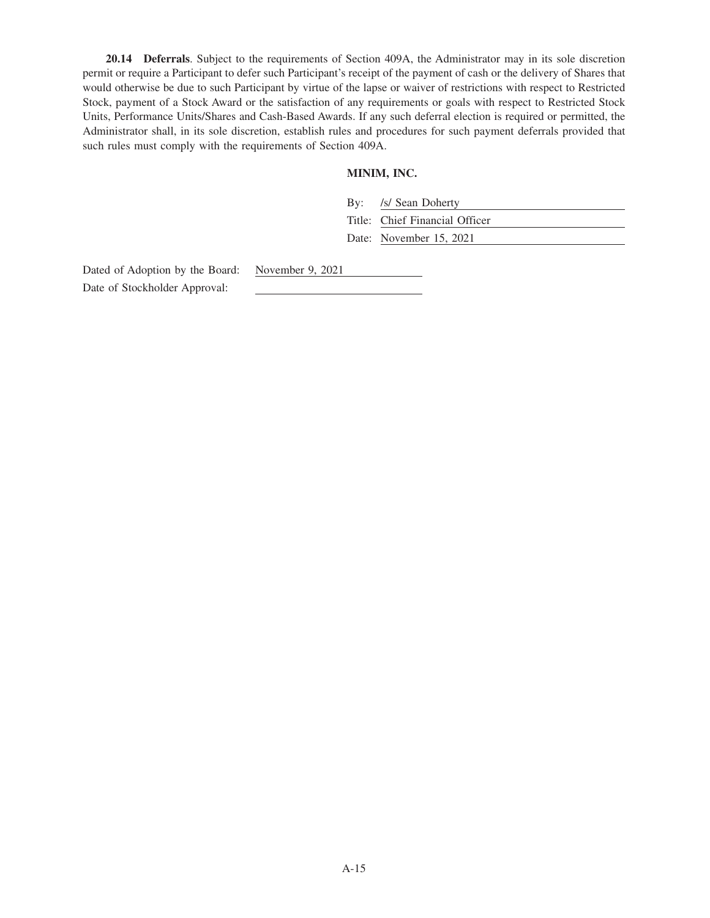**20.14 Deferrals**. Subject to the requirements of Section 409A, the Administrator may in its sole discretion permit or require a Participant to defer such Participant's receipt of the payment of cash or the delivery of Shares that would otherwise be due to such Participant by virtue of the lapse or waiver of restrictions with respect to Restricted Stock, payment of a Stock Award or the satisfaction of any requirements or goals with respect to Restricted Stock Units, Performance Units/Shares and Cash-Based Awards. If any such deferral election is required or permitted, the Administrator shall, in its sole discretion, establish rules and procedures for such payment deferrals provided that such rules must comply with the requirements of Section 409A.

**MINIM, INC.**

By: /s/ Sean Doherty

Title: Chief Financial Officer

Date: November 15, 2021

Dated of Adoption by the Board: November 9, 2021

Date of Stockholder Approval: \_\_\_\_\_\_\_\_\_\_\_\_\_\_\_\_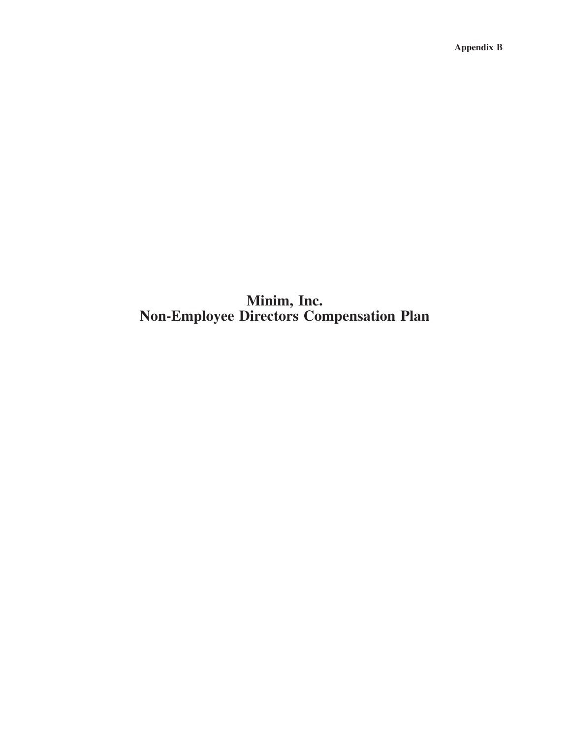**Appendix B**

# Minim, Inc.
# Non-Employee Directors Compensation Plan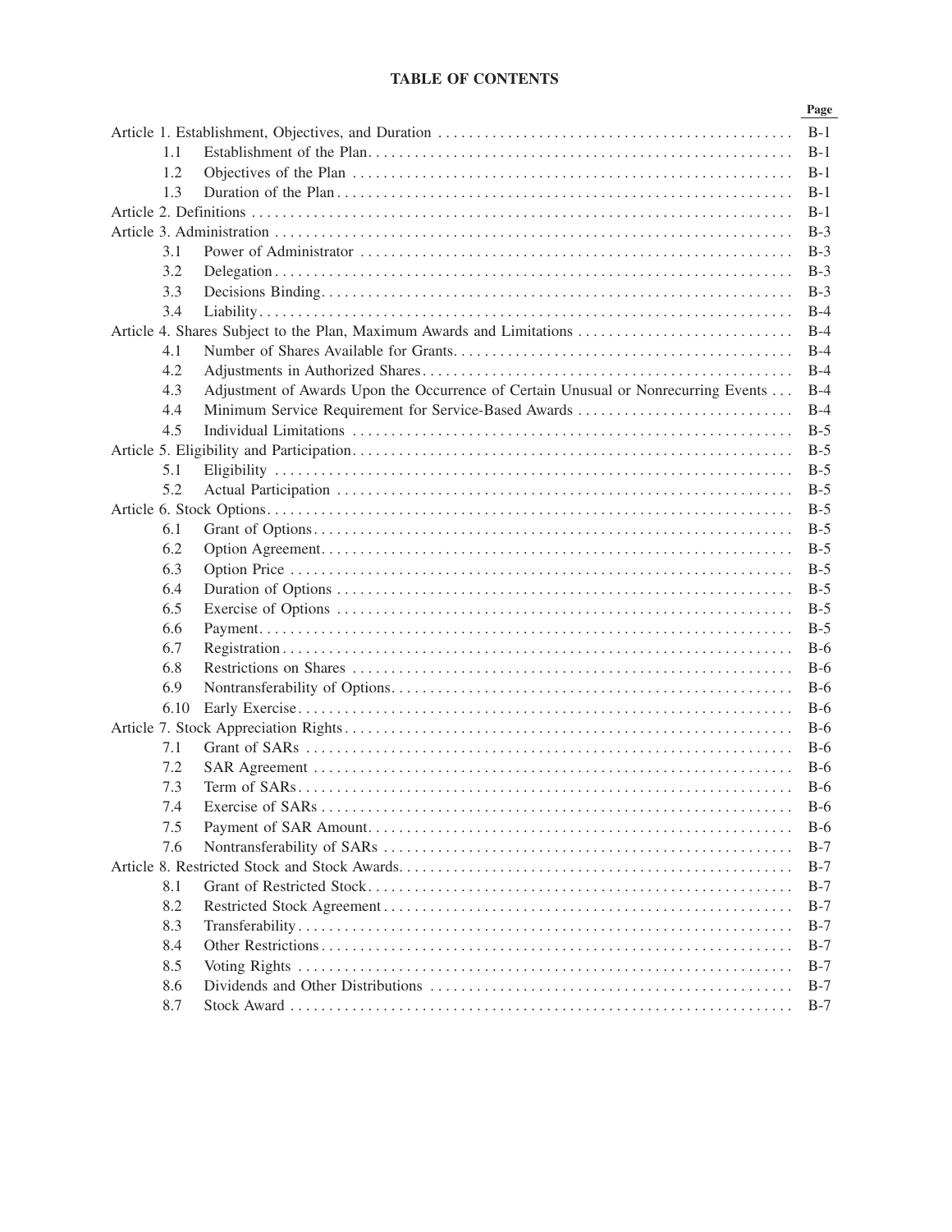# TABLE OF CONTENTS

| | | Page |
|---|---|---|
| Article 1. Establishment, Objectives, and Duration | | B-1 |
| 1.1 | Establishment of the Plan | B-1 |
| 1.2 | Objectives of the Plan | B-1 |
| 1.3 | Duration of the Plan | B-1 |
| Article 2. Definitions | | B-1 |
| Article 3. Administration | | B-3 |
| 3.1 | Power of Administrator | B-3 |
| 3.2 | Delegation | B-3 |
| 3.3 | Decisions Binding | B-3 |
| 3.4 | Liability | B-4 |
| Article 4. Shares Subject to the Plan, Maximum Awards and Limitations | | B-4 |
| 4.1 | Number of Shares Available for Grants | B-4 |
| 4.2 | Adjustments in Authorized Shares | B-4 |
| 4.3 | Adjustment of Awards Upon the Occurrence of Certain Unusual or Nonrecurring Events | B-4 |
| 4.4 | Minimum Service Requirement for Service-Based Awards | B-4 |
| 4.5 | Individual Limitations | B-5 |
| Article 5. Eligibility and Participation | | B-5 |
| 5.1 | Eligibility | B-5 |
| 5.2 | Actual Participation | B-5 |
| Article 6. Stock Options | | B-5 |
| 6.1 | Grant of Options | B-5 |
| 6.2 | Option Agreement | B-5 |
| 6.3 | Option Price | B-5 |
| 6.4 | Duration of Options | B-5 |
| 6.5 | Exercise of Options | B-5 |
| 6.6 | Payment | B-5 |
| 6.7 | Registration | B-6 |
| 6.8 | Restrictions on Shares | B-6 |
| 6.9 | Nontransferability of Options | B-6 |
| 6.10 | Early Exercise | B-6 |
| Article 7. Stock Appreciation Rights | | B-6 |
| 7.1 | Grant of SARs | B-6 |
| 7.2 | SAR Agreement | B-6 |
| 7.3 | Term of SARs | B-6 |
| 7.4 | Exercise of SARs | B-6 |
| 7.5 | Payment of SAR Amount | B-6 |
| 7.6 | Nontransferability of SARs | B-7 |
| Article 8. Restricted Stock and Stock Awards | | B-7 |
| 8.1 | Grant of Restricted Stock | B-7 |
| 8.2 | Restricted Stock Agreement | B-7 |
| 8.3 | Transferability | B-7 |
| 8.4 | Other Restrictions | B-7 |
| 8.5 | Voting Rights | B-7 |
| 8.6 | Dividends and Other Distributions | B-7 |
| 8.7 | Stock Award | B-7 |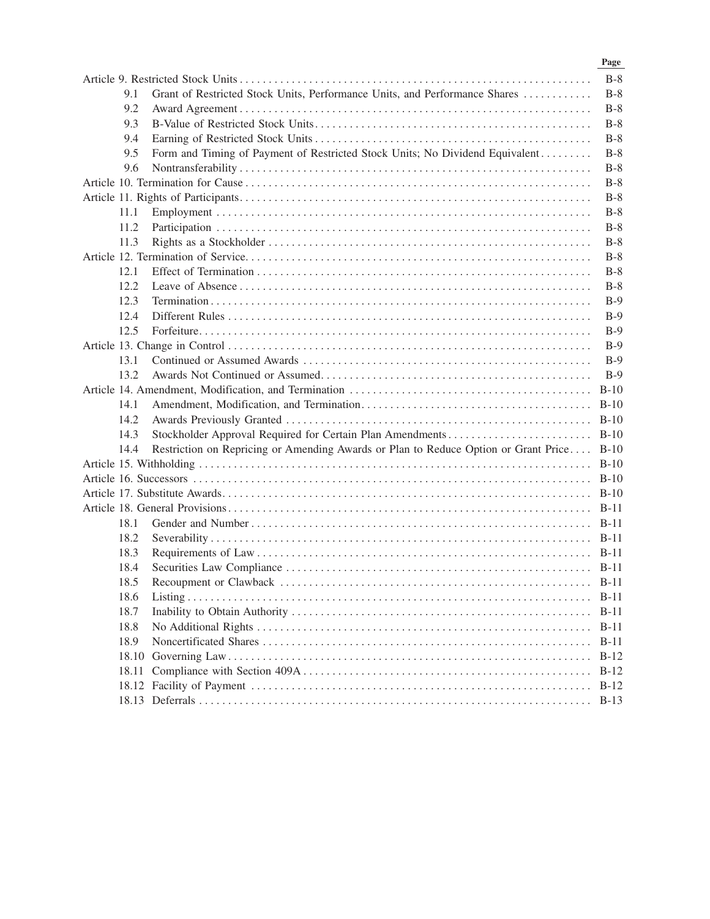| | | Page |
|---|---|---|
| Article 9. Restricted Stock Units | | B-8 |
| 9.1 | Grant of Restricted Stock Units, Performance Units, and Performance Shares | B-8 |
| 9.2 | Award Agreement | B-8 |
| 9.3 | B-Value of Restricted Stock Units | B-8 |
| 9.4 | Earning of Restricted Stock Units | B-8 |
| 9.5 | Form and Timing of Payment of Restricted Stock Units; No Dividend Equivalent | B-8 |
| 9.6 | Nontransferability | B-8 |
| Article 10. Termination for Cause | | B-8 |
| Article 11. Rights of Participants | | B-8 |
| 11.1 | Employment | B-8 |
| 11.2 | Participation | B-8 |
| 11.3 | Rights as a Stockholder | B-8 |
| Article 12. Termination of Service | | B-8 |
| 12.1 | Effect of Termination | B-8 |
| 12.2 | Leave of Absence | B-8 |
| 12.3 | Termination | B-9 |
| 12.4 | Different Rules | B-9 |
| 12.5 | Forfeiture | B-9 |
| Article 13. Change in Control | | B-9 |
| 13.1 | Continued or Assumed Awards | B-9 |
| 13.2 | Awards Not Continued or Assumed | B-9 |
| Article 14. Amendment, Modification, and Termination | | B-10 |
| 14.1 | Amendment, Modification, and Termination | B-10 |
| 14.2 | Awards Previously Granted | B-10 |
| 14.3 | Stockholder Approval Required for Certain Plan Amendments | B-10 |
| 14.4 | Restriction on Repricing or Amending Awards or Plan to Reduce Option or Grant Price | B-10 |
| Article 15. Withholding | | B-10 |
| Article 16. Successors | | B-10 |
| Article 17. Substitute Awards | | B-10 |
| Article 18. General Provisions | | B-11 |
| 18.1 | Gender and Number | B-11 |
| 18.2 | Severability | B-11 |
| 18.3 | Requirements of Law | B-11 |
| 18.4 | Securities Law Compliance | B-11 |
| 18.5 | Recoupment or Clawback | B-11 |
| 18.6 | Listing | B-11 |
| 18.7 | Inability to Obtain Authority | B-11 |
| 18.8 | No Additional Rights | B-11 |
| 18.9 | Noncertificated Shares | B-11 |
| 18.10 | Governing Law | B-12 |
| 18.11 | Compliance with Section 409A | B-12 |
| 18.12 | Facility of Payment | B-12 |
| 18.13 | Deferrals | B-13 |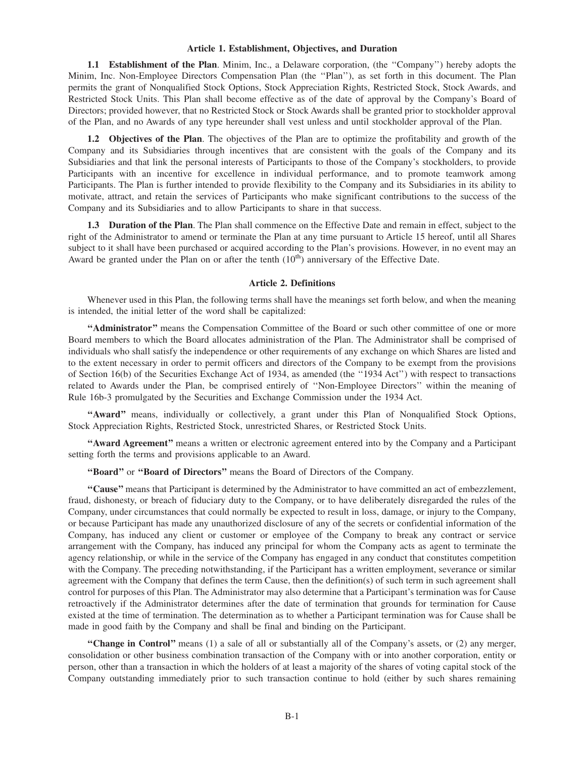### Article 1. Establishment, Objectives, and Duration

**1.1 Establishment of the Plan**. Minim, Inc., a Delaware corporation, (the "Company") hereby adopts the Minim, Inc. Non-Employee Directors Compensation Plan (the "Plan"), as set forth in this document. The Plan permits the grant of Nonqualified Stock Options, Stock Appreciation Rights, Restricted Stock, Stock Awards, and Restricted Stock Units. This Plan shall become effective as of the date of approval by the Company's Board of Directors; provided however, that no Restricted Stock or Stock Awards shall be granted prior to stockholder approval of the Plan, and no Awards of any type hereunder shall vest unless and until stockholder approval of the Plan.

**1.2 Objectives of the Plan**. The objectives of the Plan are to optimize the profitability and growth of the Company and its Subsidiaries through incentives that are consistent with the goals of the Company and its Subsidiaries and that link the personal interests of Participants to those of the Company's stockholders, to provide Participants with an incentive for excellence in individual performance, and to promote teamwork among Participants. The Plan is further intended to provide flexibility to the Company and its Subsidiaries in its ability to motivate, attract, and retain the services of Participants who make significant contributions to the success of the Company and its Subsidiaries and to allow Participants to share in that success.

**1.3 Duration of the Plan**. The Plan shall commence on the Effective Date and remain in effect, subject to the right of the Administrator to amend or terminate the Plan at any time pursuant to Article 15 hereof, until all Shares subject to it shall have been purchased or acquired according to the Plan's provisions. However, in no event may an Award be granted under the Plan on or after the tenth ($10^{th}$) anniversary of the Effective Date.

### Article 2. Definitions

Whenever used in this Plan, the following terms shall have the meanings set forth below, and when the meaning is intended, the initial letter of the word shall be capitalized:

**"Administrator"** means the Compensation Committee of the Board or such other committee of one or more Board members to which the Board allocates administration of the Plan. The Administrator shall be comprised of individuals who shall satisfy the independence or other requirements of any exchange on which Shares are listed and to the extent necessary in order to permit officers and directors of the Company to be exempt from the provisions of Section 16(b) of the Securities Exchange Act of 1934, as amended (the "1934 Act") with respect to transactions related to Awards under the Plan, be comprised entirely of "Non-Employee Directors" within the meaning of Rule 16b-3 promulgated by the Securities and Exchange Commission under the 1934 Act.

**"Award"** means, individually or collectively, a grant under this Plan of Nonqualified Stock Options, Stock Appreciation Rights, Restricted Stock, unrestricted Shares, or Restricted Stock Units.

**"Award Agreement"** means a written or electronic agreement entered into by the Company and a Participant setting forth the terms and provisions applicable to an Award.

**"Board"** or **"Board of Directors"** means the Board of Directors of the Company.

**"Cause"** means that Participant is determined by the Administrator to have committed an act of embezzlement, fraud, dishonesty, or breach of fiduciary duty to the Company, or to have deliberately disregarded the rules of the Company, under circumstances that could normally be expected to result in loss, damage, or injury to the Company, or because Participant has made any unauthorized disclosure of any of the secrets or confidential information of the Company, has induced any client or customer or employee of the Company to break any contract or service arrangement with the Company, has induced any principal for whom the Company acts as agent to terminate the agency relationship, or while in the service of the Company has engaged in any conduct that constitutes competition with the Company. The preceding notwithstanding, if the Participant has a written employment, severance or similar agreement with the Company that defines the term Cause, then the definition(s) of such term in such agreement shall control for purposes of this Plan. The Administrator may also determine that a Participant's termination was for Cause retroactively if the Administrator determines after the date of termination that grounds for termination for Cause existed at the time of termination. The determination as to whether a Participant termination was for Cause shall be made in good faith by the Company and shall be final and binding on the Participant.

**"Change in Control"** means (1) a sale of all or substantially all of the Company's assets, or (2) any merger, consolidation or other business combination transaction of the Company with or into another corporation, entity or person, other than a transaction in which the holders of at least a majority of the shares of voting capital stock of the Company outstanding immediately prior to such transaction continue to hold (either by such shares remaining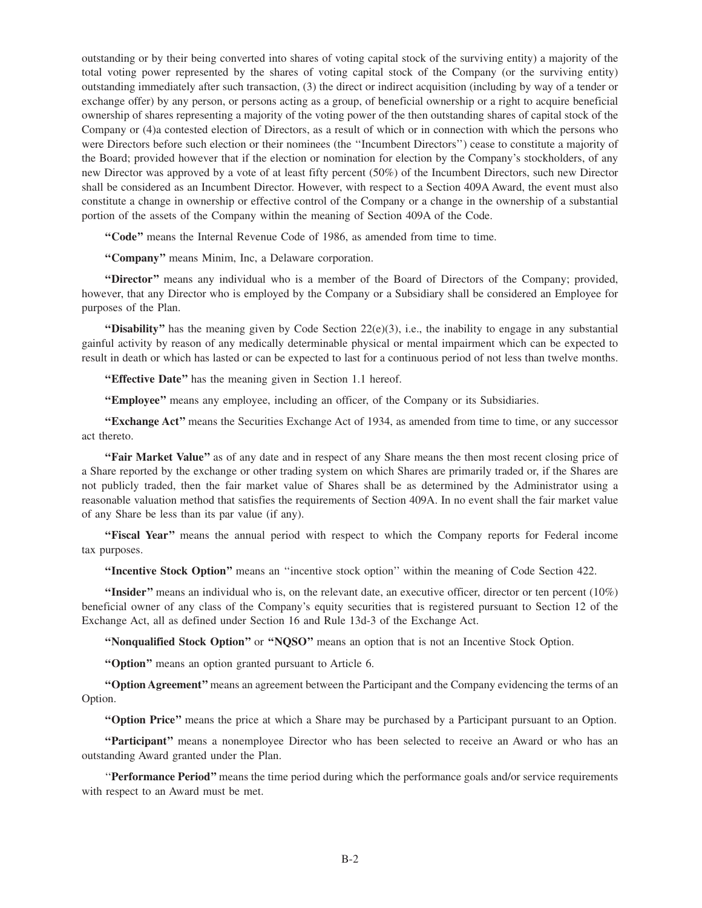outstanding or by their being converted into shares of voting capital stock of the surviving entity) a majority of the total voting power represented by the shares of voting capital stock of the Company (or the surviving entity) outstanding immediately after such transaction, (3) the direct or indirect acquisition (including by way of a tender or exchange offer) by any person, or persons acting as a group, of beneficial ownership or a right to acquire beneficial ownership of shares representing a majority of the voting power of the then outstanding shares of capital stock of the Company or (4)a contested election of Directors, as a result of which or in connection with which the persons who were Directors before such election or their nominees (the ''Incumbent Directors'') cease to constitute a majority of the Board; provided however that if the election or nomination for election by the Company's stockholders, of any new Director was approved by a vote of at least fifty percent (50%) of the Incumbent Directors, such new Director shall be considered as an Incumbent Director. However, with respect to a Section 409A Award, the event must also constitute a change in ownership or effective control of the Company or a change in the ownership of a substantial portion of the assets of the Company within the meaning of Section 409A of the Code.

**"Code"** means the Internal Revenue Code of 1986, as amended from time to time.

**"Company"** means Minim, Inc, a Delaware corporation.

**"Director"** means any individual who is a member of the Board of Directors of the Company; provided, however, that any Director who is employed by the Company or a Subsidiary shall be considered an Employee for purposes of the Plan.

**"Disability"** has the meaning given by Code Section 22(e)(3), i.e., the inability to engage in any substantial gainful activity by reason of any medically determinable physical or mental impairment which can be expected to result in death or which has lasted or can be expected to last for a continuous period of not less than twelve months.

**"Effective Date"** has the meaning given in Section 1.1 hereof.

**"Employee"** means any employee, including an officer, of the Company or its Subsidiaries.

**"Exchange Act"** means the Securities Exchange Act of 1934, as amended from time to time, or any successor act thereto.

**"Fair Market Value"** as of any date and in respect of any Share means the then most recent closing price of a Share reported by the exchange or other trading system on which Shares are primarily traded or, if the Shares are not publicly traded, then the fair market value of Shares shall be as determined by the Administrator using a reasonable valuation method that satisfies the requirements of Section 409A. In no event shall the fair market value of any Share be less than its par value (if any).

**"Fiscal Year"** means the annual period with respect to which the Company reports for Federal income tax purposes.

**"Incentive Stock Option"** means an ''incentive stock option'' within the meaning of Code Section 422.

**"Insider"** means an individual who is, on the relevant date, an executive officer, director or ten percent (10%) beneficial owner of any class of the Company's equity securities that is registered pursuant to Section 12 of the Exchange Act, all as defined under Section 16 and Rule 13d-3 of the Exchange Act.

**"Nonqualified Stock Option"** or **"NQSO"** means an option that is not an Incentive Stock Option.

**"Option"** means an option granted pursuant to Article 6.

**"Option Agreement"** means an agreement between the Participant and the Company evidencing the terms of an Option.

**"Option Price"** means the price at which a Share may be purchased by a Participant pursuant to an Option.

**"Participant"** means a nonemployee Director who has been selected to receive an Award or who has an outstanding Award granted under the Plan.

''**Performance Period"** means the time period during which the performance goals and/or service requirements with respect to an Award must be met.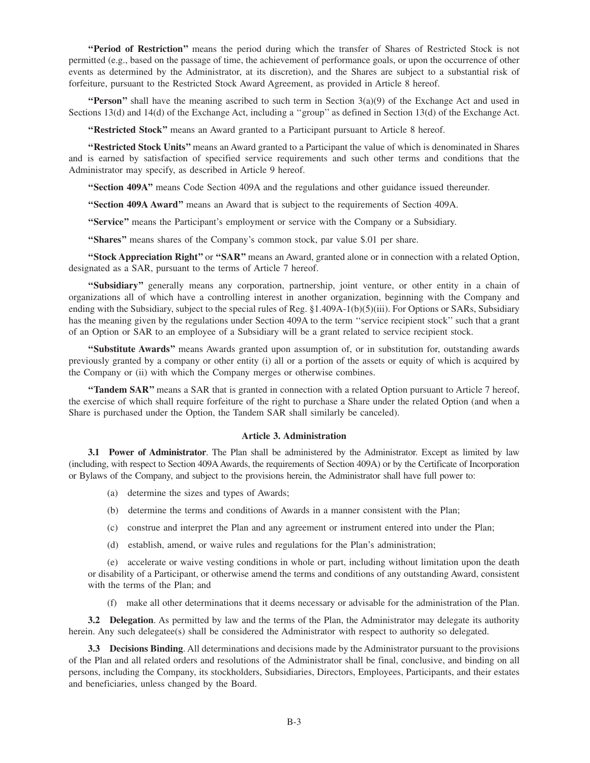**"Period of Restriction"** means the period during which the transfer of Shares of Restricted Stock is not permitted (e.g., based on the passage of time, the achievement of performance goals, or upon the occurrence of other events as determined by the Administrator, at its discretion), and the Shares are subject to a substantial risk of forfeiture, pursuant to the Restricted Stock Award Agreement, as provided in Article 8 hereof.

**"Person"** shall have the meaning ascribed to such term in Section 3(a)(9) of the Exchange Act and used in Sections 13(d) and 14(d) of the Exchange Act, including a ''group'' as defined in Section 13(d) of the Exchange Act.

**"Restricted Stock"** means an Award granted to a Participant pursuant to Article 8 hereof.

**"Restricted Stock Units"** means an Award granted to a Participant the value of which is denominated in Shares and is earned by satisfaction of specified service requirements and such other terms and conditions that the Administrator may specify, as described in Article 9 hereof.

**"Section 409A"** means Code Section 409A and the regulations and other guidance issued thereunder.

**"Section 409A Award"** means an Award that is subject to the requirements of Section 409A.

**"Service"** means the Participant's employment or service with the Company or a Subsidiary.

**"Shares"** means shares of the Company's common stock, par value $.01 per share.

**"Stock Appreciation Right"** or **"SAR"** means an Award, granted alone or in connection with a related Option, designated as a SAR, pursuant to the terms of Article 7 hereof.

**"Subsidiary"** generally means any corporation, partnership, joint venture, or other entity in a chain of organizations all of which have a controlling interest in another organization, beginning with the Company and ending with the Subsidiary, subject to the special rules of Reg. §1.409A-1(b)(5)(iii). For Options or SARs, Subsidiary has the meaning given by the regulations under Section 409A to the term ''service recipient stock'' such that a grant of an Option or SAR to an employee of a Subsidiary will be a grant related to service recipient stock.

**"Substitute Awards"** means Awards granted upon assumption of, or in substitution for, outstanding awards previously granted by a company or other entity (i) all or a portion of the assets or equity of which is acquired by the Company or (ii) with which the Company merges or otherwise combines.

**"Tandem SAR"** means a SAR that is granted in connection with a related Option pursuant to Article 7 hereof, the exercise of which shall require forfeiture of the right to purchase a Share under the related Option (and when a Share is purchased under the Option, the Tandem SAR shall similarly be canceled).

### Article 3. Administration

**3.1 Power of Administrator**. The Plan shall be administered by the Administrator. Except as limited by law (including, with respect to Section 409A Awards, the requirements of Section 409A) or by the Certificate of Incorporation or Bylaws of the Company, and subject to the provisions herein, the Administrator shall have full power to:

(a) determine the sizes and types of Awards;

(b) determine the terms and conditions of Awards in a manner consistent with the Plan;

(c) construe and interpret the Plan and any agreement or instrument entered into under the Plan;

(d) establish, amend, or waive rules and regulations for the Plan's administration;

(e) accelerate or waive vesting conditions in whole or part, including without limitation upon the death or disability of a Participant, or otherwise amend the terms and conditions of any outstanding Award, consistent with the terms of the Plan; and

(f) make all other determinations that it deems necessary or advisable for the administration of the Plan.

**3.2 Delegation**. As permitted by law and the terms of the Plan, the Administrator may delegate its authority herein. Any such delegatee(s) shall be considered the Administrator with respect to authority so delegated.

**3.3 Decisions Binding**. All determinations and decisions made by the Administrator pursuant to the provisions of the Plan and all related orders and resolutions of the Administrator shall be final, conclusive, and binding on all persons, including the Company, its stockholders, Subsidiaries, Directors, Employees, Participants, and their estates and beneficiaries, unless changed by the Board.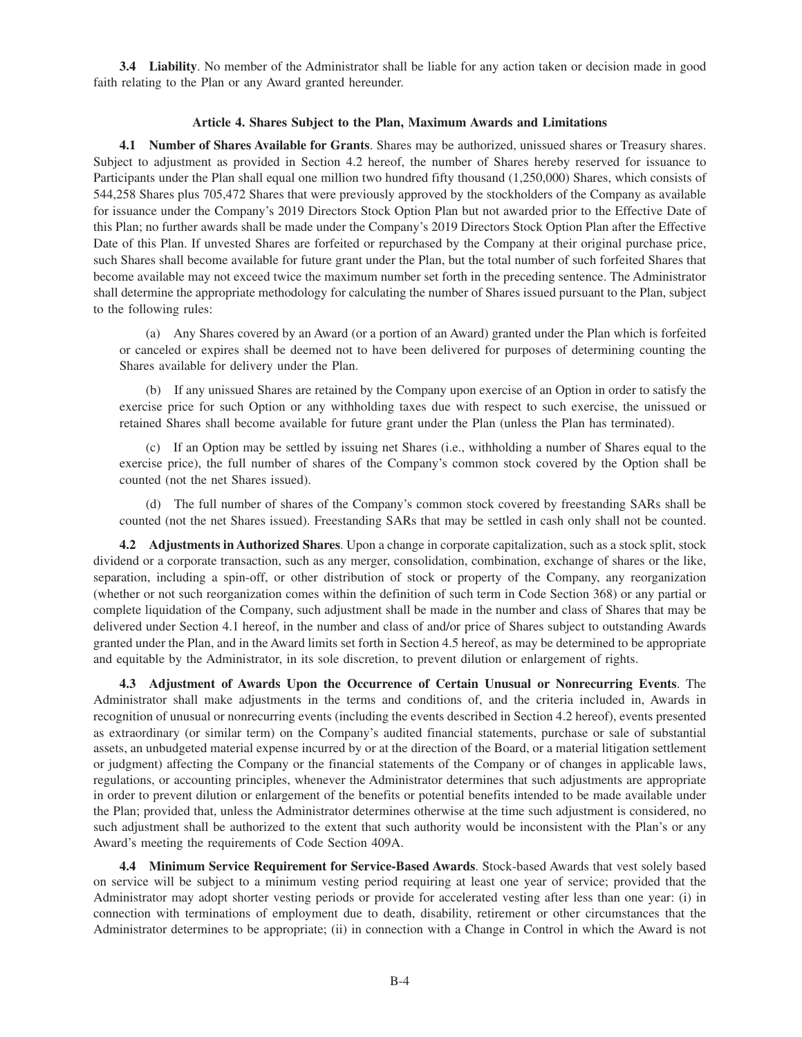**3.4 Liability**. No member of the Administrator shall be liable for any action taken or decision made in good faith relating to the Plan or any Award granted hereunder.

### Article 4. Shares Subject to the Plan, Maximum Awards and Limitations

**4.1 Number of Shares Available for Grants**. Shares may be authorized, unissued shares or Treasury shares. Subject to adjustment as provided in Section 4.2 hereof, the number of Shares hereby reserved for issuance to Participants under the Plan shall equal one million two hundred fifty thousand (1,250,000) Shares, which consists of 544,258 Shares plus 705,472 Shares that were previously approved by the stockholders of the Company as available for issuance under the Company's 2019 Directors Stock Option Plan but not awarded prior to the Effective Date of this Plan; no further awards shall be made under the Company's 2019 Directors Stock Option Plan after the Effective Date of this Plan. If unvested Shares are forfeited or repurchased by the Company at their original purchase price, such Shares shall become available for future grant under the Plan, but the total number of such forfeited Shares that become available may not exceed twice the maximum number set forth in the preceding sentence. The Administrator shall determine the appropriate methodology for calculating the number of Shares issued pursuant to the Plan, subject to the following rules:

(a) Any Shares covered by an Award (or a portion of an Award) granted under the Plan which is forfeited or canceled or expires shall be deemed not to have been delivered for purposes of determining counting the Shares available for delivery under the Plan.

(b) If any unissued Shares are retained by the Company upon exercise of an Option in order to satisfy the exercise price for such Option or any withholding taxes due with respect to such exercise, the unissued or retained Shares shall become available for future grant under the Plan (unless the Plan has terminated).

(c) If an Option may be settled by issuing net Shares (i.e., withholding a number of Shares equal to the exercise price), the full number of shares of the Company's common stock covered by the Option shall be counted (not the net Shares issued).

(d) The full number of shares of the Company's common stock covered by freestanding SARs shall be counted (not the net Shares issued). Freestanding SARs that may be settled in cash only shall not be counted.

**4.2 Adjustments in Authorized Shares**. Upon a change in corporate capitalization, such as a stock split, stock dividend or a corporate transaction, such as any merger, consolidation, combination, exchange of shares or the like, separation, including a spin-off, or other distribution of stock or property of the Company, any reorganization (whether or not such reorganization comes within the definition of such term in Code Section 368) or any partial or complete liquidation of the Company, such adjustment shall be made in the number and class of Shares that may be delivered under Section 4.1 hereof, in the number and class of and/or price of Shares subject to outstanding Awards granted under the Plan, and in the Award limits set forth in Section 4.5 hereof, as may be determined to be appropriate and equitable by the Administrator, in its sole discretion, to prevent dilution or enlargement of rights.

**4.3 Adjustment of Awards Upon the Occurrence of Certain Unusual or Nonrecurring Events**. The Administrator shall make adjustments in the terms and conditions of, and the criteria included in, Awards in recognition of unusual or nonrecurring events (including the events described in Section 4.2 hereof), events presented as extraordinary (or similar term) on the Company's audited financial statements, purchase or sale of substantial assets, an unbudgeted material expense incurred by or at the direction of the Board, or a material litigation settlement or judgment) affecting the Company or the financial statements of the Company or of changes in applicable laws, regulations, or accounting principles, whenever the Administrator determines that such adjustments are appropriate in order to prevent dilution or enlargement of the benefits or potential benefits intended to be made available under the Plan; provided that, unless the Administrator determines otherwise at the time such adjustment is considered, no such adjustment shall be authorized to the extent that such authority would be inconsistent with the Plan's or any Award's meeting the requirements of Code Section 409A.

**4.4 Minimum Service Requirement for Service-Based Awards**. Stock-based Awards that vest solely based on service will be subject to a minimum vesting period requiring at least one year of service; provided that the Administrator may adopt shorter vesting periods or provide for accelerated vesting after less than one year: (i) in connection with terminations of employment due to death, disability, retirement or other circumstances that the Administrator determines to be appropriate; (ii) in connection with a Change in Control in which the Award is not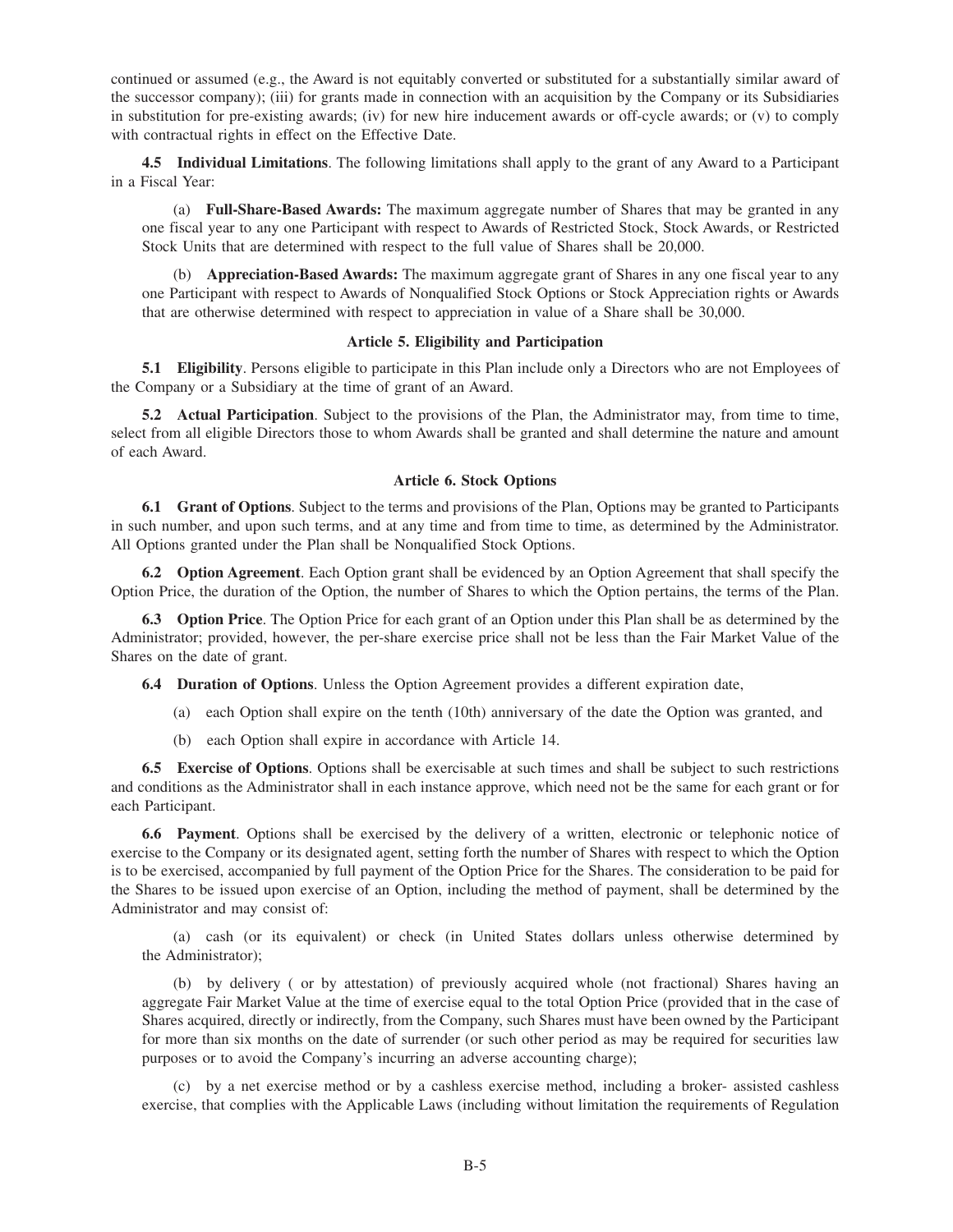continued or assumed (e.g., the Award is not equitably converted or substituted for a substantially similar award of the successor company); (iii) for grants made in connection with an acquisition by the Company or its Subsidiaries in substitution for pre-existing awards; (iv) for new hire inducement awards or off-cycle awards; or (v) to comply with contractual rights in effect on the Effective Date.

**4.5 Individual Limitations**. The following limitations shall apply to the grant of any Award to a Participant in a Fiscal Year:

(a) **Full-Share-Based Awards:** The maximum aggregate number of Shares that may be granted in any one fiscal year to any one Participant with respect to Awards of Restricted Stock, Stock Awards, or Restricted Stock Units that are determined with respect to the full value of Shares shall be 20,000.

(b) **Appreciation-Based Awards:** The maximum aggregate grant of Shares in any one fiscal year to any one Participant with respect to Awards of Nonqualified Stock Options or Stock Appreciation rights or Awards that are otherwise determined with respect to appreciation in value of a Share shall be 30,000.

### Article 5. Eligibility and Participation

**5.1 Eligibility**. Persons eligible to participate in this Plan include only a Directors who are not Employees of the Company or a Subsidiary at the time of grant of an Award.

**5.2 Actual Participation**. Subject to the provisions of the Plan, the Administrator may, from time to time, select from all eligible Directors those to whom Awards shall be granted and shall determine the nature and amount of each Award.

### Article 6. Stock Options

**6.1 Grant of Options**. Subject to the terms and provisions of the Plan, Options may be granted to Participants in such number, and upon such terms, and at any time and from time to time, as determined by the Administrator. All Options granted under the Plan shall be Nonqualified Stock Options.

**6.2 Option Agreement**. Each Option grant shall be evidenced by an Option Agreement that shall specify the Option Price, the duration of the Option, the number of Shares to which the Option pertains, the terms of the Plan.

**6.3 Option Price**. The Option Price for each grant of an Option under this Plan shall be as determined by the Administrator; provided, however, the per-share exercise price shall not be less than the Fair Market Value of the Shares on the date of grant.

**6.4 Duration of Options**. Unless the Option Agreement provides a different expiration date,

(a) each Option shall expire on the tenth (10th) anniversary of the date the Option was granted, and

(b) each Option shall expire in accordance with Article 14.

**6.5 Exercise of Options**. Options shall be exercisable at such times and shall be subject to such restrictions and conditions as the Administrator shall in each instance approve, which need not be the same for each grant or for each Participant.

**6.6 Payment**. Options shall be exercised by the delivery of a written, electronic or telephonic notice of exercise to the Company or its designated agent, setting forth the number of Shares with respect to which the Option is to be exercised, accompanied by full payment of the Option Price for the Shares. The consideration to be paid for the Shares to be issued upon exercise of an Option, including the method of payment, shall be determined by the Administrator and may consist of:

(a) cash (or its equivalent) or check (in United States dollars unless otherwise determined by the Administrator);

(b) by delivery ( or by attestation) of previously acquired whole (not fractional) Shares having an aggregate Fair Market Value at the time of exercise equal to the total Option Price (provided that in the case of Shares acquired, directly or indirectly, from the Company, such Shares must have been owned by the Participant for more than six months on the date of surrender (or such other period as may be required for securities law purposes or to avoid the Company's incurring an adverse accounting charge);

(c) by a net exercise method or by a cashless exercise method, including a broker- assisted cashless exercise, that complies with the Applicable Laws (including without limitation the requirements of Regulation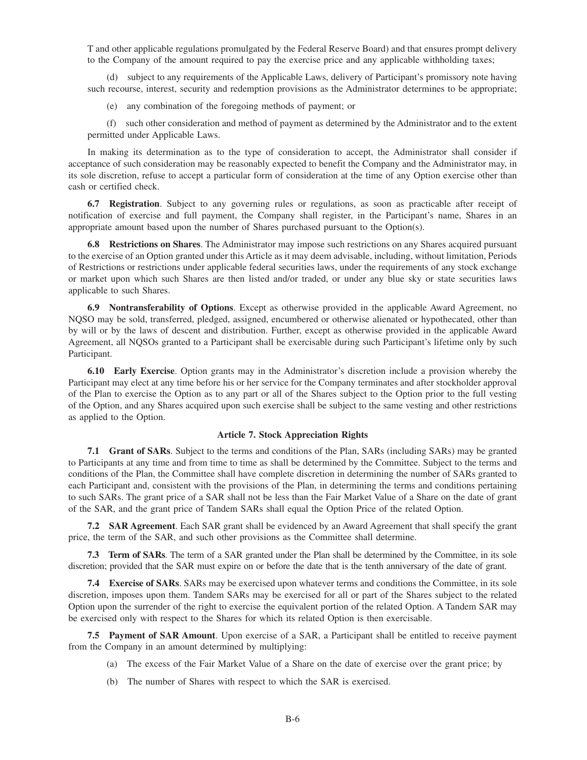T and other applicable regulations promulgated by the Federal Reserve Board) and that ensures prompt delivery to the Company of the amount required to pay the exercise price and any applicable withholding taxes;

(d) subject to any requirements of the Applicable Laws, delivery of Participant's promissory note having such recourse, interest, security and redemption provisions as the Administrator determines to be appropriate;

(e) any combination of the foregoing methods of payment; or

(f) such other consideration and method of payment as determined by the Administrator and to the extent permitted under Applicable Laws.

In making its determination as to the type of consideration to accept, the Administrator shall consider if acceptance of such consideration may be reasonably expected to benefit the Company and the Administrator may, in its sole discretion, refuse to accept a particular form of consideration at the time of any Option exercise other than cash or certified check.

**6.7 Registration**. Subject to any governing rules or regulations, as soon as practicable after receipt of notification of exercise and full payment, the Company shall register, in the Participant's name, Shares in an appropriate amount based upon the number of Shares purchased pursuant to the Option(s).

**6.8 Restrictions on Shares**. The Administrator may impose such restrictions on any Shares acquired pursuant to the exercise of an Option granted under this Article as it may deem advisable, including, without limitation, Periods of Restrictions or restrictions under applicable federal securities laws, under the requirements of any stock exchange or market upon which such Shares are then listed and/or traded, or under any blue sky or state securities laws applicable to such Shares.

**6.9 Nontransferability of Options**. Except as otherwise provided in the applicable Award Agreement, no NQSO may be sold, transferred, pledged, assigned, encumbered or otherwise alienated or hypothecated, other than by will or by the laws of descent and distribution. Further, except as otherwise provided in the applicable Award Agreement, all NQSOs granted to a Participant shall be exercisable during such Participant's lifetime only by such Participant.

**6.10 Early Exercise**. Option grants may in the Administrator's discretion include a provision whereby the Participant may elect at any time before his or her service for the Company terminates and after stockholder approval of the Plan to exercise the Option as to any part or all of the Shares subject to the Option prior to the full vesting of the Option, and any Shares acquired upon such exercise shall be subject to the same vesting and other restrictions as applied to the Option.

### Article 7. Stock Appreciation Rights

**7.1 Grant of SARs**. Subject to the terms and conditions of the Plan, SARs (including SARs) may be granted to Participants at any time and from time to time as shall be determined by the Committee. Subject to the terms and conditions of the Plan, the Committee shall have complete discretion in determining the number of SARs granted to each Participant and, consistent with the provisions of the Plan, in determining the terms and conditions pertaining to such SARs. The grant price of a SAR shall not be less than the Fair Market Value of a Share on the date of grant of the SAR, and the grant price of Tandem SARs shall equal the Option Price of the related Option.

**7.2 SAR Agreement**. Each SAR grant shall be evidenced by an Award Agreement that shall specify the grant price, the term of the SAR, and such other provisions as the Committee shall determine.

**7.3 Term of SARs**. The term of a SAR granted under the Plan shall be determined by the Committee, in its sole discretion; provided that the SAR must expire on or before the date that is the tenth anniversary of the date of grant.

**7.4 Exercise of SARs**. SARs may be exercised upon whatever terms and conditions the Committee, in its sole discretion, imposes upon them. Tandem SARs may be exercised for all or part of the Shares subject to the related Option upon the surrender of the right to exercise the equivalent portion of the related Option. A Tandem SAR may be exercised only with respect to the Shares for which its related Option is then exercisable.

**7.5 Payment of SAR Amount**. Upon exercise of a SAR, a Participant shall be entitled to receive payment from the Company in an amount determined by multiplying:

(a) The excess of the Fair Market Value of a Share on the date of exercise over the grant price; by

(b) The number of Shares with respect to which the SAR is exercised.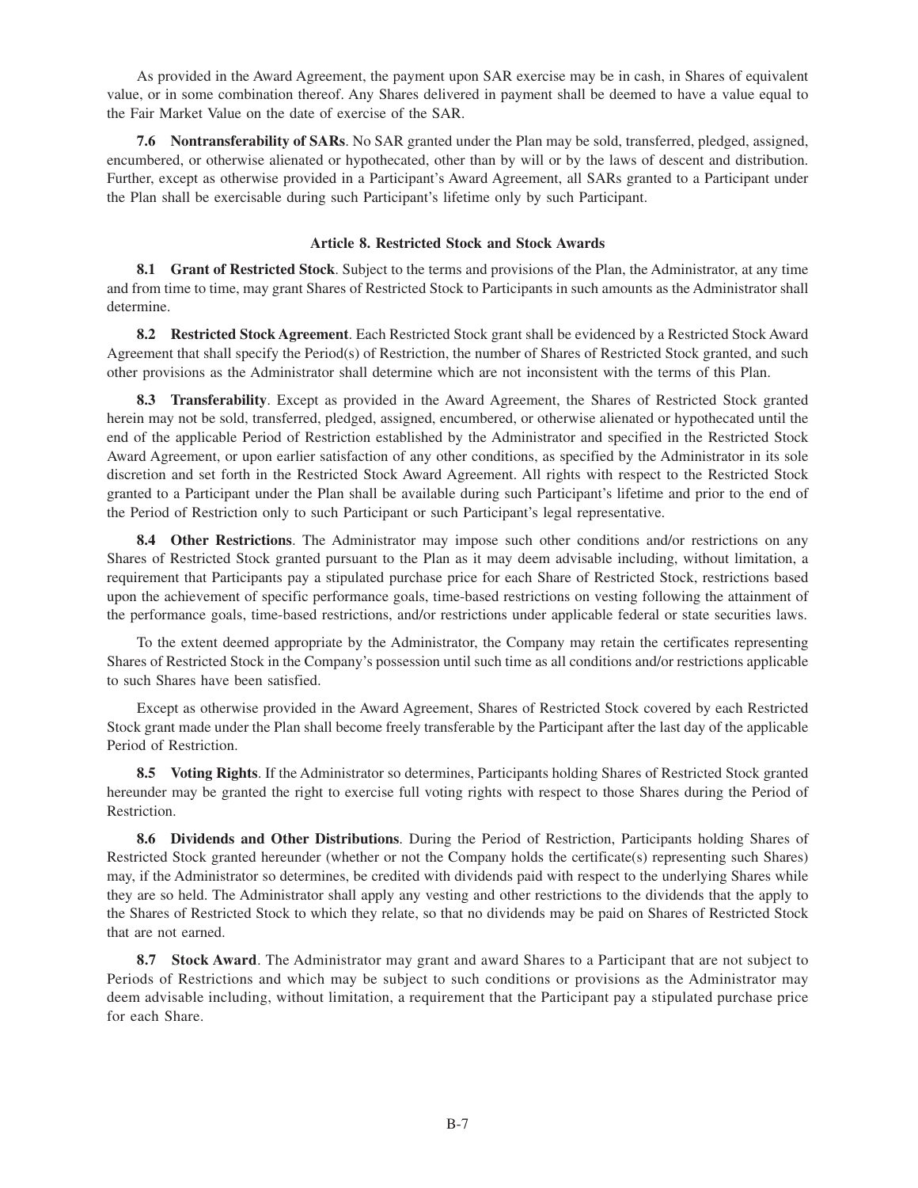As provided in the Award Agreement, the payment upon SAR exercise may be in cash, in Shares of equivalent value, or in some combination thereof. Any Shares delivered in payment shall be deemed to have a value equal to the Fair Market Value on the date of exercise of the SAR.

**7.6 Nontransferability of SARs**. No SAR granted under the Plan may be sold, transferred, pledged, assigned, encumbered, or otherwise alienated or hypothecated, other than by will or by the laws of descent and distribution. Further, except as otherwise provided in a Participant's Award Agreement, all SARs granted to a Participant under the Plan shall be exercisable during such Participant's lifetime only by such Participant.

## Article 8. Restricted Stock and Stock Awards

**8.1 Grant of Restricted Stock**. Subject to the terms and provisions of the Plan, the Administrator, at any time and from time to time, may grant Shares of Restricted Stock to Participants in such amounts as the Administrator shall determine.

**8.2 Restricted Stock Agreement**. Each Restricted Stock grant shall be evidenced by a Restricted Stock Award Agreement that shall specify the Period(s) of Restriction, the number of Shares of Restricted Stock granted, and such other provisions as the Administrator shall determine which are not inconsistent with the terms of this Plan.

**8.3 Transferability**. Except as provided in the Award Agreement, the Shares of Restricted Stock granted herein may not be sold, transferred, pledged, assigned, encumbered, or otherwise alienated or hypothecated until the end of the applicable Period of Restriction established by the Administrator and specified in the Restricted Stock Award Agreement, or upon earlier satisfaction of any other conditions, as specified by the Administrator in its sole discretion and set forth in the Restricted Stock Award Agreement. All rights with respect to the Restricted Stock granted to a Participant under the Plan shall be available during such Participant's lifetime and prior to the end of the Period of Restriction only to such Participant or such Participant's legal representative.

**8.4 Other Restrictions**. The Administrator may impose such other conditions and/or restrictions on any Shares of Restricted Stock granted pursuant to the Plan as it may deem advisable including, without limitation, a requirement that Participants pay a stipulated purchase price for each Share of Restricted Stock, restrictions based upon the achievement of specific performance goals, time-based restrictions on vesting following the attainment of the performance goals, time-based restrictions, and/or restrictions under applicable federal or state securities laws.

To the extent deemed appropriate by the Administrator, the Company may retain the certificates representing Shares of Restricted Stock in the Company's possession until such time as all conditions and/or restrictions applicable to such Shares have been satisfied.

Except as otherwise provided in the Award Agreement, Shares of Restricted Stock covered by each Restricted Stock grant made under the Plan shall become freely transferable by the Participant after the last day of the applicable Period of Restriction.

**8.5 Voting Rights**. If the Administrator so determines, Participants holding Shares of Restricted Stock granted hereunder may be granted the right to exercise full voting rights with respect to those Shares during the Period of Restriction.

**8.6 Dividends and Other Distributions**. During the Period of Restriction, Participants holding Shares of Restricted Stock granted hereunder (whether or not the Company holds the certificate(s) representing such Shares) may, if the Administrator so determines, be credited with dividends paid with respect to the underlying Shares while they are so held. The Administrator shall apply any vesting and other restrictions to the dividends that the apply to the Shares of Restricted Stock to which they relate, so that no dividends may be paid on Shares of Restricted Stock that are not earned.

**8.7 Stock Award**. The Administrator may grant and award Shares to a Participant that are not subject to Periods of Restrictions and which may be subject to such conditions or provisions as the Administrator may deem advisable including, without limitation, a requirement that the Participant pay a stipulated purchase price for each Share.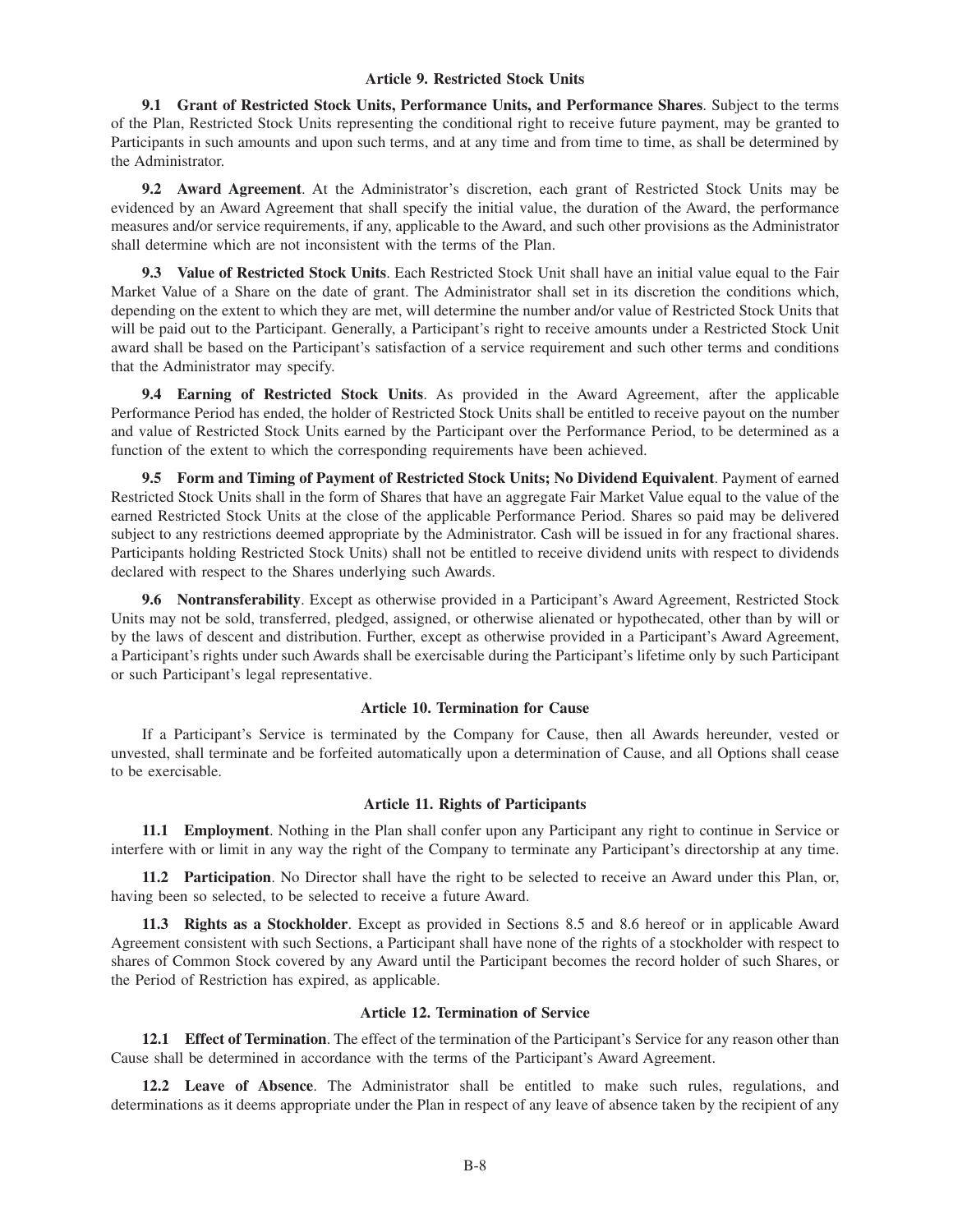## Article 9. Restricted Stock Units

**9.1 Grant of Restricted Stock Units, Performance Units, and Performance Shares**. Subject to the terms of the Plan, Restricted Stock Units representing the conditional right to receive future payment, may be granted to Participants in such amounts and upon such terms, and at any time and from time to time, as shall be determined by the Administrator.

**9.2 Award Agreement**. At the Administrator's discretion, each grant of Restricted Stock Units may be evidenced by an Award Agreement that shall specify the initial value, the duration of the Award, the performance measures and/or service requirements, if any, applicable to the Award, and such other provisions as the Administrator shall determine which are not inconsistent with the terms of the Plan.

**9.3 Value of Restricted Stock Units**. Each Restricted Stock Unit shall have an initial value equal to the Fair Market Value of a Share on the date of grant. The Administrator shall set in its discretion the conditions which, depending on the extent to which they are met, will determine the number and/or value of Restricted Stock Units that will be paid out to the Participant. Generally, a Participant's right to receive amounts under a Restricted Stock Unit award shall be based on the Participant's satisfaction of a service requirement and such other terms and conditions that the Administrator may specify.

**9.4 Earning of Restricted Stock Units**. As provided in the Award Agreement, after the applicable Performance Period has ended, the holder of Restricted Stock Units shall be entitled to receive payout on the number and value of Restricted Stock Units earned by the Participant over the Performance Period, to be determined as a function of the extent to which the corresponding requirements have been achieved.

**9.5 Form and Timing of Payment of Restricted Stock Units; No Dividend Equivalent**. Payment of earned Restricted Stock Units shall in the form of Shares that have an aggregate Fair Market Value equal to the value of the earned Restricted Stock Units at the close of the applicable Performance Period. Shares so paid may be delivered subject to any restrictions deemed appropriate by the Administrator. Cash will be issued in for any fractional shares. Participants holding Restricted Stock Units) shall not be entitled to receive dividend units with respect to dividends declared with respect to the Shares underlying such Awards.

**9.6 Nontransferability**. Except as otherwise provided in a Participant's Award Agreement, Restricted Stock Units may not be sold, transferred, pledged, assigned, or otherwise alienated or hypothecated, other than by will or by the laws of descent and distribution. Further, except as otherwise provided in a Participant's Award Agreement, a Participant's rights under such Awards shall be exercisable during the Participant's lifetime only by such Participant or such Participant's legal representative.

## Article 10. Termination for Cause

If a Participant's Service is terminated by the Company for Cause, then all Awards hereunder, vested or unvested, shall terminate and be forfeited automatically upon a determination of Cause, and all Options shall cease to be exercisable.

## Article 11. Rights of Participants

**11.1 Employment**. Nothing in the Plan shall confer upon any Participant any right to continue in Service or interfere with or limit in any way the right of the Company to terminate any Participant's directorship at any time.

**11.2 Participation**. No Director shall have the right to be selected to receive an Award under this Plan, or, having been so selected, to be selected to receive a future Award.

**11.3 Rights as a Stockholder**. Except as provided in Sections 8.5 and 8.6 hereof or in applicable Award Agreement consistent with such Sections, a Participant shall have none of the rights of a stockholder with respect to shares of Common Stock covered by any Award until the Participant becomes the record holder of such Shares, or the Period of Restriction has expired, as applicable.

## Article 12. Termination of Service

**12.1 Effect of Termination**. The effect of the termination of the Participant's Service for any reason other than Cause shall be determined in accordance with the terms of the Participant's Award Agreement.

**12.2 Leave of Absence**. The Administrator shall be entitled to make such rules, regulations, and determinations as it deems appropriate under the Plan in respect of any leave of absence taken by the recipient of any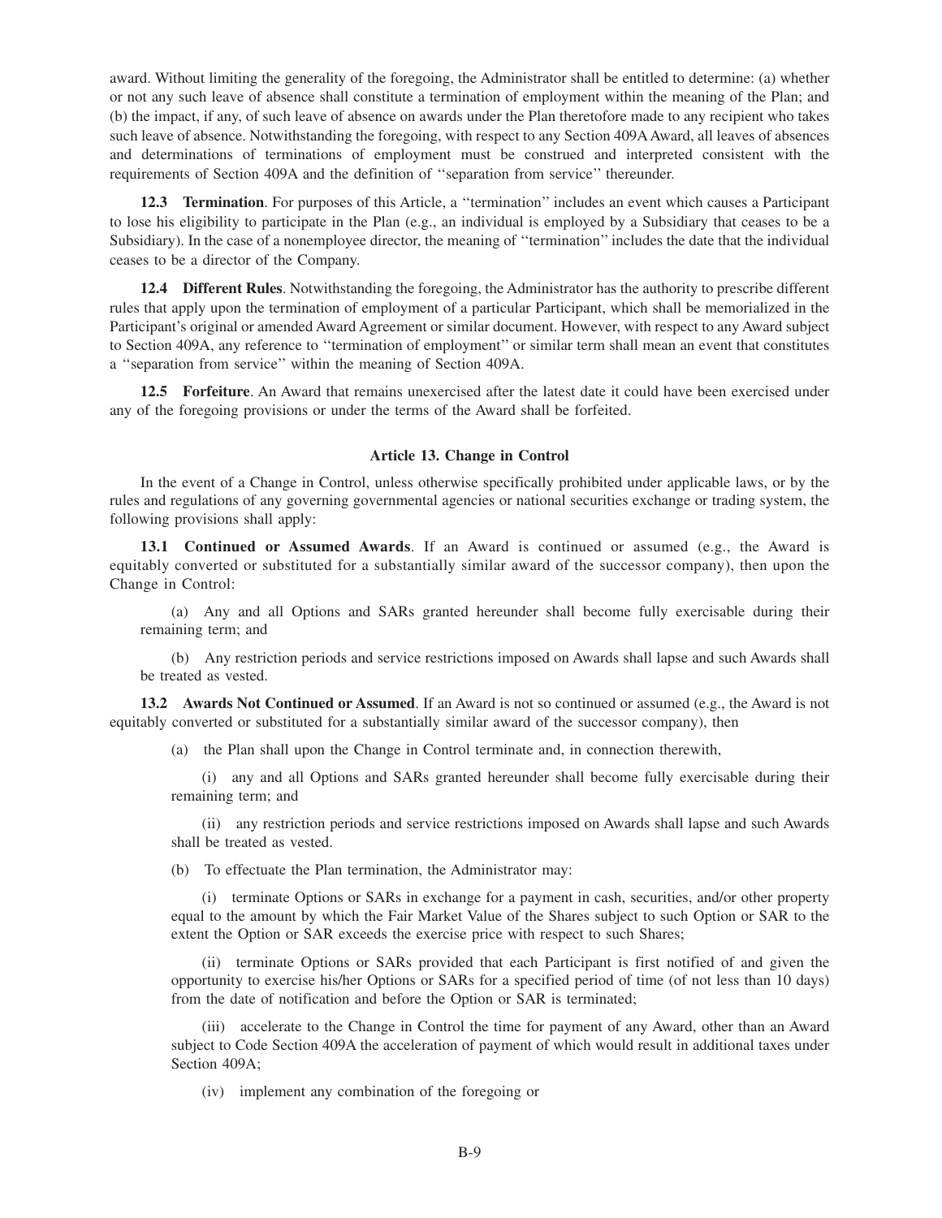award. Without limiting the generality of the foregoing, the Administrator shall be entitled to determine: (a) whether or not any such leave of absence shall constitute a termination of employment within the meaning of the Plan; and (b) the impact, if any, of such leave of absence on awards under the Plan theretofore made to any recipient who takes such leave of absence. Notwithstanding the foregoing, with respect to any Section 409A Award, all leaves of absences and determinations of terminations of employment must be construed and interpreted consistent with the requirements of Section 409A and the definition of ''separation from service'' thereunder.

**12.3 Termination**. For purposes of this Article, a ''termination'' includes an event which causes a Participant to lose his eligibility to participate in the Plan (e.g., an individual is employed by a Subsidiary that ceases to be a Subsidiary). In the case of a nonemployee director, the meaning of ''termination'' includes the date that the individual ceases to be a director of the Company.

**12.4 Different Rules**. Notwithstanding the foregoing, the Administrator has the authority to prescribe different rules that apply upon the termination of employment of a particular Participant, which shall be memorialized in the Participant's original or amended Award Agreement or similar document. However, with respect to any Award subject to Section 409A, any reference to ''termination of employment'' or similar term shall mean an event that constitutes a ''separation from service'' within the meaning of Section 409A.

**12.5 Forfeiture**. An Award that remains unexercised after the latest date it could have been exercised under any of the foregoing provisions or under the terms of the Award shall be forfeited.

## Article 13. Change in Control

In the event of a Change in Control, unless otherwise specifically prohibited under applicable laws, or by the rules and regulations of any governing governmental agencies or national securities exchange or trading system, the following provisions shall apply:

**13.1 Continued or Assumed Awards**. If an Award is continued or assumed (e.g., the Award is equitably converted or substituted for a substantially similar award of the successor company), then upon the Change in Control:

(a) Any and all Options and SARs granted hereunder shall become fully exercisable during their remaining term; and

(b) Any restriction periods and service restrictions imposed on Awards shall lapse and such Awards shall be treated as vested.

**13.2 Awards Not Continued or Assumed**. If an Award is not so continued or assumed (e.g., the Award is not equitably converted or substituted for a substantially similar award of the successor company), then

(a) the Plan shall upon the Change in Control terminate and, in connection therewith,

(i) any and all Options and SARs granted hereunder shall become fully exercisable during their remaining term; and

(ii) any restriction periods and service restrictions imposed on Awards shall lapse and such Awards shall be treated as vested.

(b) To effectuate the Plan termination, the Administrator may:

(i) terminate Options or SARs in exchange for a payment in cash, securities, and/or other property equal to the amount by which the Fair Market Value of the Shares subject to such Option or SAR to the extent the Option or SAR exceeds the exercise price with respect to such Shares;

(ii) terminate Options or SARs provided that each Participant is first notified of and given the opportunity to exercise his/her Options or SARs for a specified period of time (of not less than 10 days) from the date of notification and before the Option or SAR is terminated;

(iii) accelerate to the Change in Control the time for payment of any Award, other than an Award subject to Code Section 409A the acceleration of payment of which would result in additional taxes under Section 409A;

(iv) implement any combination of the foregoing or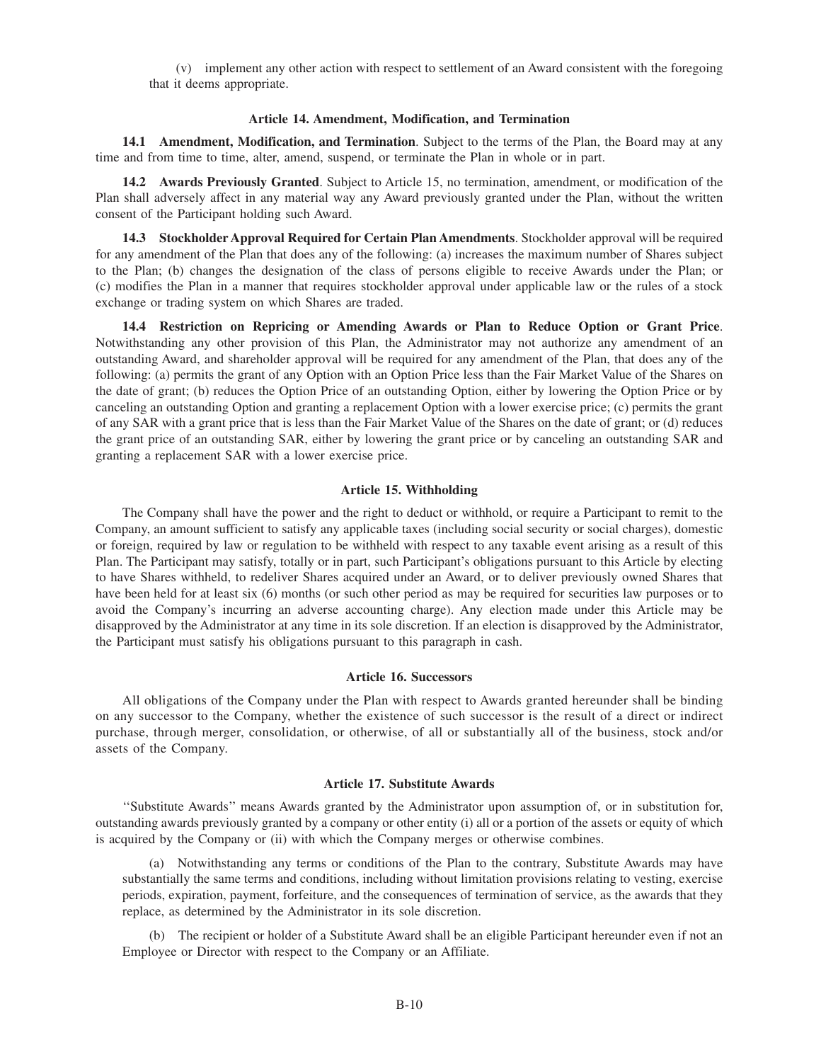(v) implement any other action with respect to settlement of an Award consistent with the foregoing that it deems appropriate.

### Article 14. Amendment, Modification, and Termination

**14.1 Amendment, Modification, and Termination**. Subject to the terms of the Plan, the Board may at any time and from time to time, alter, amend, suspend, or terminate the Plan in whole or in part.

**14.2 Awards Previously Granted**. Subject to Article 15, no termination, amendment, or modification of the Plan shall adversely affect in any material way any Award previously granted under the Plan, without the written consent of the Participant holding such Award.

**14.3 Stockholder Approval Required for Certain Plan Amendments**. Stockholder approval will be required for any amendment of the Plan that does any of the following: (a) increases the maximum number of Shares subject to the Plan; (b) changes the designation of the class of persons eligible to receive Awards under the Plan; or (c) modifies the Plan in a manner that requires stockholder approval under applicable law or the rules of a stock exchange or trading system on which Shares are traded.

**14.4 Restriction on Repricing or Amending Awards or Plan to Reduce Option or Grant Price**. Notwithstanding any other provision of this Plan, the Administrator may not authorize any amendment of an outstanding Award, and shareholder approval will be required for any amendment of the Plan, that does any of the following: (a) permits the grant of any Option with an Option Price less than the Fair Market Value of the Shares on the date of grant; (b) reduces the Option Price of an outstanding Option, either by lowering the Option Price or by canceling an outstanding Option and granting a replacement Option with a lower exercise price; (c) permits the grant of any SAR with a grant price that is less than the Fair Market Value of the Shares on the date of grant; or (d) reduces the grant price of an outstanding SAR, either by lowering the grant price or by canceling an outstanding SAR and granting a replacement SAR with a lower exercise price.

### Article 15. Withholding

The Company shall have the power and the right to deduct or withhold, or require a Participant to remit to the Company, an amount sufficient to satisfy any applicable taxes (including social security or social charges), domestic or foreign, required by law or regulation to be withheld with respect to any taxable event arising as a result of this Plan. The Participant may satisfy, totally or in part, such Participant's obligations pursuant to this Article by electing to have Shares withheld, to redeliver Shares acquired under an Award, or to deliver previously owned Shares that have been held for at least six (6) months (or such other period as may be required for securities law purposes or to avoid the Company's incurring an adverse accounting charge). Any election made under this Article may be disapproved by the Administrator at any time in its sole discretion. If an election is disapproved by the Administrator, the Participant must satisfy his obligations pursuant to this paragraph in cash.

### Article 16. Successors

All obligations of the Company under the Plan with respect to Awards granted hereunder shall be binding on any successor to the Company, whether the existence of such successor is the result of a direct or indirect purchase, through merger, consolidation, or otherwise, of all or substantially all of the business, stock and/or assets of the Company.

### Article 17. Substitute Awards

''Substitute Awards'' means Awards granted by the Administrator upon assumption of, or in substitution for, outstanding awards previously granted by a company or other entity (i) all or a portion of the assets or equity of which is acquired by the Company or (ii) with which the Company merges or otherwise combines.

(a) Notwithstanding any terms or conditions of the Plan to the contrary, Substitute Awards may have substantially the same terms and conditions, including without limitation provisions relating to vesting, exercise periods, expiration, payment, forfeiture, and the consequences of termination of service, as the awards that they replace, as determined by the Administrator in its sole discretion.

(b) The recipient or holder of a Substitute Award shall be an eligible Participant hereunder even if not an Employee or Director with respect to the Company or an Affiliate.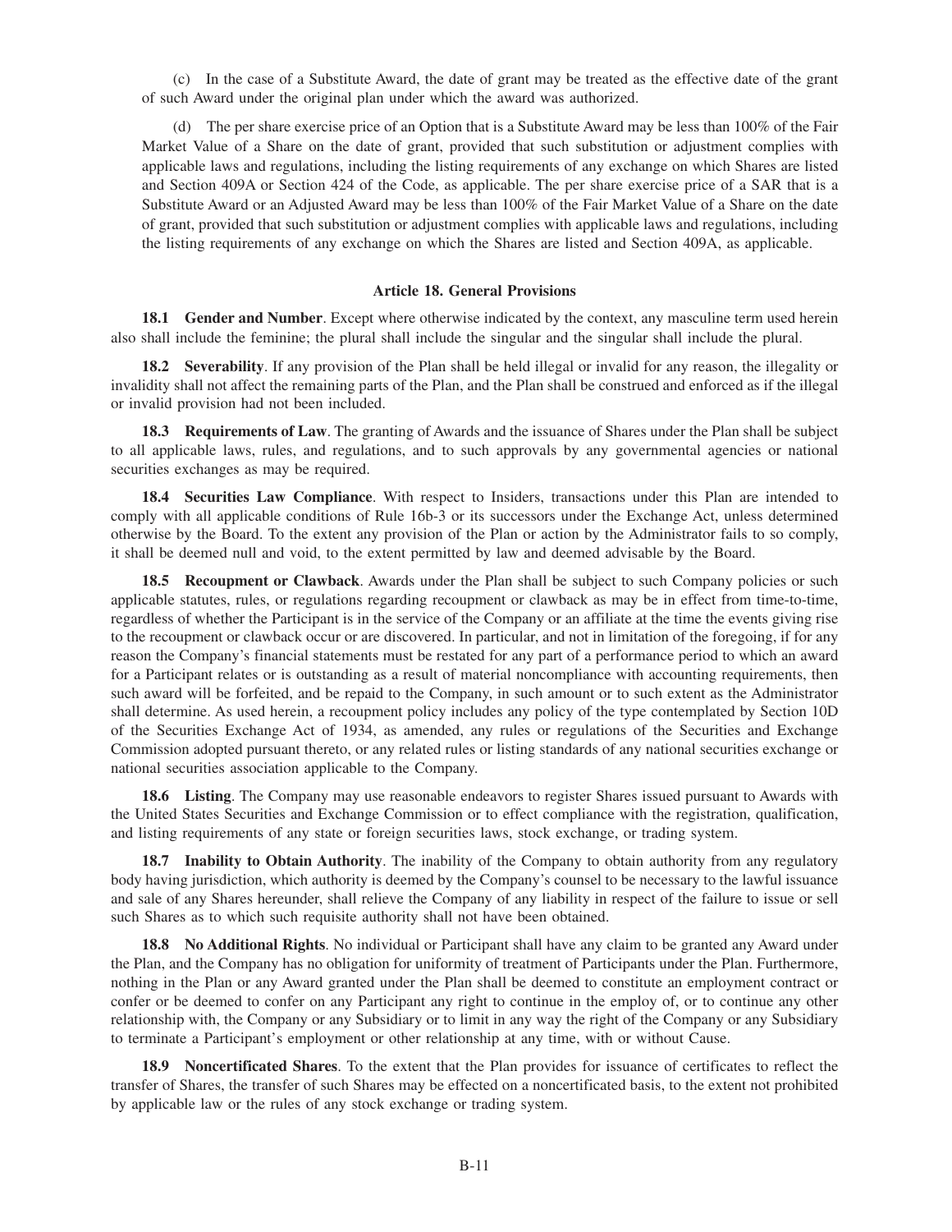(c) In the case of a Substitute Award, the date of grant may be treated as the effective date of the grant of such Award under the original plan under which the award was authorized.

(d) The per share exercise price of an Option that is a Substitute Award may be less than 100% of the Fair Market Value of a Share on the date of grant, provided that such substitution or adjustment complies with applicable laws and regulations, including the listing requirements of any exchange on which Shares are listed and Section 409A or Section 424 of the Code, as applicable. The per share exercise price of a SAR that is a Substitute Award or an Adjusted Award may be less than 100% of the Fair Market Value of a Share on the date of grant, provided that such substitution or adjustment complies with applicable laws and regulations, including the listing requirements of any exchange on which the Shares are listed and Section 409A, as applicable.

## Article 18. General Provisions

**18.1 Gender and Number**. Except where otherwise indicated by the context, any masculine term used herein also shall include the feminine; the plural shall include the singular and the singular shall include the plural.

**18.2 Severability**. If any provision of the Plan shall be held illegal or invalid for any reason, the illegality or invalidity shall not affect the remaining parts of the Plan, and the Plan shall be construed and enforced as if the illegal or invalid provision had not been included.

**18.3 Requirements of Law**. The granting of Awards and the issuance of Shares under the Plan shall be subject to all applicable laws, rules, and regulations, and to such approvals by any governmental agencies or national securities exchanges as may be required.

**18.4 Securities Law Compliance**. With respect to Insiders, transactions under this Plan are intended to comply with all applicable conditions of Rule 16b-3 or its successors under the Exchange Act, unless determined otherwise by the Board. To the extent any provision of the Plan or action by the Administrator fails to so comply, it shall be deemed null and void, to the extent permitted by law and deemed advisable by the Board.

**18.5 Recoupment or Clawback**. Awards under the Plan shall be subject to such Company policies or such applicable statutes, rules, or regulations regarding recoupment or clawback as may be in effect from time-to-time, regardless of whether the Participant is in the service of the Company or an affiliate at the time the events giving rise to the recoupment or clawback occur or are discovered. In particular, and not in limitation of the foregoing, if for any reason the Company's financial statements must be restated for any part of a performance period to which an award for a Participant relates or is outstanding as a result of material noncompliance with accounting requirements, then such award will be forfeited, and be repaid to the Company, in such amount or to such extent as the Administrator shall determine. As used herein, a recoupment policy includes any policy of the type contemplated by Section 10D of the Securities Exchange Act of 1934, as amended, any rules or regulations of the Securities and Exchange Commission adopted pursuant thereto, or any related rules or listing standards of any national securities exchange or national securities association applicable to the Company.

**18.6 Listing**. The Company may use reasonable endeavors to register Shares issued pursuant to Awards with the United States Securities and Exchange Commission or to effect compliance with the registration, qualification, and listing requirements of any state or foreign securities laws, stock exchange, or trading system.

**18.7 Inability to Obtain Authority**. The inability of the Company to obtain authority from any regulatory body having jurisdiction, which authority is deemed by the Company's counsel to be necessary to the lawful issuance and sale of any Shares hereunder, shall relieve the Company of any liability in respect of the failure to issue or sell such Shares as to which such requisite authority shall not have been obtained.

**18.8 No Additional Rights**. No individual or Participant shall have any claim to be granted any Award under the Plan, and the Company has no obligation for uniformity of treatment of Participants under the Plan. Furthermore, nothing in the Plan or any Award granted under the Plan shall be deemed to constitute an employment contract or confer or be deemed to confer on any Participant any right to continue in the employ of, or to continue any other relationship with, the Company or any Subsidiary or to limit in any way the right of the Company or any Subsidiary to terminate a Participant's employment or other relationship at any time, with or without Cause.

**18.9 Noncertificated Shares**. To the extent that the Plan provides for issuance of certificates to reflect the transfer of Shares, the transfer of such Shares may be effected on a noncertificated basis, to the extent not prohibited by applicable law or the rules of any stock exchange or trading system.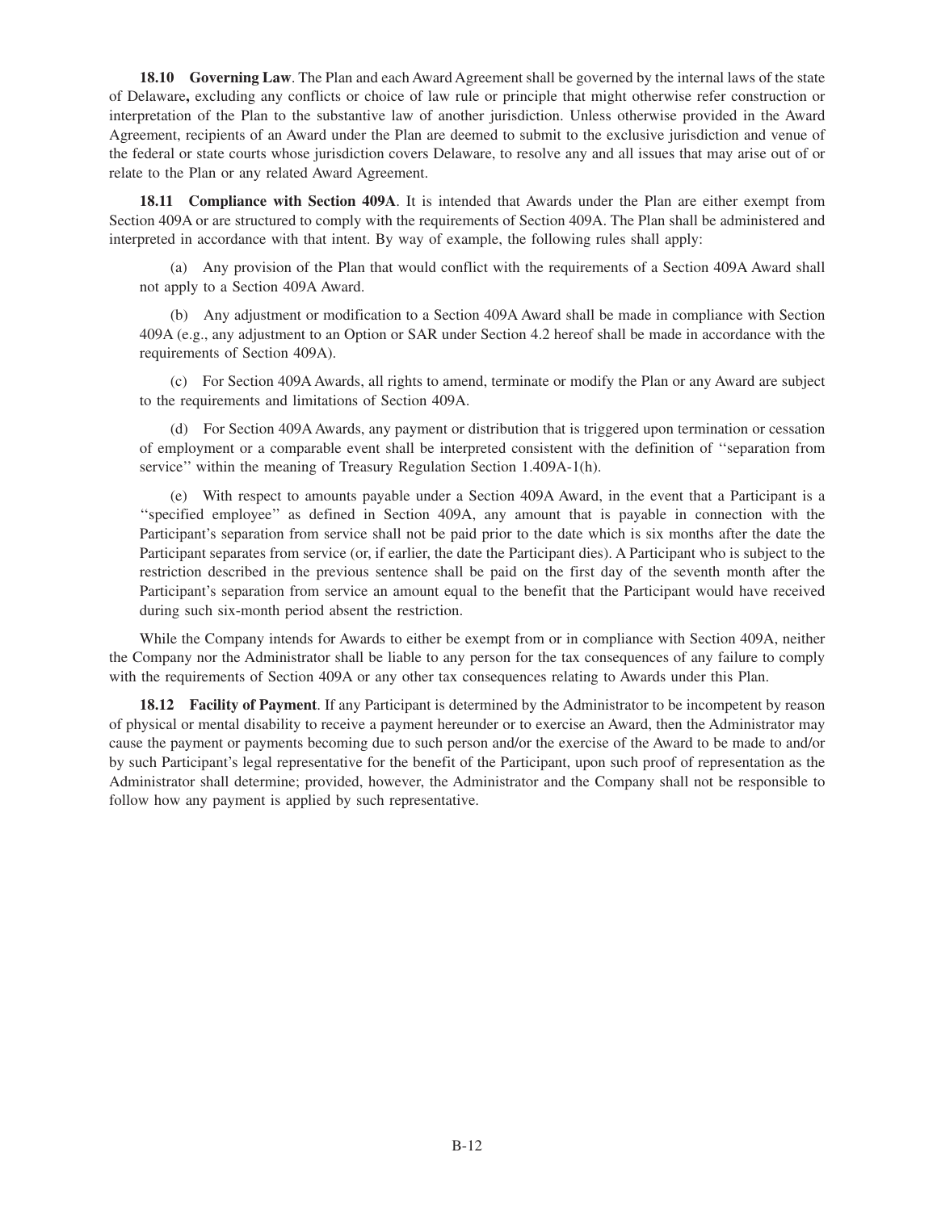**18.10 Governing Law**. The Plan and each Award Agreement shall be governed by the internal laws of the state of Delaware**,** excluding any conflicts or choice of law rule or principle that might otherwise refer construction or interpretation of the Plan to the substantive law of another jurisdiction. Unless otherwise provided in the Award Agreement, recipients of an Award under the Plan are deemed to submit to the exclusive jurisdiction and venue of the federal or state courts whose jurisdiction covers Delaware, to resolve any and all issues that may arise out of or relate to the Plan or any related Award Agreement.

**18.11 Compliance with Section 409A**. It is intended that Awards under the Plan are either exempt from Section 409A or are structured to comply with the requirements of Section 409A. The Plan shall be administered and interpreted in accordance with that intent. By way of example, the following rules shall apply:

(a) Any provision of the Plan that would conflict with the requirements of a Section 409A Award shall not apply to a Section 409A Award.

(b) Any adjustment or modification to a Section 409A Award shall be made in compliance with Section 409A (e.g., any adjustment to an Option or SAR under Section 4.2 hereof shall be made in accordance with the requirements of Section 409A).

(c) For Section 409A Awards, all rights to amend, terminate or modify the Plan or any Award are subject to the requirements and limitations of Section 409A.

(d) For Section 409A Awards, any payment or distribution that is triggered upon termination or cessation of employment or a comparable event shall be interpreted consistent with the definition of ''separation from service'' within the meaning of Treasury Regulation Section 1.409A-1(h).

(e) With respect to amounts payable under a Section 409A Award, in the event that a Participant is a ''specified employee'' as defined in Section 409A, any amount that is payable in connection with the Participant's separation from service shall not be paid prior to the date which is six months after the date the Participant separates from service (or, if earlier, the date the Participant dies). A Participant who is subject to the restriction described in the previous sentence shall be paid on the first day of the seventh month after the Participant's separation from service an amount equal to the benefit that the Participant would have received during such six-month period absent the restriction.

While the Company intends for Awards to either be exempt from or in compliance with Section 409A, neither the Company nor the Administrator shall be liable to any person for the tax consequences of any failure to comply with the requirements of Section 409A or any other tax consequences relating to Awards under this Plan.

**18.12 Facility of Payment**. If any Participant is determined by the Administrator to be incompetent by reason of physical or mental disability to receive a payment hereunder or to exercise an Award, then the Administrator may cause the payment or payments becoming due to such person and/or the exercise of the Award to be made to and/or by such Participant's legal representative for the benefit of the Participant, upon such proof of representation as the Administrator shall determine; provided, however, the Administrator and the Company shall not be responsible to follow how any payment is applied by such representative.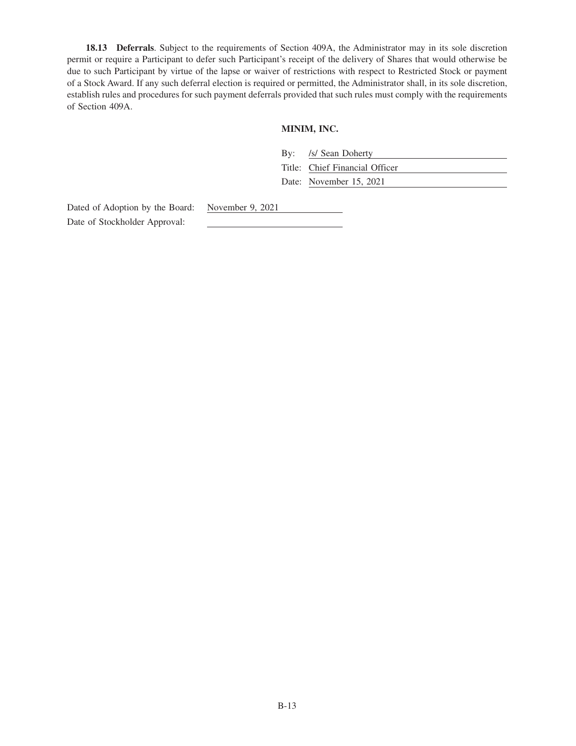**18.13 Deferrals**. Subject to the requirements of Section 409A, the Administrator may in its sole discretion permit or require a Participant to defer such Participant's receipt of the delivery of Shares that would otherwise be due to such Participant by virtue of the lapse or waiver of restrictions with respect to Restricted Stock or payment of a Stock Award. If any such deferral election is required or permitted, the Administrator shall, in its sole discretion, establish rules and procedures for such payment deferrals provided that such rules must comply with the requirements of Section 409A.

**MINIM, INC.**

By: /s/ Sean Doherty

Title: Chief Financial Officer

Date: November 15, 2021

Dated of Adoption by the Board: November 9, 2021

Date of Stockholder Approval: ______________________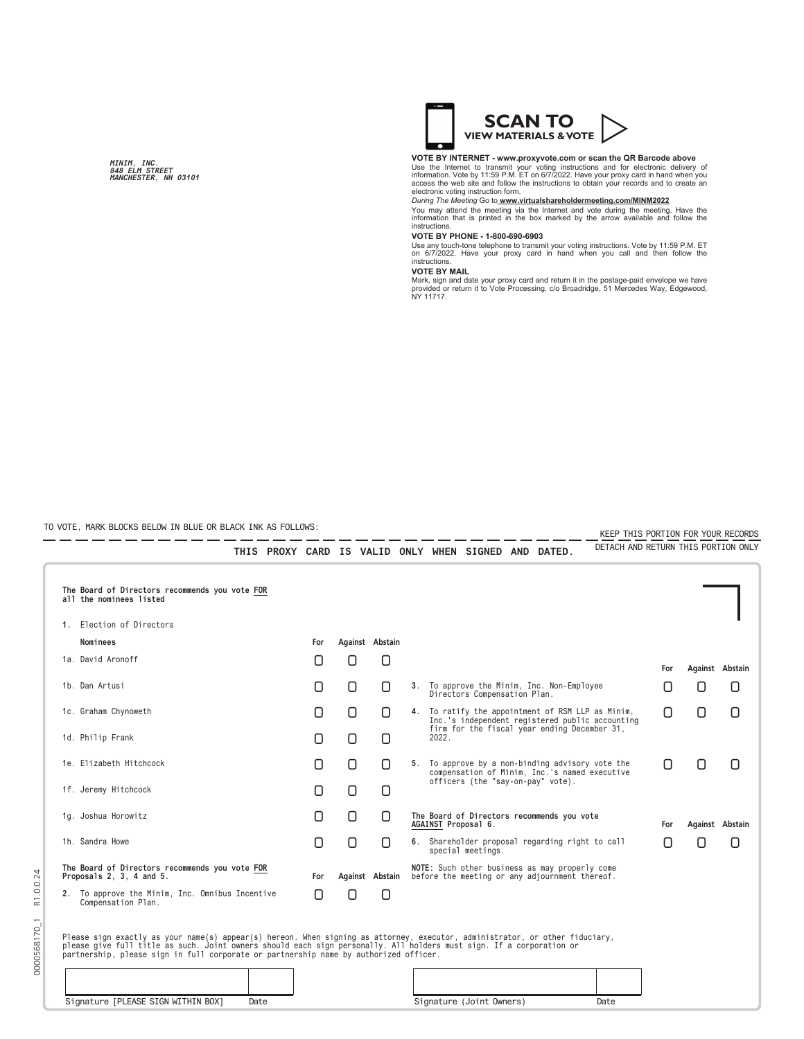MINIM, INC.
848 ELM STREET
MANCHESTER, NH 03101

**SCAN TO VIEW MATERIALS & VOTE**

**VOTE BY INTERNET - www.proxyvote.com or scan the QR Barcode above**
Use the Internet to transmit your voting instructions and for electronic delivery of information. Vote by 11:59 P.M. ET on 6/7/2022. Have your proxy card in hand when you access the web site and follow the instructions to obtain your records and to create an electronic voting instruction form.

*During The Meeting* Go to **www.virtualshareholdermeeting.com/MINM2022**

You may attend the meeting via the Internet and vote during the meeting. Have the information that is printed in the box marked by the arrow available and follow the instructions.

**VOTE BY PHONE - 1-800-690-6903**
Use any touch-tone telephone to transmit your voting instructions. Vote by 11:59 P.M. ET on 6/7/2022. Have your proxy card in hand when you call and then follow the instructions.

**VOTE BY MAIL**
Mark, sign and date your proxy card and return it in the postage-paid envelope we have provided or return it to Vote Processing, c/o Broadridge, 51 Mercedes Way, Edgewood, NY 11717.

TO VOTE, MARK BLOCKS BELOW IN BLUE OR BLACK INK AS FOLLOWS:

KEEP THIS PORTION FOR YOUR RECORDS

**THIS PROXY CARD IS VALID ONLY WHEN SIGNED AND DATED.**

DETACH AND RETURN THIS PORTION ONLY

**The Board of Directors recommends you vote FOR all the nominees listed**

**1.** Election of Directors

| Nominees | For | Against | Abstain |
|---|---|---|---|
| 1a. David Aronoff | ☐ | ☐ | ☐ |
| 1b. Dan Artusi | ☐ | ☐ | ☐ |
| 1c. Graham Chynoweth | ☐ | ☐ | ☐ |
| 1d. Philip Frank | ☐ | ☐ | ☐ |
| 1e. Elizabeth Hitchcock | ☐ | ☐ | ☐ |
| 1f. Jeremy Hitchcock | ☐ | ☐ | ☐ |
| 1g. Joshua Horowitz | ☐ | ☐ | ☐ |
| 1h. Sandra Howe | ☐ | ☐ | ☐ |

**The Board of Directors recommends you vote FOR Proposals 2, 3, 4 and 5.**

| | For | Against | Abstain |
|---|---|---|---|
| **2.** To approve the Minim, Inc. Omnibus Incentive Compensation Plan. | ☐ | ☐ | ☐ |
| **3.** To approve the Minim, Inc. Non-Employee Directors Compensation Plan. | ☐ | ☐ | ☐ |
| **4.** To ratify the appointment of RSM LLP as Minim, Inc.'s independent registered public accounting firm for the fiscal year ending December 31, 2022. | ☐ | ☐ | ☐ |
| **5.** To approve by a non-binding advisory vote the compensation of Minim, Inc.'s named executive officers (the "say-on-pay" vote). | ☐ | ☐ | ☐ |

**The Board of Directors recommends you vote AGAINST Proposal 6.**

| | For | Against | Abstain |
|---|---|---|---|
| **6.** Shareholder proposal regarding right to call special meetings. | ☐ | ☐ | ☐ |

**NOTE:** Such other business as may properly come before the meeting or any adjournment thereof.

Please sign exactly as your name(s) appear(s) hereon. When signing as attorney, executor, administrator, or other fiduciary, please give full title as such. Joint owners should each sign personally. All holders must sign. If a corporation or partnership, please sign in full corporate or partnership name by authorized officer.

| Signature [PLEASE SIGN WITHIN BOX] | Date | Signature (Joint Owners) | Date |
|---|---|---|---|
| | | | |

0000568170_1 R1.0.0.24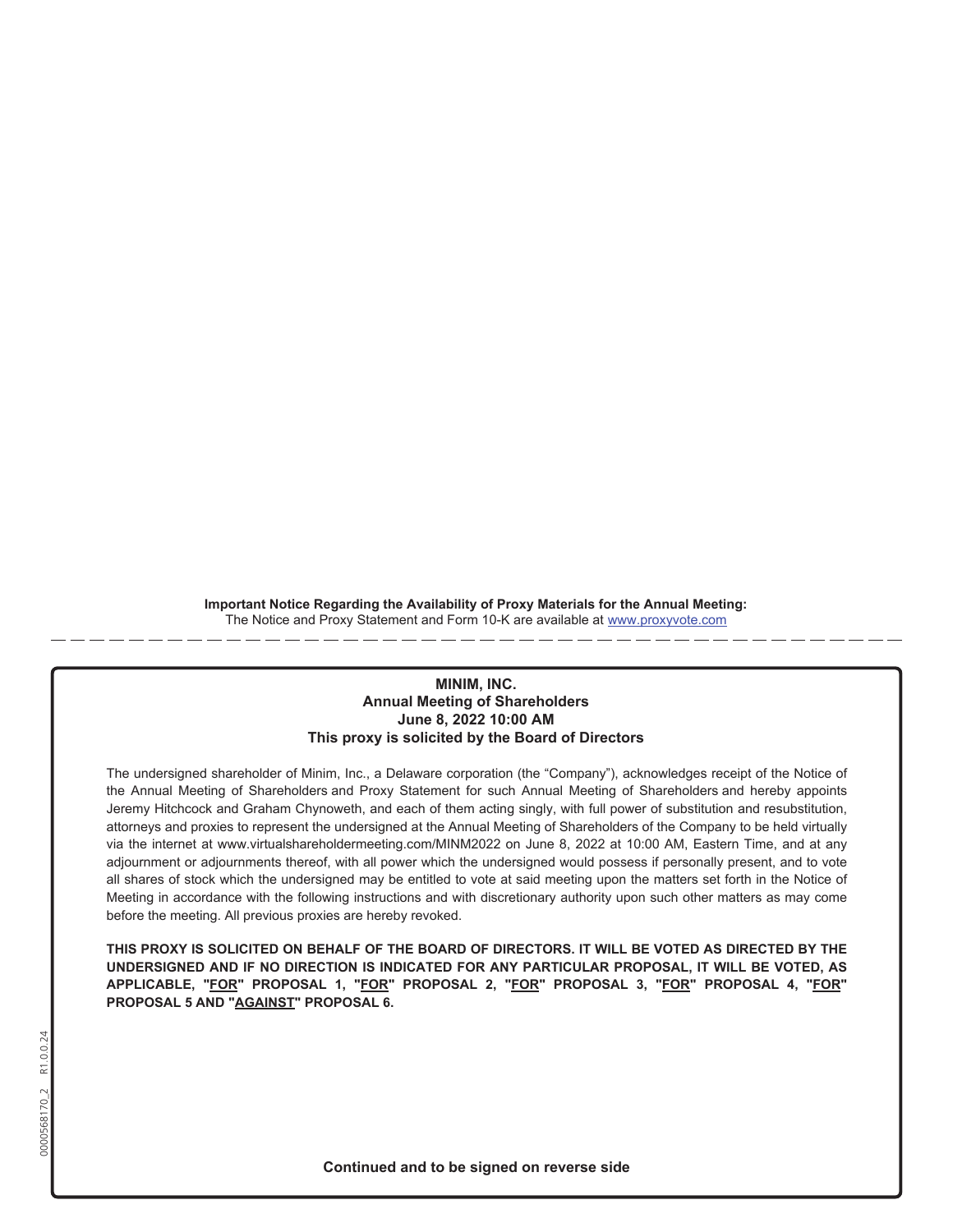**Important Notice Regarding the Availability of Proxy Materials for the Annual Meeting:**
The Notice and Proxy Statement and Form 10-K are available at www.proxyvote.com

**MINIM, INC.**
**Annual Meeting of Shareholders**
**June 8, 2022 10:00 AM**
**This proxy is solicited by the Board of Directors**

The undersigned shareholder of Minim, Inc., a Delaware corporation (the "Company"), acknowledges receipt of the Notice of the Annual Meeting of Shareholders and Proxy Statement for such Annual Meeting of Shareholders and hereby appoints Jeremy Hitchcock and Graham Chynoweth, and each of them acting singly, with full power of substitution and resubstitution, attorneys and proxies to represent the undersigned at the Annual Meeting of Shareholders of the Company to be held virtually via the internet at www.virtualshareholdermeeting.com/MINM2022 on June 8, 2022 at 10:00 AM, Eastern Time, and at any adjournment or adjournments thereof, with all power which the undersigned would possess if personally present, and to vote all shares of stock which the undersigned may be entitled to vote at said meeting upon the matters set forth in the Notice of Meeting in accordance with the following instructions and with discretionary authority upon such other matters as may come before the meeting. All previous proxies are hereby revoked.

**THIS PROXY IS SOLICITED ON BEHALF OF THE BOARD OF DIRECTORS. IT WILL BE VOTED AS DIRECTED BY THE UNDERSIGNED AND IF NO DIRECTION IS INDICATED FOR ANY PARTICULAR PROPOSAL, IT WILL BE VOTED, AS APPLICABLE, "FOR" PROPOSAL 1, "FOR" PROPOSAL 2, "FOR" PROPOSAL 3, "FOR" PROPOSAL 4, "FOR" PROPOSAL 5 AND "AGAINST" PROPOSAL 6.**

**Continued and to be signed on reverse side**

0000568170_2 R1.0.0.24